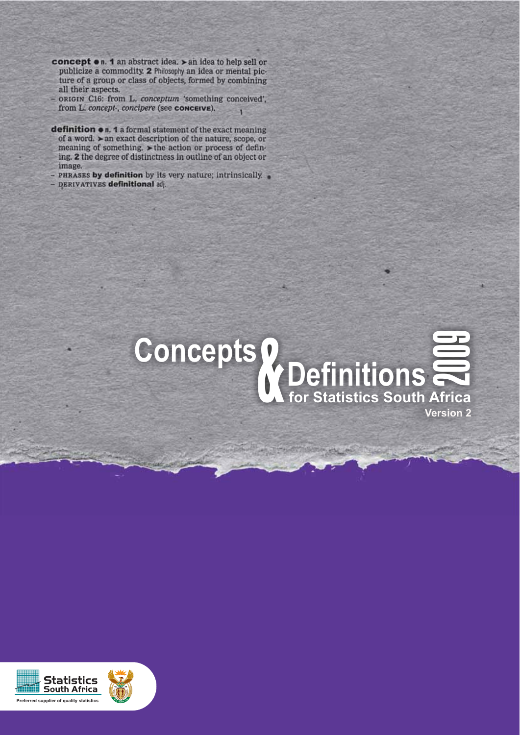**concept** ● n. **1** an abstract idea. ➤ an idea to help sell or publicize a commodity. **2** Philosophy an idea or mental picture of a group or class of objects, formed by combining all their aspects.
– ORIGIN C16: from L. *conceptum* 'something conceived', from L. *concept-*, *concipere* (see **CONCEIVE**).

**definition** ● n. **1** a formal statement of the exact meaning of a word. ➤ an exact description of the nature, scope, or meaning of something. ➤ the action or process of defining. **2** the degree of distinctness in outline of an object or image.
– PHRASES **by definition** by its very nature; intrinsically.
– DERIVATIVES **definitional** adj.

# Concepts & Definitions 2009

## for Statistics South Africa

**Version 2**

Statistics South Africa

Preferred supplier of quality statistics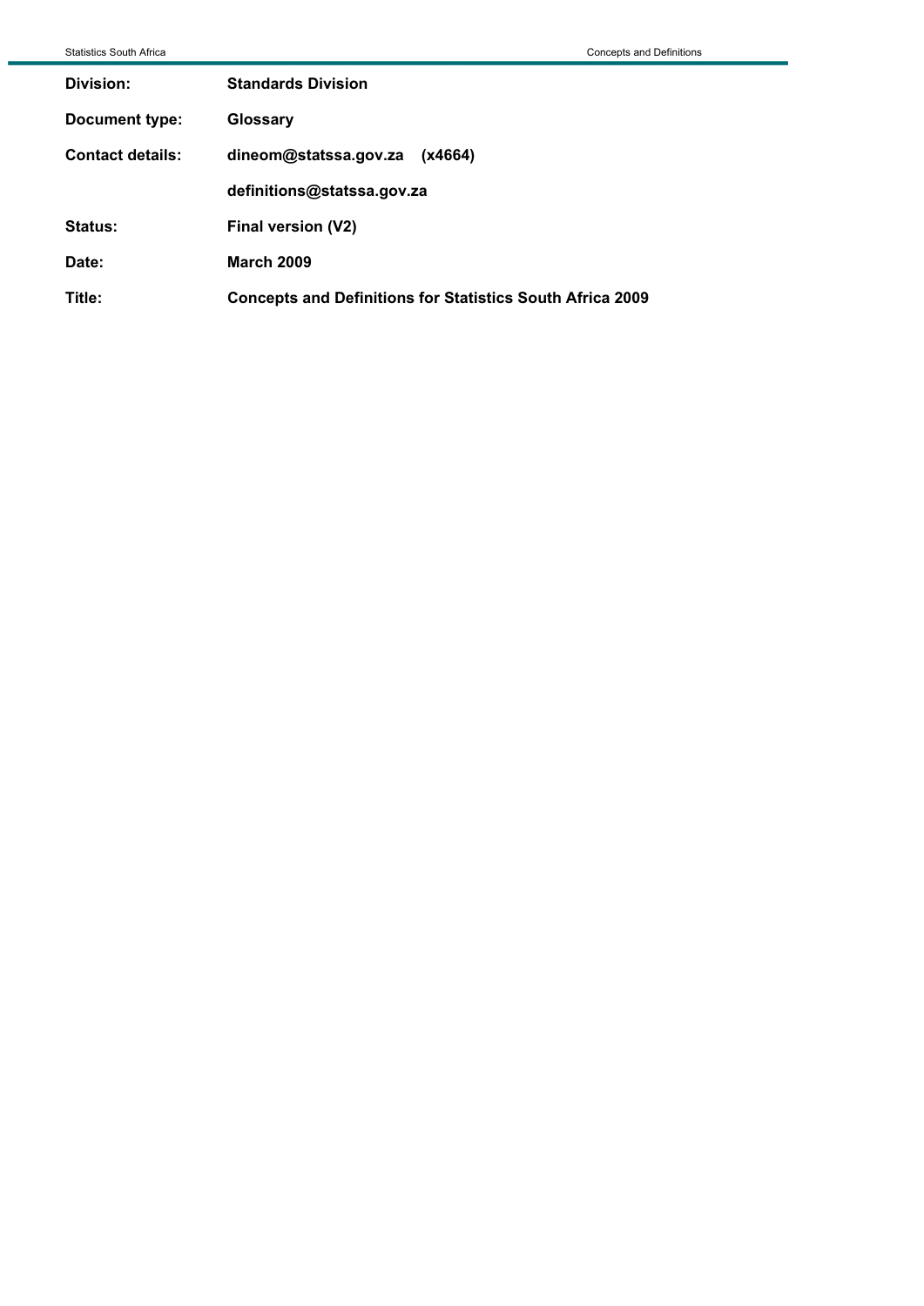| | |
|---|---|
| **Division:** | **Standards Division** |
| **Document type:** | **Glossary** |
| **Contact details:** | **dineom@statssa.gov.za (x4664)** |
| | **definitions@statssa.gov.za** |
| **Status:** | **Final version (V2)** |
| **Date:** | **March 2009** |
| **Title:** | **Concepts and Definitions for Statistics South Africa 2009** |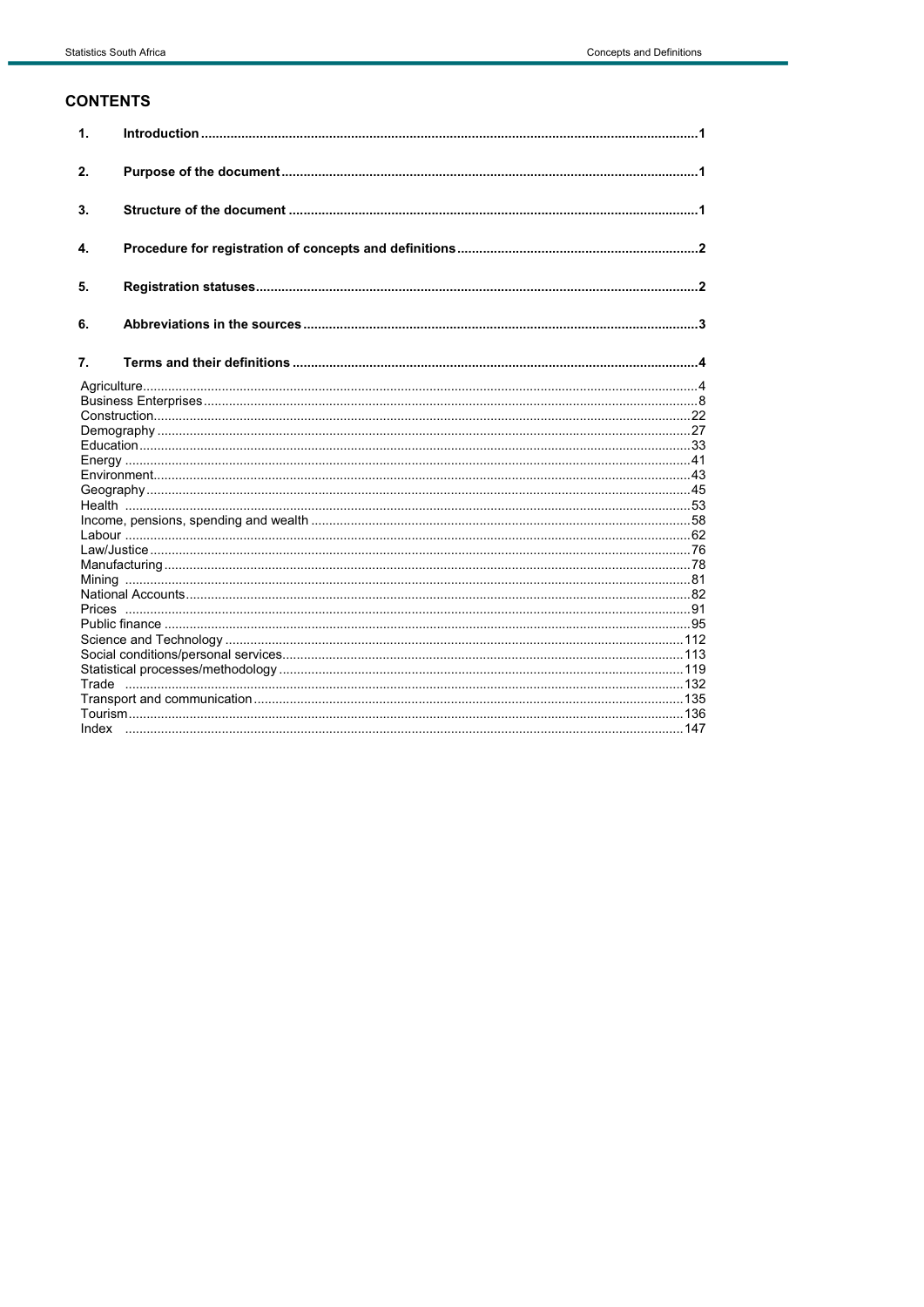## CONTENTS

1. **Introduction** ........................................................................ 1

2. **Purpose of the document** ........................................................................ 1

3. **Structure of the document** ........................................................................ 1

4. **Procedure for registration of concepts and definitions** ........................................................................ 2

5. **Registration statuses** ........................................................................ 2

6. **Abbreviations in the sources** ........................................................................ 3

7. **Terms and their definitions** ........................................................................ 4

Agriculture ........................................................................ 4
Business Enterprises ........................................................................ 8
Construction ........................................................................ 22
Demography ........................................................................ 27
Education ........................................................................ 33
Energy ........................................................................ 41
Environment ........................................................................ 43
Geography ........................................................................ 45
Health ........................................................................ 53
Income, pensions, spending and wealth ........................................................................ 58
Labour ........................................................................ 62
Law/Justice ........................................................................ 76
Manufacturing ........................................................................ 78
Mining ........................................................................ 81
National Accounts ........................................................................ 82
Prices ........................................................................ 91
Public finance ........................................................................ 95
Science and Technology ........................................................................ 112
Social conditions/personal services ........................................................................ 113
Statistical processes/methodology ........................................................................ 119
Trade ........................................................................ 132
Transport and communication ........................................................................ 135
Tourism ........................................................................ 136
Index ........................................................................ 147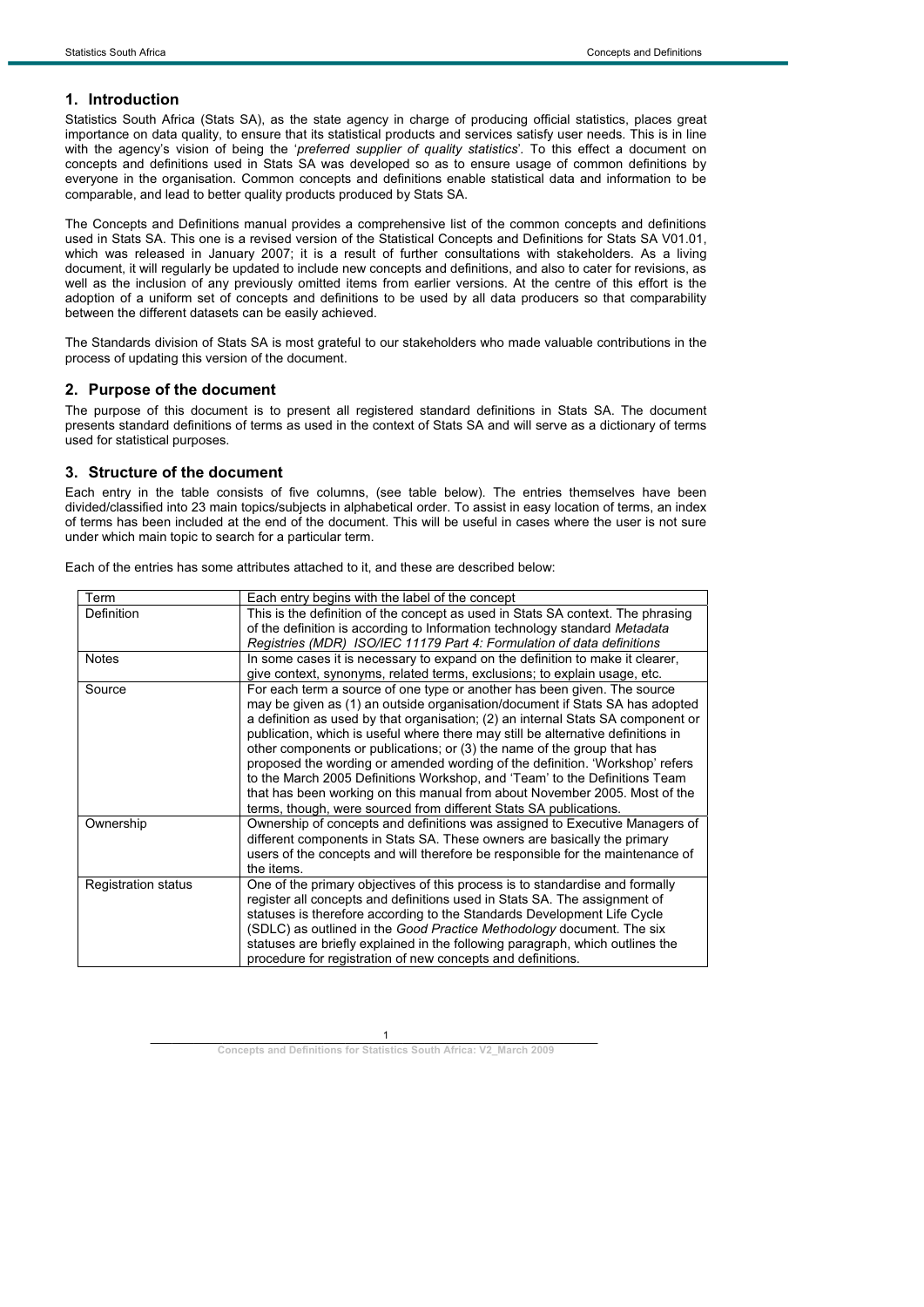## 1. Introduction

Statistics South Africa (Stats SA), as the state agency in charge of producing official statistics, places great importance on data quality, to ensure that its statistical products and services satisfy user needs. This is in line with the agency's vision of being the '*preferred supplier of quality statistics*'. To this effect a document on concepts and definitions used in Stats SA was developed so as to ensure usage of common definitions by everyone in the organisation. Common concepts and definitions enable statistical data and information to be comparable, and lead to better quality products produced by Stats SA.

The Concepts and Definitions manual provides a comprehensive list of the common concepts and definitions used in Stats SA. This one is a revised version of the Statistical Concepts and Definitions for Stats SA V01.01, which was released in January 2007; it is a result of further consultations with stakeholders. As a living document, it will regularly be updated to include new concepts and definitions, and also to cater for revisions, as well as the inclusion of any previously omitted items from earlier versions. At the centre of this effort is the adoption of a uniform set of concepts and definitions to be used by all data producers so that comparability between the different datasets can be easily achieved.

The Standards division of Stats SA is most grateful to our stakeholders who made valuable contributions in the process of updating this version of the document.

## 2. Purpose of the document

The purpose of this document is to present all registered standard definitions in Stats SA. The document presents standard definitions of terms as used in the context of Stats SA and will serve as a dictionary of terms used for statistical purposes.

## 3. Structure of the document

Each entry in the table consists of five columns, (see table below). The entries themselves have been divided/classified into 23 main topics/subjects in alphabetical order. To assist in easy location of terms, an index of terms has been included at the end of the document. This will be useful in cases where the user is not sure under which main topic to search for a particular term.

Each of the entries has some attributes attached to it, and these are described below:

| Term | Each entry begins with the label of the concept |
|---|---|
| Definition | This is the definition of the concept as used in Stats SA context. The phrasing of the definition is according to Information technology standard *Metadata Registries (MDR) ISO/IEC 11179 Part 4: Formulation of data definitions* |
| Notes | In some cases it is necessary to expand on the definition to make it clearer, give context, synonyms, related terms, exclusions; to explain usage, etc. |
| Source | For each term a source of one type or another has been given. The source may be given as (1) an outside organisation/document if Stats SA has adopted a definition as used by that organisation; (2) an internal Stats SA component or publication, which is useful where there may still be alternative definitions in other components or publications; or (3) the name of the group that has proposed the wording or amended wording of the definition. 'Workshop' refers to the March 2005 Definitions Workshop, and 'Team' to the Definitions Team that has been working on this manual from about November 2005. Most of the terms, though, were sourced from different Stats SA publications. |
| Ownership | Ownership of concepts and definitions was assigned to Executive Managers of different components in Stats SA. These owners are basically the primary users of the concepts and will therefore be responsible for the maintenance of the items. |
| Registration status | One of the primary objectives of this process is to standardise and formally register all concepts and definitions used in Stats SA. The assignment of statuses is therefore according to the Standards Development Life Cycle (SDLC) as outlined in the *Good Practice Methodology* document. The six statuses are briefly explained in the following paragraph, which outlines the procedure for registration of new concepts and definitions. |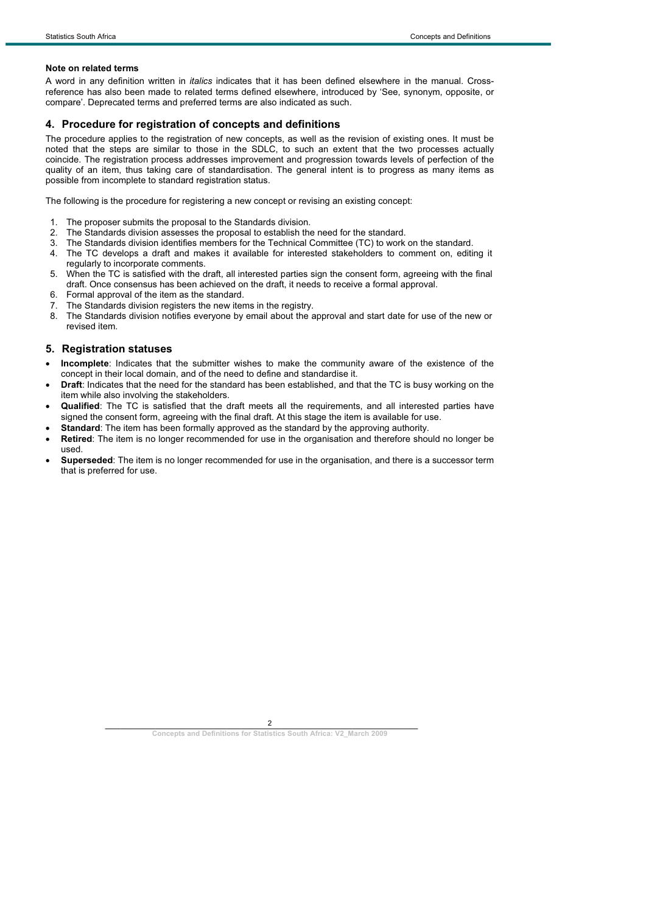**Note on related terms**

A word in any definition written in *italics* indicates that it has been defined elsewhere in the manual. Cross-reference has also been made to related terms defined elsewhere, introduced by 'See, synonym, opposite, or compare'. Deprecated terms and preferred terms are also indicated as such.

## 4. Procedure for registration of concepts and definitions

The procedure applies to the registration of new concepts, as well as the revision of existing ones. It must be noted that the steps are similar to those in the SDLC, to such an extent that the two processes actually coincide. The registration process addresses improvement and progression towards levels of perfection of the quality of an item, thus taking care of standardisation. The general intent is to progress as many items as possible from incomplete to standard registration status.

The following is the procedure for registering a new concept or revising an existing concept:

1. The proposer submits the proposal to the Standards division.
2. The Standards division assesses the proposal to establish the need for the standard.
3. The Standards division identifies members for the Technical Committee (TC) to work on the standard.
4. The TC develops a draft and makes it available for interested stakeholders to comment on, editing it regularly to incorporate comments.
5. When the TC is satisfied with the draft, all interested parties sign the consent form, agreeing with the final draft. Once consensus has been achieved on the draft, it needs to receive a formal approval.
6. Formal approval of the item as the standard.
7. The Standards division registers the new items in the registry.
8. The Standards division notifies everyone by email about the approval and start date for use of the new or revised item.

## 5. Registration statuses

- **Incomplete**: Indicates that the submitter wishes to make the community aware of the existence of the concept in their local domain, and of the need to define and standardise it.
- **Draft**: Indicates that the need for the standard has been established, and that the TC is busy working on the item while also involving the stakeholders.
- **Qualified**: The TC is satisfied that the draft meets all the requirements, and all interested parties have signed the consent form, agreeing with the final draft. At this stage the item is available for use.
- **Standard**: The item has been formally approved as the standard by the approving authority.
- **Retired**: The item is no longer recommended for use in the organisation and therefore should no longer be used.
- **Superseded**: The item is no longer recommended for use in the organisation, and there is a successor term that is preferred for use.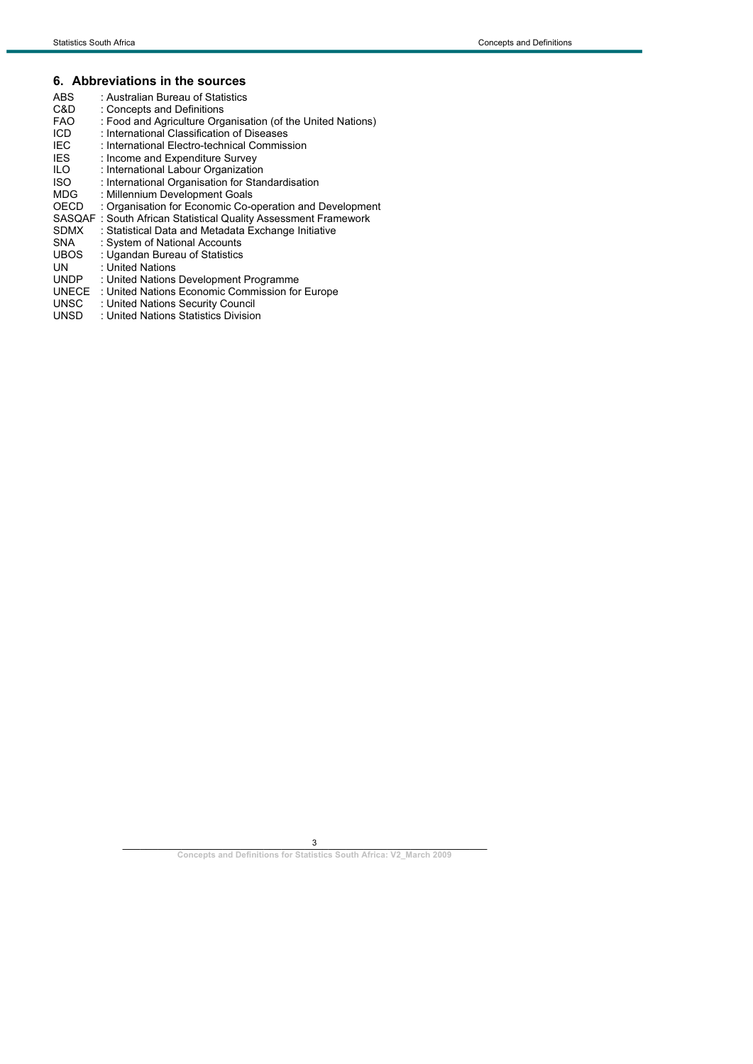## 6. Abbreviations in the sources

ABS : Australian Bureau of Statistics
C&D : Concepts and Definitions
FAO : Food and Agriculture Organisation (of the United Nations)
ICD : International Classification of Diseases
IEC : International Electro-technical Commission
IES : Income and Expenditure Survey
ILO : International Labour Organization
ISO : International Organisation for Standardisation
MDG : Millennium Development Goals
OECD : Organisation for Economic Co-operation and Development
SASQAF : South African Statistical Quality Assessment Framework
SDMX : Statistical Data and Metadata Exchange Initiative
SNA : System of National Accounts
UBOS : Ugandan Bureau of Statistics
UN : United Nations
UNDP : United Nations Development Programme
UNECE : United Nations Economic Commission for Europe
UNSC : United Nations Security Council
UNSD : United Nations Statistics Division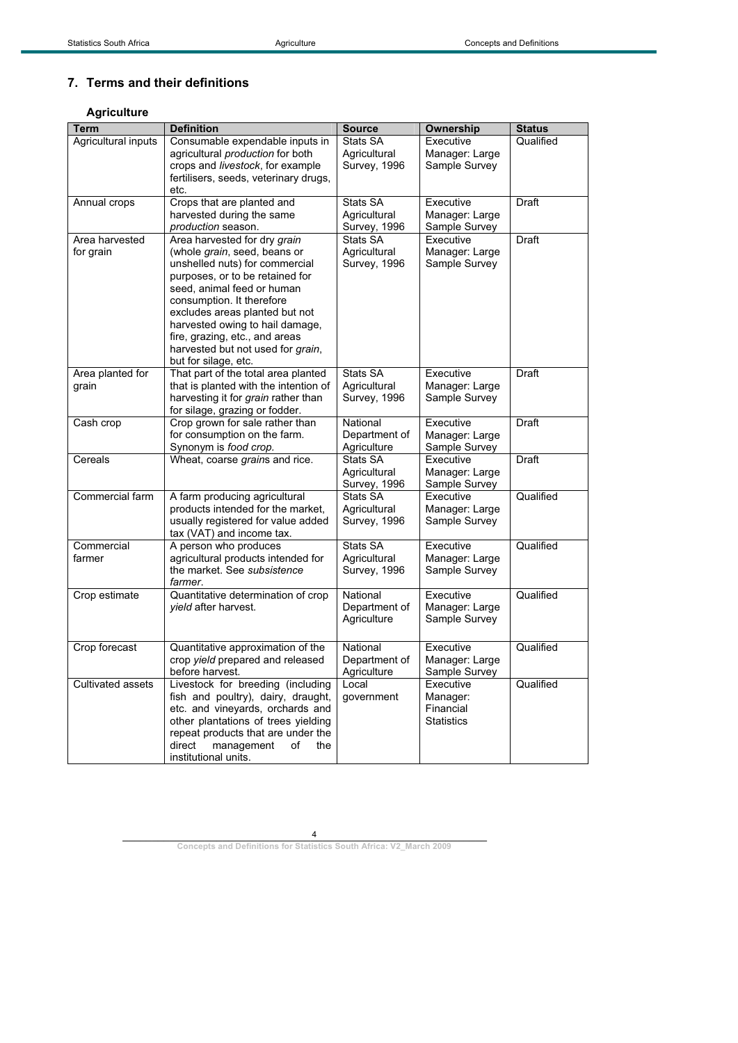## 7. Terms and their definitions

### Agriculture

| Term | Definition | Source | Ownership | Status |
|---|---|---|---|---|
| Agricultural inputs | Consumable expendable inputs in agricultural *production* for both crops and *livestock*, for example fertilisers, seeds, veterinary drugs, etc. | Stats SA Agricultural Survey, 1996 | Executive Manager: Large Sample Survey | Qualified |
| Annual crops | Crops that are planted and harvested during the same *production* season. | Stats SA Agricultural Survey, 1996 | Executive Manager: Large Sample Survey | Draft |
| Area harvested for grain | Area harvested for dry *grain* (whole *grain*, seed, beans or unshelled nuts) for commercial purposes, or to be retained for seed, animal feed or human consumption. It therefore excludes areas planted but not harvested owing to hail damage, fire, grazing, etc., and areas harvested but not used for *grain*, but for silage, etc. | Stats SA Agricultural Survey, 1996 | Executive Manager: Large Sample Survey | Draft |
| Area planted for grain | That part of the total area planted that is planted with the intention of harvesting it for *grain* rather than for silage, grazing or fodder. | Stats SA Agricultural Survey, 1996 | Executive Manager: Large Sample Survey | Draft |
| Cash crop | Crop grown for sale rather than for consumption on the farm. Synonym is *food crop*. | National Department of Agriculture | Executive Manager: Large Sample Survey | Draft |
| Cereals | Wheat, coarse *grain*s and rice. | Stats SA Agricultural Survey, 1996 | Executive Manager: Large Sample Survey | Draft |
| Commercial farm | A farm producing agricultural products intended for the market, usually registered for value added tax (VAT) and income tax. | Stats SA Agricultural Survey, 1996 | Executive Manager: Large Sample Survey | Qualified |
| Commercial farmer | A person who produces agricultural products intended for the market. See *subsistence farmer*. | Stats SA Agricultural Survey, 1996 | Executive Manager: Large Sample Survey | Qualified |
| Crop estimate | Quantitative determination of crop *yield* after harvest. | National Department of Agriculture | Executive Manager: Large Sample Survey | Qualified |
| Crop forecast | Quantitative approximation of the crop *yield* prepared and released before harvest. | National Department of Agriculture | Executive Manager: Large Sample Survey | Qualified |
| Cultivated assets | Livestock for breeding (including fish and poultry), dairy, draught, etc. and vineyards, orchards and other plantations of trees yielding repeat products that are under the direct management of the institutional units. | Local government | Executive Manager: Financial Statistics | Qualified |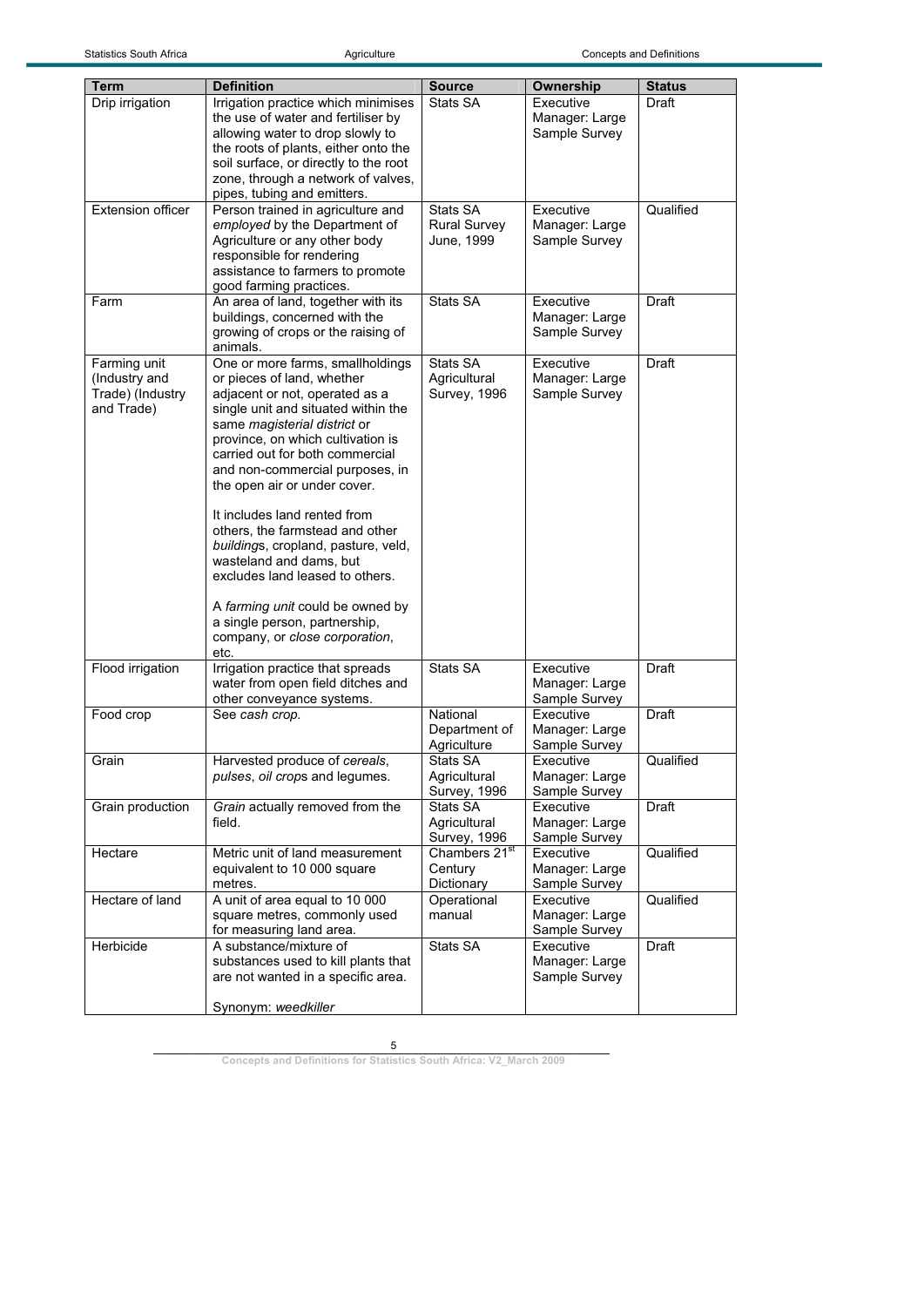| Term | Definition | Source | Ownership | Status |
|---|---|---|---|---|
| Drip irrigation | Irrigation practice which minimises the use of water and fertiliser by allowing water to drop slowly to the roots of plants, either onto the soil surface, or directly to the root zone, through a network of valves, pipes, tubing and emitters. | Stats SA | Executive Manager: Large Sample Survey | Draft |
| Extension officer | Person trained in agriculture and *employed* by the Department of Agriculture or any other body responsible for rendering assistance to farmers to promote good farming practices. | Stats SA Rural Survey June, 1999 | Executive Manager: Large Sample Survey | Qualified |
| Farm | An area of land, together with its buildings, concerned with the growing of crops or the raising of animals. | Stats SA | Executive Manager: Large Sample Survey | Draft |
| Farming unit (Industry and Trade) (Industry and Trade) | One or more farms, smallholdings or pieces of land, whether adjacent or not, operated as a single unit and situated within the same *magisterial district* or province, on which cultivation is carried out for both commercial and non-commercial purposes, in the open air or under cover.<br><br>It includes land rented from others, the farmstead and other *building*s, cropland, pasture, veld, wasteland and dams, but excludes land leased to others.<br><br>A *farming unit* could be owned by a single person, partnership, company, or *close corporation*, etc. | Stats SA Agricultural Survey, 1996 | Executive Manager: Large Sample Survey | Draft |
| Flood irrigation | Irrigation practice that spreads water from open field ditches and other conveyance systems. | Stats SA | Executive Manager: Large Sample Survey | Draft |
| Food crop | See *cash crop.* | National Department of Agriculture | Executive Manager: Large Sample Survey | Draft |
| Grain | Harvested produce of *cereals*, *pulses*, *oil crop*s and legumes. | Stats SA Agricultural Survey, 1996 | Executive Manager: Large Sample Survey | Qualified |
| Grain production | *Grain* actually removed from the field. | Stats SA Agricultural Survey, 1996 | Executive Manager: Large Sample Survey | Draft |
| Hectare | Metric unit of land measurement equivalent to 10 000 square metres. | Chambers 21st Century Dictionary | Executive Manager: Large Sample Survey | Qualified |
| Hectare of land | A unit of area equal to 10 000 square metres, commonly used for measuring land area. | Operational manual | Executive Manager: Large Sample Survey | Qualified |
| Herbicide | A substance/mixture of substances used to kill plants that are not wanted in a specific area.<br><br>Synonym: *weedkiller* | Stats SA | Executive Manager: Large Sample Survey | Draft |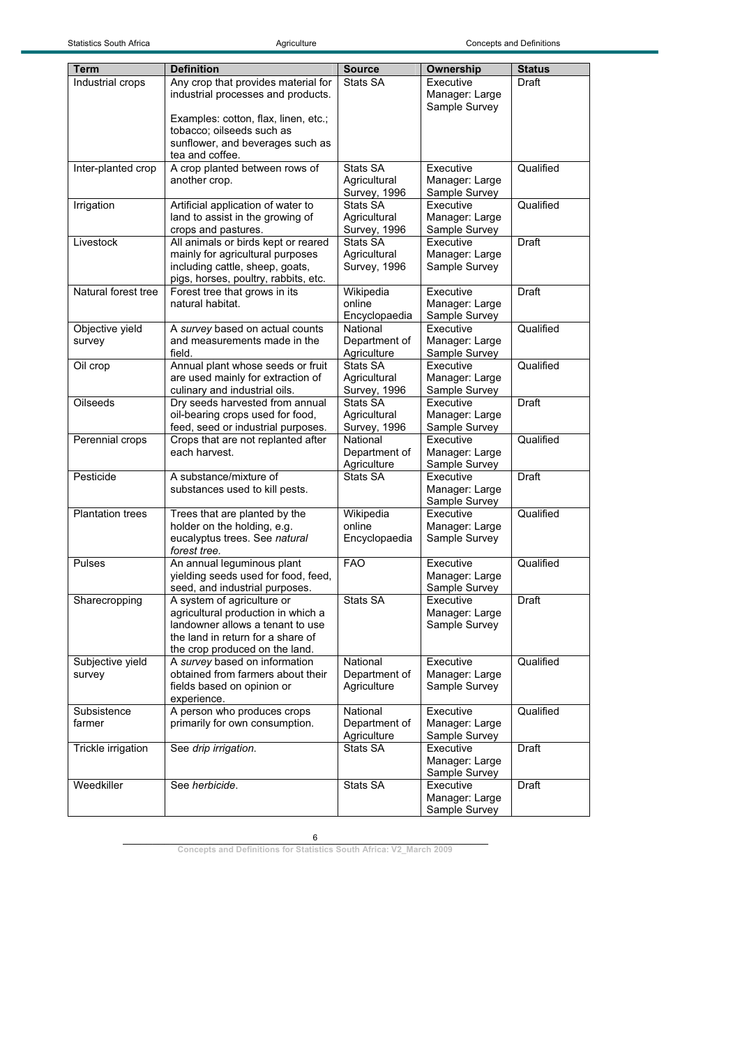| Term | Definition | Source | Ownership | Status |
|---|---|---|---|---|
| Industrial crops | Any crop that provides material for industrial processes and products.<br><br>Examples: cotton, flax, linen, etc.; tobacco; oilseeds such as sunflower, and beverages such as tea and coffee. | Stats SA | Executive Manager: Large Sample Survey | Draft |
| Inter-planted crop | A crop planted between rows of another crop. | Stats SA Agricultural Survey, 1996 | Executive Manager: Large Sample Survey | Qualified |
| Irrigation | Artificial application of water to land to assist in the growing of crops and pastures. | Stats SA Agricultural Survey, 1996 | Executive Manager: Large Sample Survey | Qualified |
| Livestock | All animals or birds kept or reared mainly for agricultural purposes including cattle, sheep, goats, pigs, horses, poultry, rabbits, etc. | Stats SA Agricultural Survey, 1996 | Executive Manager: Large Sample Survey | Draft |
| Natural forest tree | Forest tree that grows in its natural habitat. | Wikipedia online Encyclopaedia | Executive Manager: Large Sample Survey | Draft |
| Objective yield survey | A *survey* based on actual counts and measurements made in the field. | National Department of Agriculture | Executive Manager: Large Sample Survey | Qualified |
| Oil crop | Annual plant whose seeds or fruit are used mainly for extraction of culinary and industrial oils. | Stats SA Agricultural Survey, 1996 | Executive Manager: Large Sample Survey | Qualified |
| Oilseeds | Dry seeds harvested from annual oil-bearing crops used for food, feed, seed or industrial purposes. | Stats SA Agricultural Survey, 1996 | Executive Manager: Large Sample Survey | Draft |
| Perennial crops | Crops that are not replanted after each harvest. | National Department of Agriculture | Executive Manager: Large Sample Survey | Qualified |
| Pesticide | A substance/mixture of substances used to kill pests. | Stats SA | Executive Manager: Large Sample Survey | Draft |
| Plantation trees | Trees that are planted by the holder on the holding, e.g. eucalyptus trees. See *natural forest tree.* | Wikipedia online Encyclopaedia | Executive Manager: Large Sample Survey | Qualified |
| Pulses | An annual leguminous plant yielding seeds used for food, feed, seed, and industrial purposes. | FAO | Executive Manager: Large Sample Survey | Qualified |
| Sharecropping | A system of agriculture or agricultural production in which a landowner allows a tenant to use the land in return for a share of the crop produced on the land. | Stats SA | Executive Manager: Large Sample Survey | Draft |
| Subjective yield survey | A *survey* based on information obtained from farmers about their fields based on opinion or experience. | National Department of Agriculture | Executive Manager: Large Sample Survey | Qualified |
| Subsistence farmer | A person who produces crops primarily for own consumption. | National Department of Agriculture | Executive Manager: Large Sample Survey | Qualified |
| Trickle irrigation | See *drip irrigation.* | Stats SA | Executive Manager: Large Sample Survey | Draft |
| Weedkiller | See *herbicide.* | Stats SA | Executive Manager: Large Sample Survey | Draft |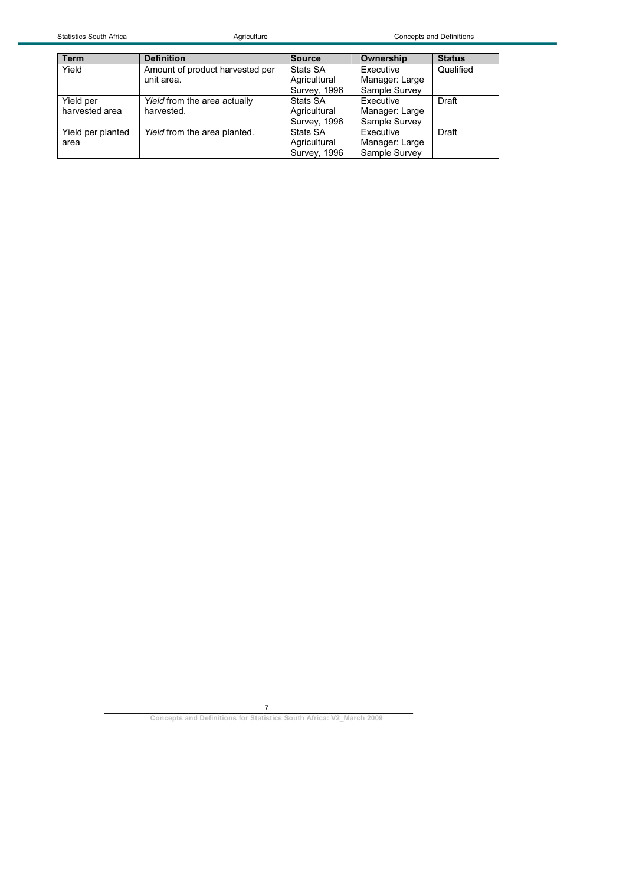| Term | Definition | Source | Ownership | Status |
| --- | --- | --- | --- | --- |
| Yield | Amount of product harvested per unit area. | Stats SA Agricultural Survey, 1996 | Executive Manager: Large Sample Survey | Qualified |
| Yield per harvested area | *Yield* from the area actually harvested. | Stats SA Agricultural Survey, 1996 | Executive Manager: Large Sample Survey | Draft |
| Yield per planted area | *Yield* from the area planted. | Stats SA Agricultural Survey, 1996 | Executive Manager: Large Sample Survey | Draft |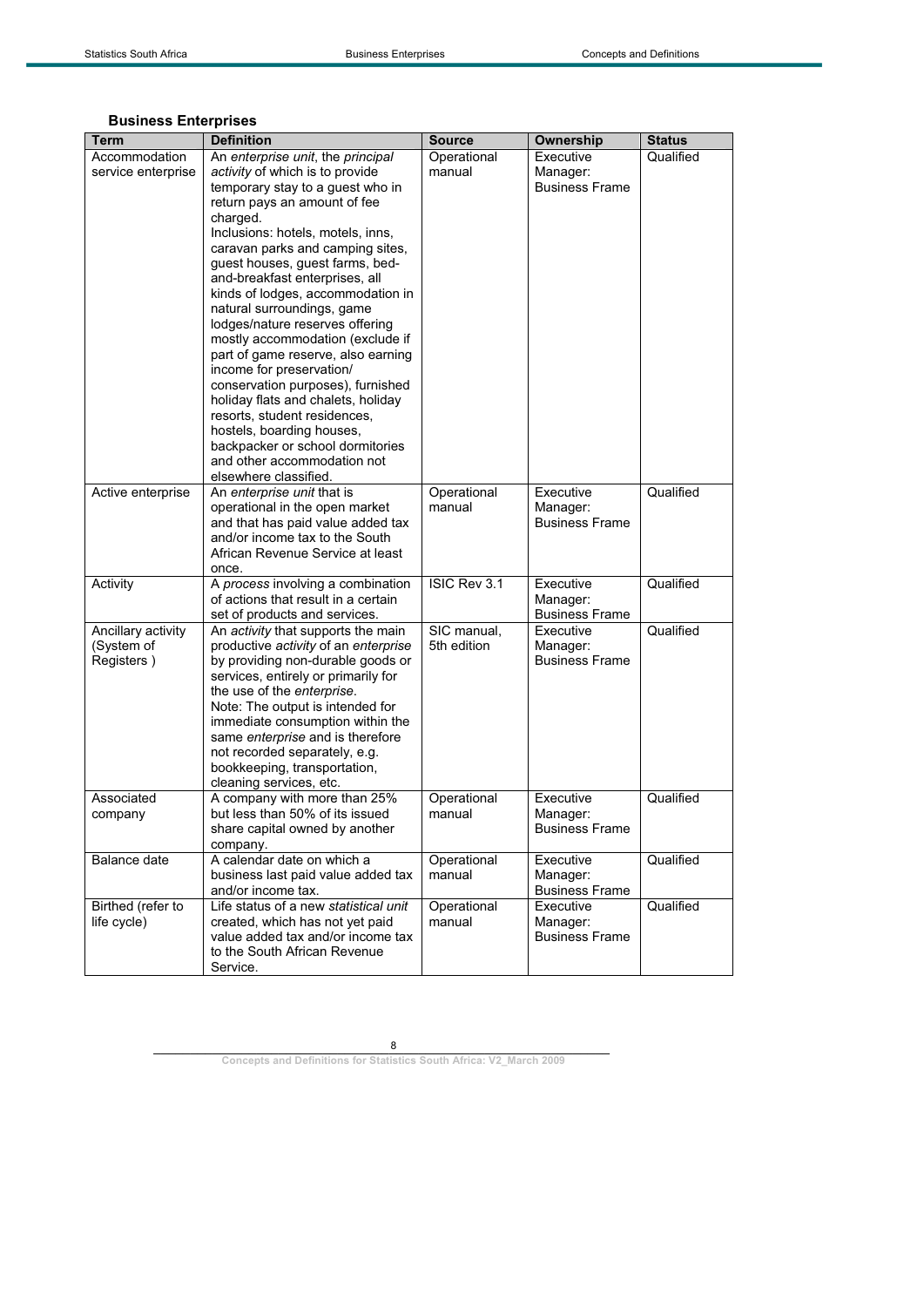### Business Enterprises

| Term | Definition | Source | Ownership | Status |
|---|---|---|---|---|
| Accommodation service enterprise | An *enterprise unit*, the *principal activity* of which is to provide temporary stay to a guest who in return pays an amount of fee charged. Inclusions: hotels, motels, inns, caravan parks and camping sites, guest houses, guest farms, bed-and-breakfast enterprises, all kinds of lodges, accommodation in natural surroundings, game lodges/nature reserves offering mostly accommodation (exclude if part of game reserve, also earning income for preservation/ conservation purposes), furnished holiday flats and chalets, holiday resorts, student residences, hostels, boarding houses, backpacker or school dormitories and other accommodation not elsewhere classified. | Operational manual | Executive Manager: Business Frame | Qualified |
| Active enterprise | An *enterprise unit* that is operational in the open market and that has paid value added tax and/or income tax to the South African Revenue Service at least once. | Operational manual | Executive Manager: Business Frame | Qualified |
| Activity | A *process* involving a combination of actions that result in a certain set of products and services. | ISIC Rev 3.1 | Executive Manager: Business Frame | Qualified |
| Ancillary activity (System of Registers ) | An *activity* that supports the main productive *activity* of an *enterprise* by providing non-durable goods or services, entirely or primarily for the use of the *enterprise*. Note: The output is intended for immediate consumption within the same *enterprise* and is therefore not recorded separately, e.g. bookkeeping, transportation, cleaning services, etc. | SIC manual, 5th edition | Executive Manager: Business Frame | Qualified |
| Associated company | A company with more than 25% but less than 50% of its issued share capital owned by another company. | Operational manual | Executive Manager: Business Frame | Qualified |
| Balance date | A calendar date on which a business last paid value added tax and/or income tax. | Operational manual | Executive Manager: Business Frame | Qualified |
| Birthed (refer to life cycle) | Life status of a new *statistical unit* created, which has not yet paid value added tax and/or income tax to the South African Revenue Service. | Operational manual | Executive Manager: Business Frame | Qualified |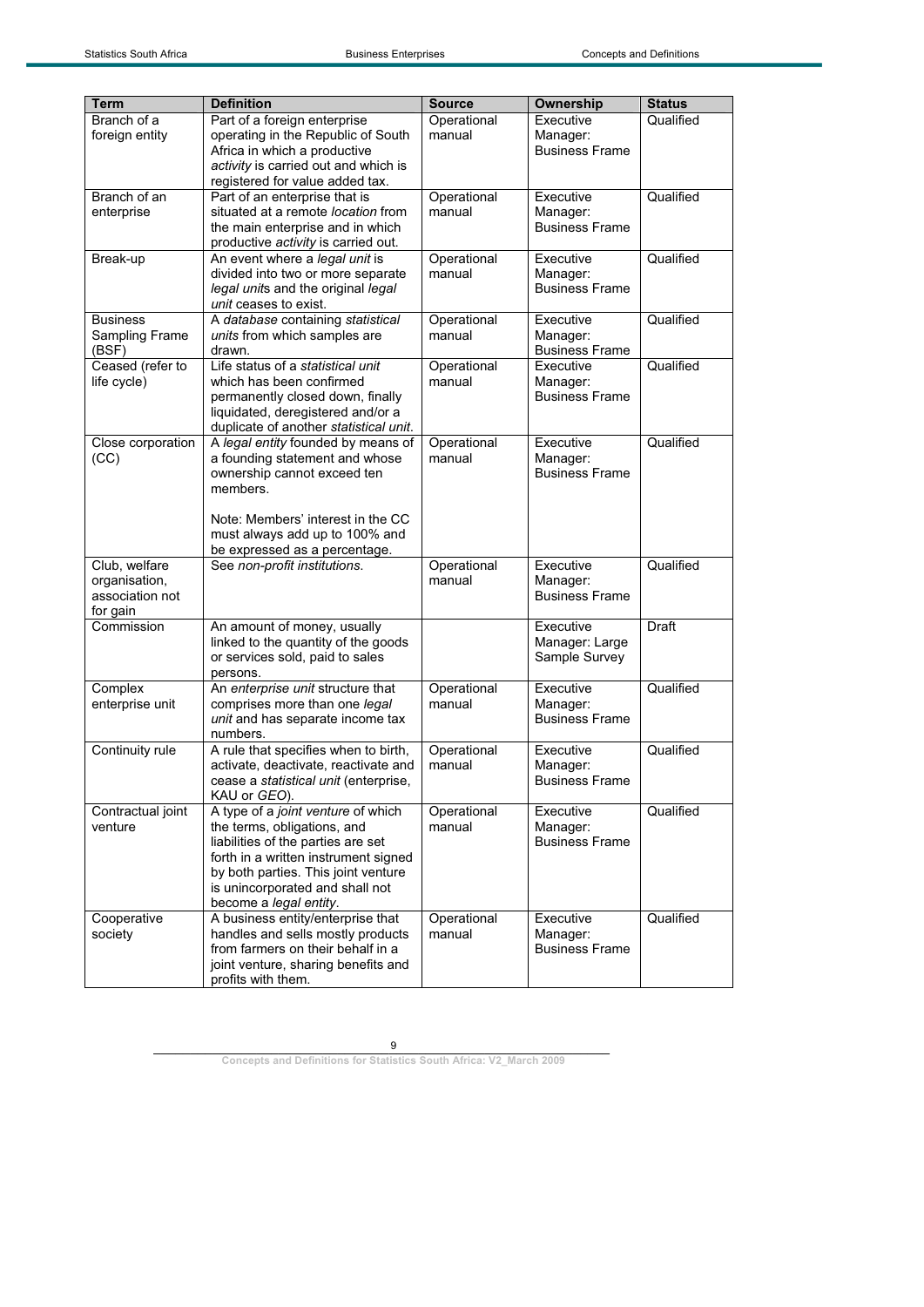| Term | Definition | Source | Ownership | Status |
|---|---|---|---|---|
| Branch of a foreign entity | Part of a foreign enterprise operating in the Republic of South Africa in which a productive *activity* is carried out and which is registered for value added tax. | Operational manual | Executive Manager: Business Frame | Qualified |
| Branch of an enterprise | Part of an enterprise that is situated at a remote *location* from the main enterprise and in which productive *activity* is carried out. | Operational manual | Executive Manager: Business Frame | Qualified |
| Break-up | An event where a *legal unit* is divided into two or more separate *legal units* and the original *legal unit* ceases to exist. | Operational manual | Executive Manager: Business Frame | Qualified |
| Business Sampling Frame (BSF) | A *database* containing *statistical units* from which samples are drawn. | Operational manual | Executive Manager: Business Frame | Qualified |
| Ceased (refer to life cycle) | Life status of a *statistical unit* which has been confirmed permanently closed down, finally liquidated, deregistered and/or a duplicate of another *statistical unit*. | Operational manual | Executive Manager: Business Frame | Qualified |
| Close corporation (CC) | A *legal entity* founded by means of a founding statement and whose ownership cannot exceed ten members.<br><br>Note: Members' interest in the CC must always add up to 100% and be expressed as a percentage. | Operational manual | Executive Manager: Business Frame | Qualified |
| Club, welfare organisation, association not for gain | See *non-profit institutions*. | Operational manual | Executive Manager: Business Frame | Qualified |
| Commission | An amount of money, usually linked to the quantity of the goods or services sold, paid to sales persons. | | Executive Manager: Large Sample Survey | Draft |
| Complex enterprise unit | An *enterprise unit* structure that comprises more than one *legal unit* and has separate income tax numbers. | Operational manual | Executive Manager: Business Frame | Qualified |
| Continuity rule | A rule that specifies when to birth, activate, deactivate, reactivate and cease a *statistical unit* (enterprise, KAU or *GEO*). | Operational manual | Executive Manager: Business Frame | Qualified |
| Contractual joint venture | A type of a *joint venture* of which the terms, obligations, and liabilities of the parties are set forth in a written instrument signed by both parties. This joint venture is unincorporated and shall not become a *legal entity*. | Operational manual | Executive Manager: Business Frame | Qualified |
| Cooperative society | A business entity/enterprise that handles and sells mostly products from farmers on their behalf in a joint venture, sharing benefits and profits with them. | Operational manual | Executive Manager: Business Frame | Qualified |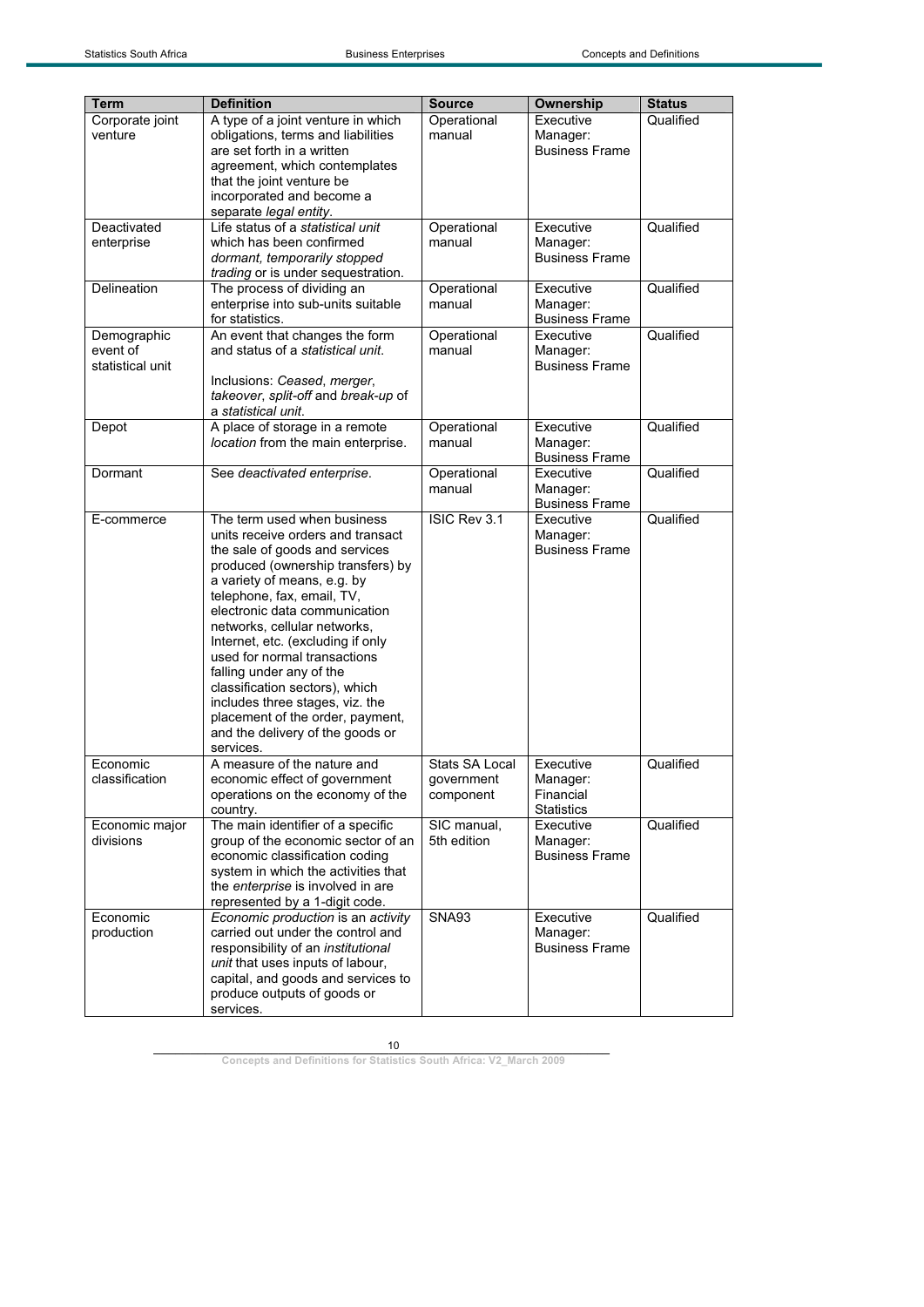| Term | Definition | Source | Ownership | Status |
|---|---|---|---|---|
| Corporate joint venture | A type of a joint venture in which obligations, terms and liabilities are set forth in a written agreement, which contemplates that the joint venture be incorporated and become a separate *legal entity*. | Operational manual | Executive Manager: Business Frame | Qualified |
| Deactivated enterprise | Life status of a *statistical unit* which has been confirmed *dormant, temporarily stopped trading* or is under sequestration. | Operational manual | Executive Manager: Business Frame | Qualified |
| Delineation | The process of dividing an enterprise into sub-units suitable for statistics. | Operational manual | Executive Manager: Business Frame | Qualified |
| Demographic event of statistical unit | An event that changes the form and status of a *statistical unit*.<br><br>Inclusions: *Ceased*, *merger*, *takeover*, *split-off* and *break-up* of a *statistical unit*. | Operational manual | Executive Manager: Business Frame | Qualified |
| Depot | A place of storage in a remote *location* from the main enterprise. | Operational manual | Executive Manager: Business Frame | Qualified |
| Dormant | See *deactivated enterprise*. | Operational manual | Executive Manager: Business Frame | Qualified |
| E-commerce | The term used when business units receive orders and transact the sale of goods and services produced (ownership transfers) by a variety of means, e.g. by telephone, fax, email, TV, electronic data communication networks, cellular networks, Internet, etc. (excluding if only used for normal transactions falling under any of the classification sectors), which includes three stages, viz. the placement of the order, payment, and the delivery of the goods or services. | ISIC Rev 3.1 | Executive Manager: Business Frame | Qualified |
| Economic classification | A measure of the nature and economic effect of government operations on the economy of the country. | Stats SA Local government component | Executive Manager: Financial Statistics | Qualified |
| Economic major divisions | The main identifier of a specific group of the economic sector of an economic classification coding system in which the activities that the *enterprise* is involved in are represented by a 1-digit code. | SIC manual, 5th edition | Executive Manager: Business Frame | Qualified |
| Economic production | *Economic production* is an *activity* carried out under the control and responsibility of an *institutional unit* that uses inputs of labour, capital, and goods and services to produce outputs of goods or services. | SNA93 | Executive Manager: Business Frame | Qualified |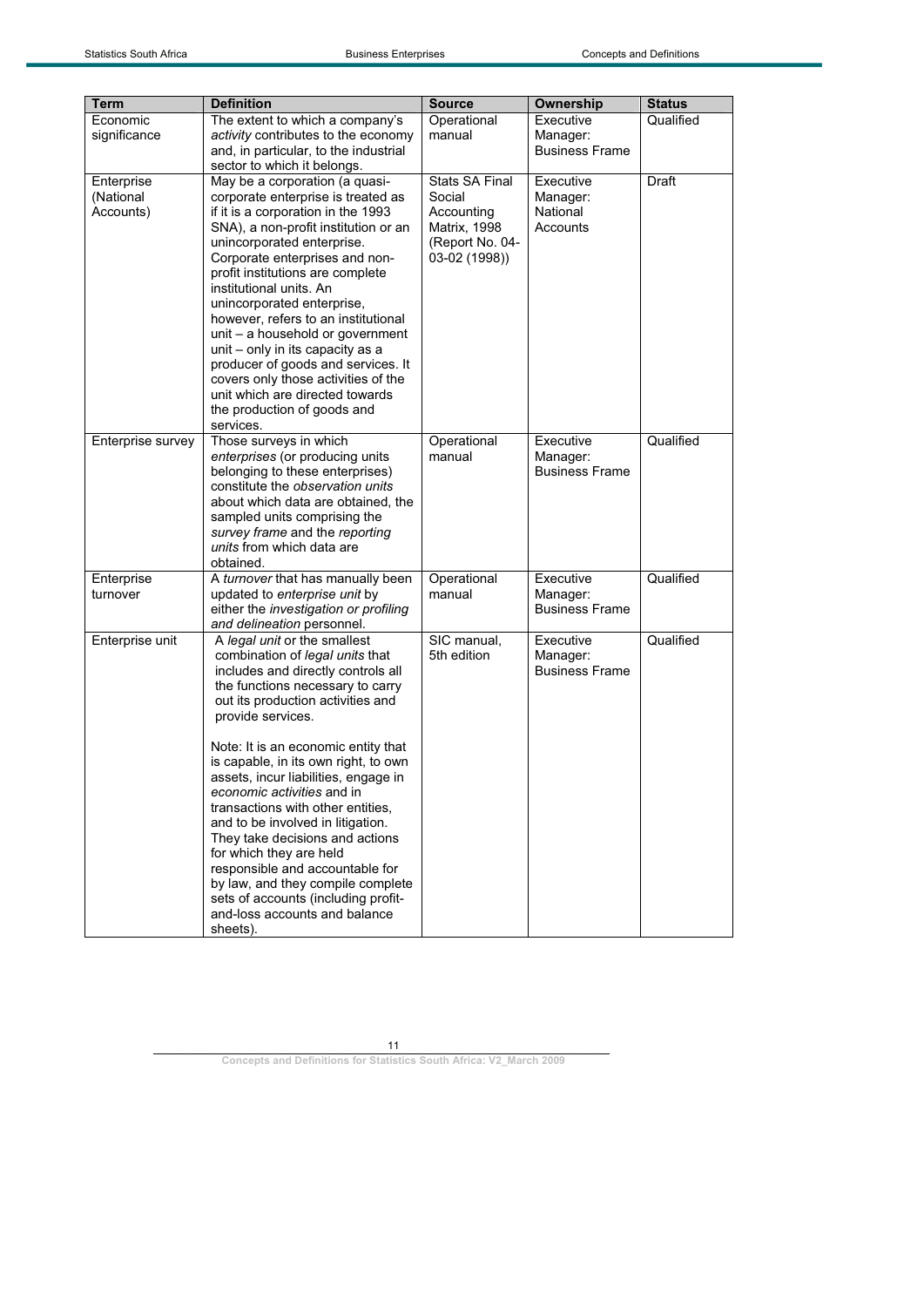| Term | Definition | Source | Ownership | Status |
|---|---|---|---|---|
| Economic significance | The extent to which a company's *activity* contributes to the economy and, in particular, to the industrial sector to which it belongs. | Operational manual | Executive Manager: Business Frame | Qualified |
| Enterprise (National Accounts) | May be a corporation (a quasi-corporate enterprise is treated as if it is a corporation in the 1993 SNA), a non-profit institution or an unincorporated enterprise. Corporate enterprises and non-profit institutions are complete institutional units. An unincorporated enterprise, however, refers to an institutional unit – a household or government unit – only in its capacity as a producer of goods and services. It covers only those activities of the unit which are directed towards the production of goods and services. | Stats SA Final Social Accounting Matrix, 1998 (Report No. 04-03-02 (1998)) | Executive Manager: National Accounts | Draft |
| Enterprise survey | Those surveys in which *enterprises* (or producing units belonging to these enterprises) constitute the *observation units* about which data are obtained, the sampled units comprising the *survey frame* and the *reporting units* from which data are obtained. | Operational manual | Executive Manager: Business Frame | Qualified |
| Enterprise turnover | A *turnover* that has manually been updated to *enterprise unit* by either the *investigation or profiling and delineation* personnel. | Operational manual | Executive Manager: Business Frame | Qualified |
| Enterprise unit | A *legal unit* or the smallest combination of *legal units* that includes and directly controls all the functions necessary to carry out its production activities and provide services.<br><br>Note: It is an economic entity that is capable, in its own right, to own assets, incur liabilities, engage in *economic activities* and in transactions with other entities, and to be involved in litigation. They take decisions and actions for which they are held responsible and accountable for by law, and they compile complete sets of accounts (including profit-and-loss accounts and balance sheets). | SIC manual, 5th edition | Executive Manager: Business Frame | Qualified |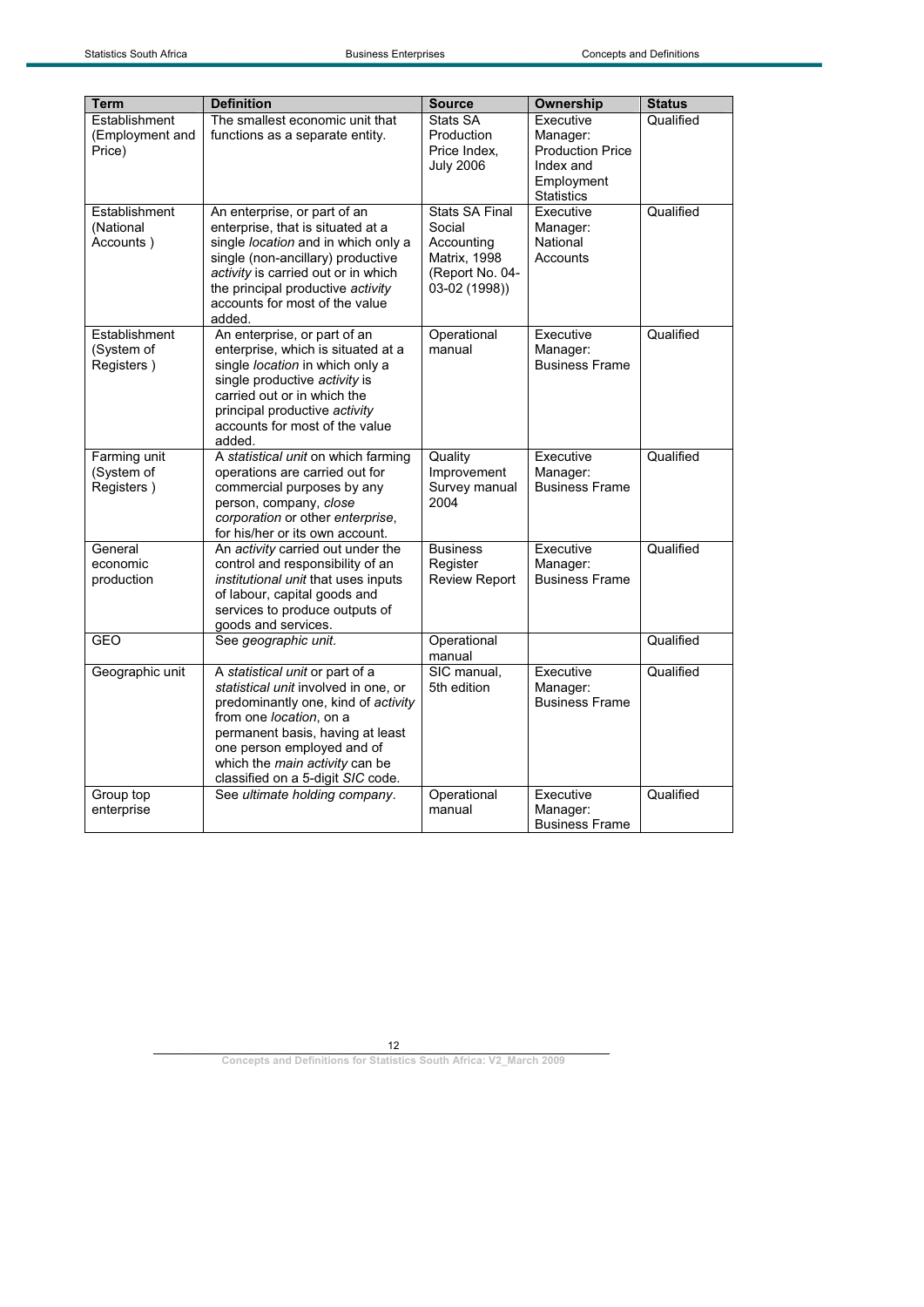| Term | Definition | Source | Ownership | Status |
|---|---|---|---|---|
| Establishment (Employment and Price) | The smallest economic unit that functions as a separate entity. | Stats SA Production Price Index, July 2006 | Executive Manager: Production Price Index and Employment Statistics | Qualified |
| Establishment (National Accounts ) | An enterprise, or part of an enterprise, that is situated at a single *location* and in which only a single (non-ancillary) productive *activity* is carried out or in which the principal productive *activity* accounts for most of the value added. | Stats SA Final Social Accounting Matrix, 1998 (Report No. 04-03-02 (1998)) | Executive Manager: National Accounts | Qualified |
| Establishment (System of Registers ) | An enterprise, or part of an enterprise, which is situated at a single *location* in which only a single productive *activity* is carried out or in which the principal productive *activity* accounts for most of the value added. | Operational manual | Executive Manager: Business Frame | Qualified |
| Farming unit (System of Registers ) | A *statistical unit* on which farming operations are carried out for commercial purposes by any person, company, *close corporation* or other *enterprise*, for his/her or its own account. | Quality Improvement Survey manual 2004 | Executive Manager: Business Frame | Qualified |
| General economic production | An *activity* carried out under the control and responsibility of an *institutional unit* that uses inputs of labour, capital goods and services to produce outputs of goods and services. | Business Register Review Report | Executive Manager: Business Frame | Qualified |
| GEO | See *geographic unit*. | Operational manual | | Qualified |
| Geographic unit | A *statistical unit* or part of a *statistical unit* involved in one, or predominantly one, kind of *activity* from one *location*, on a permanent basis, having at least one person employed and of which the *main activity* can be classified on a 5-digit *SIC* code. | SIC manual, 5th edition | Executive Manager: Business Frame | Qualified |
| Group top enterprise | See *ultimate holding company*. | Operational manual | Executive Manager: Business Frame | Qualified |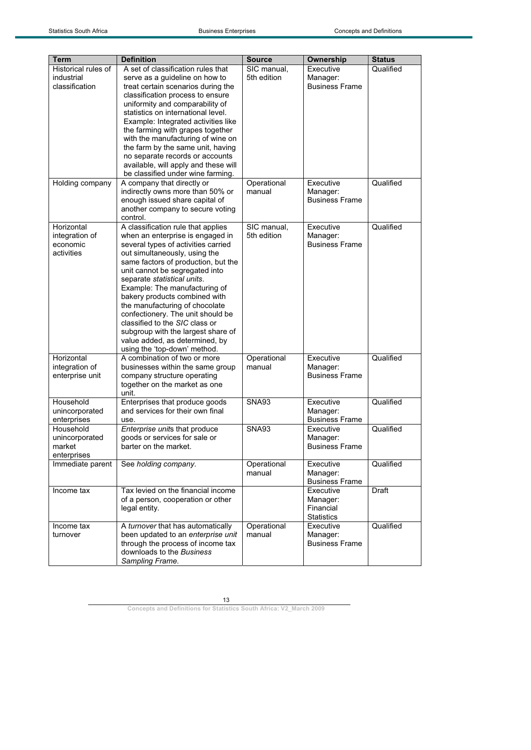| Term | Definition | Source | Ownership | Status |
|---|---|---|---|---|
| Historical rules of industrial classification | A set of classification rules that serve as a guideline on how to treat certain scenarios during the classification process to ensure uniformity and comparability of statistics on international level. Example: Integrated activities like the farming with grapes together with the manufacturing of wine on the farm by the same unit, having no separate records or accounts available, will apply and these will be classified under wine farming. | SIC manual, 5th edition | Executive Manager: Business Frame | Qualified |
| Holding company | A company that directly or indirectly owns more than 50% or enough issued share capital of another company to secure voting control. | Operational manual | Executive Manager: Business Frame | Qualified |
| Horizontal integration of economic activities | A classification rule that applies when an enterprise is engaged in several types of activities carried out simultaneously, using the same factors of production, but the unit cannot be segregated into separate *statistical units*. Example: The manufacturing of bakery products combined with the manufacturing of chocolate confectionery. The unit should be classified to the *SIC* class or subgroup with the largest share of value added, as determined, by using the 'top-down' method. | SIC manual, 5th edition | Executive Manager: Business Frame | Qualified |
| Horizontal integration of enterprise unit | A combination of two or more businesses within the same group company structure operating together on the market as one unit. | Operational manual | Executive Manager: Business Frame | Qualified |
| Household unincorporated enterprises | Enterprises that produce goods and services for their own final use. | SNA93 | Executive Manager: Business Frame | Qualified |
| Household unincorporated market enterprises | *Enterprise unit*s that produce goods or services for sale or barter on the market. | SNA93 | Executive Manager: Business Frame | Qualified |
| Immediate parent | See *holding company*. | Operational manual | Executive Manager: Business Frame | Qualified |
| Income tax | Tax levied on the financial income of a person, cooperation or other legal entity. | | Executive Manager: Financial Statistics | Draft |
| Income tax turnover | A *turnover* that has automatically been updated to an *enterprise unit* through the process of income tax downloads to the *Business Sampling Frame*. | Operational manual | Executive Manager: Business Frame | Qualified |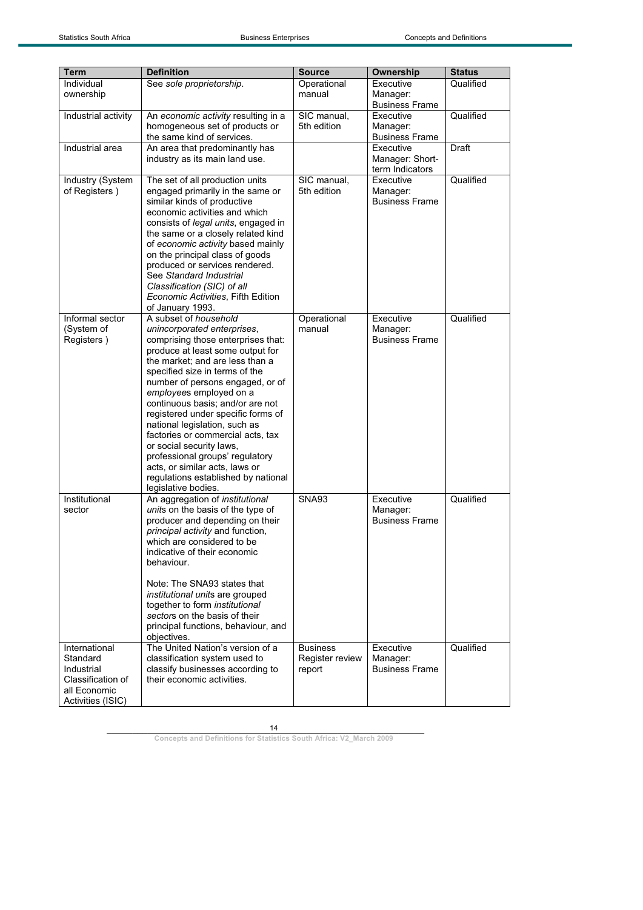| Term | Definition | Source | Ownership | Status |
|---|---|---|---|---|
| Individual ownership | See *sole proprietorship*. | Operational manual | Executive Manager: Business Frame | Qualified |
| Industrial activity | An *economic activity* resulting in a homogeneous set of products or the same kind of services. | SIC manual, 5th edition | Executive Manager: Business Frame | Qualified |
| Industrial area | An area that predominantly has industry as its main land use. | | Executive Manager: Short-term Indicators | Draft |
| Industry (System of Registers ) | The set of all production units engaged primarily in the same or similar kinds of productive economic activities and which consists of *legal units*, engaged in the same or a closely related kind of *economic activity* based mainly on the principal class of goods produced or services rendered. See *Standard Industrial Classification (SIC) of all Economic Activities*, Fifth Edition of January 1993. | SIC manual, 5th edition | Executive Manager: Business Frame | Qualified |
| Informal sector (System of Registers ) | A subset of *household unincorporated enterprises*, comprising those enterprises that: produce at least some output for the market; and are less than a specified size in terms of the number of persons engaged, or of *employee*s employed on a continuous basis; and/or are not registered under specific forms of national legislation, such as factories or commercial acts, tax or social security laws, professional groups' regulatory acts, or similar acts, laws or regulations established by national legislative bodies. | Operational manual | Executive Manager: Business Frame | Qualified |
| Institutional sector | An aggregation of *institutional unit*s on the basis of the type of producer and depending on their *principal activity* and function, which are considered to be indicative of their economic behaviour.<br><br>Note: The SNA93 states that *institutional unit*s are grouped together to form *institutional sector*s on the basis of their principal functions, behaviour, and objectives. | SNA93 | Executive Manager: Business Frame | Qualified |
| International Standard Industrial Classification of all Economic Activities (ISIC) | The United Nation's version of a classification system used to classify businesses according to their economic activities. | Business Register review report | Executive Manager: Business Frame | Qualified |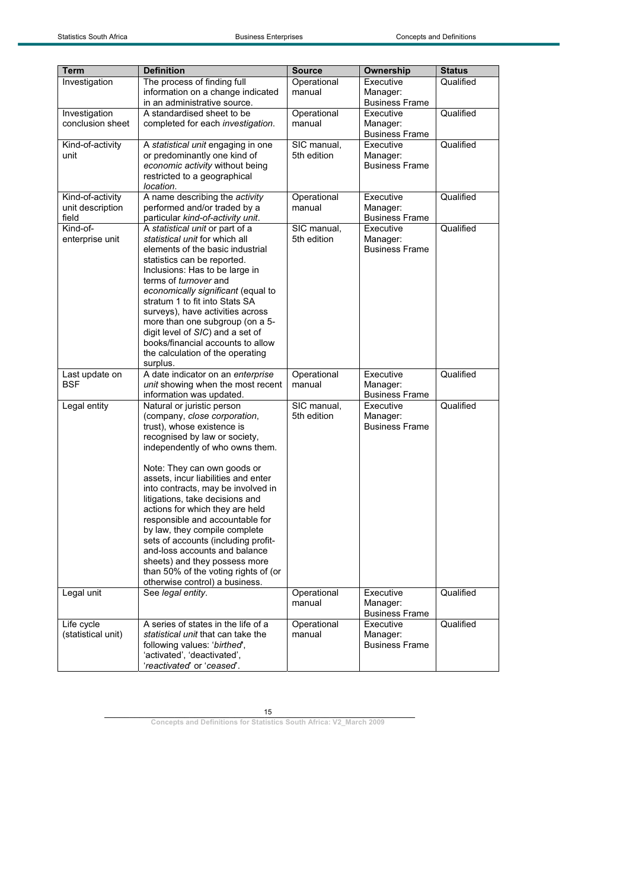| Term | Definition | Source | Ownership | Status |
|---|---|---|---|---|
| Investigation | The process of finding full information on a change indicated in an administrative source. | Operational manual | Executive Manager: Business Frame | Qualified |
| Investigation conclusion sheet | A standardised sheet to be completed for each *investigation*. | Operational manual | Executive Manager: Business Frame | Qualified |
| Kind-of-activity unit | A *statistical unit* engaging in one or predominantly one kind of *economic activity* without being restricted to a geographical *location*. | SIC manual, 5th edition | Executive Manager: Business Frame | Qualified |
| Kind-of-activity unit description field | A name describing the *activity* performed and/or traded by a particular *kind-of-activity unit*. | Operational manual | Executive Manager: Business Frame | Qualified |
| Kind-of-enterprise unit | A *statistical unit* or part of a *statistical unit* for which all elements of the basic industrial statistics can be reported. Inclusions: Has to be large in terms of *turnover* and *economically significant* (equal to stratum 1 to fit into Stats SA surveys), have activities across more than one subgroup (on a 5-digit level of *SIC*) and a set of books/financial accounts to allow the calculation of the operating surplus. | SIC manual, 5th edition | Executive Manager: Business Frame | Qualified |
| Last update on BSF | A date indicator on an *enterprise unit* showing when the most recent information was updated. | Operational manual | Executive Manager: Business Frame | Qualified |
| Legal entity | Natural or juristic person (company, *close corporation*, trust), whose existence is recognised by law or society, independently of who owns them.<br><br>Note: They can own goods or assets, incur liabilities and enter into contracts, may be involved in litigations, take decisions and actions for which they are held responsible and accountable for by law, they compile complete sets of accounts (including profit-and-loss accounts and balance sheets) and they possess more than 50% of the voting rights of (or otherwise control) a business. | SIC manual, 5th edition | Executive Manager: Business Frame | Qualified |
| Legal unit | See *legal entity*. | Operational manual | Executive Manager: Business Frame | Qualified |
| Life cycle (statistical unit) | A series of states in the life of a *statistical unit* that can take the following values: '*birthed*', 'activated', 'deactivated', '*reactivated*' or '*ceased*'. | Operational manual | Executive Manager: Business Frame | Qualified |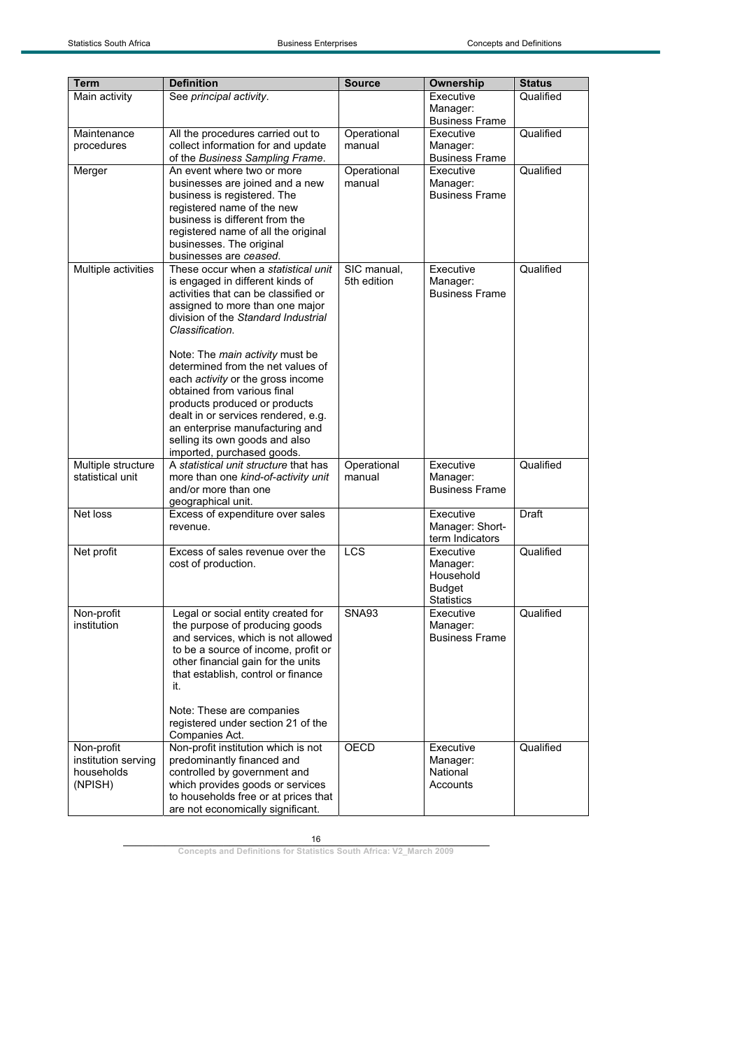| Term | Definition | Source | Ownership | Status |
|---|---|---|---|---|
| Main activity | See *principal activity*. | | Executive Manager: Business Frame | Qualified |
| Maintenance procedures | All the procedures carried out to collect information for and update of the *Business Sampling Frame*. | Operational manual | Executive Manager: Business Frame | Qualified |
| Merger | An event where two or more businesses are joined and a new business is registered. The registered name of the new business is different from the registered name of all the original businesses. The original businesses are *ceased*. | Operational manual | Executive Manager: Business Frame | Qualified |
| Multiple activities | These occur when a *statistical unit* is engaged in different kinds of activities that can be classified or assigned to more than one major division of the *Standard Industrial Classification*.<br><br>Note: The *main activity* must be determined from the net values of each *activity* or the gross income obtained from various final products produced or products dealt in or services rendered, e.g. an enterprise manufacturing and selling its own goods and also imported, purchased goods. | SIC manual, 5th edition | Executive Manager: Business Frame | Qualified |
| Multiple structure statistical unit | A *statistical unit structure* that has more than one *kind-of-activity unit* and/or more than one geographical unit. | Operational manual | Executive Manager: Business Frame | Qualified |
| Net loss | Excess of expenditure over sales revenue. | | Executive Manager: Short-term Indicators | Draft |
| Net profit | Excess of sales revenue over the cost of production. | LCS | Executive Manager: Household Budget Statistics | Qualified |
| Non-profit institution | Legal or social entity created for the purpose of producing goods and services, which is not allowed to be a source of income, profit or other financial gain for the units that establish, control or finance it.<br><br>Note: These are companies registered under section 21 of the Companies Act. | SNA93 | Executive Manager: Business Frame | Qualified |
| Non-profit institution serving households (NPISH) | Non-profit institution which is not predominantly financed and controlled by government and which provides goods or services to households free or at prices that are not economically significant. | OECD | Executive Manager: National Accounts | Qualified |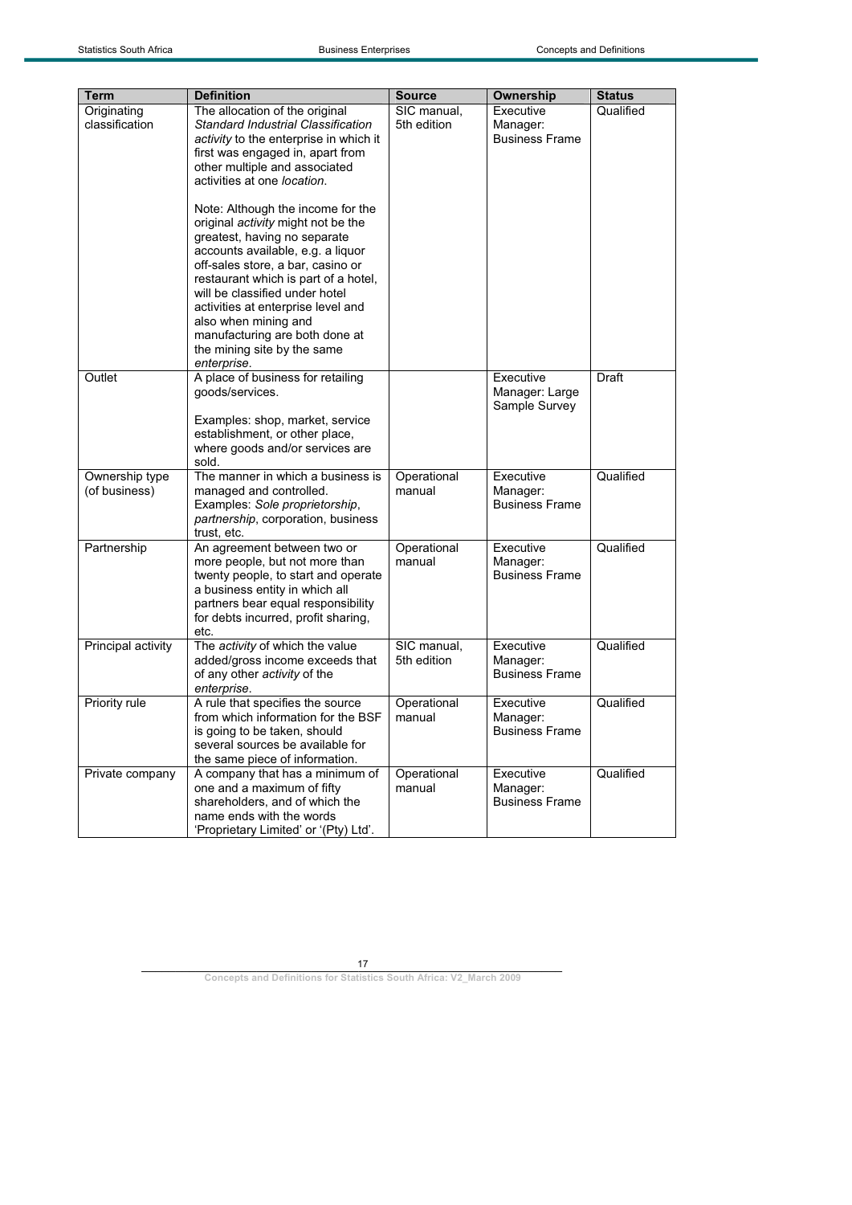| Term | Definition | Source | Ownership | Status |
|---|---|---|---|---|
| Originating classification | The allocation of the original *Standard Industrial Classification activity* to the enterprise in which it first was engaged in, apart from other multiple and associated activities at one *location*.<br><br>Note: Although the income for the original *activity* might not be the greatest, having no separate accounts available, e.g. a liquor off-sales store, a bar, casino or restaurant which is part of a hotel, will be classified under hotel activities at enterprise level and also when mining and manufacturing are both done at the mining site by the same *enterprise*. | SIC manual, 5th edition | Executive Manager: Business Frame | Qualified |
| Outlet | A place of business for retailing goods/services.<br><br>Examples: shop, market, service establishment, or other place, where goods and/or services are sold. | | Executive Manager: Large Sample Survey | Draft |
| Ownership type (of business) | The manner in which a business is managed and controlled. Examples: *Sole proprietorship*, *partnership*, corporation, business trust, etc. | Operational manual | Executive Manager: Business Frame | Qualified |
| Partnership | An agreement between two or more people, but not more than twenty people, to start and operate a business entity in which all partners bear equal responsibility for debts incurred, profit sharing, etc. | Operational manual | Executive Manager: Business Frame | Qualified |
| Principal activity | The *activity* of which the value added/gross income exceeds that of any other *activity* of the *enterprise*. | SIC manual, 5th edition | Executive Manager: Business Frame | Qualified |
| Priority rule | A rule that specifies the source from which information for the BSF is going to be taken, should several sources be available for the same piece of information. | Operational manual | Executive Manager: Business Frame | Qualified |
| Private company | A company that has a minimum of one and a maximum of fifty shareholders, and of which the name ends with the words 'Proprietary Limited' or '(Pty) Ltd'. | Operational manual | Executive Manager: Business Frame | Qualified |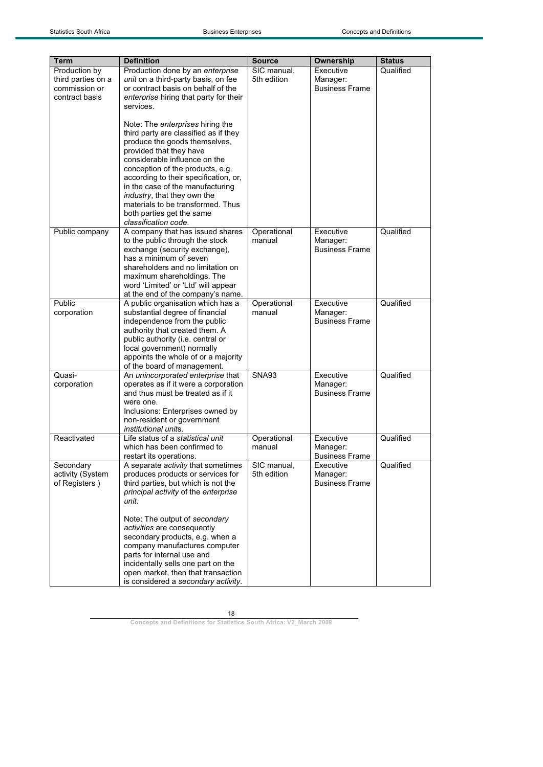| Term | Definition | Source | Ownership | Status |
|---|---|---|---|---|
| Production by third parties on a commission or contract basis | Production done by an *enterprise unit* on a third-party basis, on fee or contract basis on behalf of the *enterprise* hiring that party for their services.<br><br>Note: The *enterprises* hiring the third party are classified as if they produce the goods themselves, provided that they have considerable influence on the conception of the products, e.g. according to their specification, or, in the case of the manufacturing *industry*, that they own the materials to be transformed. Thus both parties get the same *classification code*. | SIC manual, 5th edition | Executive Manager: Business Frame | Qualified |
| Public company | A company that has issued shares to the public through the stock exchange (security exchange), has a minimum of seven shareholders and no limitation on maximum shareholdings. The word 'Limited' or 'Ltd' will appear at the end of the company's name. | Operational manual | Executive Manager: Business Frame | Qualified |
| Public corporation | A public organisation which has a substantial degree of financial independence from the public authority that created them. A public authority (i.e. central or local government) normally appoints the whole of or a majority of the board of management. | Operational manual | Executive Manager: Business Frame | Qualified |
| Quasi-corporation | An *unincorporated enterprise* that operates as if it were a corporation and thus must be treated as if it were one.<br>Inclusions: Enterprises owned by non-resident or government *institutional unit*s. | SNA93 | Executive Manager: Business Frame | Qualified |
| Reactivated | Life status of a *statistical unit* which has been confirmed to restart its operations. | Operational manual | Executive Manager: Business Frame | Qualified |
| Secondary activity (System of Registers ) | A separate *activity* that sometimes produces products or services for third parties, but which is not the *principal activity* of the *enterprise unit*.<br><br>Note: The output of *secondary activities* are consequently secondary products, e.g. when a company manufactures computer parts for internal use and incidentally sells one part on the open market, then that transaction is considered a *secondary activity*. | SIC manual, 5th edition | Executive Manager: Business Frame | Qualified |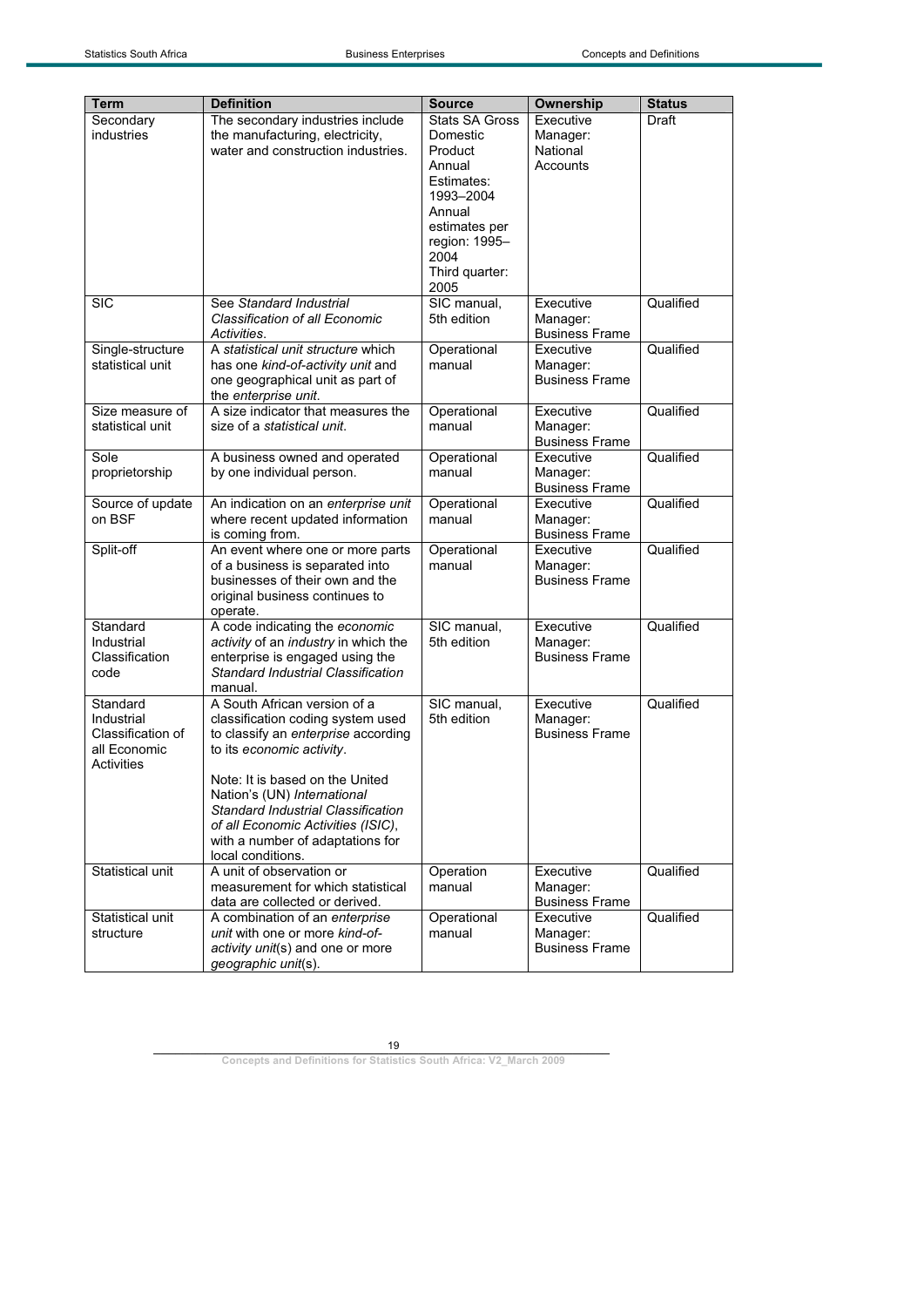| Term | Definition | Source | Ownership | Status |
|---|---|---|---|---|
| Secondary industries | The secondary industries include the manufacturing, electricity, water and construction industries. | Stats SA Gross Domestic Product Annual Estimates: 1993–2004 Annual estimates per region: 1995–2004 Third quarter: 2005 | Executive Manager: National Accounts | Draft |
| SIC | See *Standard Industrial Classification of all Economic Activities*. | SIC manual, 5th edition | Executive Manager: Business Frame | Qualified |
| Single-structure statistical unit | A *statistical unit structure* which has one *kind-of-activity unit* and one geographical unit as part of the *enterprise unit*. | Operational manual | Executive Manager: Business Frame | Qualified |
| Size measure of statistical unit | A size indicator that measures the size of a *statistical unit*. | Operational manual | Executive Manager: Business Frame | Qualified |
| Sole proprietorship | A business owned and operated by one individual person. | Operational manual | Executive Manager: Business Frame | Qualified |
| Source of update on BSF | An indication on an *enterprise unit* where recent updated information is coming from. | Operational manual | Executive Manager: Business Frame | Qualified |
| Split-off | An event where one or more parts of a business is separated into businesses of their own and the original business continues to operate. | Operational manual | Executive Manager: Business Frame | Qualified |
| Standard Industrial Classification code | A code indicating the *economic activity* of an *industry* in which the enterprise is engaged using the *Standard Industrial Classification* manual. | SIC manual, 5th edition | Executive Manager: Business Frame | Qualified |
| Standard Industrial Classification of all Economic Activities | A South African version of a classification coding system used to classify an *enterprise* according to its *economic activity*.<br><br>Note: It is based on the United Nation's (UN) *International Standard Industrial Classification of all Economic Activities (ISIC)*, with a number of adaptations for local conditions. | SIC manual, 5th edition | Executive Manager: Business Frame | Qualified |
| Statistical unit | A unit of observation or measurement for which statistical data are collected or derived. | Operation manual | Executive Manager: Business Frame | Qualified |
| Statistical unit structure | A combination of an *enterprise unit* with one or more *kind-of-activity unit*(s) and one or more *geographic unit*(s). | Operational manual | Executive Manager: Business Frame | Qualified |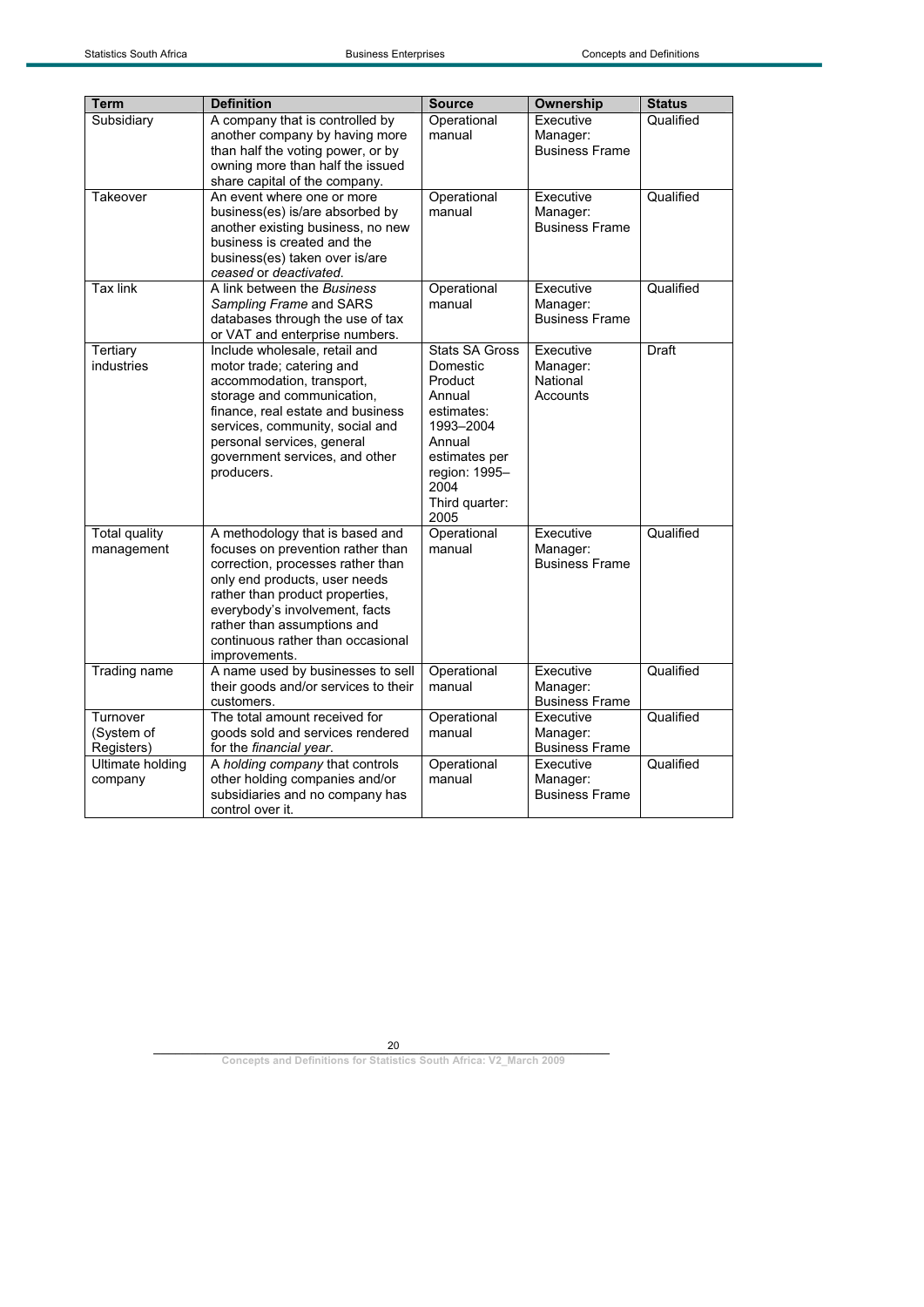| Term | Definition | Source | Ownership | Status |
|---|---|---|---|---|
| Subsidiary | A company that is controlled by another company by having more than half the voting power, or by owning more than half the issued share capital of the company. | Operational manual | Executive Manager: Business Frame | Qualified |
| Takeover | An event where one or more business(es) is/are absorbed by another existing business, no new business is created and the business(es) taken over is/are *ceased* or *deactivated*. | Operational manual | Executive Manager: Business Frame | Qualified |
| Tax link | A link between the *Business Sampling Frame* and SARS databases through the use of tax or VAT and enterprise numbers. | Operational manual | Executive Manager: Business Frame | Qualified |
| Tertiary industries | Include wholesale, retail and motor trade; catering and accommodation, transport, storage and communication, finance, real estate and business services, community, social and personal services, general government services, and other producers. | Stats SA Gross Domestic Product Annual estimates: 1993–2004 Annual estimates per region: 1995–2004 Third quarter: 2005 | Executive Manager: National Accounts | Draft |
| Total quality management | A methodology that is based and focuses on prevention rather than correction, processes rather than only end products, user needs rather than product properties, everybody's involvement, facts rather than assumptions and continuous rather than occasional improvements. | Operational manual | Executive Manager: Business Frame | Qualified |
| Trading name | A name used by businesses to sell their goods and/or services to their customers. | Operational manual | Executive Manager: Business Frame | Qualified |
| Turnover (System of Registers) | The total amount received for goods sold and services rendered for the *financial year*. | Operational manual | Executive Manager: Business Frame | Qualified |
| Ultimate holding company | A *holding company* that controls other holding companies and/or subsidiaries and no company has control over it. | Operational manual | Executive Manager: Business Frame | Qualified |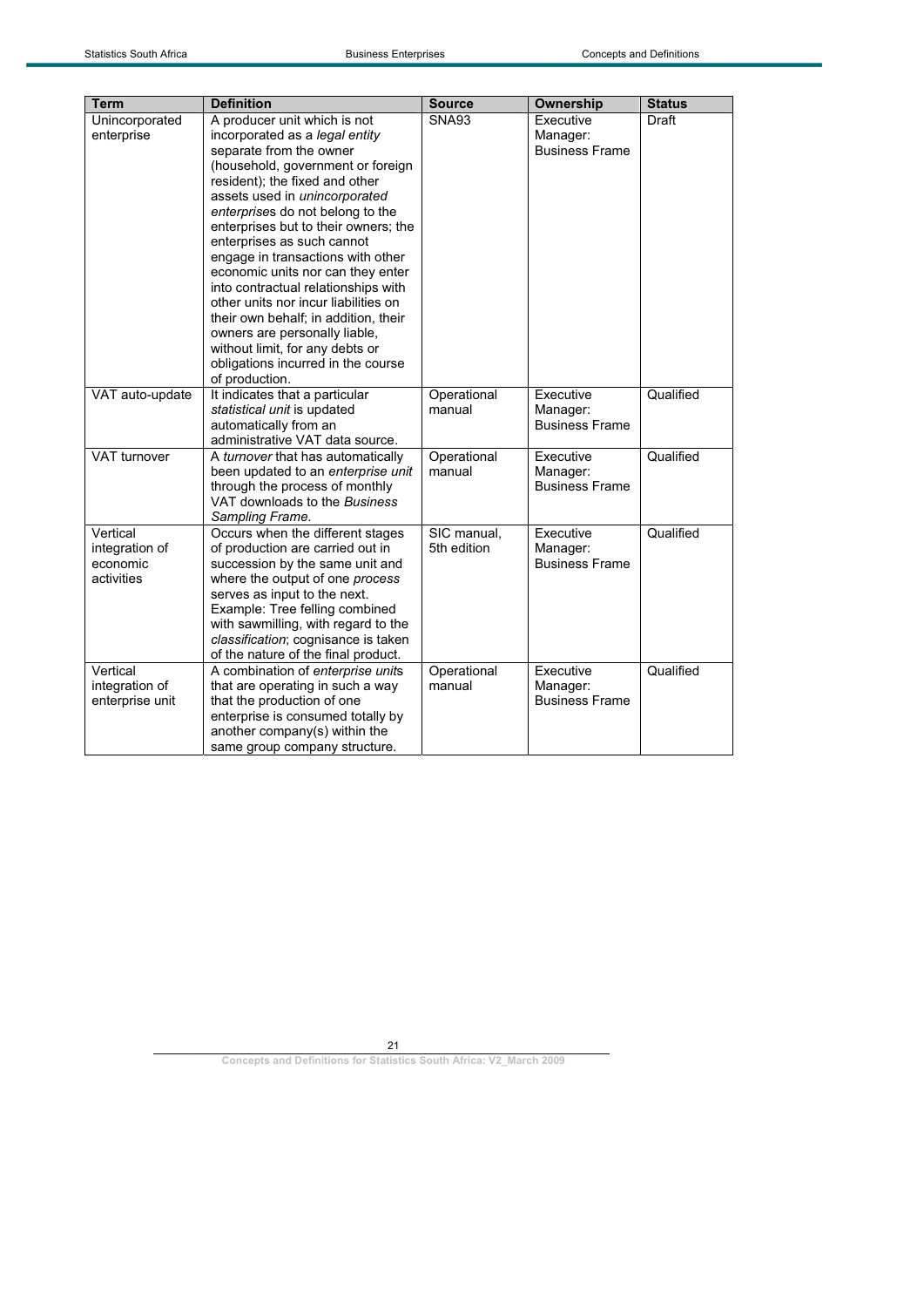| Term | Definition | Source | Ownership | Status |
| --- | --- | --- | --- | --- |
| Unincorporated enterprise | A producer unit which is not incorporated as a *legal entity* separate from the owner (household, government or foreign resident); the fixed and other assets used in *unincorporated enterprise*s do not belong to the enterprises but to their owners; the enterprises as such cannot engage in transactions with other economic units nor can they enter into contractual relationships with other units nor incur liabilities on their own behalf; in addition, their owners are personally liable, without limit, for any debts or obligations incurred in the course of production. | SNA93 | Executive Manager: Business Frame | Draft |
| VAT auto-update | It indicates that a particular *statistical unit* is updated automatically from an administrative VAT data source. | Operational manual | Executive Manager: Business Frame | Qualified |
| VAT turnover | A *turnover* that has automatically been updated to an *enterprise unit* through the process of monthly VAT downloads to the *Business Sampling Frame*. | Operational manual | Executive Manager: Business Frame | Qualified |
| Vertical integration of economic activities | Occurs when the different stages of production are carried out in succession by the same unit and where the output of one *process* serves as input to the next. Example: Tree felling combined with sawmilling, with regard to the *classification*; cognisance is taken of the nature of the final product. | SIC manual, 5th edition | Executive Manager: Business Frame | Qualified |
| Vertical integration of enterprise unit | A combination of *enterprise unit*s that are operating in such a way that the production of one enterprise is consumed totally by another company(s) within the same group company structure. | Operational manual | Executive Manager: Business Frame | Qualified |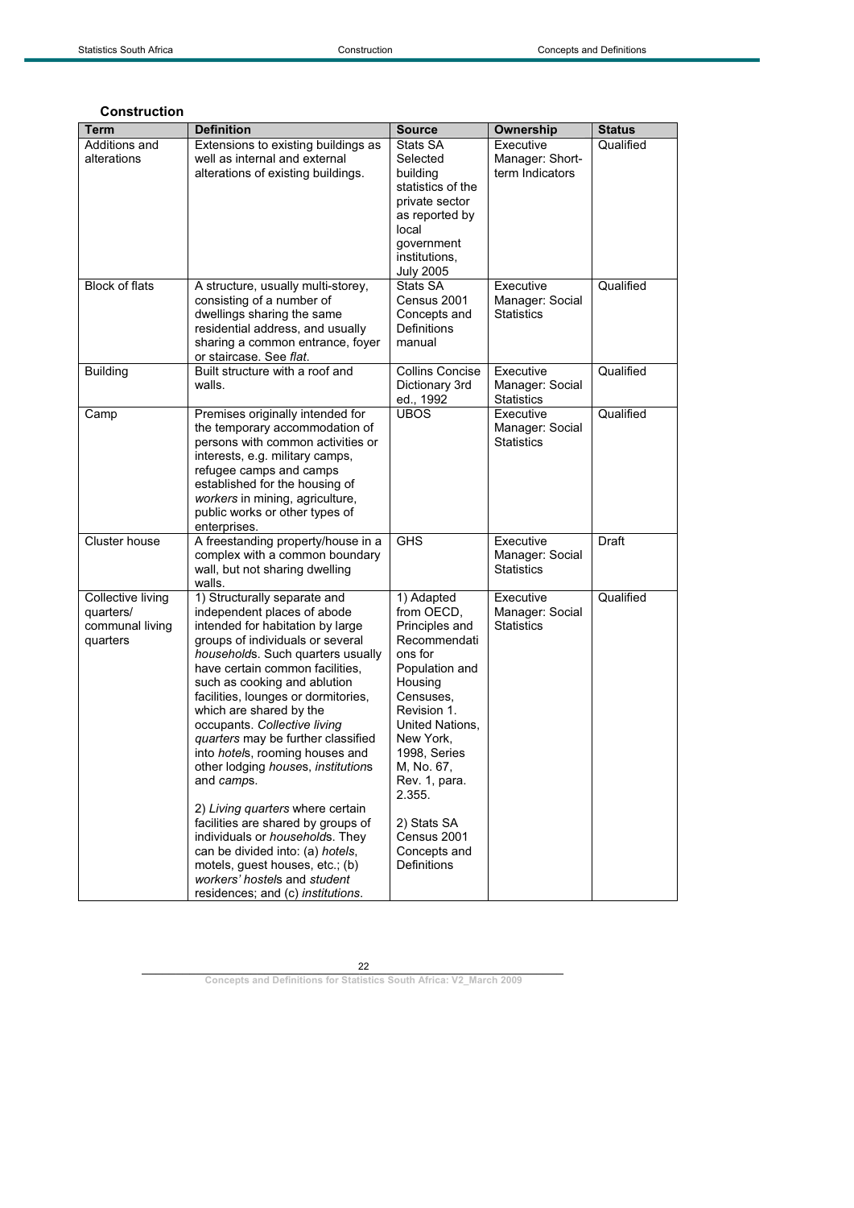### Construction

| Term | Definition | Source | Ownership | Status |
|---|---|---|---|---|
| Additions and alterations | Extensions to existing buildings as well as internal and external alterations of existing buildings. | Stats SA Selected building statistics of the private sector as reported by local government institutions, July 2005 | Executive Manager: Short-term Indicators | Qualified |
| Block of flats | A structure, usually multi-storey, consisting of a number of dwellings sharing the same residential address, and usually sharing a common entrance, foyer or staircase. See *flat*. | Stats SA Census 2001 Concepts and Definitions manual | Executive Manager: Social Statistics | Qualified |
| Building | Built structure with a roof and walls. | Collins Concise Dictionary 3rd ed., 1992 | Executive Manager: Social Statistics | Qualified |
| Camp | Premises originally intended for the temporary accommodation of persons with common activities or interests, e.g. military camps, refugee camps and camps established for the housing of *workers* in mining, agriculture, public works or other types of enterprises. | UBOS | Executive Manager: Social Statistics | Qualified |
| Cluster house | A freestanding property/house in a complex with a common boundary wall, but not sharing dwelling walls. | GHS | Executive Manager: Social Statistics | Draft |
| Collective living quarters/ communal living quarters | 1) Structurally separate and independent places of abode intended for habitation by large groups of individuals or several *household*s. Such quarters usually have certain common facilities, such as cooking and ablution facilities, lounges or dormitories, which are shared by the occupants. *Collective living quarters* may be further classified into *hotel*s, rooming houses and other lodging *house*s, *institution*s and *camp*s.<br><br>2) *Living quarters* where certain facilities are shared by groups of individuals or *household*s. They can be divided into: (a) *hotels*, motels, guest houses, etc.; (b) *workers' hostel*s and *student* residences; and (c) *institutions*. | 1) Adapted from OECD, Principles and Recommendations for Population and Housing Censuses, Revision 1. United Nations, New York, 1998, Series M, No. 67, Rev. 1, para. 2.355.<br><br>2) Stats SA Census 2001 Concepts and Definitions | Executive Manager: Social Statistics | Qualified |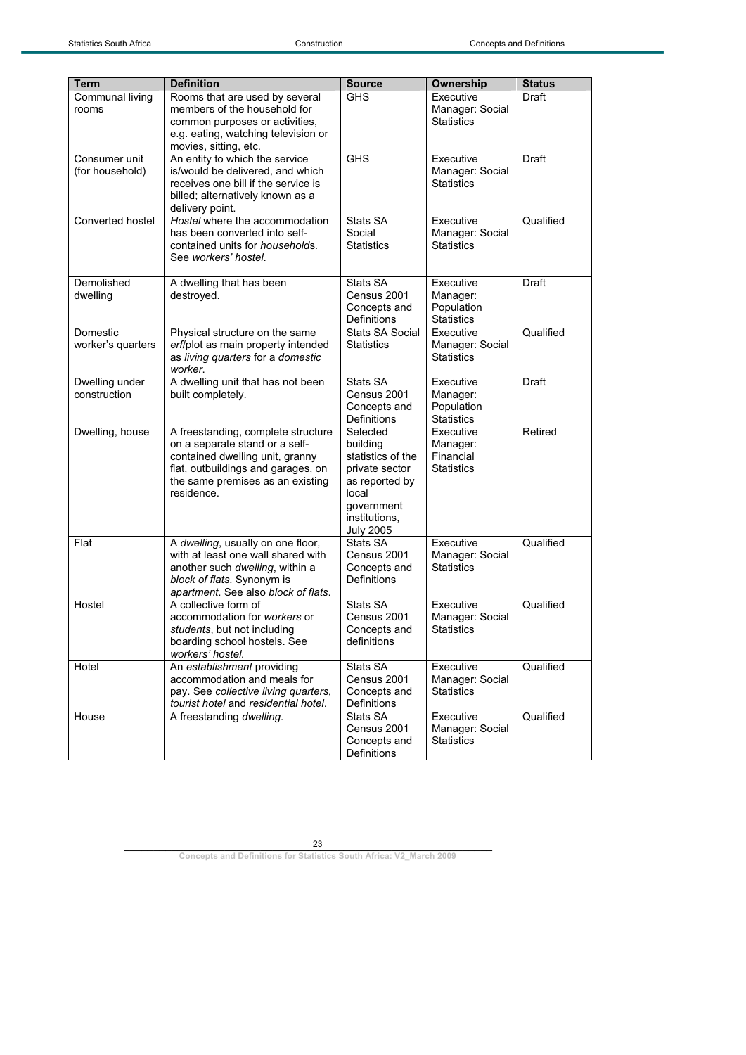| Term | Definition | Source | Ownership | Status |
|---|---|---|---|---|
| Communal living rooms | Rooms that are used by several members of the household for common purposes or activities, e.g. eating, watching television or movies, sitting, etc. | GHS | Executive Manager: Social Statistics | Draft |
| Consumer unit (for household) | An entity to which the service is/would be delivered, and which receives one bill if the service is billed; alternatively known as a delivery point. | GHS | Executive Manager: Social Statistics | Draft |
| Converted hostel | *Hostel* where the accommodation has been converted into self-contained units for *household*s. See *workers' hostel*. | Stats SA Social Statistics | Executive Manager: Social Statistics | Qualified |
| Demolished dwelling | A dwelling that has been destroyed. | Stats SA Census 2001 Concepts and Definitions | Executive Manager: Population Statistics | Draft |
| Domestic worker's quarters | Physical structure on the same *erf*/plot as main property intended as *living quarters* for a *domestic worker*. | Stats SA Social Statistics | Executive Manager: Social Statistics | Qualified |
| Dwelling under construction | A dwelling unit that has not been built completely. | Stats SA Census 2001 Concepts and Definitions | Executive Manager: Population Statistics | Draft |
| Dwelling, house | A freestanding, complete structure on a separate stand or a self-contained dwelling unit, granny flat, outbuildings and garages, on the same premises as an existing residence. | Selected building statistics of the private sector as reported by local government institutions, July 2005 | Executive Manager: Financial Statistics | Retired |
| Flat | A *dwelling*, usually on one floor, with at least one wall shared with another such *dwelling*, within a *block of flats*. Synonym is *apartment*. See also *block of flats*. | Stats SA Census 2001 Concepts and Definitions | Executive Manager: Social Statistics | Qualified |
| Hostel | A collective form of accommodation for *workers* or *students*, but not including boarding school hostels. See *workers' hostel.* | Stats SA Census 2001 Concepts and definitions | Executive Manager: Social Statistics | Qualified |
| Hotel | An *establishment* providing accommodation and meals for pay. See *collective living quarters, tourist hotel* and *residential hotel*. | Stats SA Census 2001 Concepts and Definitions | Executive Manager: Social Statistics | Qualified |
| House | A freestanding *dwelling*. | Stats SA Census 2001 Concepts and Definitions | Executive Manager: Social Statistics | Qualified |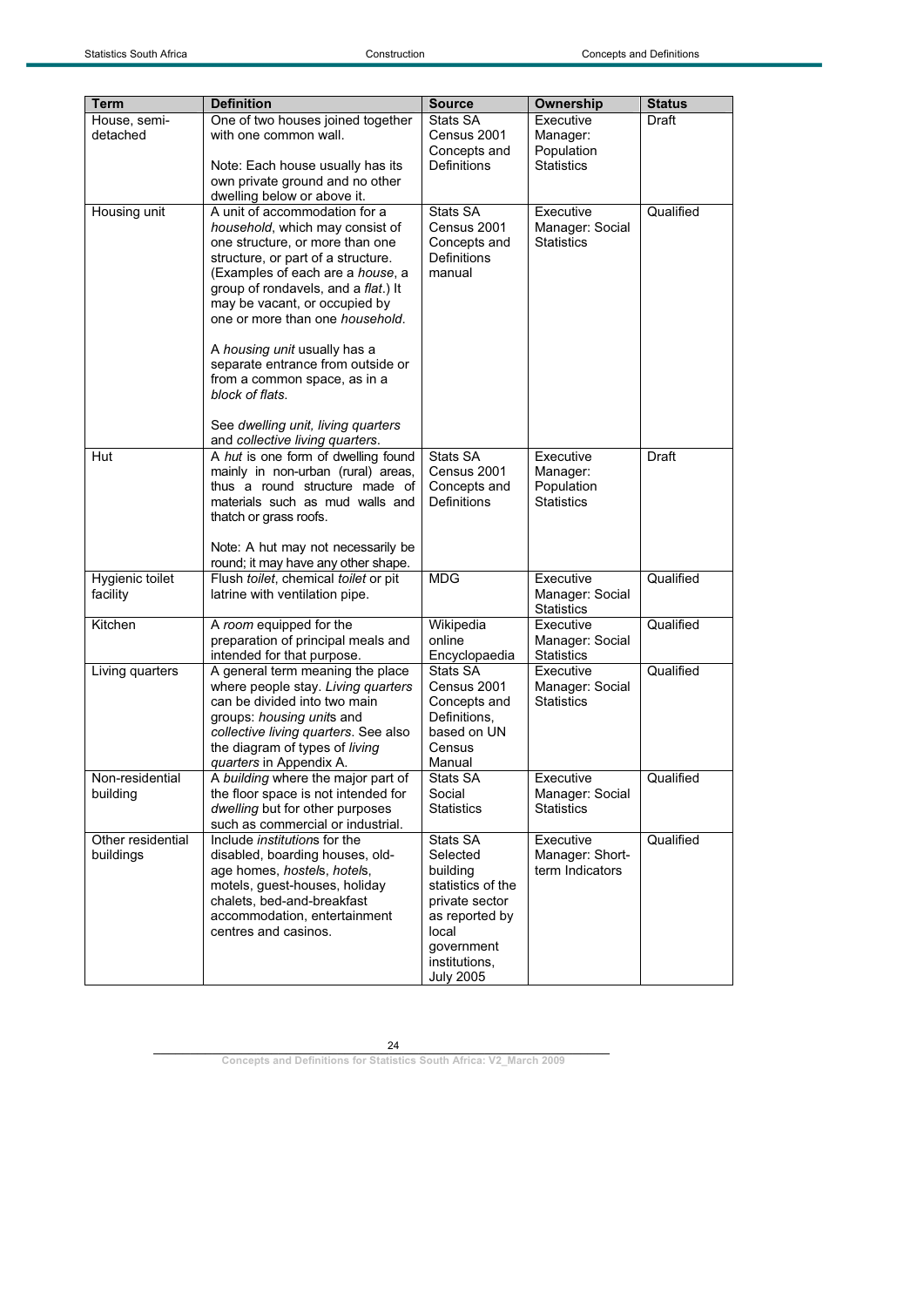| Term | Definition | Source | Ownership | Status |
|---|---|---|---|---|
| House, semi-detached | One of two houses joined together with one common wall.<br><br>Note: Each house usually has its own private ground and no other dwelling below or above it. | Stats SA Census 2001 Concepts and Definitions | Executive Manager: Population Statistics | Draft |
| Housing unit | A unit of accommodation for a *household*, which may consist of one structure, or more than one structure, or part of a structure. (Examples of each are a *house*, a group of rondavels, and a *flat*.) It may be vacant, or occupied by one or more than one *household*.<br><br>A *housing unit* usually has a separate entrance from outside or from a common space, as in a *block of flats*.<br><br>See *dwelling unit, living quarters* and *collective living quarters*. | Stats SA Census 2001 Concepts and Definitions manual | Executive Manager: Social Statistics | Qualified |
| Hut | A *hut* is one form of dwelling found mainly in non-urban (rural) areas, thus a round structure made of materials such as mud walls and thatch or grass roofs.<br><br>Note: A hut may not necessarily be round; it may have any other shape. | Stats SA Census 2001 Concepts and Definitions | Executive Manager: Population Statistics | Draft |
| Hygienic toilet facility | Flush *toilet*, chemical *toilet* or pit latrine with ventilation pipe. | MDG | Executive Manager: Social Statistics | Qualified |
| Kitchen | A *room* equipped for the preparation of principal meals and intended for that purpose. | Wikipedia online Encyclopaedia | Executive Manager: Social Statistics | Qualified |
| Living quarters | A general term meaning the place where people stay. *Living quarters* can be divided into two main groups: *housing unit*s and *collective living quarters*. See also the diagram of types of *living quarters* in Appendix A. | Stats SA Census 2001 Concepts and Definitions, based on UN Census Manual | Executive Manager: Social Statistics | Qualified |
| Non-residential building | A *building* where the major part of the floor space is not intended for *dwelling* but for other purposes such as commercial or industrial. | Stats SA Social Statistics | Executive Manager: Social Statistics | Qualified |
| Other residential buildings | Include *institution*s for the disabled, boarding houses, old-age homes, *hostel*s, *hotel*s, motels, guest-houses, holiday chalets, bed-and-breakfast accommodation, entertainment centres and casinos. | Stats SA Selected building statistics of the private sector as reported by local government institutions, July 2005 | Executive Manager: Short-term Indicators | Qualified |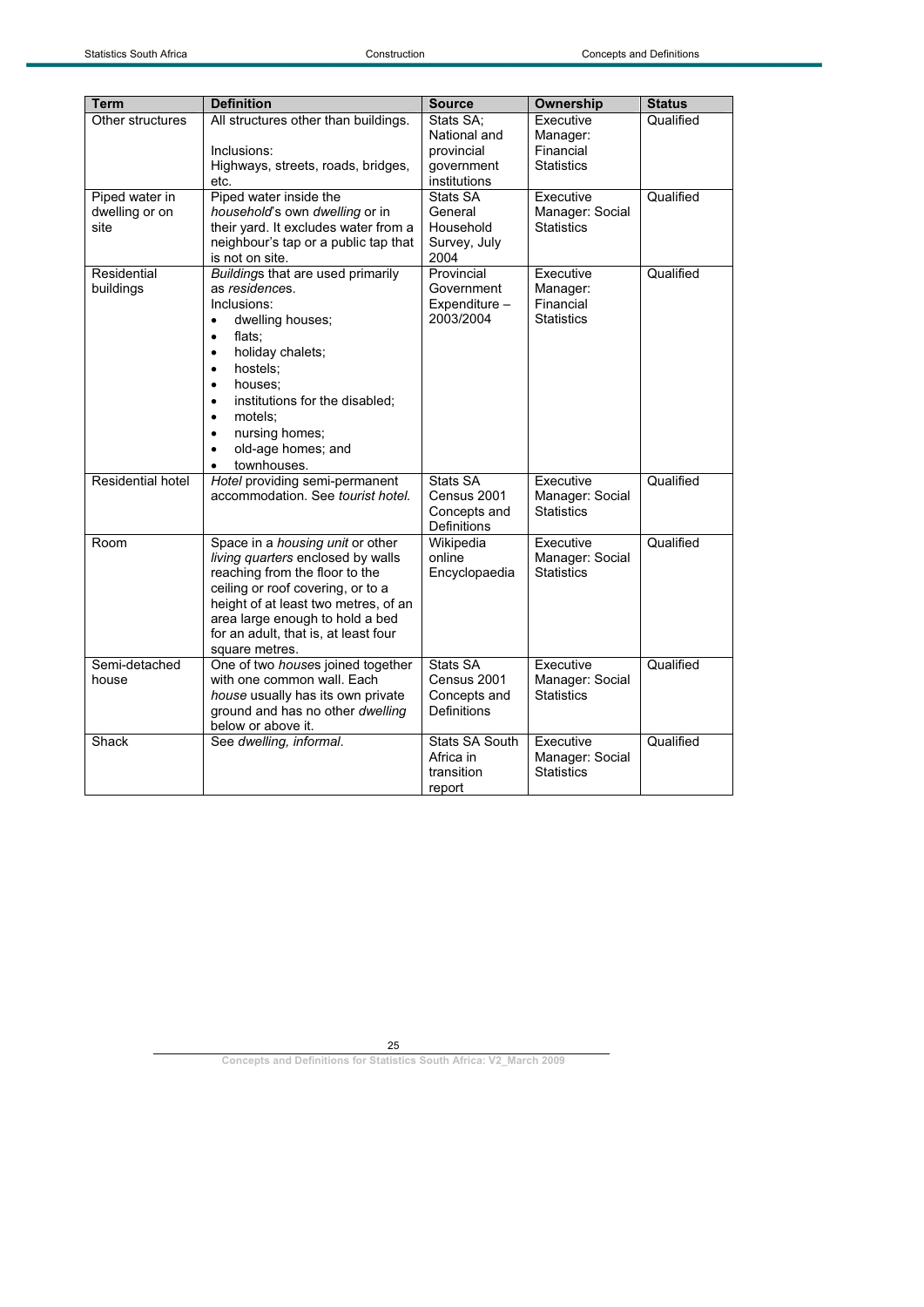| Term | Definition | Source | Ownership | Status |
|---|---|---|---|---|
| Other structures | All structures other than buildings.<br><br>Inclusions:<br>Highways, streets, roads, bridges, etc. | Stats SA; National and provincial government institutions | Executive Manager: Financial Statistics | Qualified |
| Piped water in dwelling or on site | Piped water inside the *household*'s own *dwelling* or in their yard. It excludes water from a neighbour's tap or a public tap that is not on site. | Stats SA General Household Survey, July 2004 | Executive Manager: Social Statistics | Qualified |
| Residential buildings | *Building*s that are used primarily as *residence*s.<br>Inclusions:<br>• dwelling houses;<br>• flats;<br>• holiday chalets;<br>• hostels;<br>• houses;<br>• institutions for the disabled;<br>• motels;<br>• nursing homes;<br>• old-age homes; and<br>• townhouses. | Provincial Government Expenditure – 2003/2004 | Executive Manager: Financial Statistics | Qualified |
| Residential hotel | *Hotel* providing semi-permanent accommodation. See *tourist hotel.* | Stats SA Census 2001 Concepts and Definitions | Executive Manager: Social Statistics | Qualified |
| Room | Space in a *housing unit* or other *living quarters* enclosed by walls reaching from the floor to the ceiling or roof covering, or to a height of at least two metres, of an area large enough to hold a bed for an adult, that is, at least four square metres. | Wikipedia online Encyclopaedia | Executive Manager: Social Statistics | Qualified |
| Semi-detached house | One of two *house*s joined together with one common wall. Each *house* usually has its own private ground and has no other *dwelling* below or above it. | Stats SA Census 2001 Concepts and Definitions | Executive Manager: Social Statistics | Qualified |
| Shack | See *dwelling, informal*. | Stats SA South Africa in transition report | Executive Manager: Social Statistics | Qualified |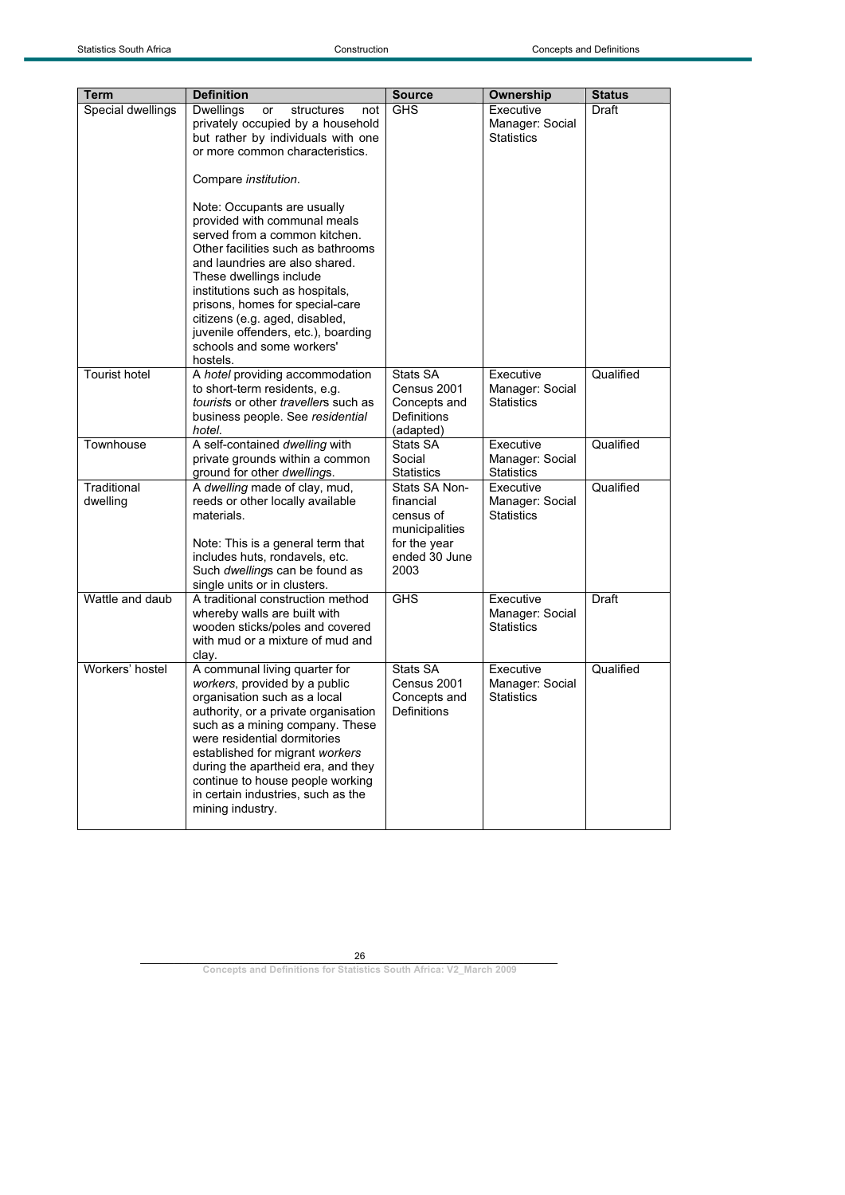| Term | Definition | Source | Ownership | Status |
|---|---|---|---|---|
| Special dwellings | Dwellings or structures not privately occupied by a household but rather by individuals with one or more common characteristics.<br><br>Compare *institution*.<br><br>Note: Occupants are usually provided with communal meals served from a common kitchen. Other facilities such as bathrooms and laundries are also shared. These dwellings include institutions such as hospitals, prisons, homes for special-care citizens (e.g. aged, disabled, juvenile offenders, etc.), boarding schools and some workers' hostels. | GHS | Executive Manager: Social Statistics | Draft |
| Tourist hotel | A *hotel* providing accommodation to short-term residents, e.g. *tourist*s or other *traveller*s such as business people. See *residential hotel*. | Stats SA Census 2001 Concepts and Definitions (adapted) | Executive Manager: Social Statistics | Qualified |
| Townhouse | A self-contained *dwelling* with private grounds within a common ground for other *dwelling*s. | Stats SA Social Statistics | Executive Manager: Social Statistics | Qualified |
| Traditional dwelling | A *dwelling* made of clay, mud, reeds or other locally available materials.<br><br>Note: This is a general term that includes huts, rondavels, etc. Such *dwelling*s can be found as single units or in clusters. | Stats SA Non-financial census of municipalities for the year ended 30 June 2003 | Executive Manager: Social Statistics | Qualified |
| Wattle and daub | A traditional construction method whereby walls are built with wooden sticks/poles and covered with mud or a mixture of mud and clay. | GHS | Executive Manager: Social Statistics | Draft |
| Workers' hostel | A communal living quarter for *workers*, provided by a public organisation such as a local authority, or a private organisation such as a mining company. These were residential dormitories established for migrant *workers* during the apartheid era, and they continue to house people working in certain industries, such as the mining industry. | Stats SA Census 2001 Concepts and Definitions | Executive Manager: Social Statistics | Qualified |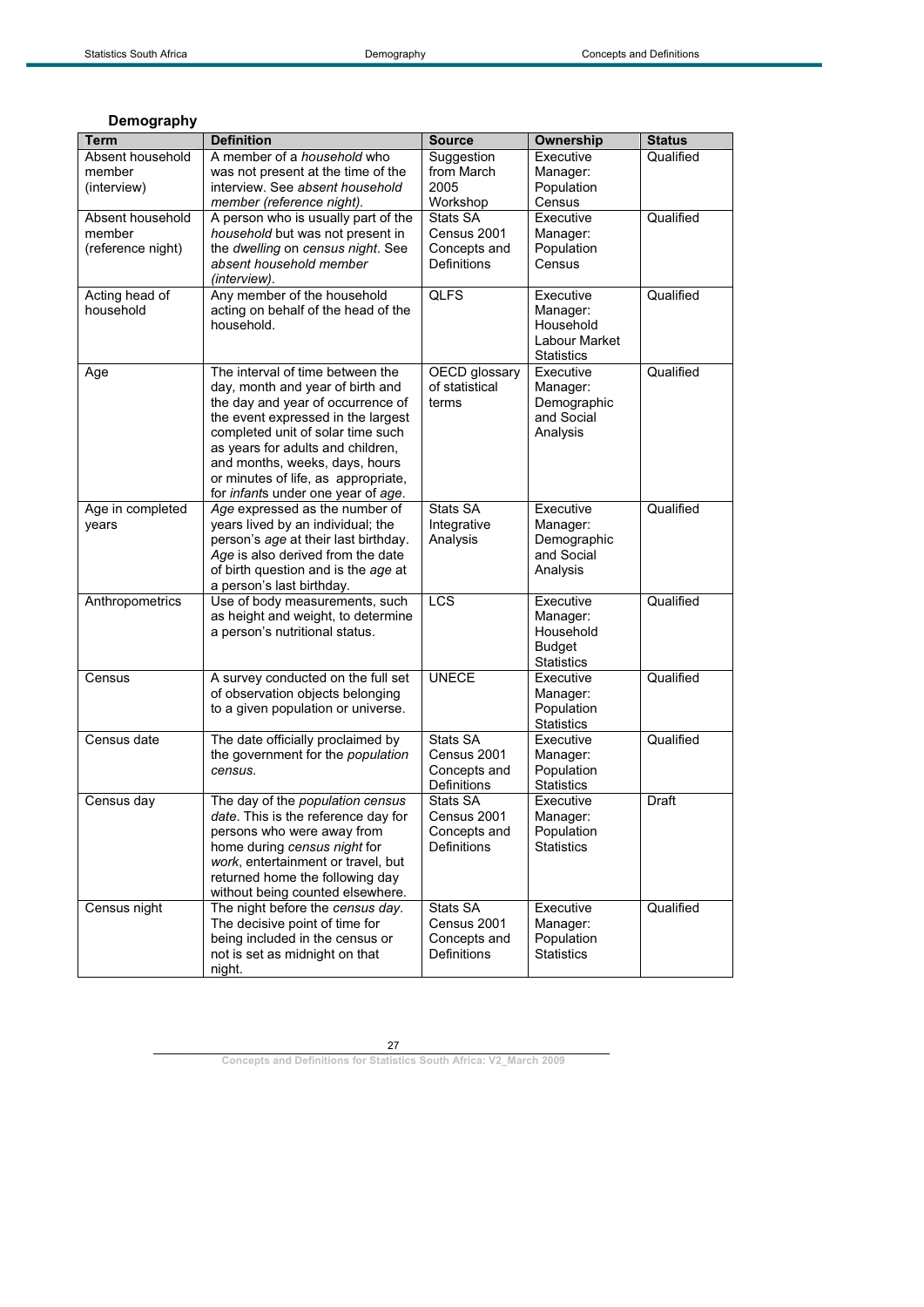## Demography

| Term | Definition | Source | Ownership | Status |
|---|---|---|---|---|
| Absent household member (interview) | A member of a *household* who was not present at the time of the interview. See *absent household member (reference night).* | Suggestion from March 2005 Workshop | Executive Manager: Population Census | Qualified |
| Absent household member (reference night) | A person who is usually part of the *household* but was not present in the *dwelling* on *census night*. See *absent household member (interview)*. | Stats SA Census 2001 Concepts and Definitions | Executive Manager: Population Census | Qualified |
| Acting head of household | Any member of the household acting on behalf of the head of the household. | QLFS | Executive Manager: Household Labour Market Statistics | Qualified |
| Age | The interval of time between the day, month and year of birth and the day and year of occurrence of the event expressed in the largest completed unit of solar time such as years for adults and children, and months, weeks, days, hours or minutes of life, as appropriate, for *infant*s under one year of *age*. | OECD glossary of statistical terms | Executive Manager: Demographic and Social Analysis | Qualified |
| Age in completed years | *Age* expressed as the number of years lived by an individual; the person's *age* at their last birthday. *Age* is also derived from the date of birth question and is the *age* at a person's last birthday. | Stats SA Integrative Analysis | Executive Manager: Demographic and Social Analysis | Qualified |
| Anthropometrics | Use of body measurements, such as height and weight, to determine a person's nutritional status. | LCS | Executive Manager: Household Budget Statistics | Qualified |
| Census | A survey conducted on the full set of observation objects belonging to a given population or universe. | UNECE | Executive Manager: Population Statistics | Qualified |
| Census date | The date officially proclaimed by the government for the *population census*. | Stats SA Census 2001 Concepts and Definitions | Executive Manager: Population Statistics | Qualified |
| Census day | The day of the *population census date*. This is the reference day for persons who were away from home during *census night* for *work*, entertainment or travel, but returned home the following day without being counted elsewhere. | Stats SA Census 2001 Concepts and Definitions | Executive Manager: Population Statistics | Draft |
| Census night | The night before the *census day*. The decisive point of time for being included in the census or not is set as midnight on that night. | Stats SA Census 2001 Concepts and Definitions | Executive Manager: Population Statistics | Qualified |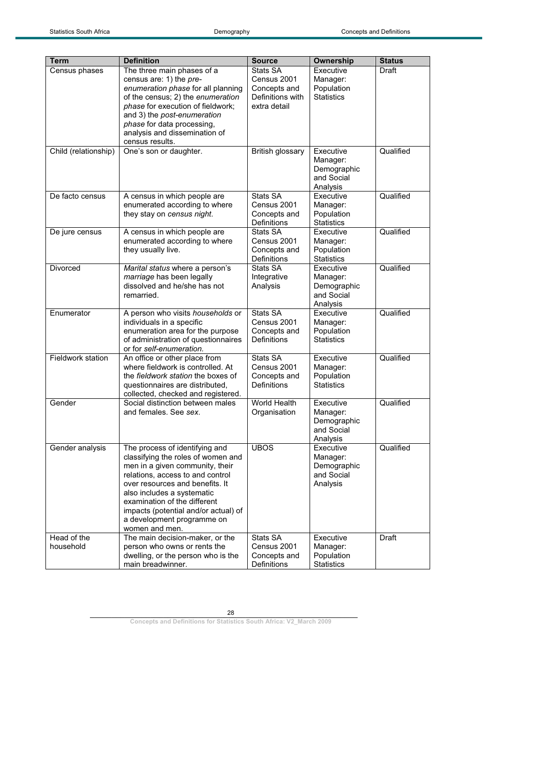| Term | Definition | Source | Ownership | Status |
|---|---|---|---|---|
| Census phases | The three main phases of a census are: 1) the *pre-enumeration phase* for all planning of the census; 2) the *enumeration phase* for execution of fieldwork; and 3) the *post-enumeration phase* for data processing, analysis and dissemination of census results. | Stats SA Census 2001 Concepts and Definitions with extra detail | Executive Manager: Population Statistics | Draft |
| Child (relationship) | One's son or daughter. | British glossary | Executive Manager: Demographic and Social Analysis | Qualified |
| De facto census | A census in which people are enumerated according to where they stay on *census night*. | Stats SA Census 2001 Concepts and Definitions | Executive Manager: Population Statistics | Qualified |
| De jure census | A census in which people are enumerated according to where they usually live. | Stats SA Census 2001 Concepts and Definitions | Executive Manager: Population Statistics | Qualified |
| Divorced | *Marital status* where a person's *marriage* has been legally dissolved and he/she has not remarried. | Stats SA Integrative Analysis | Executive Manager: Demographic and Social Analysis | Qualified |
| Enumerator | A person who visits *households* or individuals in a specific enumeration area for the purpose of administration of questionnaires or for *self-enumeration.* | Stats SA Census 2001 Concepts and Definitions | Executive Manager: Population Statistics | Qualified |
| Fieldwork station | An office or other place from where fieldwork is controlled. At the *fieldwork station* the boxes of questionnaires are distributed, collected, checked and registered. | Stats SA Census 2001 Concepts and Definitions | Executive Manager: Population Statistics | Qualified |
| Gender | Social distinction between males and females. See *sex*. | World Health Organisation | Executive Manager: Demographic and Social Analysis | Qualified |
| Gender analysis | The process of identifying and classifying the roles of women and men in a given community, their relations, access to and control over resources and benefits. It also includes a systematic examination of the different impacts (potential and/or actual) of a development programme on women and men. | UBOS | Executive Manager: Demographic and Social Analysis | Qualified |
| Head of the household | The main decision-maker, or the person who owns or rents the dwelling, or the person who is the main breadwinner. | Stats SA Census 2001 Concepts and Definitions | Executive Manager: Population Statistics | Draft |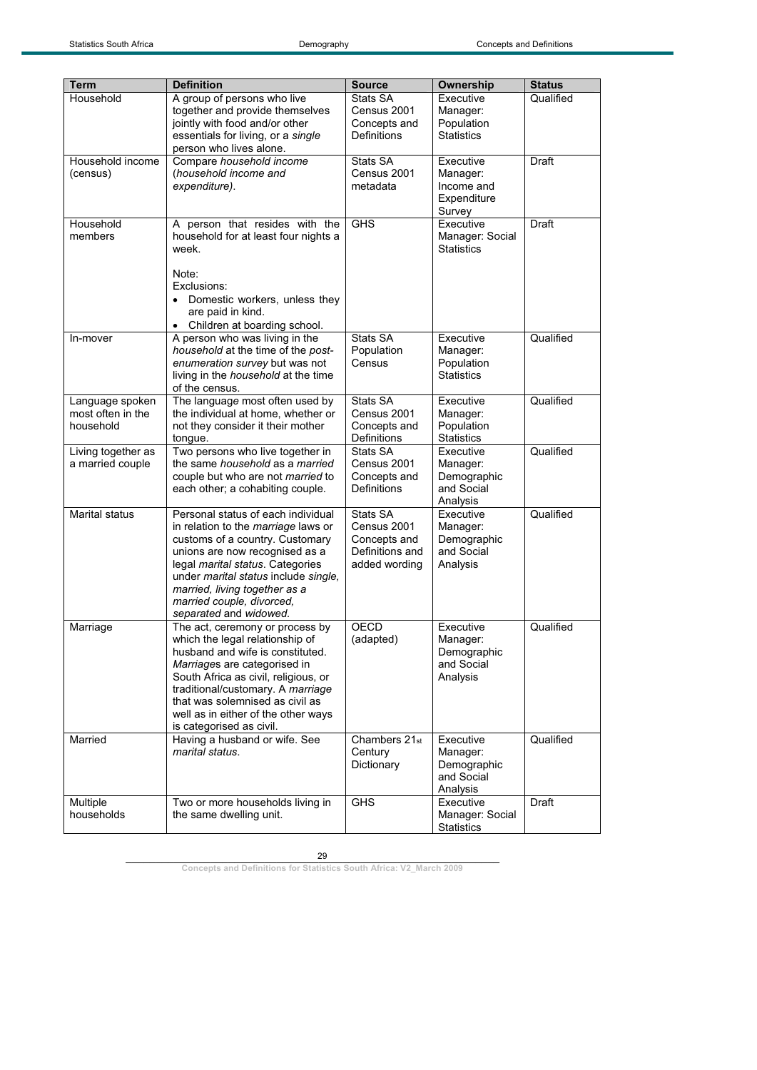| Term | Definition | Source | Ownership | Status |
|---|---|---|---|---|
| Household | A group of persons who live together and provide themselves jointly with food and/or other essentials for living, or a *single* person who lives alone. | Stats SA Census 2001 Concepts and Definitions | Executive Manager: Population Statistics | Qualified |
| Household income (census) | Compare *household income* (*household income and expenditure)*. | Stats SA Census 2001 metadata | Executive Manager: Income and Expenditure Survey | Draft |
| Household members | A person that resides with the household for at least four nights a week.<br><br>Note:<br>Exclusions:<br>• Domestic workers, unless they are paid in kind.<br>• Children at boarding school. | GHS | Executive Manager: Social Statistics | Draft |
| In-mover | A person who was living in the *household* at the time of the *post-enumeration survey* but was not living in the *household* at the time of the census. | Stats SA Population Census | Executive Manager: Population Statistics | Qualified |
| Language spoken most often in the household | The language most often used by the individual at home, whether or not they consider it their mother tongue. | Stats SA Census 2001 Concepts and Definitions | Executive Manager: Population Statistics | Qualified |
| Living together as a married couple | Two persons who live together in the same *household* as a *married* couple but who are not *married* to each other; a cohabiting couple. | Stats SA Census 2001 Concepts and Definitions | Executive Manager: Demographic and Social Analysis | Qualified |
| Marital status | Personal status of each individual in relation to the *marriage* laws or customs of a country. Customary unions are now recognised as a legal *marital status*. Categories under *marital status* include *single, married, living together as a married couple, divorced, separated* and *widowed.* | Stats SA Census 2001 Concepts and Definitions and added wording | Executive Manager: Demographic and Social Analysis | Qualified |
| Marriage | The act, ceremony or process by which the legal relationship of husband and wife is constituted. *Marriage*s are categorised in South Africa as civil, religious, or traditional/customary. A *marriage* that was solemnised as civil as well as in either of the other ways is categorised as civil. | OECD (adapted) | Executive Manager: Demographic and Social Analysis | Qualified |
| Married | Having a husband or wife. See *marital status*. | Chambers 21st Century Dictionary | Executive Manager: Demographic and Social Analysis | Qualified |
| Multiple households | Two or more households living in the same dwelling unit. | GHS | Executive Manager: Social Statistics | Draft |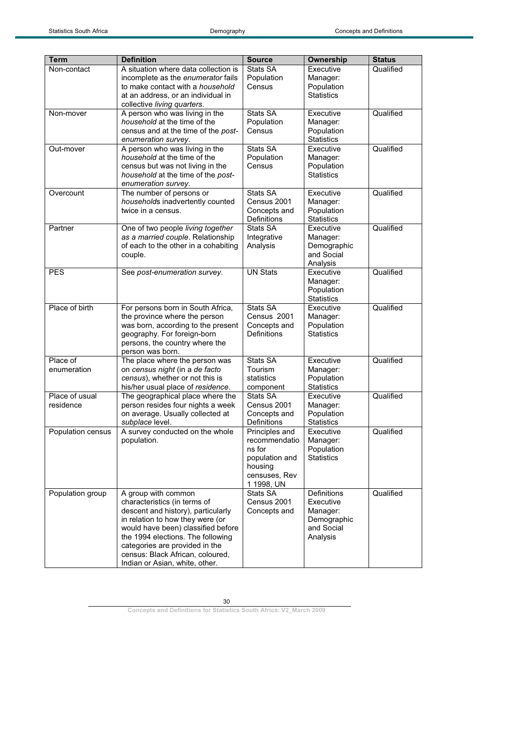| Term | Definition | Source | Ownership | Status |
|---|---|---|---|---|
| Non-contact | A situation where data collection is incomplete as the *enumerator* fails to make contact with a *household* at an address, or an individual in collective *living quarters*. | Stats SA Population Census | Executive Manager: Population Statistics | Qualified |
| Non-mover | A person who was living in the *household* at the time of the census and at the time of the *post-enumeration survey*. | Stats SA Population Census | Executive Manager: Population Statistics | Qualified |
| Out-mover | A person who was living in the *household* at the time of the census but was not living in the *household* at the time of the *post-enumeration survey*. | Stats SA Population Census | Executive Manager: Population Statistics | Qualified |
| Overcount | The number of persons or *household*s inadvertently counted twice in a census. | Stats SA Census 2001 Concepts and Definitions | Executive Manager: Population Statistics | Qualified |
| Partner | One of two people *living together as a married couple*. Relationship of each to the other in a cohabiting couple. | Stats SA Integrative Analysis | Executive Manager: Demographic and Social Analysis | Qualified |
| PES | See *post-enumeration survey*. | UN Stats | Executive Manager: Population Statistics | Qualified |
| Place of birth | For persons born in South Africa, the province where the person was born, according to the present geography. For foreign-born persons, the country where the person was born. | Stats SA Census 2001 Concepts and Definitions | Executive Manager: Population Statistics | Qualified |
| Place of enumeration | The place where the person was on *census night* (in a *de facto census*), whether or not this is his/her usual place of *residence*. | Stats SA Tourism statistics component | Executive Manager: Population Statistics | Qualified |
| Place of usual residence | The geographical place where the person resides four nights a week on average. Usually collected at *subplace* level. | Stats SA Census 2001 Concepts and Definitions | Executive Manager: Population Statistics | Qualified |
| Population census | A survey conducted on the whole population. | Principles and recommendations for population and housing censuses, Rev 1 1998, UN | Executive Manager: Population Statistics | Qualified |
| Population group | A group with common characteristics (in terms of descent and history), particularly in relation to how they were (or would have been) classified before the 1994 elections. The following categories are provided in the census: Black African, coloured, Indian or Asian, white, other. | Stats SA Census 2001 Concepts and | Definitions Executive Manager: Demographic and Social Analysis | Qualified |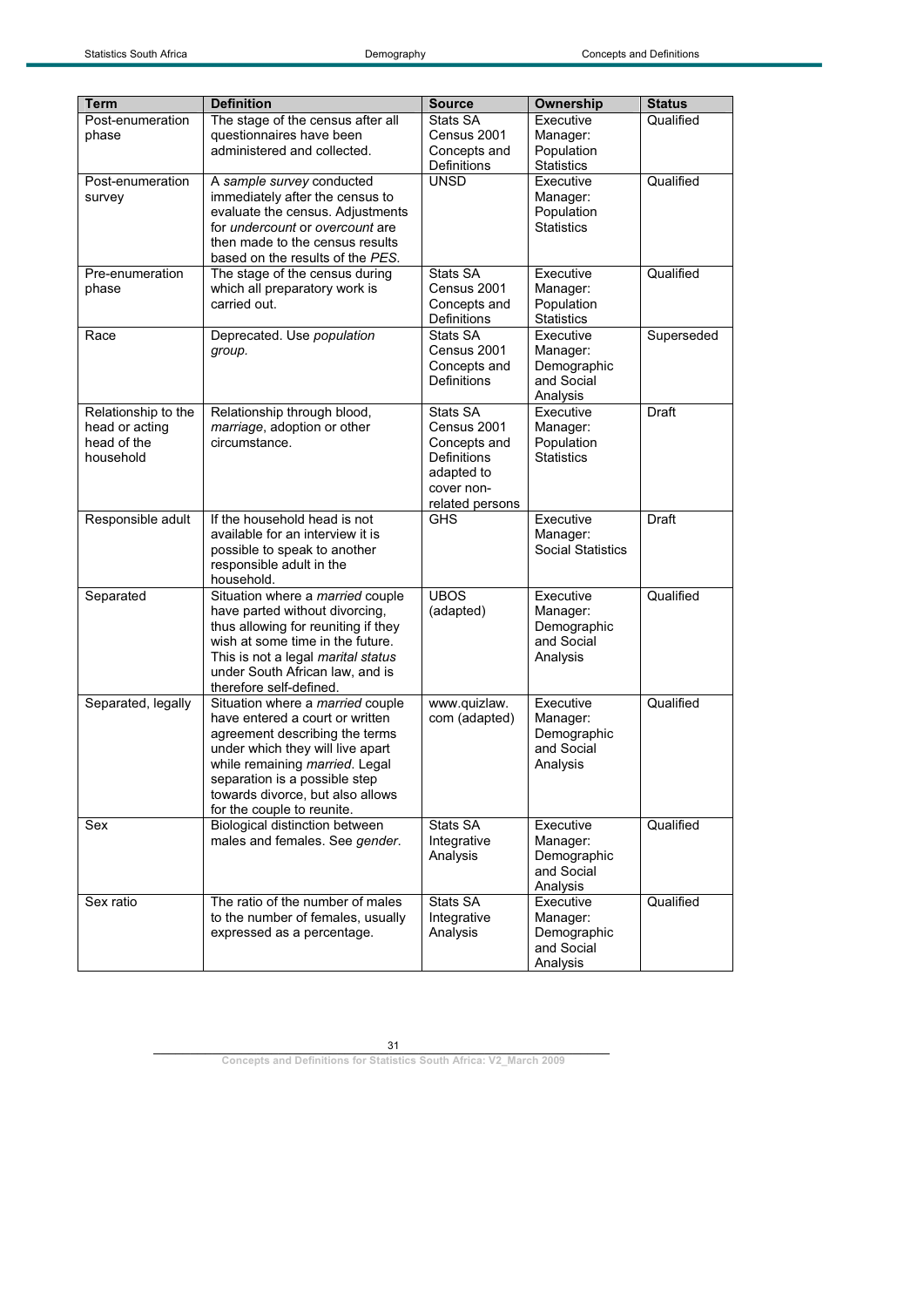| Term | Definition | Source | Ownership | Status |
|---|---|---|---|---|
| Post-enumeration phase | The stage of the census after all questionnaires have been administered and collected. | Stats SA Census 2001 Concepts and Definitions | Executive Manager: Population Statistics | Qualified |
| Post-enumeration survey | A *sample survey* conducted immediately after the census to evaluate the census. Adjustments for *undercount* or *overcount* are then made to the census results based on the results of the *PES*. | UNSD | Executive Manager: Population Statistics | Qualified |
| Pre-enumeration phase | The stage of the census during which all preparatory work is carried out. | Stats SA Census 2001 Concepts and Definitions | Executive Manager: Population Statistics | Qualified |
| Race | Deprecated. Use *population group.* | Stats SA Census 2001 Concepts and Definitions | Executive Manager: Demographic and Social Analysis | Superseded |
| Relationship to the head or acting head of the household | Relationship through blood, *marriage*, adoption or other circumstance. | Stats SA Census 2001 Concepts and Definitions adapted to cover non-related persons | Executive Manager: Population Statistics | Draft |
| Responsible adult | If the household head is not available for an interview it is possible to speak to another responsible adult in the household. | GHS | Executive Manager: Social Statistics | Draft |
| Separated | Situation where a *married* couple have parted without divorcing, thus allowing for reuniting if they wish at some time in the future. This is not a legal *marital status* under South African law, and is therefore self-defined. | UBOS (adapted) | Executive Manager: Demographic and Social Analysis | Qualified |
| Separated, legally | Situation where a *married* couple have entered a court or written agreement describing the terms under which they will live apart while remaining *married*. Legal separation is a possible step towards divorce, but also allows for the couple to reunite. | www.quizlaw.com (adapted) | Executive Manager: Demographic and Social Analysis | Qualified |
| Sex | Biological distinction between males and females. See *gender*. | Stats SA Integrative Analysis | Executive Manager: Demographic and Social Analysis | Qualified |
| Sex ratio | The ratio of the number of males to the number of females, usually expressed as a percentage. | Stats SA Integrative Analysis | Executive Manager: Demographic and Social Analysis | Qualified |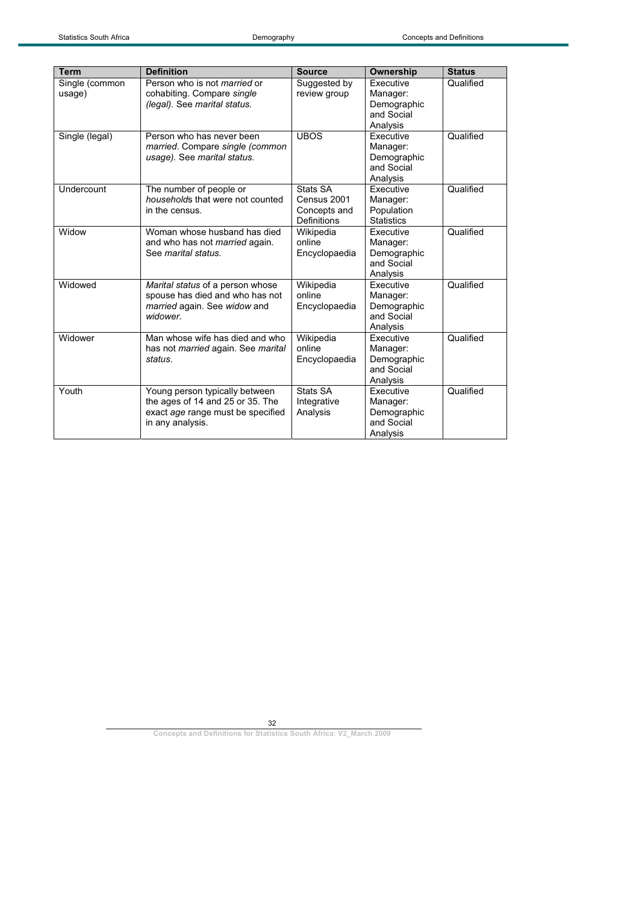| Term | Definition | Source | Ownership | Status |
|---|---|---|---|---|
| Single (common usage) | Person who is not *married* or cohabiting. Compare *single (legal).* See *marital status.* | Suggested by review group | Executive Manager: Demographic and Social Analysis | Qualified |
| Single (legal) | Person who has never been *married*. Compare *single (common usage).* See *marital status.* | UBOS | Executive Manager: Demographic and Social Analysis | Qualified |
| Undercount | The number of people or *household*s that were not counted in the census. | Stats SA Census 2001 Concepts and Definitions | Executive Manager: Population Statistics | Qualified |
| Widow | Woman whose husband has died and who has not *married* again. See *marital status.* | Wikipedia online Encyclopaedia | Executive Manager: Demographic and Social Analysis | Qualified |
| Widowed | *Marital status* of a person whose spouse has died and who has not *married* again. See *widow* and *widower*. | Wikipedia online Encyclopaedia | Executive Manager: Demographic and Social Analysis | Qualified |
| Widower | Man whose wife has died and who has not *married* again. See *marital status*. | Wikipedia online Encyclopaedia | Executive Manager: Demographic and Social Analysis | Qualified |
| Youth | Young person typically between the ages of 14 and 25 or 35. The exact *age* range must be specified in any analysis. | Stats SA Integrative Analysis | Executive Manager: Demographic and Social Analysis | Qualified |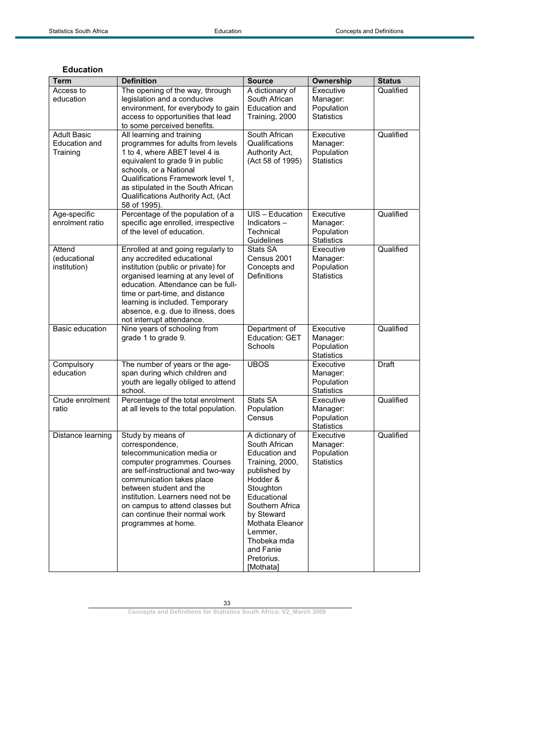## Education

| Term | Definition | Source | Ownership | Status |
|---|---|---|---|---|
| Access to education | The opening of the way, through legislation and a conducive environment, for everybody to gain access to opportunities that lead to some perceived benefits. | A dictionary of South African Education and Training, 2000 | Executive Manager: Population Statistics | Qualified |
| Adult Basic Education and Training | All learning and training programmes for adults from levels 1 to 4, where ABET level 4 is equivalent to grade 9 in public schools, or a National Qualifications Framework level 1, as stipulated in the South African Qualifications Authority Act, (Act 58 of 1995). | South African Qualifications Authority Act, (Act 58 of 1995) | Executive Manager: Population Statistics | Qualified |
| Age-specific enrolment ratio | Percentage of the population of a specific age enrolled, irrespective of the level of education. | UIS – Education Indicators – Technical Guidelines | Executive Manager: Population Statistics | Qualified |
| Attend (educational institution) | Enrolled at and going regularly to any accredited educational institution (public or private) for organised learning at any level of education. Attendance can be full-time or part-time, and distance learning is included. Temporary absence, e.g. due to illness, does not interrupt attendance. | Stats SA Census 2001 Concepts and Definitions | Executive Manager: Population Statistics | Qualified |
| Basic education | Nine years of schooling from grade 1 to grade 9. | Department of Education: GET Schools | Executive Manager: Population Statistics | Qualified |
| Compulsory education | The number of years or the age-span during which children and youth are legally obliged to attend school. | UBOS | Executive Manager: Population Statistics | Draft |
| Crude enrolment ratio | Percentage of the total enrolment at all levels to the total population. | Stats SA Population Census | Executive Manager: Population Statistics | Qualified |
| Distance learning | Study by means of correspondence, telecommunication media or computer programmes. Courses are self-instructional and two-way communication takes place between student and the institution. Learners need not be on campus to attend classes but can continue their normal work programmes at home. | A dictionary of South African Education and Training, 2000, published by Hodder & Stoughton Educational Southern Africa by Steward Mothata Eleanor Lemmer, Thobeka mda and Fanie Pretorius. [Mothata] | Executive Manager: Population Statistics | Qualified |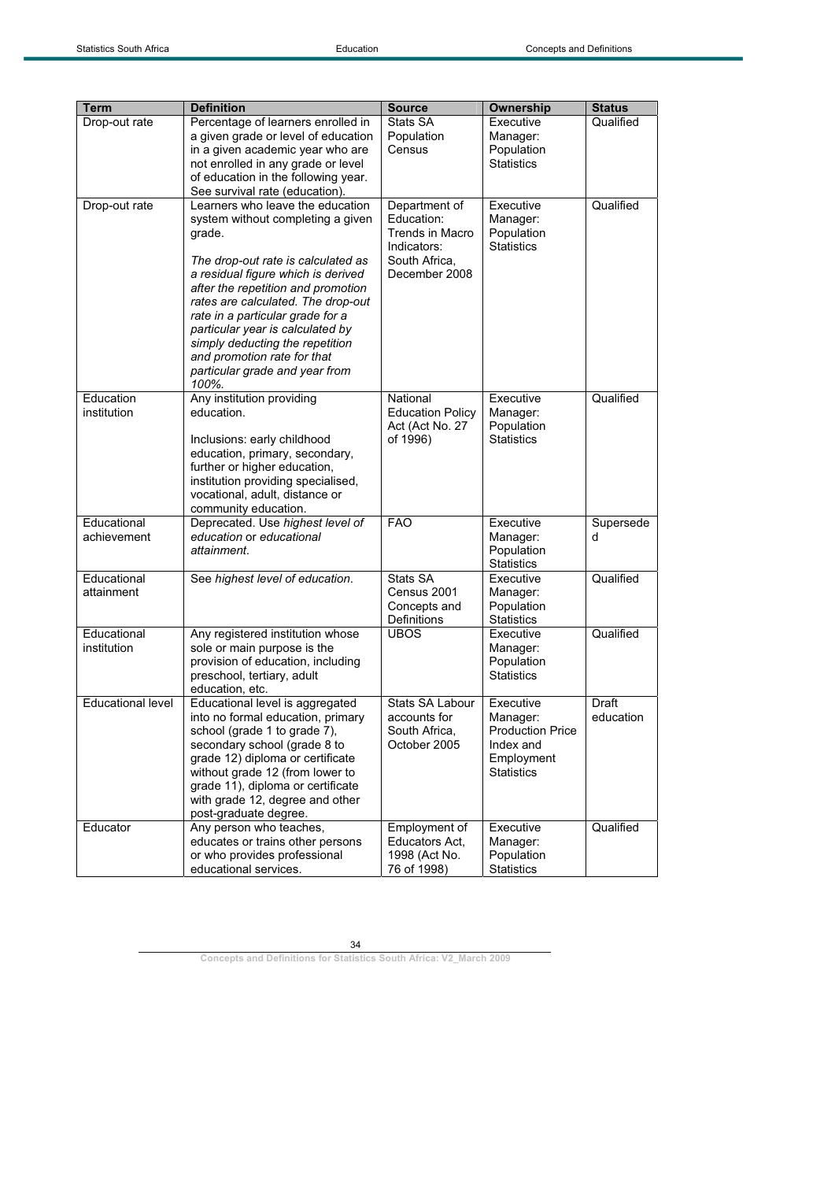| Term | Definition | Source | Ownership | Status |
|---|---|---|---|---|
| Drop-out rate | Percentage of learners enrolled in a given grade or level of education in a given academic year who are not enrolled in any grade or level of education in the following year. See survival rate (education). | Stats SA Population Census | Executive Manager: Population Statistics | Qualified |
| Drop-out rate | Learners who leave the education system without completing a given grade.<br><br>*The drop-out rate is calculated as a residual figure which is derived after the repetition and promotion rates are calculated. The drop-out rate in a particular grade for a particular year is calculated by simply deducting the repetition and promotion rate for that particular grade and year from 100%.* | Department of Education: Trends in Macro Indicators: South Africa, December 2008 | Executive Manager: Population Statistics | Qualified |
| Education institution | Any institution providing education.<br><br>Inclusions: early childhood education, primary, secondary, further or higher education, institution providing specialised, vocational, adult, distance or community education. | National Education Policy Act (Act No. 27 of 1996) | Executive Manager: Population Statistics | Qualified |
| Educational achievement | Deprecated. Use *highest level of education* or *educational attainment*. | FAO | Executive Manager: Population Statistics | Superseded |
| Educational attainment | See *highest level of education*. | Stats SA Census 2001 Concepts and Definitions | Executive Manager: Population Statistics | Qualified |
| Educational institution | Any registered institution whose sole or main purpose is the provision of education, including preschool, tertiary, adult education, etc. | UBOS | Executive Manager: Population Statistics | Qualified |
| Educational level | Educational level is aggregated into no formal education, primary school (grade 1 to grade 7), secondary school (grade 8 to grade 12) diploma or certificate without grade 12 (from lower to grade 11), diploma or certificate with grade 12, degree and other post-graduate degree. | Stats SA Labour accounts for South Africa, October 2005 | Executive Manager: Production Price Index and Employment Statistics | Draft education |
| Educator | Any person who teaches, educates or trains other persons or who provides professional educational services. | Employment of Educators Act, 1998 (Act No. 76 of 1998) | Executive Manager: Population Statistics | Qualified |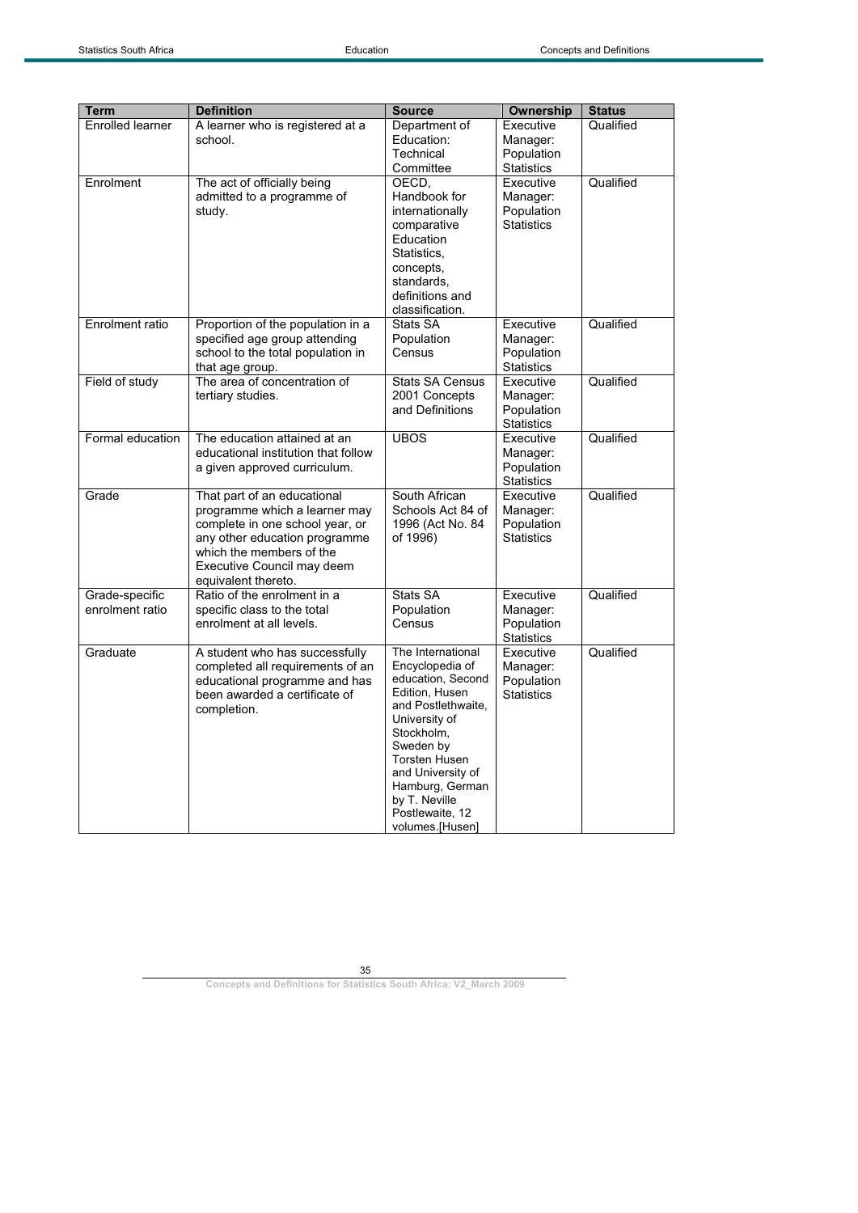| Term | Definition | Source | Ownership | Status |
|---|---|---|---|---|
| Enrolled learner | A learner who is registered at a school. | Department of Education: Technical Committee | Executive Manager: Population Statistics | Qualified |
| Enrolment | The act of officially being admitted to a programme of study. | OECD, Handbook for internationally comparative Education Statistics, concepts, standards, definitions and classification. | Executive Manager: Population Statistics | Qualified |
| Enrolment ratio | Proportion of the population in a specified age group attending school to the total population in that age group. | Stats SA Population Census | Executive Manager: Population Statistics | Qualified |
| Field of study | The area of concentration of tertiary studies. | Stats SA Census 2001 Concepts and Definitions | Executive Manager: Population Statistics | Qualified |
| Formal education | The education attained at an educational institution that follow a given approved curriculum. | UBOS | Executive Manager: Population Statistics | Qualified |
| Grade | That part of an educational programme which a learner may complete in one school year, or any other education programme which the members of the Executive Council may deem equivalent thereto. | South African Schools Act 84 of 1996 (Act No. 84 of 1996) | Executive Manager: Population Statistics | Qualified |
| Grade-specific enrolment ratio | Ratio of the enrolment in a specific class to the total enrolment at all levels. | Stats SA Population Census | Executive Manager: Population Statistics | Qualified |
| Graduate | A student who has successfully completed all requirements of an educational programme and has been awarded a certificate of completion. | The International Encyclopedia of education, Second Edition, Husen and Postlethwaite, University of Stockholm, Sweden by Torsten Husen and University of Hamburg, German by T. Neville Postlewaite, 12 volumes.[Husen] | Executive Manager: Population Statistics | Qualified |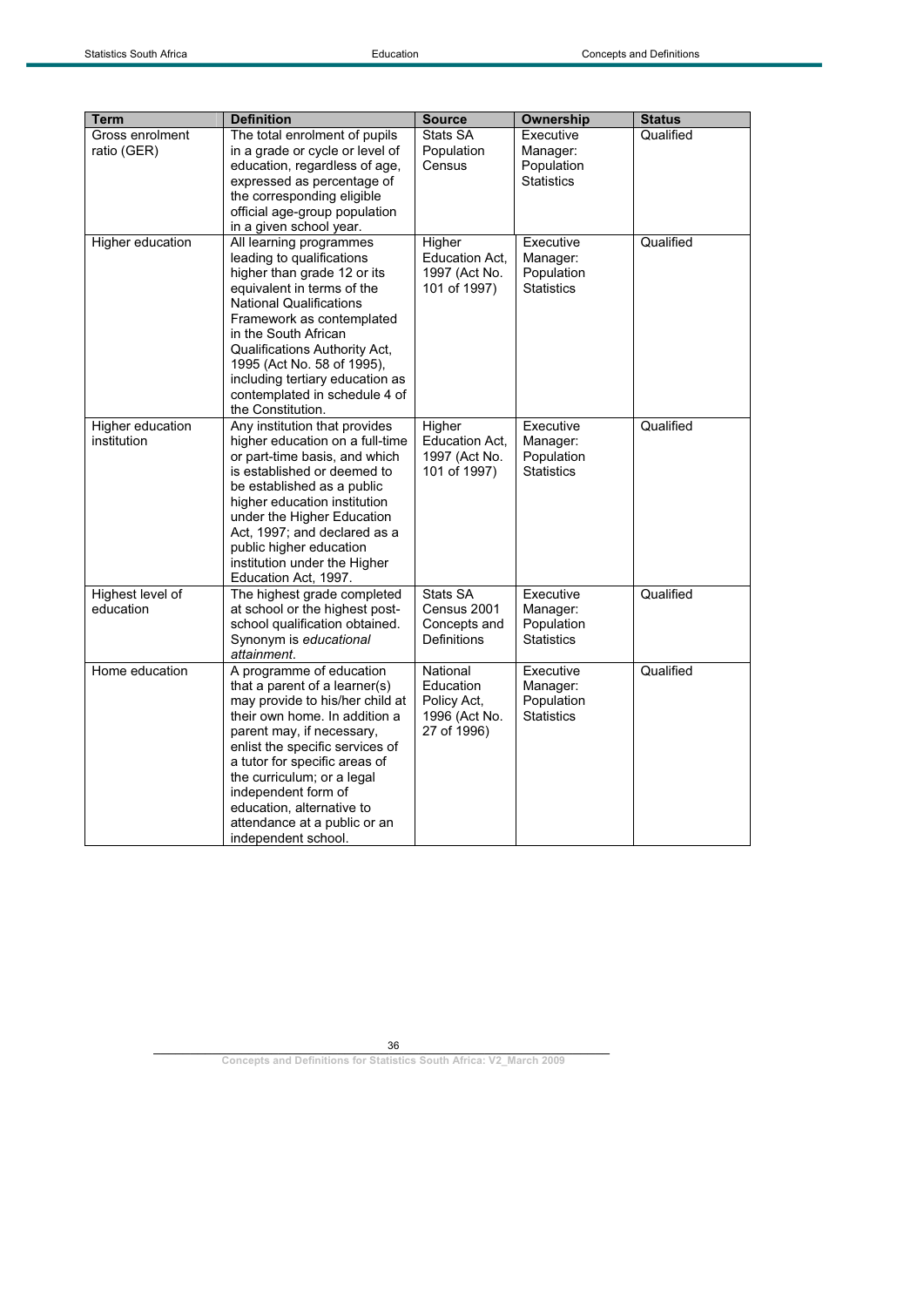| Term | Definition | Source | Ownership | Status |
| --- | --- | --- | --- | --- |
| Gross enrolment ratio (GER) | The total enrolment of pupils in a grade or cycle or level of education, regardless of age, expressed as percentage of the corresponding eligible official age-group population in a given school year. | Stats SA Population Census | Executive Manager: Population Statistics | Qualified |
| Higher education | All learning programmes leading to qualifications higher than grade 12 or its equivalent in terms of the National Qualifications Framework as contemplated in the South African Qualifications Authority Act, 1995 (Act No. 58 of 1995), including tertiary education as contemplated in schedule 4 of the Constitution. | Higher Education Act, 1997 (Act No. 101 of 1997) | Executive Manager: Population Statistics | Qualified |
| Higher education institution | Any institution that provides higher education on a full-time or part-time basis, and which is established or deemed to be established as a public higher education institution under the Higher Education Act, 1997; and declared as a public higher education institution under the Higher Education Act, 1997. | Higher Education Act, 1997 (Act No. 101 of 1997) | Executive Manager: Population Statistics | Qualified |
| Highest level of education | The highest grade completed at school or the highest post-school qualification obtained. Synonym is *educational attainment*. | Stats SA Census 2001 Concepts and Definitions | Executive Manager: Population Statistics | Qualified |
| Home education | A programme of education that a parent of a learner(s) may provide to his/her child at their own home. In addition a parent may, if necessary, enlist the specific services of a tutor for specific areas of the curriculum; or a legal independent form of education, alternative to attendance at a public or an independent school. | National Education Policy Act, 1996 (Act No. 27 of 1996) | Executive Manager: Population Statistics | Qualified |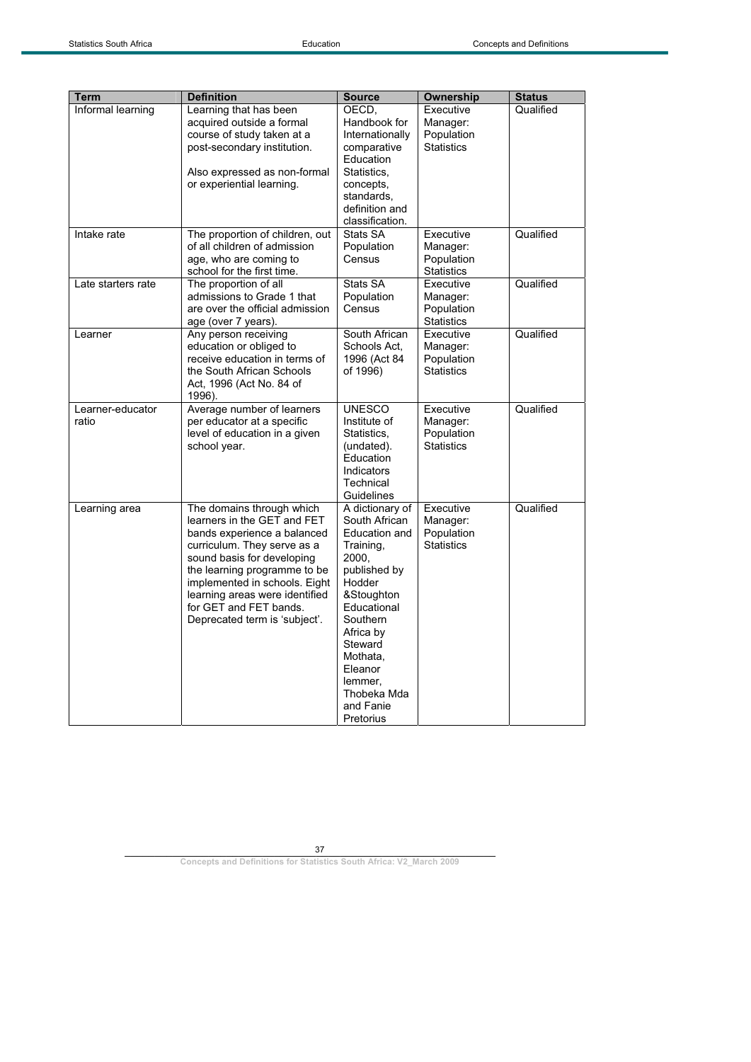| Term | Definition | Source | Ownership | Status |
|---|---|---|---|---|
| Informal learning | Learning that has been acquired outside a formal course of study taken at a post-secondary institution.<br><br>Also expressed as non-formal or experiential learning. | OECD, Handbook for Internationally comparative Education Statistics, concepts, standards, definition and classification. | Executive Manager: Population Statistics | Qualified |
| Intake rate | The proportion of children, out of all children of admission age, who are coming to school for the first time. | Stats SA Population Census | Executive Manager: Population Statistics | Qualified |
| Late starters rate | The proportion of all admissions to Grade 1 that are over the official admission age (over 7 years). | Stats SA Population Census | Executive Manager: Population Statistics | Qualified |
| Learner | Any person receiving education or obliged to receive education in terms of the South African Schools Act, 1996 (Act No. 84 of 1996). | South African Schools Act, 1996 (Act 84 of 1996) | Executive Manager: Population Statistics | Qualified |
| Learner-educator ratio | Average number of learners per educator at a specific level of education in a given school year. | UNESCO Institute of Statistics, (undated). Education Indicators Technical Guidelines | Executive Manager: Population Statistics | Qualified |
| Learning area | The domains through which learners in the GET and FET bands experience a balanced curriculum. They serve as a sound basis for developing the learning programme to be implemented in schools. Eight learning areas were identified for GET and FET bands. Deprecated term is 'subject'. | A dictionary of South African Education and Training, 2000, published by Hodder &Stoughton Educational Southern Africa by Steward Mothata, Eleanor lemmer, Thobeka Mda and Fanie Pretorius | Executive Manager: Population Statistics | Qualified |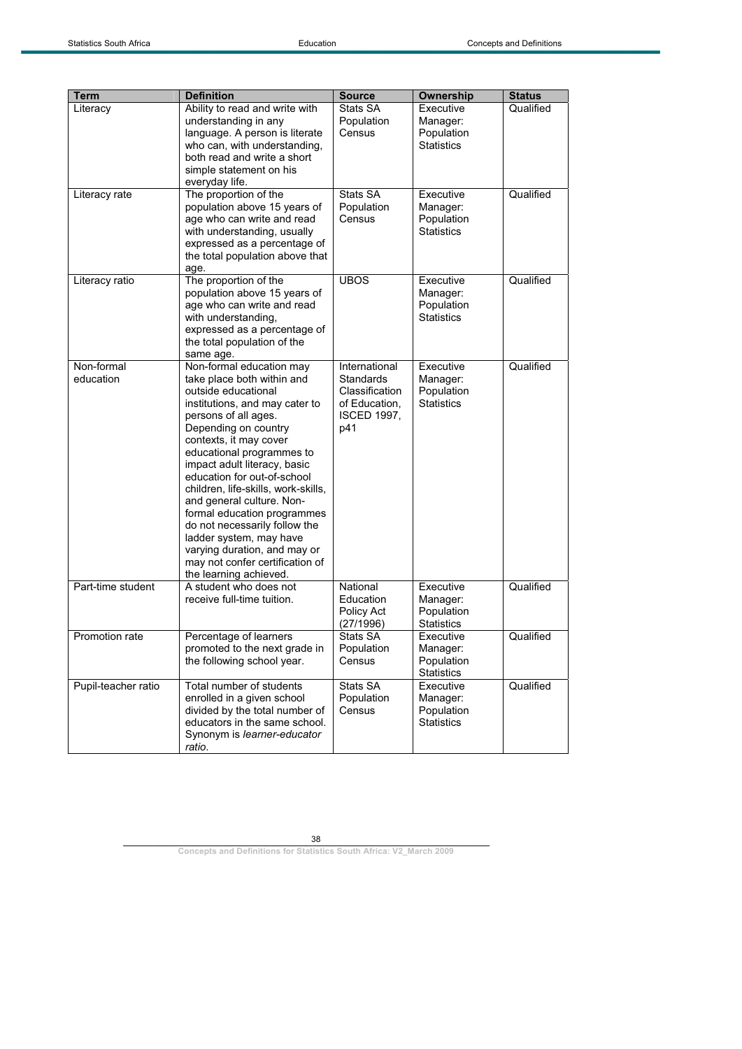| Term | Definition | Source | Ownership | Status |
|---|---|---|---|---|
| Literacy | Ability to read and write with understanding in any language. A person is literate who can, with understanding, both read and write a short simple statement on his everyday life. | Stats SA Population Census | Executive Manager: Population Statistics | Qualified |
| Literacy rate | The proportion of the population above 15 years of age who can write and read with understanding, usually expressed as a percentage of the total population above that age. | Stats SA Population Census | Executive Manager: Population Statistics | Qualified |
| Literacy ratio | The proportion of the population above 15 years of age who can write and read with understanding, expressed as a percentage of the total population of the same age. | UBOS | Executive Manager: Population Statistics | Qualified |
| Non-formal education | Non-formal education may take place both within and outside educational institutions, and may cater to persons of all ages. Depending on country contexts, it may cover educational programmes to impact adult literacy, basic education for out-of-school children, life-skills, work-skills, and general culture. Non-formal education programmes do not necessarily follow the ladder system, may have varying duration, and may or may not confer certification of the learning achieved. | International Standards Classification of Education, ISCED 1997, p41 | Executive Manager: Population Statistics | Qualified |
| Part-time student | A student who does not receive full-time tuition. | National Education Policy Act (27/1996) | Executive Manager: Population Statistics | Qualified |
| Promotion rate | Percentage of learners promoted to the next grade in the following school year. | Stats SA Population Census | Executive Manager: Population Statistics | Qualified |
| Pupil-teacher ratio | Total number of students enrolled in a given school divided by the total number of educators in the same school. Synonym is *learner-educator ratio*. | Stats SA Population Census | Executive Manager: Population Statistics | Qualified |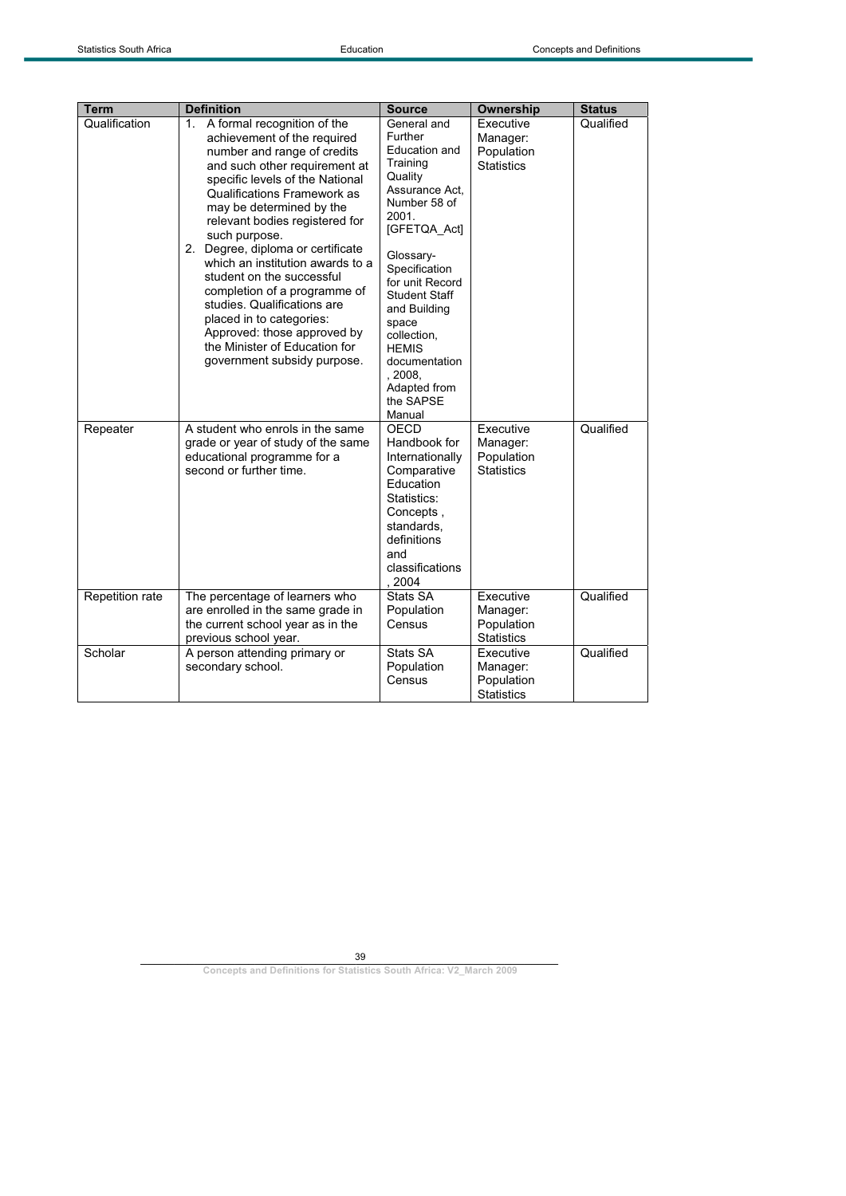| Term | Definition | Source | Ownership | Status |
|---|---|---|---|---|
| Qualification | 1. A formal recognition of the achievement of the required number and range of credits and such other requirement at specific levels of the National Qualifications Framework as may be determined by the relevant bodies registered for such purpose.<br>2. Degree, diploma or certificate which an institution awards to a student on the successful completion of a programme of studies. Qualifications are placed in to categories: Approved: those approved by the Minister of Education for government subsidy purpose. | General and Further Education and Training Quality Assurance Act, Number 58 of 2001. [GFETQA_Act]<br><br>Glossary-Specification for unit Record Student Staff and Building space collection, HEMIS documentation, 2008, Adapted from the SAPSE Manual | Executive Manager: Population Statistics | Qualified |
| Repeater | A student who enrols in the same grade or year of study of the same educational programme for a second or further time. | OECD Handbook for Internationally Comparative Education Statistics: Concepts, standards, definitions and classifications, 2004 | Executive Manager: Population Statistics | Qualified |
| Repetition rate | The percentage of learners who are enrolled in the same grade in the current school year as in the previous school year. | Stats SA Population Census | Executive Manager: Population Statistics | Qualified |
| Scholar | A person attending primary or secondary school. | Stats SA Population Census | Executive Manager: Population Statistics | Qualified |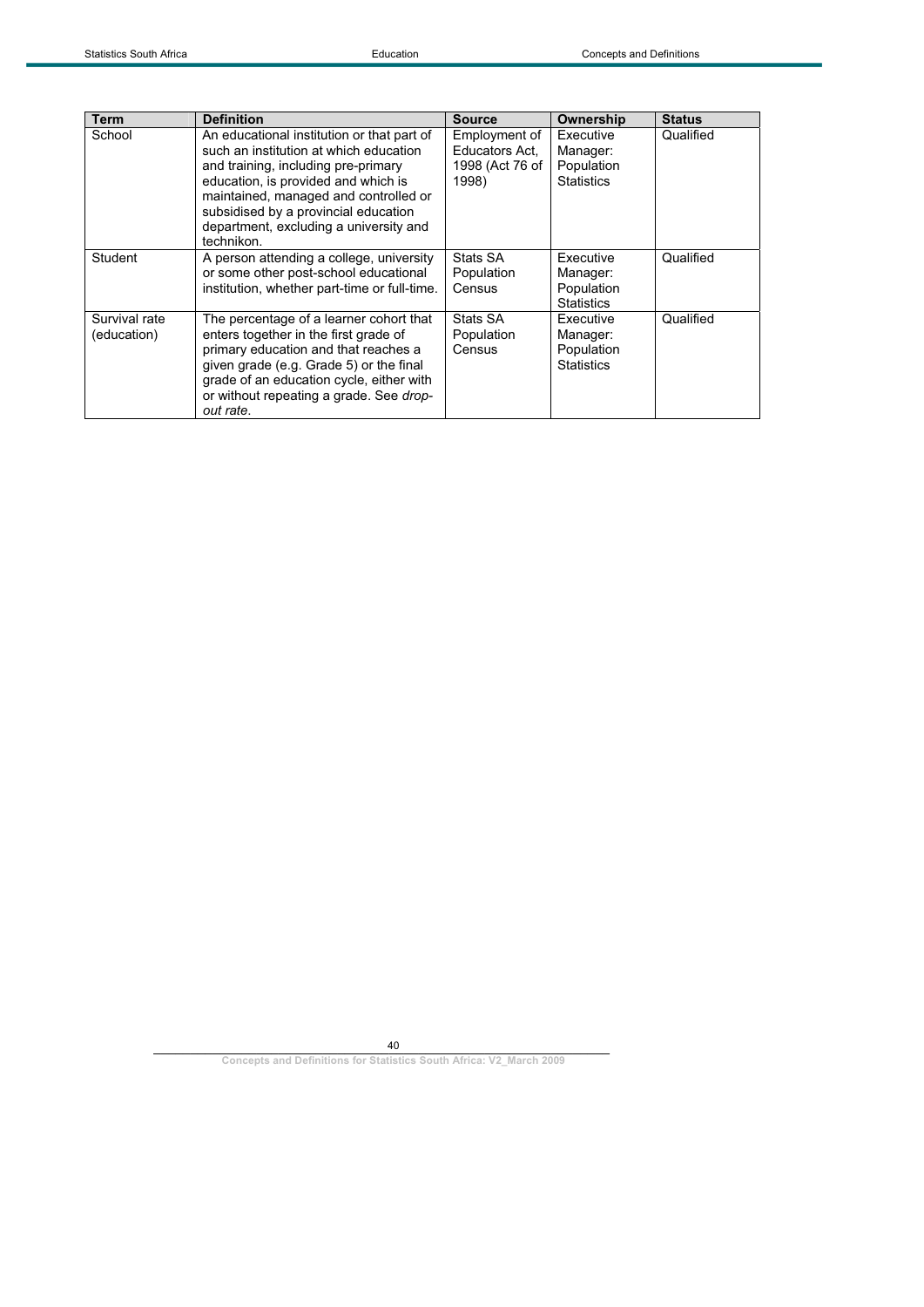| Term | Definition | Source | Ownership | Status |
|---|---|---|---|---|
| School | An educational institution or that part of such an institution at which education and training, including pre-primary education, is provided and which is maintained, managed and controlled or subsidised by a provincial education department, excluding a university and technikon. | Employment of Educators Act, 1998 (Act 76 of 1998) | Executive Manager: Population Statistics | Qualified |
| Student | A person attending a college, university or some other post-school educational institution, whether part-time or full-time. | Stats SA Population Census | Executive Manager: Population Statistics | Qualified |
| Survival rate (education) | The percentage of a learner cohort that enters together in the first grade of primary education and that reaches a given grade (e.g. Grade 5) or the final grade of an education cycle, either with or without repeating a grade. See *drop-out rate*. | Stats SA Population Census | Executive Manager: Population Statistics | Qualified |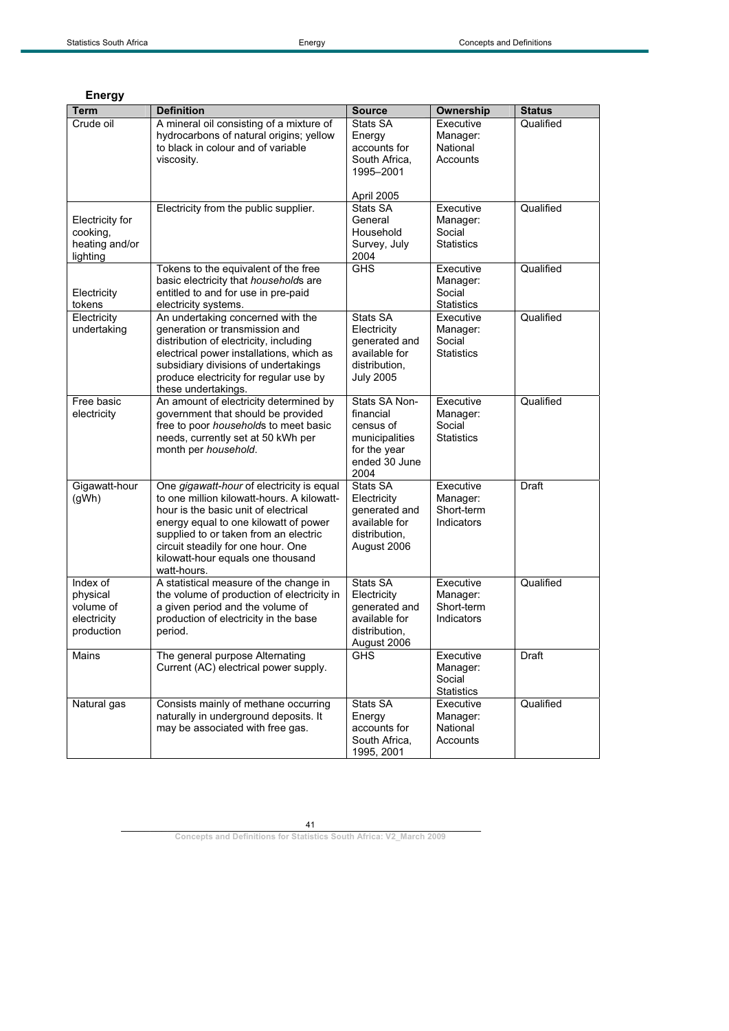## Energy

| Term | Definition | Source | Ownership | Status |
|---|---|---|---|---|
| Crude oil | A mineral oil consisting of a mixture of hydrocarbons of natural origins; yellow to black in colour and of variable viscosity. | Stats SA Energy accounts for South Africa, 1995–2001 April 2005 | Executive Manager: National Accounts | Qualified |
| Electricity for cooking, heating and/or lighting | Electricity from the public supplier. | Stats SA General Household Survey, July 2004 | Executive Manager: Social Statistics | Qualified |
| Electricity tokens | Tokens to the equivalent of the free basic electricity that *household*s are entitled to and for use in pre-paid electricity systems. | GHS | Executive Manager: Social Statistics | Qualified |
| Electricity undertaking | An undertaking concerned with the generation or transmission and distribution of electricity, including electrical power installations, which as subsidiary divisions of undertakings produce electricity for regular use by these undertakings. | Stats SA Electricity generated and available for distribution, July 2005 | Executive Manager: Social Statistics | Qualified |
| Free basic electricity | An amount of electricity determined by government that should be provided free to poor *household*s to meet basic needs, currently set at 50 kWh per month per *household*. | Stats SA Non-financial census of municipalities for the year ended 30 June 2004 | Executive Manager: Social Statistics | Qualified |
| Gigawatt-hour (gWh) | One *gigawatt-hour* of electricity is equal to one million kilowatt-hours. A kilowatt-hour is the basic unit of electrical energy equal to one kilowatt of power supplied to or taken from an electric circuit steadily for one hour. One kilowatt-hour equals one thousand watt-hours. | Stats SA Electricity generated and available for distribution, August 2006 | Executive Manager: Short-term Indicators | Draft |
| Index of physical volume of electricity production | A statistical measure of the change in the volume of production of electricity in a given period and the volume of production of electricity in the base period. | Stats SA Electricity generated and available for distribution, August 2006 | Executive Manager: Short-term Indicators | Qualified |
| Mains | The general purpose Alternating Current (AC) electrical power supply. | GHS | Executive Manager: Social Statistics | Draft |
| Natural gas | Consists mainly of methane occurring naturally in underground deposits. It may be associated with free gas. | Stats SA Energy accounts for South Africa, 1995, 2001 | Executive Manager: National Accounts | Qualified |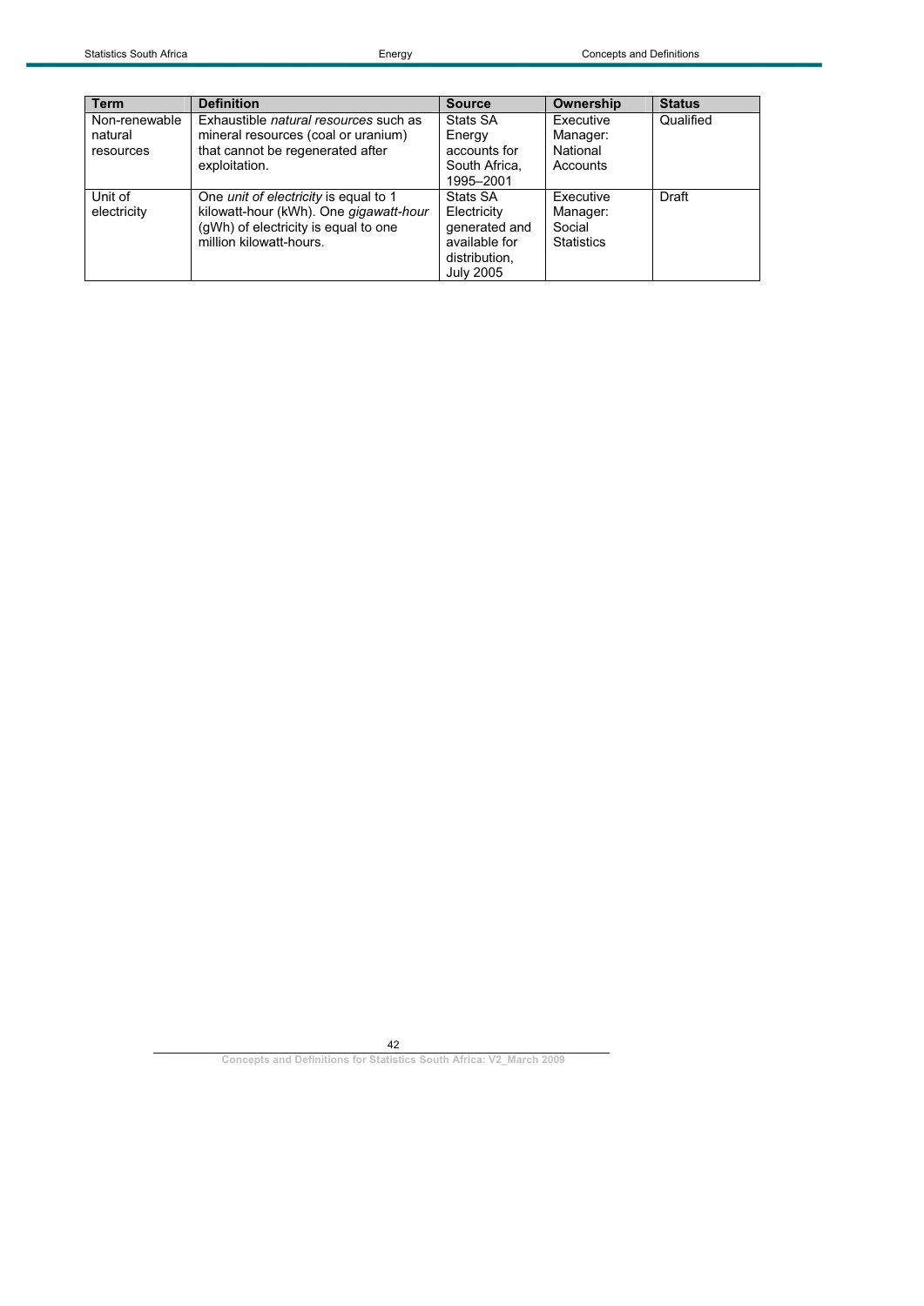| Term | Definition | Source | Ownership | Status |
|---|---|---|---|---|
| Non-renewable natural resources | Exhaustible *natural resources* such as mineral resources (coal or uranium) that cannot be regenerated after exploitation. | Stats SA Energy accounts for South Africa, 1995–2001 | Executive Manager: National Accounts | Qualified |
| Unit of electricity | One *unit of electricity* is equal to 1 kilowatt-hour (kWh). One *gigawatt-hour* (gWh) of electricity is equal to one million kilowatt-hours. | Stats SA Electricity generated and available for distribution, July 2005 | Executive Manager: Social Statistics | Draft |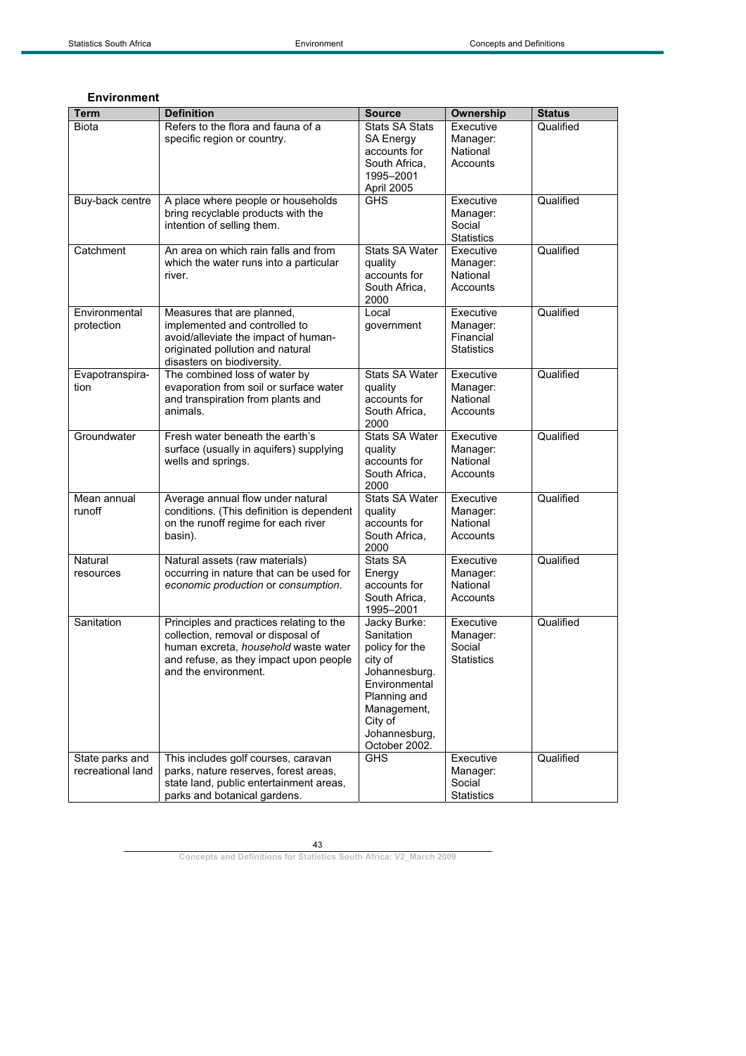## Environment

| Term | Definition | Source | Ownership | Status |
| --- | --- | --- | --- | --- |
| Biota | Refers to the flora and fauna of a specific region or country. | Stats SA Stats SA Energy accounts for South Africa, 1995–2001 April 2005 | Executive Manager: National Accounts | Qualified |
| Buy-back centre | A place where people or households bring recyclable products with the intention of selling them. | GHS | Executive Manager: Social Statistics | Qualified |
| Catchment | An area on which rain falls and from which the water runs into a particular river. | Stats SA Water quality accounts for South Africa, 2000 | Executive Manager: National Accounts | Qualified |
| Environmental protection | Measures that are planned, implemented and controlled to avoid/alleviate the impact of human-originated pollution and natural disasters on biodiversity. | Local government | Executive Manager: Financial Statistics | Qualified |
| Evapotranspiration | The combined loss of water by evaporation from soil or surface water and transpiration from plants and animals. | Stats SA Water quality accounts for South Africa, 2000 | Executive Manager: National Accounts | Qualified |
| Groundwater | Fresh water beneath the earth's surface (usually in aquifers) supplying wells and springs. | Stats SA Water quality accounts for South Africa, 2000 | Executive Manager: National Accounts | Qualified |
| Mean annual runoff | Average annual flow under natural conditions. (This definition is dependent on the runoff regime for each river basin). | Stats SA Water quality accounts for South Africa, 2000 | Executive Manager: National Accounts | Qualified |
| Natural resources | Natural assets (raw materials) occurring in nature that can be used for *economic production* or *consumption*. | Stats SA Energy accounts for South Africa, 1995–2001 | Executive Manager: National Accounts | Qualified |
| Sanitation | Principles and practices relating to the collection, removal or disposal of human excreta, *household* waste water and refuse, as they impact upon people and the environment. | Jacky Burke: Sanitation policy for the city of Johannesburg. Environmental Planning and Management, City of Johannesburg, October 2002. | Executive Manager: Social Statistics | Qualified |
| State parks and recreational land | This includes golf courses, caravan parks, nature reserves, forest areas, state land, public entertainment areas, parks and botanical gardens. | GHS | Executive Manager: Social Statistics | Qualified |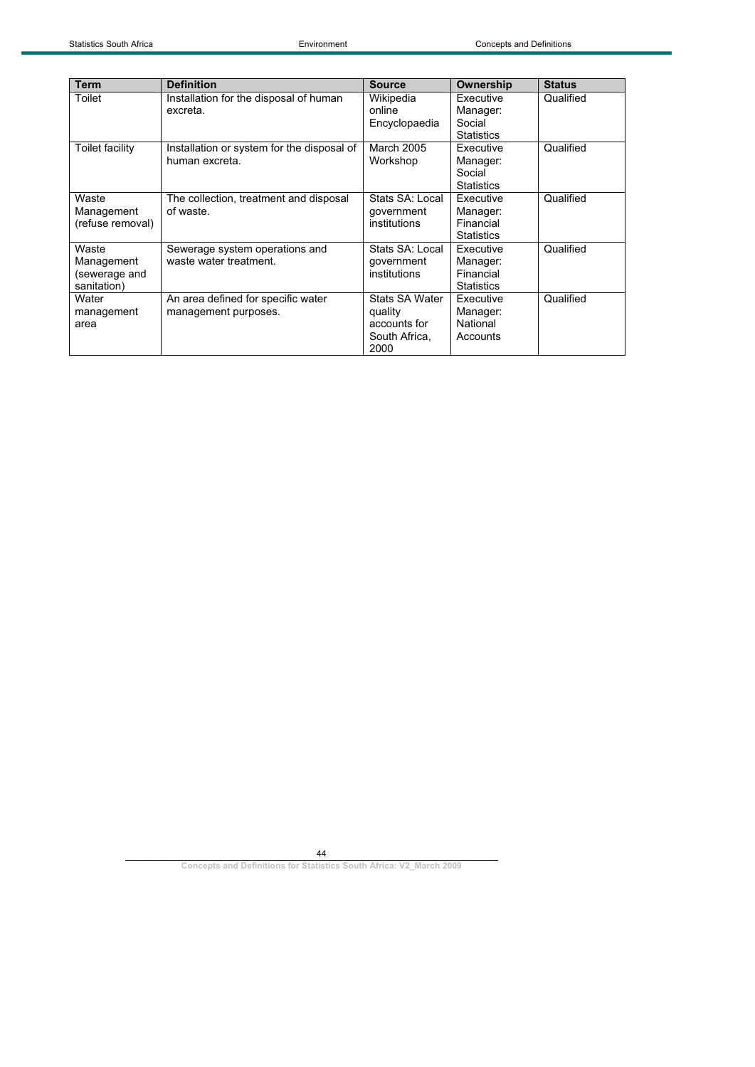| Term | Definition | Source | Ownership | Status |
| --- | --- | --- | --- | --- |
| Toilet | Installation for the disposal of human excreta. | Wikipedia online Encyclopaedia | Executive Manager: Social Statistics | Qualified |
| Toilet facility | Installation or system for the disposal of human excreta. | March 2005 Workshop | Executive Manager: Social Statistics | Qualified |
| Waste Management (refuse removal) | The collection, treatment and disposal of waste. | Stats SA: Local government institutions | Executive Manager: Financial Statistics | Qualified |
| Waste Management (sewerage and sanitation) | Sewerage system operations and waste water treatment. | Stats SA: Local government institutions | Executive Manager: Financial Statistics | Qualified |
| Water management area | An area defined for specific water management purposes. | Stats SA Water quality accounts for South Africa, 2000 | Executive Manager: National Accounts | Qualified |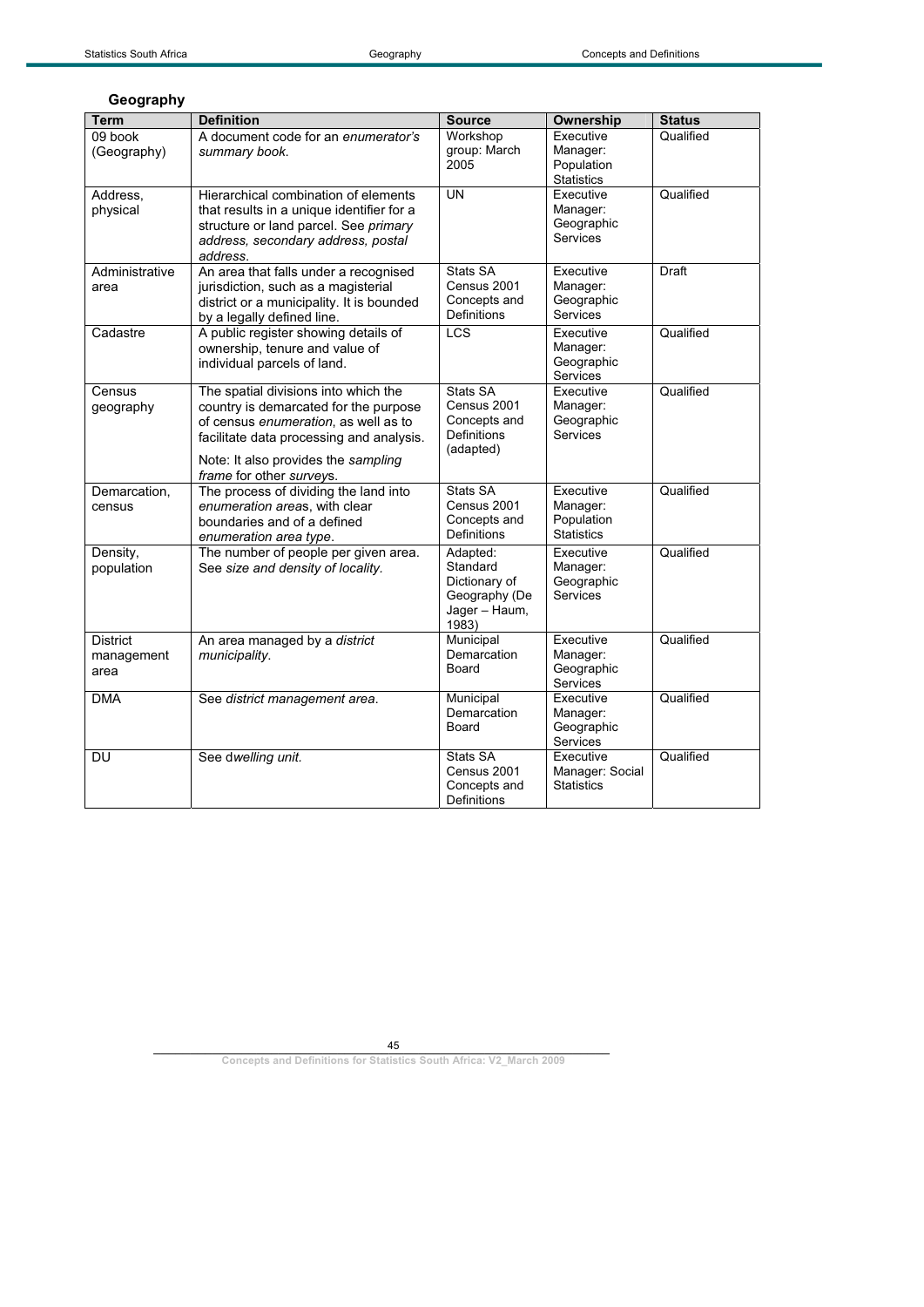## Geography

| Term | Definition | Source | Ownership | Status |
|---|---|---|---|---|
| 09 book (Geography) | A document code for an *enumerator's summary book*. | Workshop group: March 2005 | Executive Manager: Population Statistics | Qualified |
| Address, physical | Hierarchical combination of elements that results in a unique identifier for a structure or land parcel. See *primary address, secondary address, postal address*. | UN | Executive Manager: Geographic Services | Qualified |
| Administrative area | An area that falls under a recognised jurisdiction, such as a magisterial district or a municipality. It is bounded by a legally defined line. | Stats SA Census 2001 Concepts and Definitions | Executive Manager: Geographic Services | Draft |
| Cadastre | A public register showing details of ownership, tenure and value of individual parcels of land. | LCS | Executive Manager: Geographic Services | Qualified |
| Census geography | The spatial divisions into which the country is demarcated for the purpose of census *enumeration*, as well as to facilitate data processing and analysis.<br><br>Note: It also provides the *sampling frame* for other *survey*s. | Stats SA Census 2001 Concepts and Definitions (adapted) | Executive Manager: Geographic Services | Qualified |
| Demarcation, census | The process of dividing the land into *enumeration area*s, with clear boundaries and of a defined *enumeration area type*. | Stats SA Census 2001 Concepts and Definitions | Executive Manager: Population Statistics | Qualified |
| Density, population | The number of people per given area. See *size and density of locality*. | Adapted: Standard Dictionary of Geography (De Jager – Haum, 1983) | Executive Manager: Geographic Services | Qualified |
| District management area | An area managed by a *district municipality*. | Municipal Demarcation Board | Executive Manager: Geographic Services | Qualified |
| DMA | See *district management area*. | Municipal Demarcation Board | Executive Manager: Geographic Services | Qualified |
| DU | See d*welling unit*. | Stats SA Census 2001 Concepts and Definitions | Executive Manager: Social Statistics | Qualified |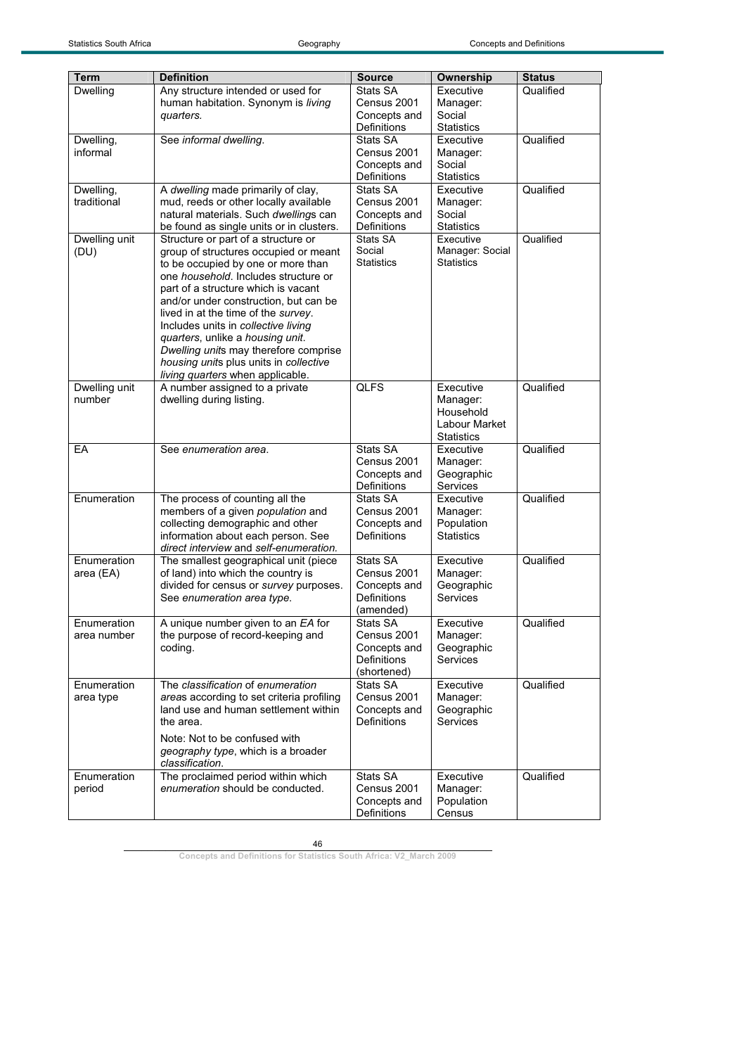| Term | Definition | Source | Ownership | Status |
|---|---|---|---|---|
| Dwelling | Any structure intended or used for human habitation. Synonym is *living quarters.* | Stats SA Census 2001 Concepts and Definitions | Executive Manager: Social Statistics | Qualified |
| Dwelling, informal | See *informal dwelling*. | Stats SA Census 2001 Concepts and Definitions | Executive Manager: Social Statistics | Qualified |
| Dwelling, traditional | A *dwelling* made primarily of clay, mud, reeds or other locally available natural materials. Such *dwelling*s can be found as single units or in clusters. | Stats SA Census 2001 Concepts and Definitions | Executive Manager: Social Statistics | Qualified |
| Dwelling unit (DU) | Structure or part of a structure or group of structures occupied or meant to be occupied by one or more than one *household*. Includes structure or part of a structure which is vacant and/or under construction, but can be lived in at the time of the *survey*. Includes units in *collective living quarters*, unlike a *housing unit*. *Dwelling unit*s may therefore comprise *housing unit*s plus units in *collective living quarters* when applicable. | Stats SA Social Statistics | Executive Manager: Social Statistics | Qualified |
| Dwelling unit number | A number assigned to a private dwelling during listing. | QLFS | Executive Manager: Household Labour Market Statistics | Qualified |
| EA | See *enumeration area*. | Stats SA Census 2001 Concepts and Definitions | Executive Manager: Geographic Services | Qualified |
| Enumeration | The process of counting all the members of a given *population* and collecting demographic and other information about each person. See *direct interview* and *self-enumeration*. | Stats SA Census 2001 Concepts and Definitions | Executive Manager: Population Statistics | Qualified |
| Enumeration area (EA) | The smallest geographical unit (piece of land) into which the country is divided for census or *survey* purposes. See *enumeration area type*. | Stats SA Census 2001 Concepts and Definitions (amended) | Executive Manager: Geographic Services | Qualified |
| Enumeration area number | A unique number given to an *EA* for the purpose of record-keeping and coding. | Stats SA Census 2001 Concepts and Definitions (shortened) | Executive Manager: Geographic Services | Qualified |
| Enumeration area type | The *classification* of *enumeration area*s according to set criteria profiling land use and human settlement within the area.<br><br>Note: Not to be confused with *geography type*, which is a broader *classification*. | Stats SA Census 2001 Concepts and Definitions | Executive Manager: Geographic Services | Qualified |
| Enumeration period | The proclaimed period within which *enumeration* should be conducted. | Stats SA Census 2001 Concepts and Definitions | Executive Manager: Population Census | Qualified |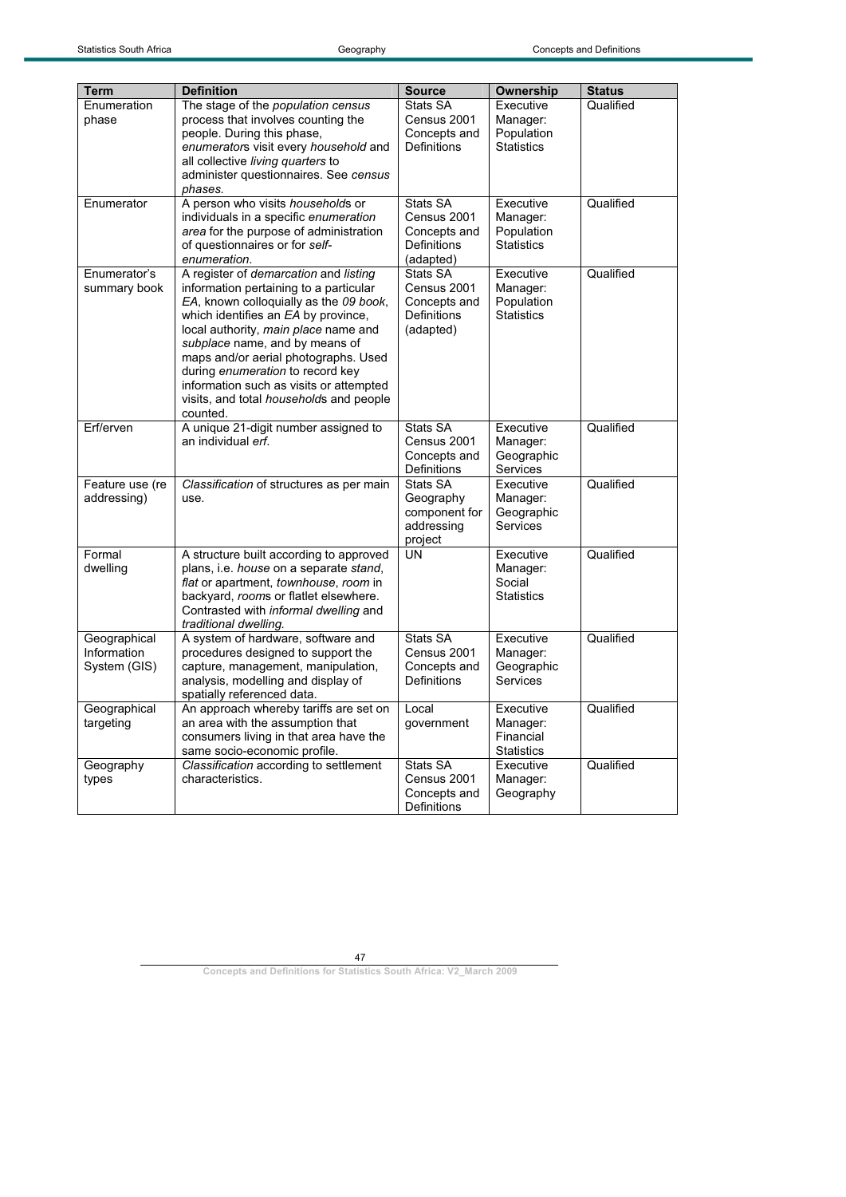| Term | Definition | Source | Ownership | Status |
| --- | --- | --- | --- | --- |
| Enumeration phase | The stage of the *population census* process that involves counting the people. During this phase, *enumerators* visit every *household* and all collective *living quarters* to administer questionnaires. See *census phases.* | Stats SA Census 2001 Concepts and Definitions | Executive Manager: Population Statistics | Qualified |
| Enumerator | A person who visits *households* or individuals in a specific *enumeration area* for the purpose of administration of questionnaires or for *self-enumeration*. | Stats SA Census 2001 Concepts and Definitions (adapted) | Executive Manager: Population Statistics | Qualified |
| Enumerator's summary book | A register of *demarcation* and *listing* information pertaining to a particular *EA*, known colloquially as the *09 book*, which identifies an *EA* by province, local authority, *main place* name and *subplace* name, and by means of maps and/or aerial photographs. Used during *enumeration* to record key information such as visits or attempted visits, and total *households* and people counted. | Stats SA Census 2001 Concepts and Definitions (adapted) | Executive Manager: Population Statistics | Qualified |
| Erf/erven | A unique 21-digit number assigned to an individual *erf*. | Stats SA Census 2001 Concepts and Definitions | Executive Manager: Geographic Services | Qualified |
| Feature use (re addressing) | *Classification* of structures as per main use. | Stats SA Geography component for addressing project | Executive Manager: Geographic Services | Qualified |
| Formal dwelling | A structure built according to approved plans, i.e. *house* on a separate *stand*, *flat* or apartment, *townhouse*, *room* in backyard, *rooms* or flatlet elsewhere. Contrasted with *informal dwelling* and *traditional dwelling.* | UN | Executive Manager: Social Statistics | Qualified |
| Geographical Information System (GIS) | A system of hardware, software and procedures designed to support the capture, management, manipulation, analysis, modelling and display of spatially referenced data. | Stats SA Census 2001 Concepts and Definitions | Executive Manager: Geographic Services | Qualified |
| Geographical targeting | An approach whereby tariffs are set on an area with the assumption that consumers living in that area have the same socio-economic profile. | Local government | Executive Manager: Financial Statistics | Qualified |
| Geography types | *Classification* according to settlement characteristics. | Stats SA Census 2001 Concepts and Definitions | Executive Manager: Geography | Qualified |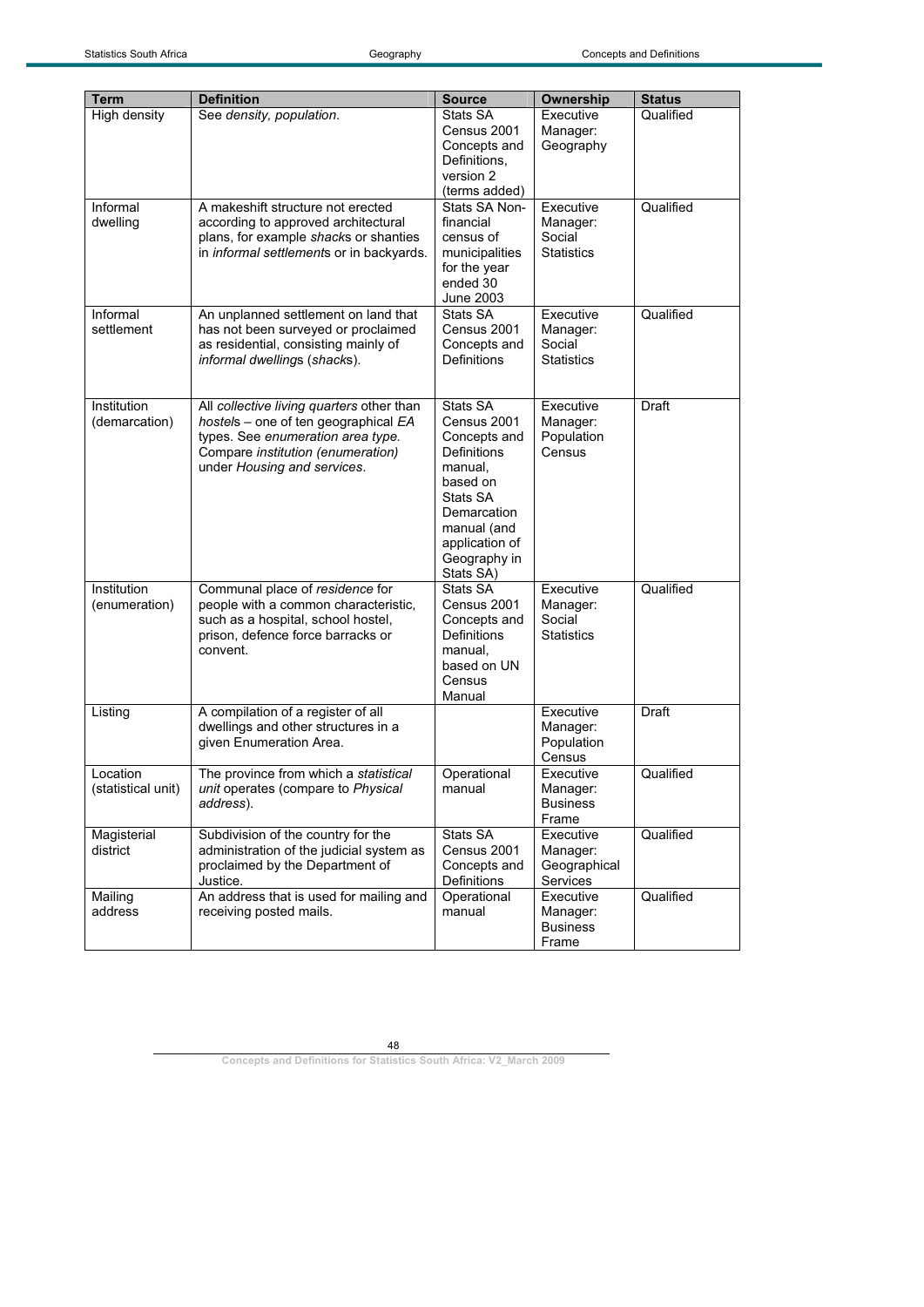| Term | Definition | Source | Ownership | Status |
|---|---|---|---|---|
| High density | See *density, population*. | Stats SA Census 2001 Concepts and Definitions, version 2 (terms added) | Executive Manager: Geography | Qualified |
| Informal dwelling | A makeshift structure not erected according to approved architectural plans, for example *shack*s or shanties in *informal settlement*s or in backyards. | Stats SA Non-financial census of municipalities for the year ended 30 June 2003 | Executive Manager: Social Statistics | Qualified |
| Informal settlement | An unplanned settlement on land that has not been surveyed or proclaimed as residential, consisting mainly of *informal dwelling*s (*shack*s). | Stats SA Census 2001 Concepts and Definitions | Executive Manager: Social Statistics | Qualified |
| Institution (demarcation) | All *collective living quarters* other than *hostel*s – one of ten geographical *EA* types. See *enumeration area type.* Compare *institution (enumeration)* under *Housing and services*. | Stats SA Census 2001 Concepts and Definitions manual, based on Stats SA Demarcation manual (and application of Geography in Stats SA) | Executive Manager: Population Census | Draft |
| Institution (enumeration) | Communal place of *residence* for people with a common characteristic, such as a hospital, school hostel, prison, defence force barracks or convent. | Stats SA Census 2001 Concepts and Definitions manual, based on UN Census Manual | Executive Manager: Social Statistics | Qualified |
| Listing | A compilation of a register of all dwellings and other structures in a given Enumeration Area. | | Executive Manager: Population Census | Draft |
| Location (statistical unit) | The province from which a *statistical unit* operates (compare to *Physical address*). | Operational manual | Executive Manager: Business Frame | Qualified |
| Magisterial district | Subdivision of the country for the administration of the judicial system as proclaimed by the Department of Justice. | Stats SA Census 2001 Concepts and Definitions | Executive Manager: Geographical Services | Qualified |
| Mailing address | An address that is used for mailing and receiving posted mails. | Operational manual | Executive Manager: Business Frame | Qualified |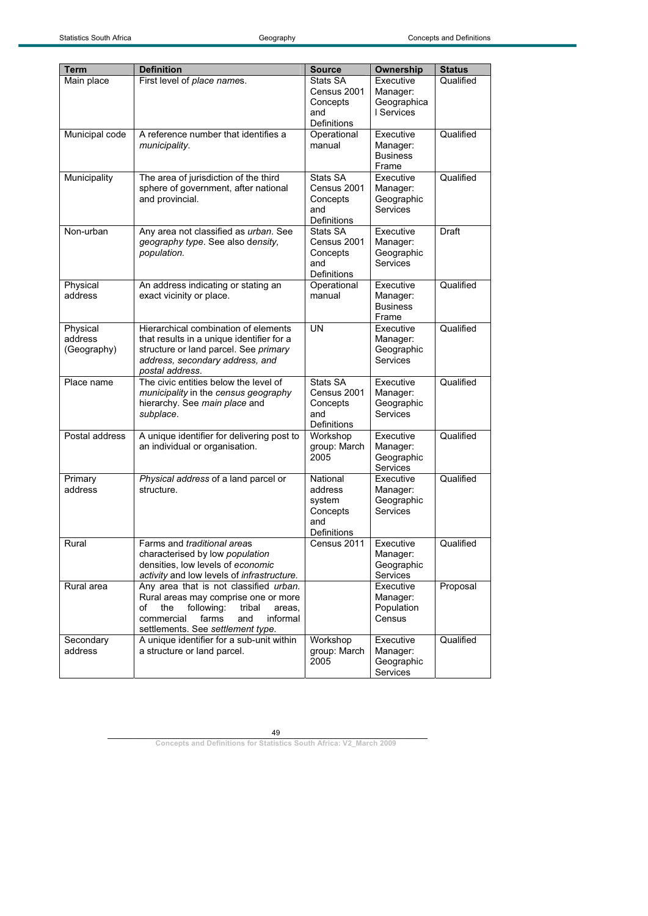| Term | Definition | Source | Ownership | Status |
|---|---|---|---|---|
| Main place | First level of *place names*. | Stats SA Census 2001 Concepts and Definitions | Executive Manager: Geographical Services | Qualified |
| Municipal code | A reference number that identifies a *municipality*. | Operational manual | Executive Manager: Business Frame | Qualified |
| Municipality | The area of jurisdiction of the third sphere of government, after national and provincial. | Stats SA Census 2001 Concepts and Definitions | Executive Manager: Geographic Services | Qualified |
| Non-urban | Any area not classified as *urban*. See *geography type*. See also d*ensity, population.* | Stats SA Census 2001 Concepts and Definitions | Executive Manager: Geographic Services | Draft |
| Physical address | An address indicating or stating an exact vicinity or place. | Operational manual | Executive Manager: Business Frame | Qualified |
| Physical address (Geography) | Hierarchical combination of elements that results in a unique identifier for a structure or land parcel. See *primary address, secondary address, and postal address*. | UN | Executive Manager: Geographic Services | Qualified |
| Place name | The civic entities below the level of *municipality* in the *census geography* hierarchy. See *main place* and *subplace*. | Stats SA Census 2001 Concepts and Definitions | Executive Manager: Geographic Services | Qualified |
| Postal address | A unique identifier for delivering post to an individual or organisation. | Workshop group: March 2005 | Executive Manager: Geographic Services | Qualified |
| Primary address | *Physical address* of a land parcel or structure. | National address system Concepts and Definitions | Executive Manager: Geographic Services | Qualified |
| Rural | Farms and *traditional areas* characterised by low *population* densities, low levels of *economic activity* and low levels of *infrastructure.* | Census 2011 | Executive Manager: Geographic Services | Qualified |
| Rural area | Any area that is not classified *urban*. Rural areas may comprise one or more of the following: tribal areas, commercial farms and informal settlements. See *settlement type*. | | Executive Manager: Population Census | Proposal |
| Secondary address | A unique identifier for a sub-unit within a structure or land parcel. | Workshop group: March 2005 | Executive Manager: Geographic Services | Qualified |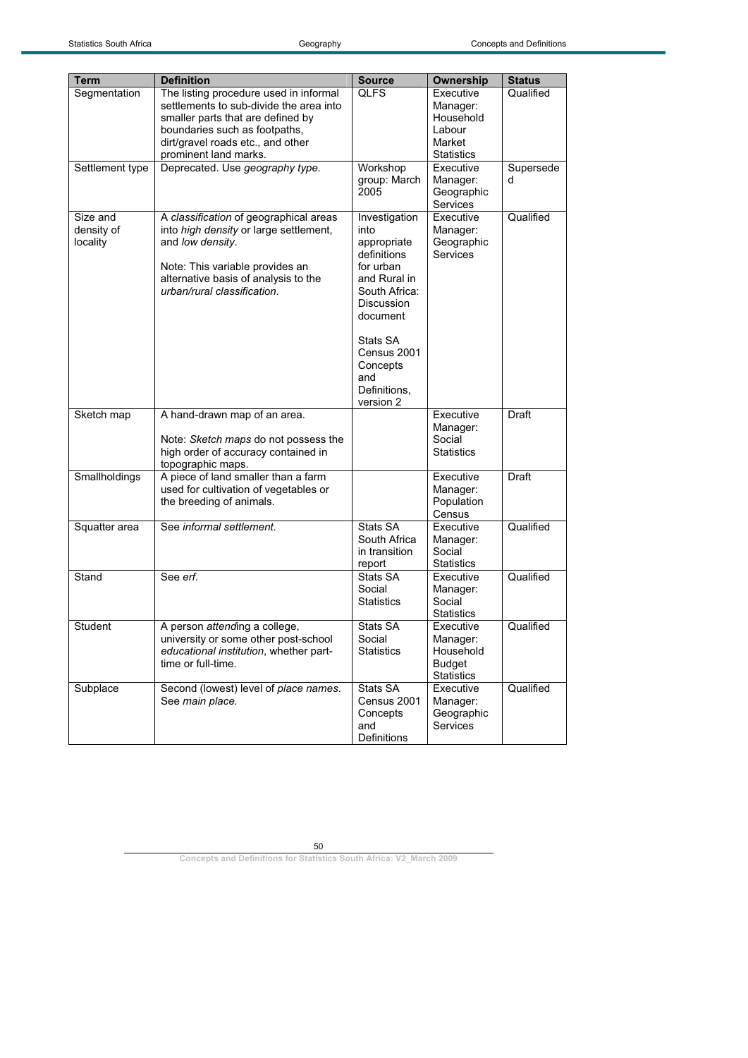| Term | Definition | Source | Ownership | Status |
|---|---|---|---|---|
| Segmentation | The listing procedure used in informal settlements to sub-divide the area into smaller parts that are defined by boundaries such as footpaths, dirt/gravel roads etc., and other prominent land marks. | QLFS | Executive Manager: Household Labour Market Statistics | Qualified |
| Settlement type | Deprecated. Use *geography type.* | Workshop group: March 2005 | Executive Manager: Geographic Services | Superseded |
| Size and density of locality | A *classification* of geographical areas into *high density* or large settlement, and *low density*.<br><br>Note: This variable provides an alternative basis of analysis to the *urban/rural classification*. | Investigation into appropriate definitions for urban and Rural in South Africa: Discussion document<br><br>Stats SA Census 2001 Concepts and Definitions, version 2 | Executive Manager: Geographic Services | Qualified |
| Sketch map | A hand-drawn map of an area.<br><br>Note: *Sketch maps* do not possess the high order of accuracy contained in topographic maps. | | Executive Manager: Social Statistics | Draft |
| Smallholdings | A piece of land smaller than a farm used for cultivation of vegetables or the breeding of animals. | | Executive Manager: Population Census | Draft |
| Squatter area | See *informal settlement*. | Stats SA South Africa in transition report | Executive Manager: Social Statistics | Qualified |
| Stand | See *erf*. | Stats SA Social Statistics | Executive Manager: Social Statistics | Qualified |
| Student | A person *attend*ing a college, university or some other post-school *educational institution*, whether part-time or full-time. | Stats SA Social Statistics | Executive Manager: Household Budget Statistics | Qualified |
| Subplace | Second (lowest) level of *place names*. See *main place.* | Stats SA Census 2001 Concepts and Definitions | Executive Manager: Geographic Services | Qualified |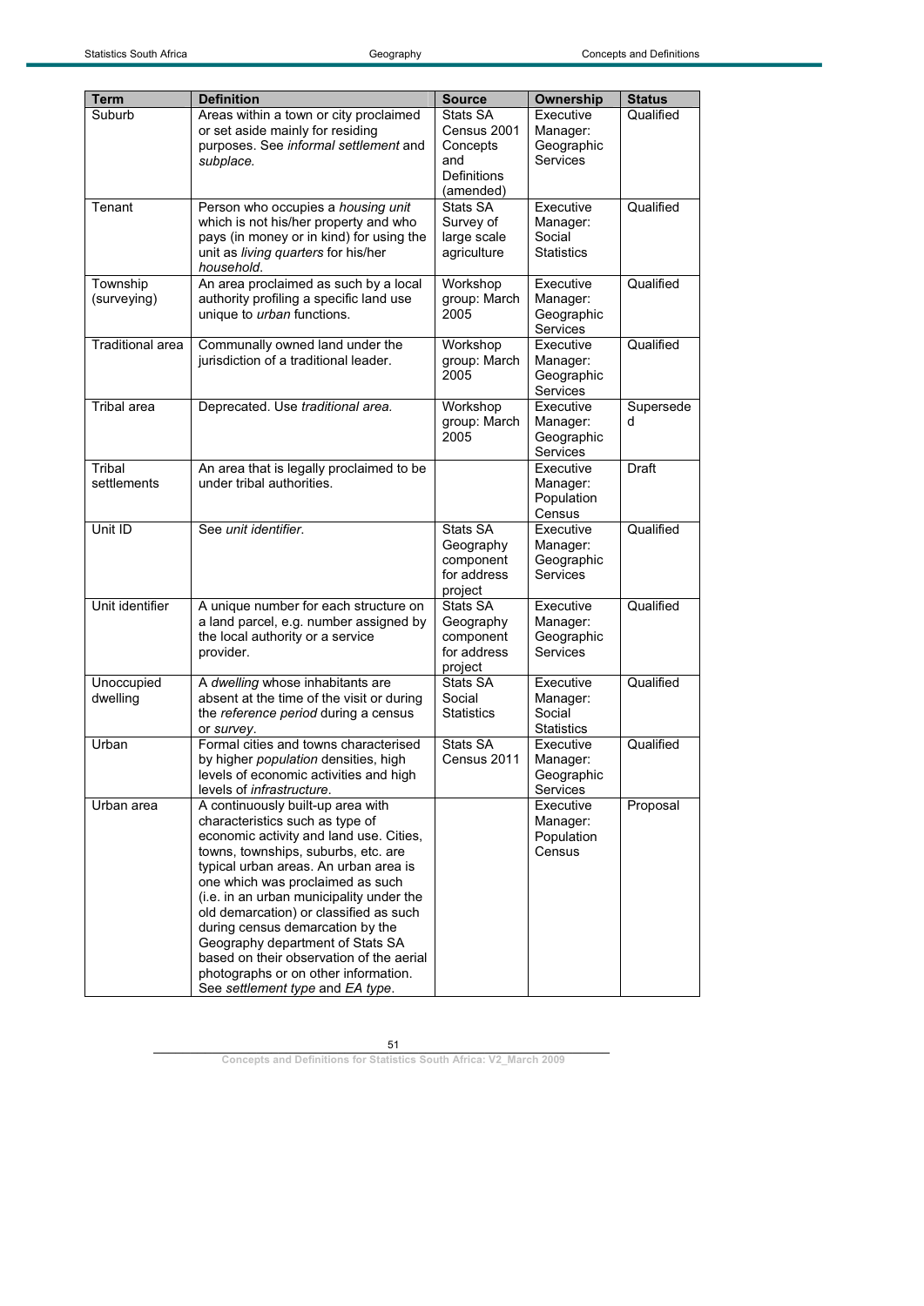| Term | Definition | Source | Ownership | Status |
| --- | --- | --- | --- | --- |
| Suburb | Areas within a town or city proclaimed or set aside mainly for residing purposes. See *informal settlement* and *subplace*. | Stats SA Census 2001 Concepts and Definitions (amended) | Executive Manager: Geographic Services | Qualified |
| Tenant | Person who occupies a *housing unit* which is not his/her property and who pays (in money or in kind) for using the unit as *living quarters* for his/her *household*. | Stats SA Survey of large scale agriculture | Executive Manager: Social Statistics | Qualified |
| Township (surveying) | An area proclaimed as such by a local authority profiling a specific land use unique to *urban* functions. | Workshop group: March 2005 | Executive Manager: Geographic Services | Qualified |
| Traditional area | Communally owned land under the jurisdiction of a traditional leader. | Workshop group: March 2005 | Executive Manager: Geographic Services | Qualified |
| Tribal area | Deprecated. Use *traditional area*. | Workshop group: March 2005 | Executive Manager: Geographic Services | Superseded |
| Tribal settlements | An area that is legally proclaimed to be under tribal authorities. | | Executive Manager: Population Census | Draft |
| Unit ID | See *unit identifier*. | Stats SA Geography component for address project | Executive Manager: Geographic Services | Qualified |
| Unit identifier | A unique number for each structure on a land parcel, e.g. number assigned by the local authority or a service provider. | Stats SA Geography component for address project | Executive Manager: Geographic Services | Qualified |
| Unoccupied dwelling | A *dwelling* whose inhabitants are absent at the time of the visit or during the *reference period* during a census or *survey*. | Stats SA Social Statistics | Executive Manager: Social Statistics | Qualified |
| Urban | Formal cities and towns characterised by higher *population* densities, high levels of economic activities and high levels of *infrastructure*. | Stats SA Census 2011 | Executive Manager: Geographic Services | Qualified |
| Urban area | A continuously built-up area with characteristics such as type of economic activity and land use. Cities, towns, townships, suburbs, etc. are typical urban areas. An urban area is one which was proclaimed as such (i.e. in an urban municipality under the old demarcation) or classified as such during census demarcation by the Geography department of Stats SA based on their observation of the aerial photographs or on other information. See *settlement type* and *EA type*. | | Executive Manager: Population Census | Proposal |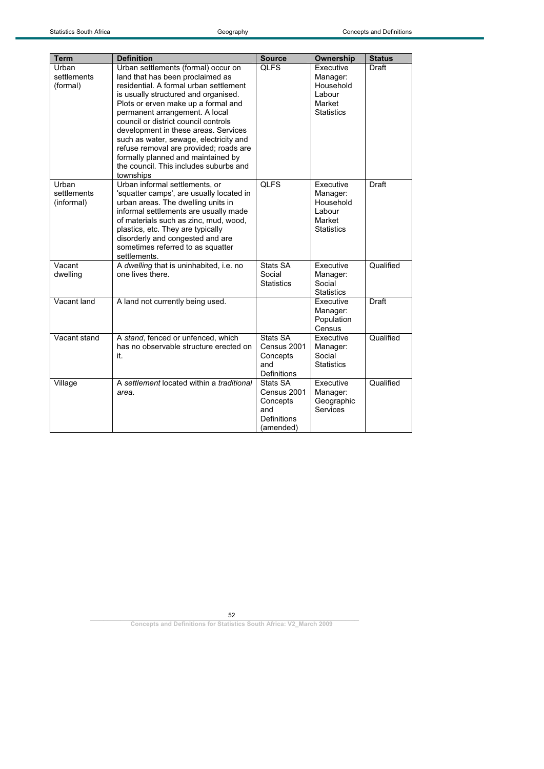| Term | Definition | Source | Ownership | Status |
|---|---|---|---|---|
| Urban settlements (formal) | Urban settlements (formal) occur on land that has been proclaimed as residential. A formal urban settlement is usually structured and organised. Plots or erven make up a formal and permanent arrangement. A local council or district council controls development in these areas. Services such as water, sewage, electricity and refuse removal are provided; roads are formally planned and maintained by the council. This includes suburbs and townships | QLFS | Executive Manager: Household Labour Market Statistics | Draft |
| Urban settlements (informal) | Urban informal settlements, or 'squatter camps', are usually located in urban areas. The dwelling units in informal settlements are usually made of materials such as zinc, mud, wood, plastics, etc. They are typically disorderly and congested and are sometimes referred to as squatter settlements. | QLFS | Executive Manager: Household Labour Market Statistics | Draft |
| Vacant dwelling | A *dwelling* that is uninhabited, i.e. no one lives there. | Stats SA Social Statistics | Executive Manager: Social Statistics | Qualified |
| Vacant land | A land not currently being used. | | Executive Manager: Population Census | Draft |
| Vacant stand | A *stand*, fenced or unfenced, which has no observable structure erected on it. | Stats SA Census 2001 Concepts and Definitions | Executive Manager: Social Statistics | Qualified |
| Village | A *settlement* located within a *traditional area*. | Stats SA Census 2001 Concepts and Definitions (amended) | Executive Manager: Geographic Services | Qualified |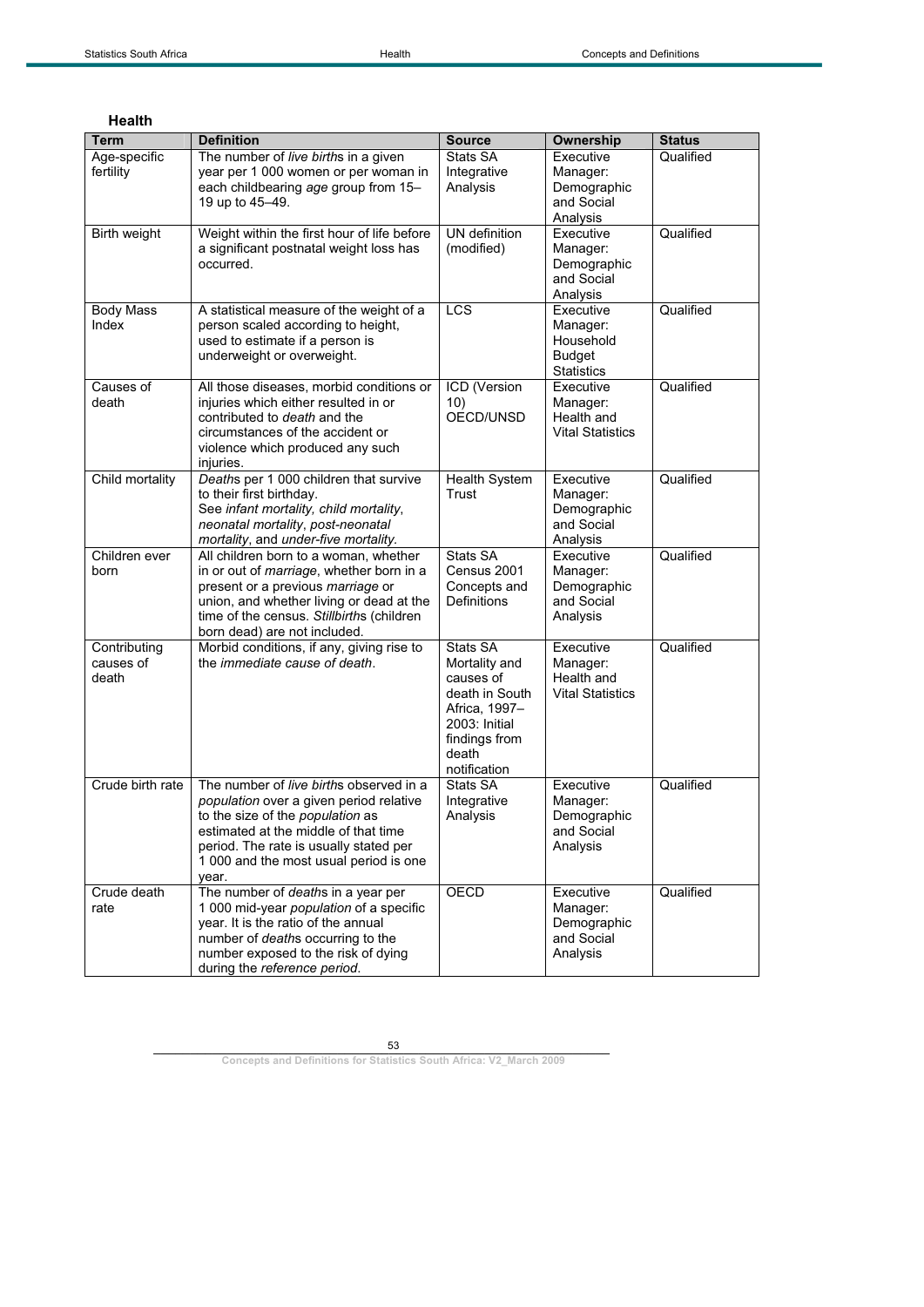## Health

| Term | Definition | Source | Ownership | Status |
|---|---|---|---|---|
| Age-specific fertility | The number of *live births* in a given year per 1 000 women or per woman in each childbearing *age* group from 15–19 up to 45–49. | Stats SA Integrative Analysis | Executive Manager: Demographic and Social Analysis | Qualified |
| Birth weight | Weight within the first hour of life before a significant postnatal weight loss has occurred. | UN definition (modified) | Executive Manager: Demographic and Social Analysis | Qualified |
| Body Mass Index | A statistical measure of the weight of a person scaled according to height, used to estimate if a person is underweight or overweight. | LCS | Executive Manager: Household Budget Statistics | Qualified |
| Causes of death | All those diseases, morbid conditions or injuries which either resulted in or contributed to *death* and the circumstances of the accident or violence which produced any such injuries. | ICD (Version 10) OECD/UNSD | Executive Manager: Health and Vital Statistics | Qualified |
| Child mortality | *Death*s per 1 000 children that survive to their first birthday. See *infant mortality, child mortality*, *neonatal mortality*, *post-neonatal mortality*, and *under-five mortality.* | Health System Trust | Executive Manager: Demographic and Social Analysis | Qualified |
| Children ever born | All children born to a woman, whether in or out of *marriage*, whether born in a present or a previous *marriage* or union, and whether living or dead at the time of the census. *Stillbirth*s (children born dead) are not included. | Stats SA Census 2001 Concepts and Definitions | Executive Manager: Demographic and Social Analysis | Qualified |
| Contributing causes of death | Morbid conditions, if any, giving rise to the *immediate cause of death*. | Stats SA Mortality and causes of death in South Africa, 1997–2003: Initial findings from death notification | Executive Manager: Health and Vital Statistics | Qualified |
| Crude birth rate | The number of *live birth*s observed in a *population* over a given period relative to the size of the *population* as estimated at the middle of that time period. The rate is usually stated per 1 000 and the most usual period is one year. | Stats SA Integrative Analysis | Executive Manager: Demographic and Social Analysis | Qualified |
| Crude death rate | The number of *death*s in a year per 1 000 mid-year *population* of a specific year. It is the ratio of the annual number of *death*s occurring to the number exposed to the risk of dying during the *reference period*. | OECD | Executive Manager: Demographic and Social Analysis | Qualified |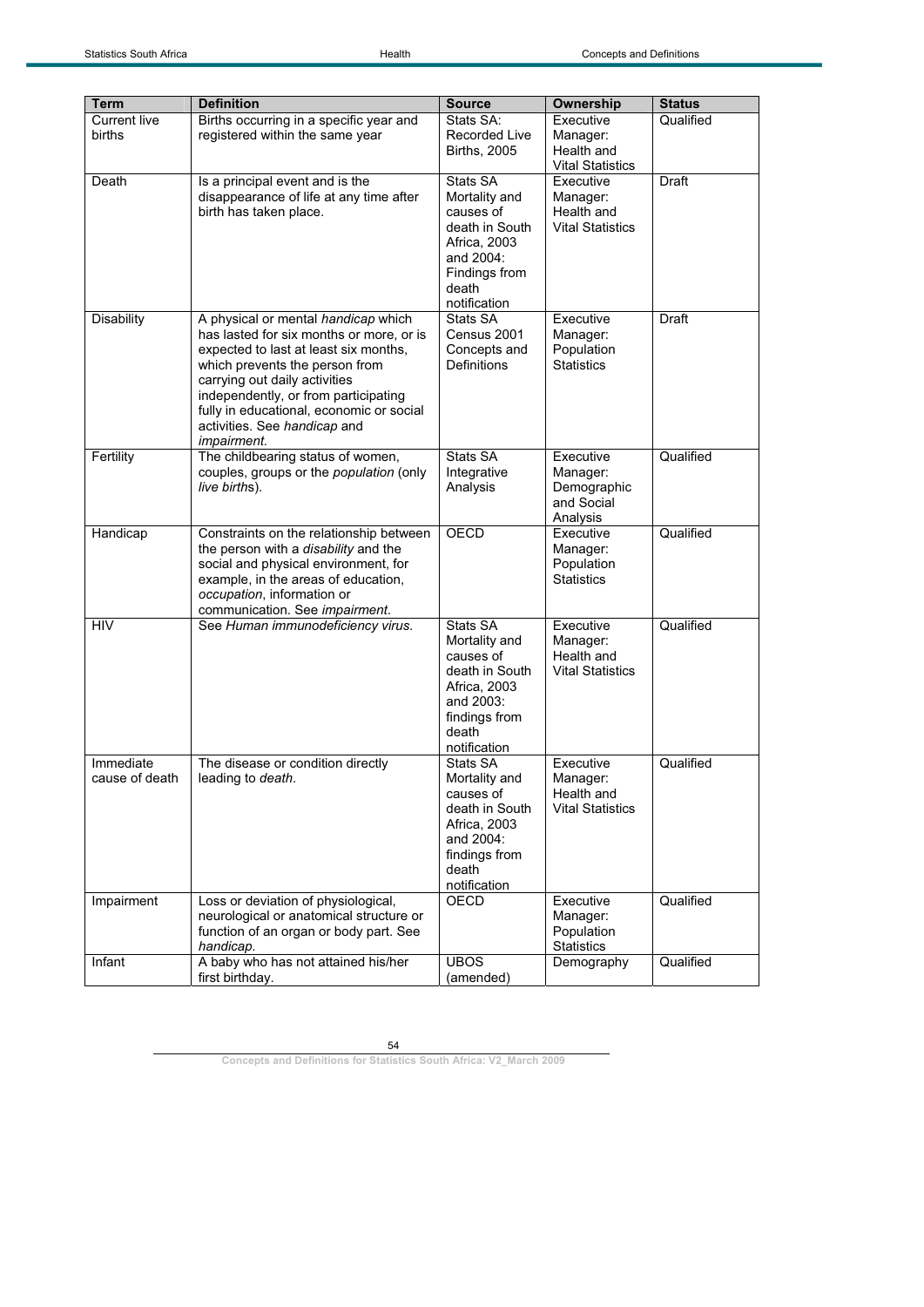| Term | Definition | Source | Ownership | Status |
| --- | --- | --- | --- | --- |
| Current live births | Births occurring in a specific year and registered within the same year | Stats SA: Recorded Live Births, 2005 | Executive Manager: Health and Vital Statistics | Qualified |
| Death | Is a principal event and is the disappearance of life at any time after birth has taken place. | Stats SA Mortality and causes of death in South Africa, 2003 and 2004: Findings from death notification | Executive Manager: Health and Vital Statistics | Draft |
| Disability | A physical or mental *handicap* which has lasted for six months or more, or is expected to last at least six months, which prevents the person from carrying out daily activities independently, or from participating fully in educational, economic or social activities. See *handicap* and *impairment*. | Stats SA Census 2001 Concepts and Definitions | Executive Manager: Population Statistics | Draft |
| Fertility | The childbearing status of women, couples, groups or the *population* (only *live births*). | Stats SA Integrative Analysis | Executive Manager: Demographic and Social Analysis | Qualified |
| Handicap | Constraints on the relationship between the person with a *disability* and the social and physical environment, for example, in the areas of education, *occupation*, information or communication. See *impairment*. | OECD | Executive Manager: Population Statistics | Qualified |
| HIV | See *Human immunodeficiency virus*. | Stats SA Mortality and causes of death in South Africa, 2003 and 2003: findings from death notification | Executive Manager: Health and Vital Statistics | Qualified |
| Immediate cause of death | The disease or condition directly leading to *death*. | Stats SA Mortality and causes of death in South Africa, 2003 and 2004: findings from death notification | Executive Manager: Health and Vital Statistics | Qualified |
| Impairment | Loss or deviation of physiological, neurological or anatomical structure or function of an organ or body part. See *handicap*. | OECD | Executive Manager: Population Statistics | Qualified |
| Infant | A baby who has not attained his/her first birthday. | UBOS (amended) | Demography | Qualified |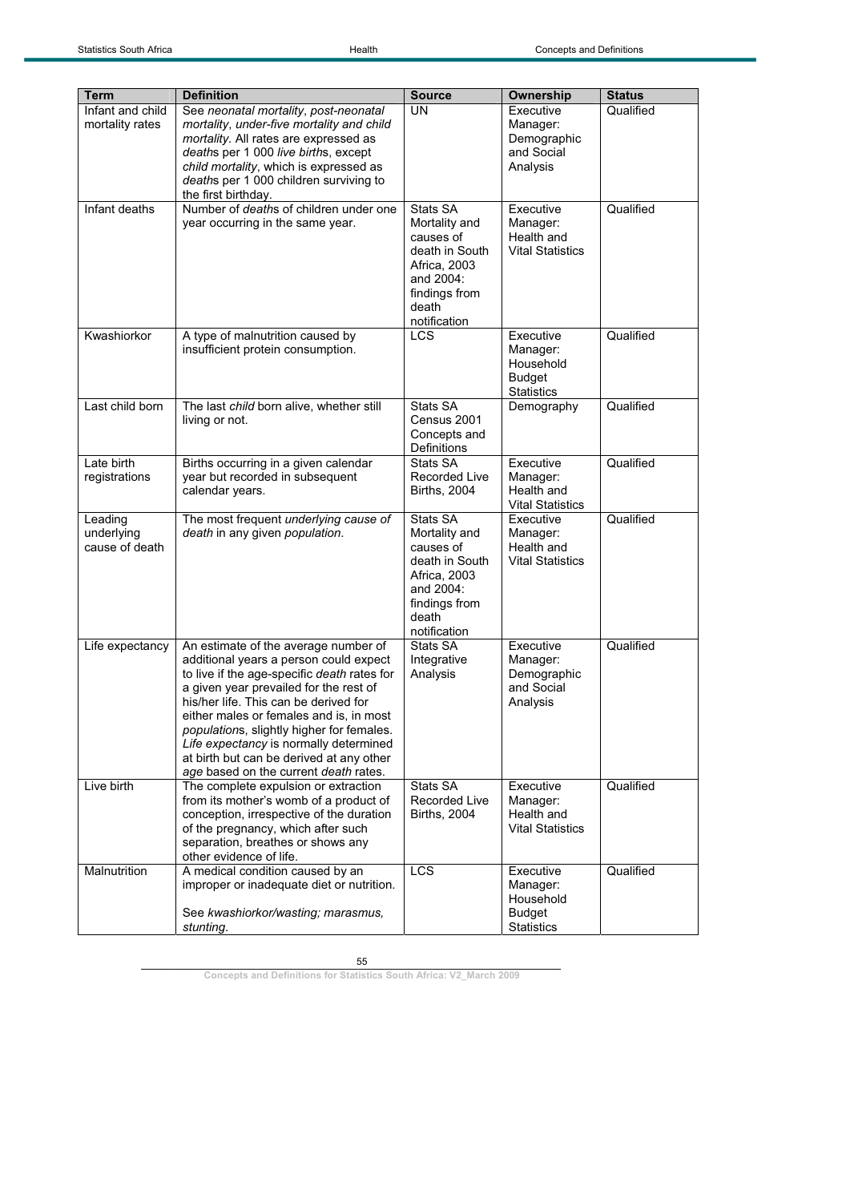| Term | Definition | Source | Ownership | Status |
|---|---|---|---|---|
| Infant and child mortality rates | See *neonatal mortality*, *post-neonatal mortality*, *under-five mortality and child mortality.* All rates are expressed as *death*s per 1 000 *live birth*s, except *child mortality*, which is expressed as *death*s per 1 000 children surviving to the first birthday. | UN | Executive Manager: Demographic and Social Analysis | Qualified |
| Infant deaths | Number of *death*s of children under one year occurring in the same year. | Stats SA Mortality and causes of death in South Africa, 2003 and 2004: findings from death notification | Executive Manager: Health and Vital Statistics | Qualified |
| Kwashiorkor | A type of malnutrition caused by insufficient protein consumption. | LCS | Executive Manager: Household Budget Statistics | Qualified |
| Last child born | The last *child* born alive, whether still living or not. | Stats SA Census 2001 Concepts and Definitions | Demography | Qualified |
| Late birth registrations | Births occurring in a given calendar year but recorded in subsequent calendar years. | Stats SA Recorded Live Births, 2004 | Executive Manager: Health and Vital Statistics | Qualified |
| Leading underlying cause of death | The most frequent *underlying cause of death* in any given *population*. | Stats SA Mortality and causes of death in South Africa, 2003 and 2004: findings from death notification | Executive Manager: Health and Vital Statistics | Qualified |
| Life expectancy | An estimate of the average number of additional years a person could expect to live if the age-specific *death* rates for a given year prevailed for the rest of his/her life. This can be derived for either males or females and is, in most *population*s, slightly higher for females. *Life expectancy* is normally determined at birth but can be derived at any other *age* based on the current *death* rates. | Stats SA Integrative Analysis | Executive Manager: Demographic and Social Analysis | Qualified |
| Live birth | The complete expulsion or extraction from its mother's womb of a product of conception, irrespective of the duration of the pregnancy, which after such separation, breathes or shows any other evidence of life. | Stats SA Recorded Live Births, 2004 | Executive Manager: Health and Vital Statistics | Qualified |
| Malnutrition | A medical condition caused by an improper or inadequate diet or nutrition.<br><br>See *kwashiorkor/wasting; marasmus, stunting.* | LCS | Executive Manager: Household Budget Statistics | Qualified |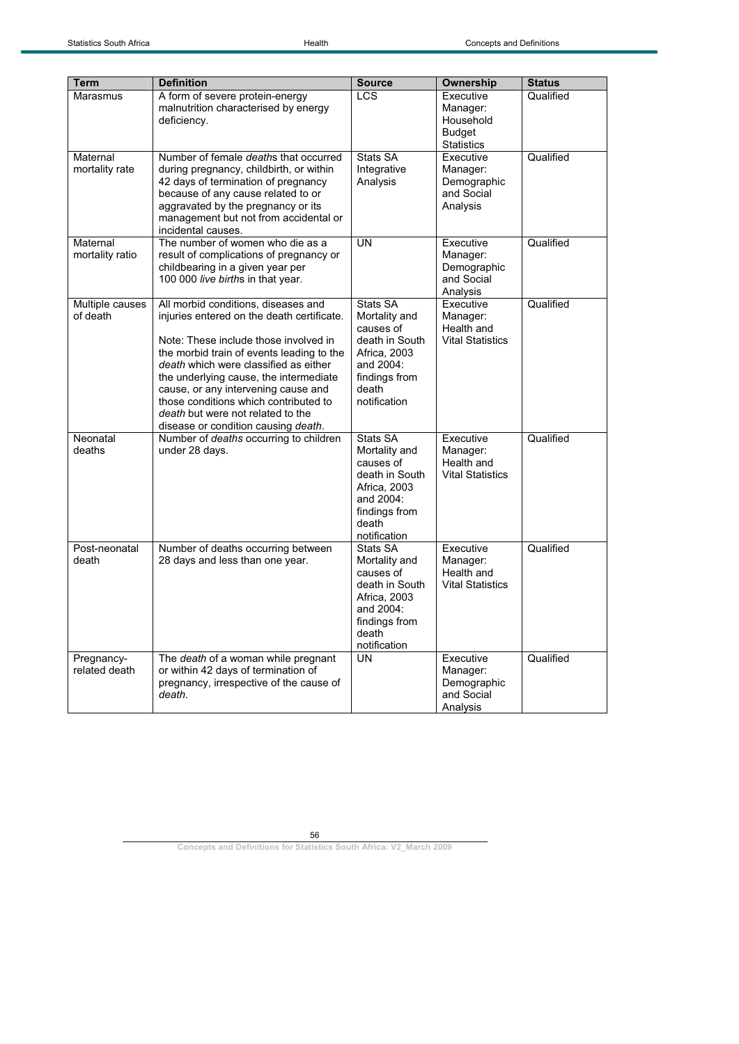| Term | Definition | Source | Ownership | Status |
|---|---|---|---|---|
| Marasmus | A form of severe protein-energy malnutrition characterised by energy deficiency. | LCS | Executive Manager: Household Budget Statistics | Qualified |
| Maternal mortality rate | Number of female *death*s that occurred during pregnancy, childbirth, or within 42 days of termination of pregnancy because of any cause related to or aggravated by the pregnancy or its management but not from accidental or incidental causes. | Stats SA Integrative Analysis | Executive Manager: Demographic and Social Analysis | Qualified |
| Maternal mortality ratio | The number of women who die as a result of complications of pregnancy or childbearing in a given year per 100 000 *live birth*s in that year. | UN | Executive Manager: Demographic and Social Analysis | Qualified |
| Multiple causes of death | All morbid conditions, diseases and injuries entered on the death certificate.<br><br>Note: These include those involved in the morbid train of events leading to the *death* which were classified as either the underlying cause, the intermediate cause, or any intervening cause and those conditions which contributed to *death* but were not related to the disease or condition causing *death*. | Stats SA Mortality and causes of death in South Africa, 2003 and 2004: findings from death notification | Executive Manager: Health and Vital Statistics | Qualified |
| Neonatal deaths | Number of *deaths* occurring to children under 28 days. | Stats SA Mortality and causes of death in South Africa, 2003 and 2004: findings from death notification | Executive Manager: Health and Vital Statistics | Qualified |
| Post-neonatal death | Number of deaths occurring between 28 days and less than one year. | Stats SA Mortality and causes of death in South Africa, 2003 and 2004: findings from death notification | Executive Manager: Health and Vital Statistics | Qualified |
| Pregnancy-related death | The *death* of a woman while pregnant or within 42 days of termination of pregnancy, irrespective of the cause of *death*. | UN | Executive Manager: Demographic and Social Analysis | Qualified |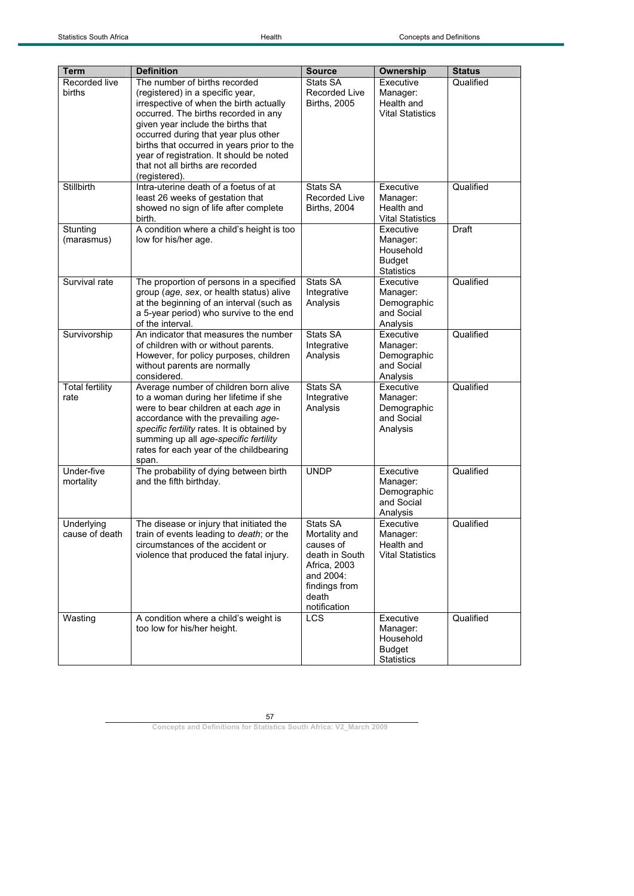| Term | Definition | Source | Ownership | Status |
| --- | --- | --- | --- | --- |
| Recorded live births | The number of births recorded (registered) in a specific year, irrespective of when the birth actually occurred. The births recorded in any given year include the births that occurred during that year plus other births that occurred in years prior to the year of registration. It should be noted that not all births are recorded (registered). | Stats SA Recorded Live Births, 2005 | Executive Manager: Health and Vital Statistics | Qualified |
| Stillbirth | Intra-uterine death of a foetus of at least 26 weeks of gestation that showed no sign of life after complete birth. | Stats SA Recorded Live Births, 2004 | Executive Manager: Health and Vital Statistics | Qualified |
| Stunting (marasmus) | A condition where a child's height is too low for his/her age. | | Executive Manager: Household Budget Statistics | Draft |
| Survival rate | The proportion of persons in a specified group (*age*, *sex*, or health status) alive at the beginning of an interval (such as a 5-year period) who survive to the end of the interval. | Stats SA Integrative Analysis | Executive Manager: Demographic and Social Analysis | Qualified |
| Survivorship | An indicator that measures the number of children with or without parents. However, for policy purposes, children without parents are normally considered. | Stats SA Integrative Analysis | Executive Manager: Demographic and Social Analysis | Qualified |
| Total fertility rate | Average number of children born alive to a woman during her lifetime if she were to bear children at each *age* in accordance with the prevailing *age-specific fertility* rates. It is obtained by summing up all *age-specific fertility* rates for each year of the childbearing span. | Stats SA Integrative Analysis | Executive Manager: Demographic and Social Analysis | Qualified |
| Under-five mortality | The probability of dying between birth and the fifth birthday. | UNDP | Executive Manager: Demographic and Social Analysis | Qualified |
| Underlying cause of death | The disease or injury that initiated the train of events leading to *death*; or the circumstances of the accident or violence that produced the fatal injury. | Stats SA Mortality and causes of death in South Africa, 2003 and 2004: findings from death notification | Executive Manager: Health and Vital Statistics | Qualified |
| Wasting | A condition where a child's weight is too low for his/her height. | LCS | Executive Manager: Household Budget Statistics | Qualified |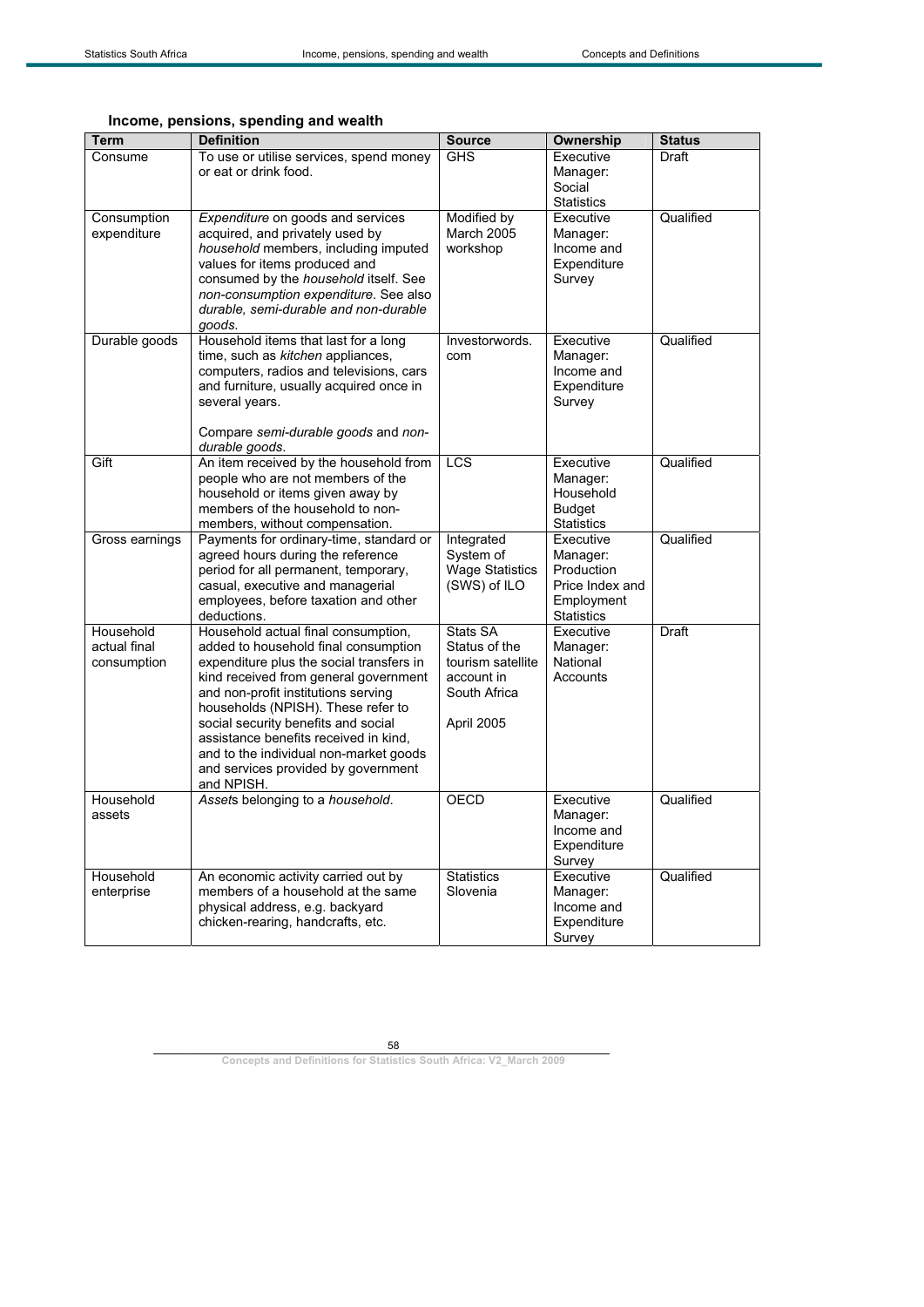### Income, pensions, spending and wealth

| Term | Definition | Source | Ownership | Status |
|---|---|---|---|---|
| Consume | To use or utilise services, spend money or eat or drink food. | GHS | Executive Manager: Social Statistics | Draft |
| Consumption expenditure | *Expenditure* on goods and services acquired, and privately used by *household* members, including imputed values for items produced and consumed by the *household* itself. See *non-consumption expenditure*. See also *durable, semi-durable and non-durable goods*. | Modified by March 2005 workshop | Executive Manager: Income and Expenditure Survey | Qualified |
| Durable goods | Household items that last for a long time, such as *kitchen* appliances, computers, radios and televisions, cars and furniture, usually acquired once in several years.<br><br>Compare *semi-durable goods* and *non-durable goods*. | Investorwords.com | Executive Manager: Income and Expenditure Survey | Qualified |
| Gift | An item received by the household from people who are not members of the household or items given away by members of the household to non-members, without compensation. | LCS | Executive Manager: Household Budget Statistics | Qualified |
| Gross earnings | Payments for ordinary-time, standard or agreed hours during the reference period for all permanent, temporary, casual, executive and managerial employees, before taxation and other deductions. | Integrated System of Wage Statistics (SWS) of ILO | Executive Manager: Production Price Index and Employment Statistics | Qualified |
| Household actual final consumption | Household actual final consumption, added to household final consumption expenditure plus the social transfers in kind received from general government and non-profit institutions serving households (NPISH). These refer to social security benefits and social assistance benefits received in kind, and to the individual non-market goods and services provided by government and NPISH. | Stats SA Status of the tourism satellite account in South Africa<br><br>April 2005 | Executive Manager: National Accounts | Draft |
| Household assets | *Asset*s belonging to a *household*. | OECD | Executive Manager: Income and Expenditure Survey | Qualified |
| Household enterprise | An economic activity carried out by members of a household at the same physical address, e.g. backyard chicken-rearing, handcrafts, etc. | Statistics Slovenia | Executive Manager: Income and Expenditure Survey | Qualified |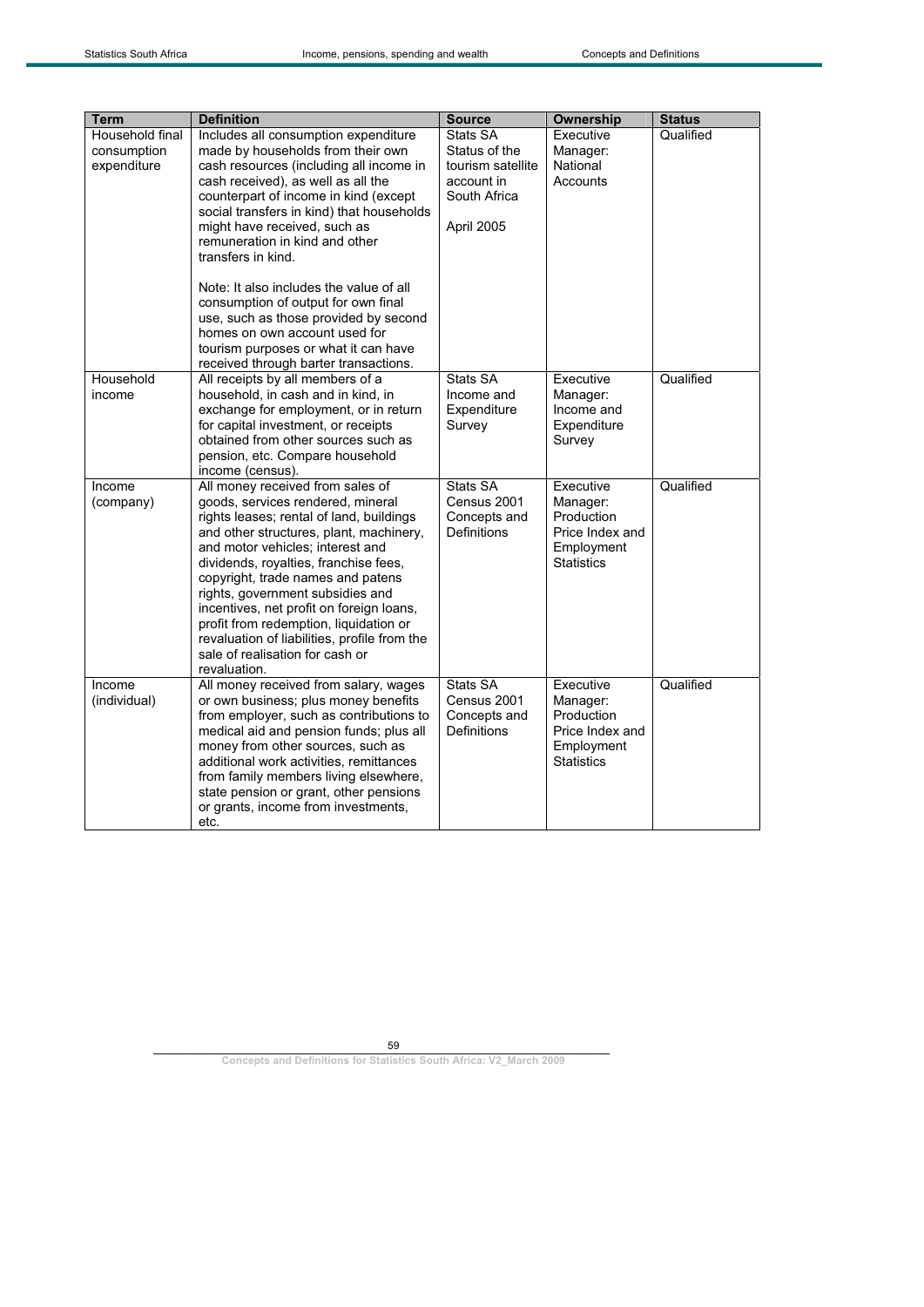| Term | Definition | Source | Ownership | Status |
|---|---|---|---|---|
| Household final consumption expenditure | Includes all consumption expenditure made by households from their own cash resources (including all income in cash received), as well as all the counterpart of income in kind (except social transfers in kind) that households might have received, such as remuneration in kind and other transfers in kind.<br><br>Note: It also includes the value of all consumption of output for own final use, such as those provided by second homes on own account used for tourism purposes or what it can have received through barter transactions. | Stats SA Status of the tourism satellite account in South Africa<br><br>April 2005 | Executive Manager: National Accounts | Qualified |
| Household income | All receipts by all members of a household, in cash and in kind, in exchange for employment, or in return for capital investment, or receipts obtained from other sources such as pension, etc. Compare household income (census). | Stats SA Income and Expenditure Survey | Executive Manager: Income and Expenditure Survey | Qualified |
| Income (company) | All money received from sales of goods, services rendered, mineral rights leases; rental of land, buildings and other structures, plant, machinery, and motor vehicles; interest and dividends, royalties, franchise fees, copyright, trade names and patens rights, government subsidies and incentives, net profit on foreign loans, profit from redemption, liquidation or revaluation of liabilities, profile from the sale of realisation for cash or revaluation. | Stats SA Census 2001 Concepts and Definitions | Executive Manager: Production Price Index and Employment Statistics | Qualified |
| Income (individual) | All money received from salary, wages or own business; plus money benefits from employer, such as contributions to medical aid and pension funds; plus all money from other sources, such as additional work activities, remittances from family members living elsewhere, state pension or grant, other pensions or grants, income from investments, etc. | Stats SA Census 2001 Concepts and Definitions | Executive Manager: Production Price Index and Employment Statistics | Qualified |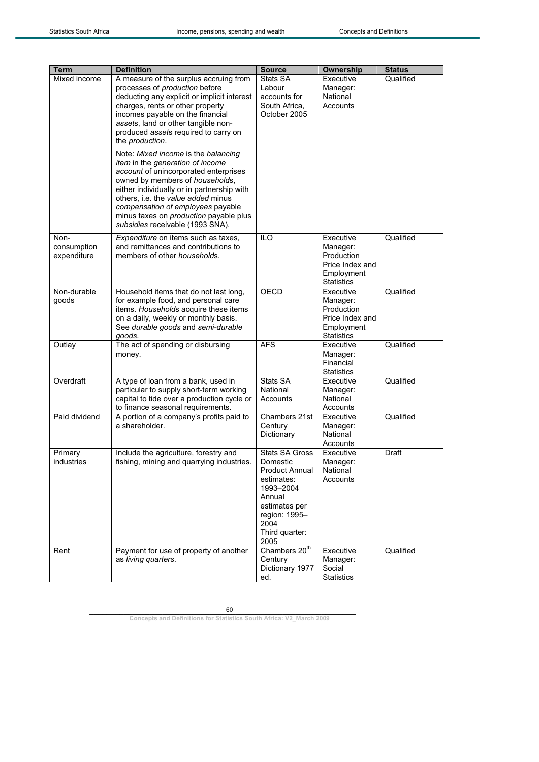| Term | Definition | Source | Ownership | Status |
|---|---|---|---|---|
| Mixed income | A measure of the surplus accruing from processes of *production* before deducting any explicit or implicit interest charges, rents or other property incomes payable on the financial *assets*, land or other tangible non-produced *assets* required to carry on the *production*. <br><br> Note: *Mixed income* is the *balancing item* in the *generation of income account* of unincorporated enterprises owned by members of *households*, either individually or in partnership with others, i.e. the *value added* minus *compensation of employees* payable minus taxes on *production* payable plus *subsidies* receivable (1993 SNA). | Stats SA Labour accounts for South Africa, October 2005 | Executive Manager: National Accounts | Qualified |
| Non-consumption expenditure | *Expenditure* on items such as taxes, and remittances and contributions to members of other *households*. | ILO | Executive Manager: Production Price Index and Employment Statistics | Qualified |
| Non-durable goods | Household items that do not last long, for example food, and personal care items. *Households* acquire these items on a daily, weekly or monthly basis. See *durable goods* and *semi-durable goods.* | OECD | Executive Manager: Production Price Index and Employment Statistics | Qualified |
| Outlay | The act of spending or disbursing money. | AFS | Executive Manager: Financial Statistics | Qualified |
| Overdraft | A type of loan from a bank, used in particular to supply short-term working capital to tide over a production cycle or to finance seasonal requirements. | Stats SA National Accounts | Executive Manager: National Accounts | Qualified |
| Paid dividend | A portion of a company's profits paid to a shareholder. | Chambers 21st Century Dictionary | Executive Manager: National Accounts | Qualified |
| Primary industries | Include the agriculture, forestry and fishing, mining and quarrying industries. | Stats SA Gross Domestic Product Annual estimates: 1993–2004 Annual estimates per region: 1995–2004 Third quarter: 2005 | Executive Manager: National Accounts | Draft |
| Rent | Payment for use of property of another as *living quarters*. | Chambers 20th Century Dictionary 1977 ed. | Executive Manager: Social Statistics | Qualified |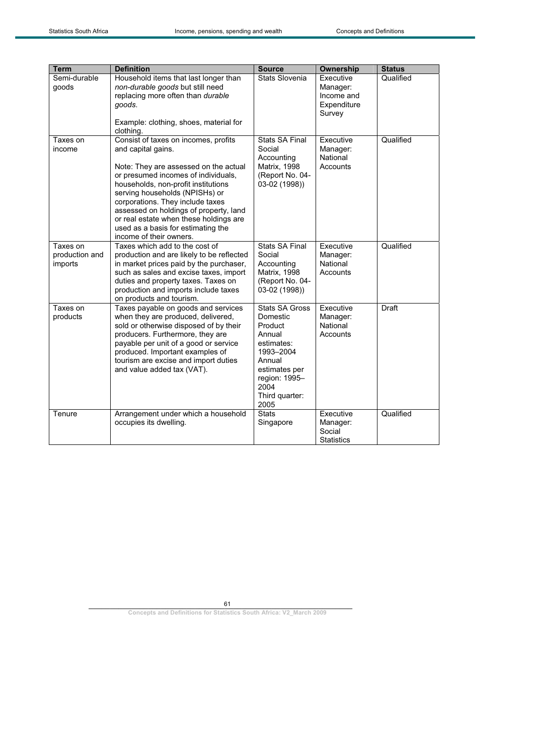| Term | Definition | Source | Ownership | Status |
|---|---|---|---|---|
| Semi-durable goods | Household items that last longer than *non-durable goods* but still need replacing more often than *durable goods*.<br><br>Example: clothing, shoes, material for clothing. | Stats Slovenia | Executive Manager: Income and Expenditure Survey | Qualified |
| Taxes on income | Consist of taxes on incomes, profits and capital gains.<br><br>Note: They are assessed on the actual or presumed incomes of individuals, households, non-profit institutions serving households (NPISHs) or corporations. They include taxes assessed on holdings of property, land or real estate when these holdings are used as a basis for estimating the income of their owners. | Stats SA Final Social Accounting Matrix, 1998 (Report No. 04-03-02 (1998)) | Executive Manager: National Accounts | Qualified |
| Taxes on production and imports | Taxes which add to the cost of production and are likely to be reflected in market prices paid by the purchaser, such as sales and excise taxes, import duties and property taxes. Taxes on production and imports include taxes on products and tourism. | Stats SA Final Social Accounting Matrix, 1998 (Report No. 04-03-02 (1998)) | Executive Manager: National Accounts | Qualified |
| Taxes on products | Taxes payable on goods and services when they are produced, delivered, sold or otherwise disposed of by their producers. Furthermore, they are payable per unit of a good or service produced. Important examples of tourism are excise and import duties and value added tax (VAT). | Stats SA Gross Domestic Product Annual estimates: 1993–2004 Annual estimates per region: 1995–2004 Third quarter: 2005 | Executive Manager: National Accounts | Draft |
| Tenure | Arrangement under which a household occupies its dwelling. | Stats Singapore | Executive Manager: Social Statistics | Qualified |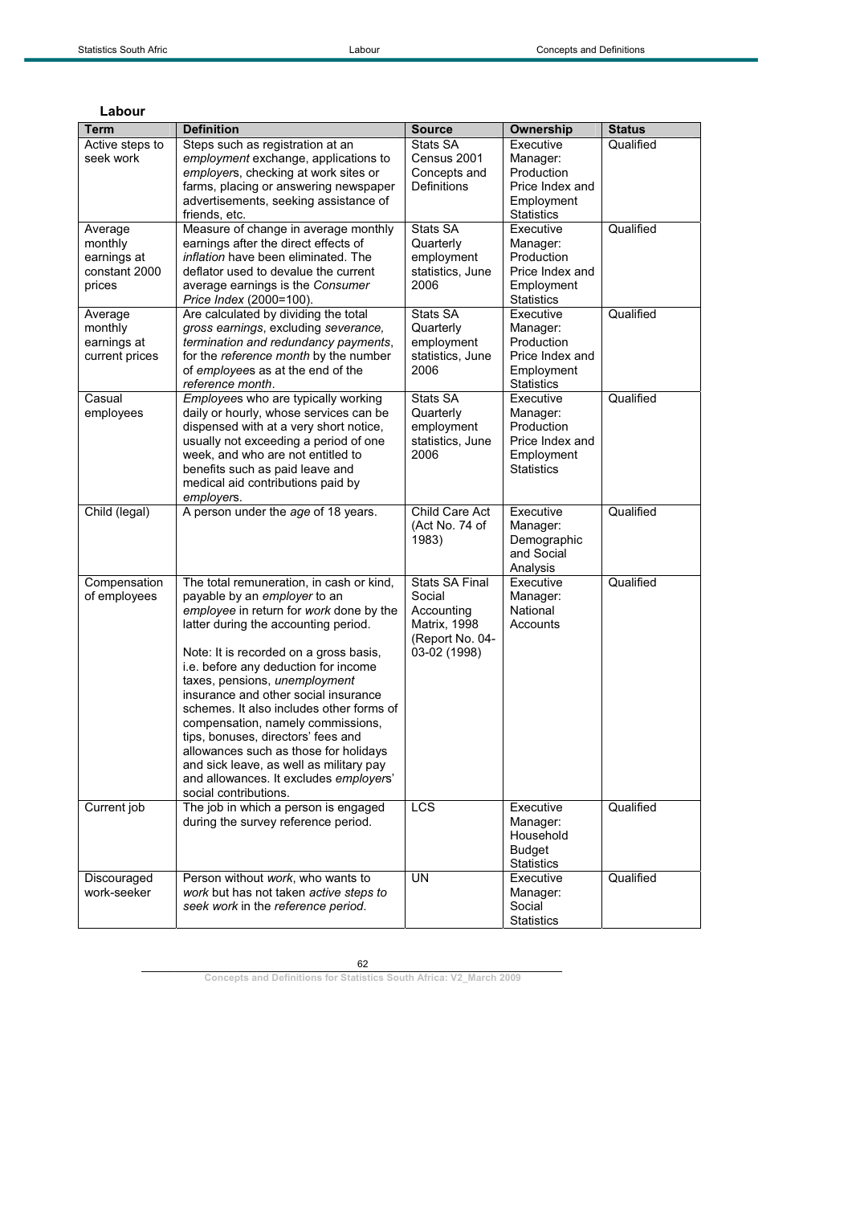## Labour

| Term | Definition | Source | Ownership | Status |
|---|---|---|---|---|
| Active steps to seek work | Steps such as registration at an *employment* exchange, applications to *employer*s, checking at work sites or farms, placing or answering newspaper advertisements, seeking assistance of friends, etc. | Stats SA Census 2001 Concepts and Definitions | Executive Manager: Production Price Index and Employment Statistics | Qualified |
| Average monthly earnings at constant 2000 prices | Measure of change in average monthly earnings after the direct effects of *inflation* have been eliminated. The deflator used to devalue the current average earnings is the *Consumer Price Index* (2000=100). | Stats SA Quarterly employment statistics, June 2006 | Executive Manager: Production Price Index and Employment Statistics | Qualified |
| Average monthly earnings at current prices | Are calculated by dividing the total *gross earnings*, excluding *severance, termination and redundancy payments*, for the *reference month* by the number of *employee*s as at the end of the *reference month*. | Stats SA Quarterly employment statistics, June 2006 | Executive Manager: Production Price Index and Employment Statistics | Qualified |
| Casual employees | *Employee*s who are typically working daily or hourly, whose services can be dispensed with at a very short notice, usually not exceeding a period of one week, and who are not entitled to benefits such as paid leave and medical aid contributions paid by *employer*s. | Stats SA Quarterly employment statistics, June 2006 | Executive Manager: Production Price Index and Employment Statistics | Qualified |
| Child (legal) | A person under the *age* of 18 years. | Child Care Act (Act No. 74 of 1983) | Executive Manager: Demographic and Social Analysis | Qualified |
| Compensation of employees | The total remuneration, in cash or kind, payable by an *employer* to an *employee* in return for *work* done by the latter during the accounting period.<br><br>Note: It is recorded on a gross basis, i.e. before any deduction for income taxes, pensions, *unemployment* insurance and other social insurance schemes. It also includes other forms of compensation, namely commissions, tips, bonuses, directors' fees and allowances such as those for holidays and sick leave, as well as military pay and allowances. It excludes *employer*s' social contributions. | Stats SA Final Social Accounting Matrix, 1998 (Report No. 04-03-02 (1998) | Executive Manager: National Accounts | Qualified |
| Current job | The job in which a person is engaged during the survey reference period. | LCS | Executive Manager: Household Budget Statistics | Qualified |
| Discouraged work-seeker | Person without *work*, who wants to *work* but has not taken *active steps to seek work* in the *reference period*. | UN | Executive Manager: Social Statistics | Qualified |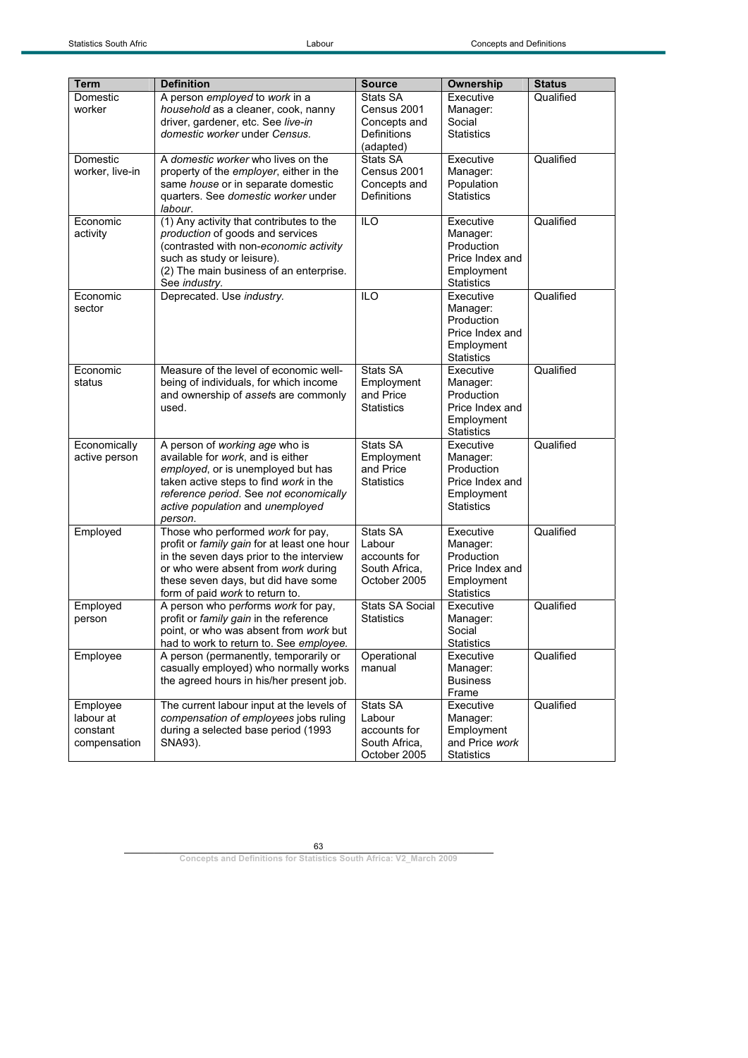| Term | Definition | Source | Ownership | Status |
|---|---|---|---|---|
| Domestic worker | A person *employed* to *work* in a *household* as a cleaner, cook, nanny driver, gardener, etc. See *live-in domestic worker* under *Census.* | Stats SA Census 2001 Concepts and Definitions (adapted) | Executive Manager: Social Statistics | Qualified |
| Domestic worker, live-in | A *domestic worker* who lives on the property of the *employer*, either in the same *house* or in separate domestic quarters. See *domestic worker* under *labour*. | Stats SA Census 2001 Concepts and Definitions | Executive Manager: Population Statistics | Qualified |
| Economic activity | (1) Any activity that contributes to the *production* of goods and services (contrasted with non-*economic activity* such as study or leisure).<br>(2) The main business of an enterprise. See *industry*. | ILO | Executive Manager: Production Price Index and Employment Statistics | Qualified |
| Economic sector | Deprecated. Use *industry*. | ILO | Executive Manager: Production Price Index and Employment Statistics | Qualified |
| Economic status | Measure of the level of economic well-being of individuals, for which income and ownership of *asset*s are commonly used. | Stats SA Employment and Price Statistics | Executive Manager: Production Price Index and Employment Statistics | Qualified |
| Economically active person | A person of *working age* who is available for *work*, and is either *employed*, or is unemployed but has taken active steps to find *work* in the *reference period*. See *not economically active population* and *unemployed person*. | Stats SA Employment and Price Statistics | Executive Manager: Production Price Index and Employment Statistics | Qualified |
| Employed | Those who performed *work* for pay, profit or *family gain* for at least one hour in the seven days prior to the interview or who were absent from *work* during these seven days, but did have some form of paid *work* to return to. | Stats SA Labour accounts for South Africa, October 2005 | Executive Manager: Production Price Index and Employment Statistics | Qualified |
| Employed person | A person who performs *work* for pay, profit or *family gain* in the reference point, or who was absent from *work* but had to work to return to. See *employee.* | Stats SA Social Statistics | Executive Manager: Social Statistics | Qualified |
| Employee | A person (permanently, temporarily or casually employed) who normally works the agreed hours in his/her present job. | Operational manual | Executive Manager: Business Frame | Qualified |
| Employee labour at constant compensation | The current labour input at the levels of *compensation of employees* jobs ruling during a selected base period (1993 SNA93). | Stats SA Labour accounts for South Africa, October 2005 | Executive Manager: Employment and Price *work* Statistics | Qualified |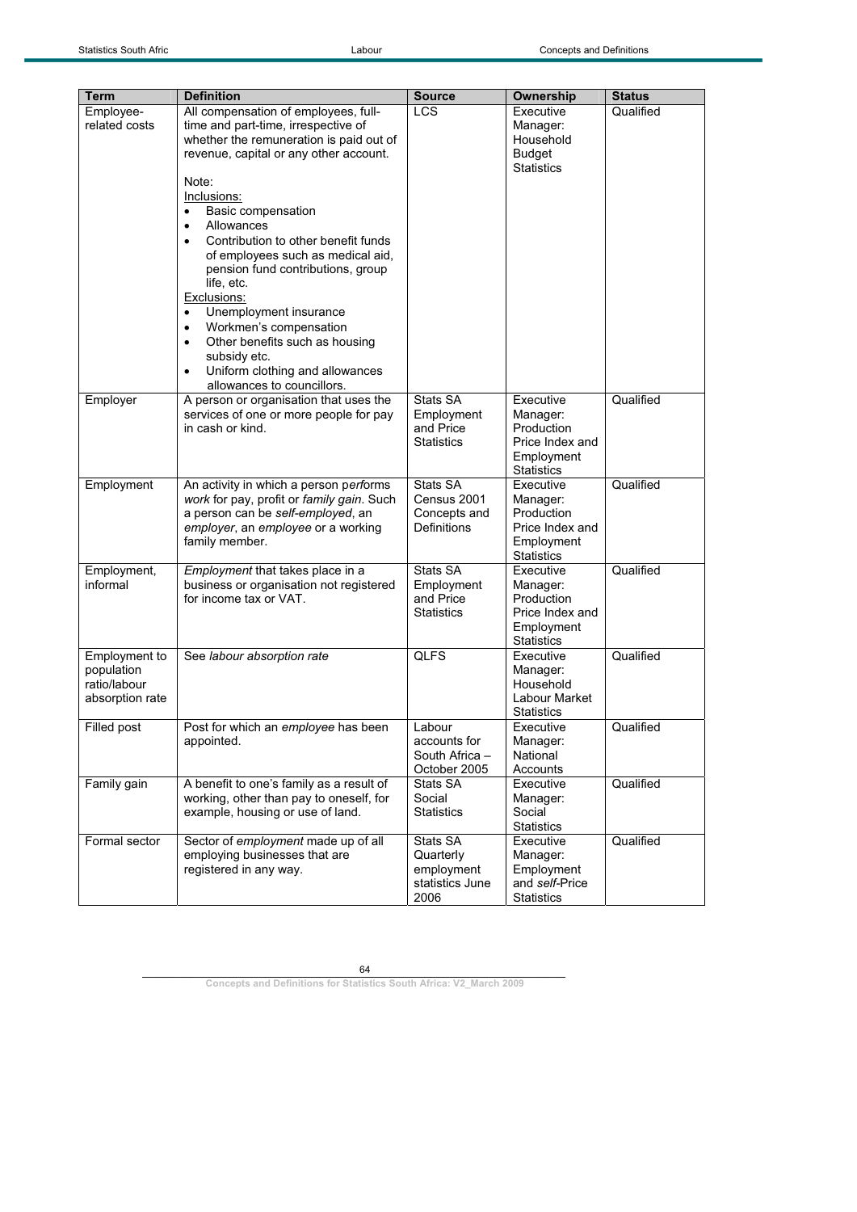| Term | Definition | Source | Ownership | Status |
|---|---|---|---|---|
| Employee-related costs | All compensation of employees, full-time and part-time, irrespective of whether the remuneration is paid out of revenue, capital or any other account.<br><br>Note:<br><u>Inclusions:</u><br>• Basic compensation<br>• Allowances<br>• Contribution to other benefit funds of employees such as medical aid, pension fund contributions, group life, etc.<br><u>Exclusions:</u><br>• Unemployment insurance<br>• Workmen's compensation<br>• Other benefits such as housing subsidy etc.<br>• Uniform clothing and allowances allowances to councillors. | LCS | Executive Manager: Household Budget Statistics | Qualified |
| Employer | A person or organisation that uses the services of one or more people for pay in cash or kind. | Stats SA Employment and Price Statistics | Executive Manager: Production Price Index and Employment Statistics | Qualified |
| Employment | An activity in which a person p*erforms work* for pay, profit or *family gain*. Such a person can be *self-employed*, an *employer*, an *employee* or a working family member. | Stats SA Census 2001 Concepts and Definitions | Executive Manager: Production Price Index and Employment Statistics | Qualified |
| Employment, informal | *Employment* that takes place in a business or organisation not registered for income tax or VAT. | Stats SA Employment and Price Statistics | Executive Manager: Production Price Index and Employment Statistics | Qualified |
| Employment to population ratio/labour absorption rate | See *labour absorption rate* | QLFS | Executive Manager: Household Labour Market Statistics | Qualified |
| Filled post | Post for which an *employee* has been appointed. | Labour accounts for South Africa – October 2005 | Executive Manager: National Accounts | Qualified |
| Family gain | A benefit to one's family as a result of working, other than pay to oneself, for example, housing or use of land. | Stats SA Social Statistics | Executive Manager: Social Statistics | Qualified |
| Formal sector | Sector of *employment* made up of all employing businesses that are registered in any way. | Stats SA Quarterly employment statistics June 2006 | Executive Manager: Employment and *self*-Price Statistics | Qualified |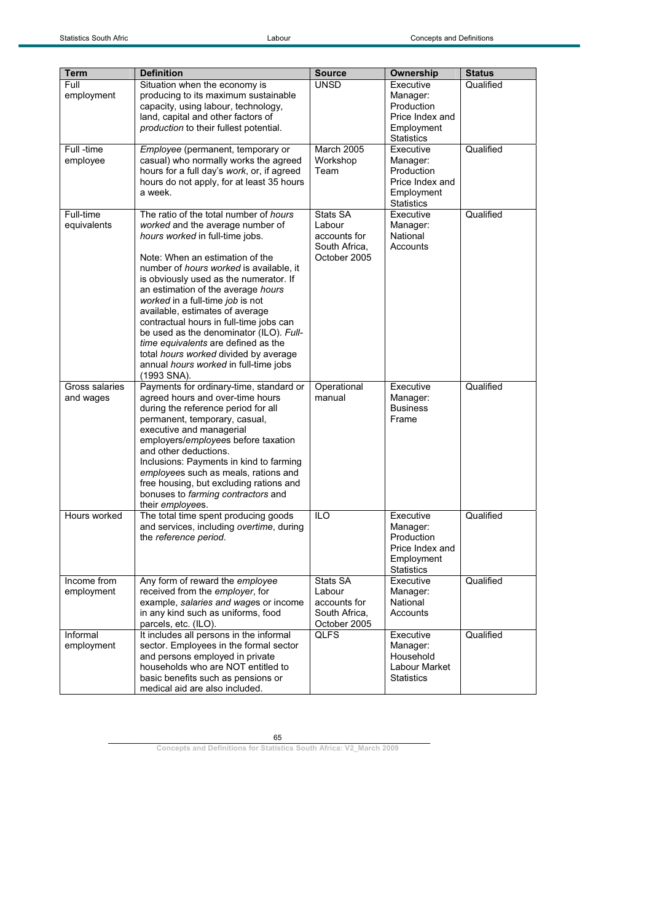| Term | Definition | Source | Ownership | Status |
|---|---|---|---|---|
| Full employment | Situation when the economy is producing to its maximum sustainable capacity, using labour, technology, land, capital and other factors of *production* to their fullest potential. | UNSD | Executive Manager: Production Price Index and Employment Statistics | Qualified |
| Full -time employee | *Employee* (permanent, temporary or casual) who normally works the agreed hours for a full day's *work*, or, if agreed hours do not apply, for at least 35 hours a week. | March 2005 Workshop Team | Executive Manager: Production Price Index and Employment Statistics | Qualified |
| Full-time equivalents | The ratio of the total number of *hours worked* and the average number of *hours worked* in full-time jobs.<br><br>Note: When an estimation of the number of *hours worked* is available, it is obviously used as the numerator. If an estimation of the average *hours worked* in a full-time *job* is not available, estimates of average contractual hours in full-time jobs can be used as the denominator (ILO). *Full-time equivalents* are defined as the total *hours worked* divided by average annual *hours worked* in full-time jobs (1993 SNA). | Stats SA Labour accounts for South Africa, October 2005 | Executive Manager: National Accounts | Qualified |
| Gross salaries and wages | Payments for ordinary-time, standard or agreed hours and over-time hours during the reference period for all permanent, temporary, casual, executive and managerial employers/*employee*s before taxation and other deductions.<br>Inclusions: Payments in kind to farming *employee*s such as meals, rations and free housing, but excluding rations and bonuses to *farming contractors* and their *employee*s. | Operational manual | Executive Manager: Business Frame | Qualified |
| Hours worked | The total time spent producing goods and services, including *overtime*, during the *reference period*. | ILO | Executive Manager: Production Price Index and Employment Statistics | Qualified |
| Income from employment | Any form of reward the *employee* received from the *employer*, for example, *salaries and wage*s or income in any kind such as uniforms, food parcels, etc. (ILO). | Stats SA Labour accounts for South Africa, October 2005 | Executive Manager: National Accounts | Qualified |
| Informal employment | It includes all persons in the informal sector. Employees in the formal sector and persons employed in private households who are NOT entitled to basic benefits such as pensions or medical aid are also included. | QLFS | Executive Manager: Household Labour Market Statistics | Qualified |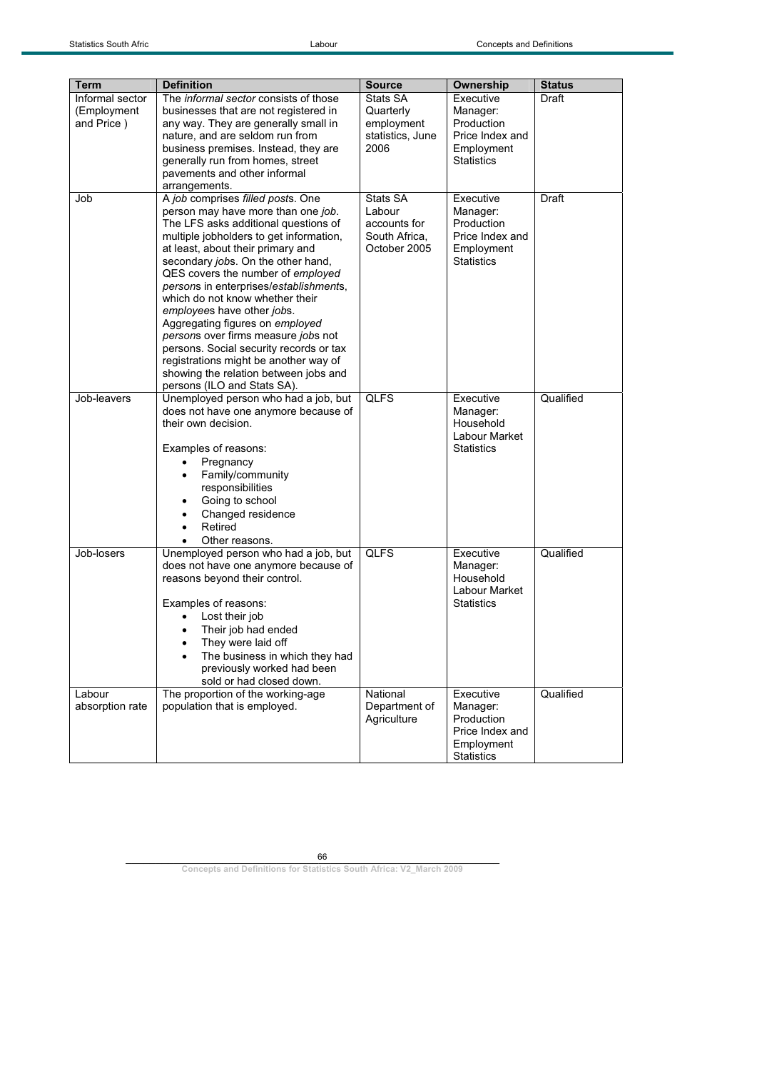| Term | Definition | Source | Ownership | Status |
| --- | --- | --- | --- | --- |
| Informal sector (Employment and Price ) | The *informal sector* consists of those businesses that are not registered in any way. They are generally small in nature, and are seldom run from business premises. Instead, they are generally run from homes, street pavements and other informal arrangements. | Stats SA Quarterly employment statistics, June 2006 | Executive Manager: Production Price Index and Employment Statistics | Draft |
| Job | A *job* comprises *filled post*s. One person may have more than one *job*. The LFS asks additional questions of multiple jobholders to get information, at least, about their primary and secondary *job*s. On the other hand, QES covers the number of *employed person*s in enterprises/*establishment*s, which do not know whether their *employee*s have other *job*s. Aggregating figures on *employed person*s over firms measure *job*s not persons. Social security records or tax registrations might be another way of showing the relation between jobs and persons (ILO and Stats SA). | Stats SA Labour accounts for South Africa, October 2005 | Executive Manager: Production Price Index and Employment Statistics | Draft |
| Job-leavers | Unemployed person who had a job, but does not have one anymore because of their own decision.<br><br>Examples of reasons:<br>• Pregnancy<br>• Family/community responsibilities<br>• Going to school<br>• Changed residence<br>• Retired<br>• Other reasons. | QLFS | Executive Manager: Household Labour Market Statistics | Qualified |
| Job-losers | Unemployed person who had a job, but does not have one anymore because of reasons beyond their control.<br><br>Examples of reasons:<br>• Lost their job<br>• Their job had ended<br>• They were laid off<br>• The business in which they had previously worked had been sold or had closed down. | QLFS | Executive Manager: Household Labour Market Statistics | Qualified |
| Labour absorption rate | The proportion of the working-age population that is employed. | National Department of Agriculture | Executive Manager: Production Price Index and Employment Statistics | Qualified |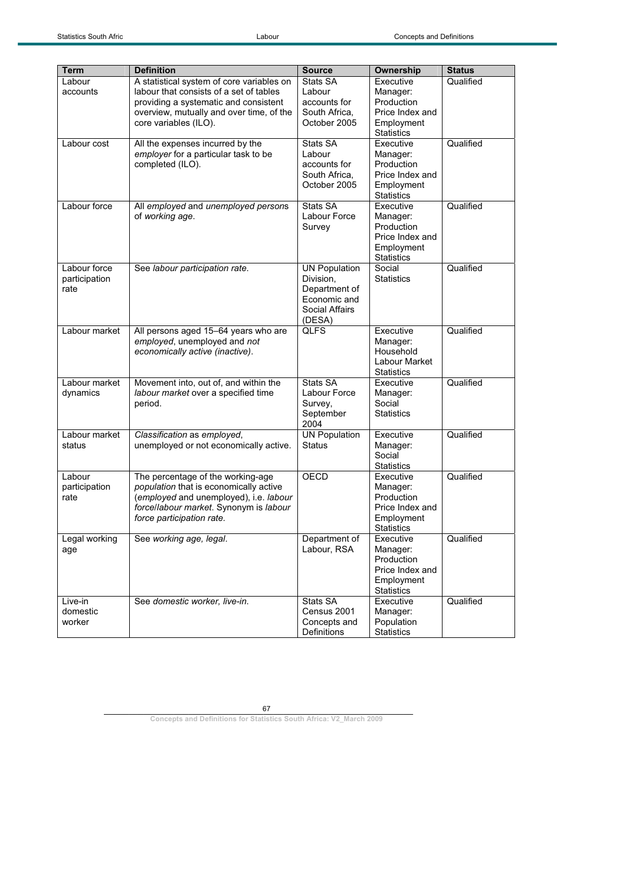| Term | Definition | Source | Ownership | Status |
|---|---|---|---|---|
| Labour accounts | A statistical system of core variables on labour that consists of a set of tables providing a systematic and consistent overview, mutually and over time, of the core variables (ILO). | Stats SA Labour accounts for South Africa, October 2005 | Executive Manager: Production Price Index and Employment Statistics | Qualified |
| Labour cost | All the expenses incurred by the *employer* for a particular task to be completed (ILO). | Stats SA Labour accounts for South Africa, October 2005 | Executive Manager: Production Price Index and Employment Statistics | Qualified |
| Labour force | All *employed* and *unemployed persons* of *working age*. | Stats SA Labour Force Survey | Executive Manager: Production Price Index and Employment Statistics | Qualified |
| Labour force participation rate | See *labour participation rate*. | UN Population Division, Department of Economic and Social Affairs (DESA) | Social Statistics | Qualified |
| Labour market | All persons aged 15–64 years who are *employed*, unemployed and *not economically active (inactive)*. | QLFS | Executive Manager: Household Labour Market Statistics | Qualified |
| Labour market dynamics | Movement into, out of, and within the *labour market* over a specified time period. | Stats SA Labour Force Survey, September 2004 | Executive Manager: Social Statistics | Qualified |
| Labour market status | *Classification* as *employed*, unemployed or not economically active. | UN Population Status | Executive Manager: Social Statistics | Qualified |
| Labour participation rate | The percentage of the working-age *population* that is economically active (*employed* and unemployed), i.e. *labour force/labour market*. Synonym is *labour force participation rate.* | OECD | Executive Manager: Production Price Index and Employment Statistics | Qualified |
| Legal working age | See *working age, legal*. | Department of Labour, RSA | Executive Manager: Production Price Index and Employment Statistics | Qualified |
| Live-in domestic worker | See *domestic worker, live-in.* | Stats SA Census 2001 Concepts and Definitions | Executive Manager: Population Statistics | Qualified |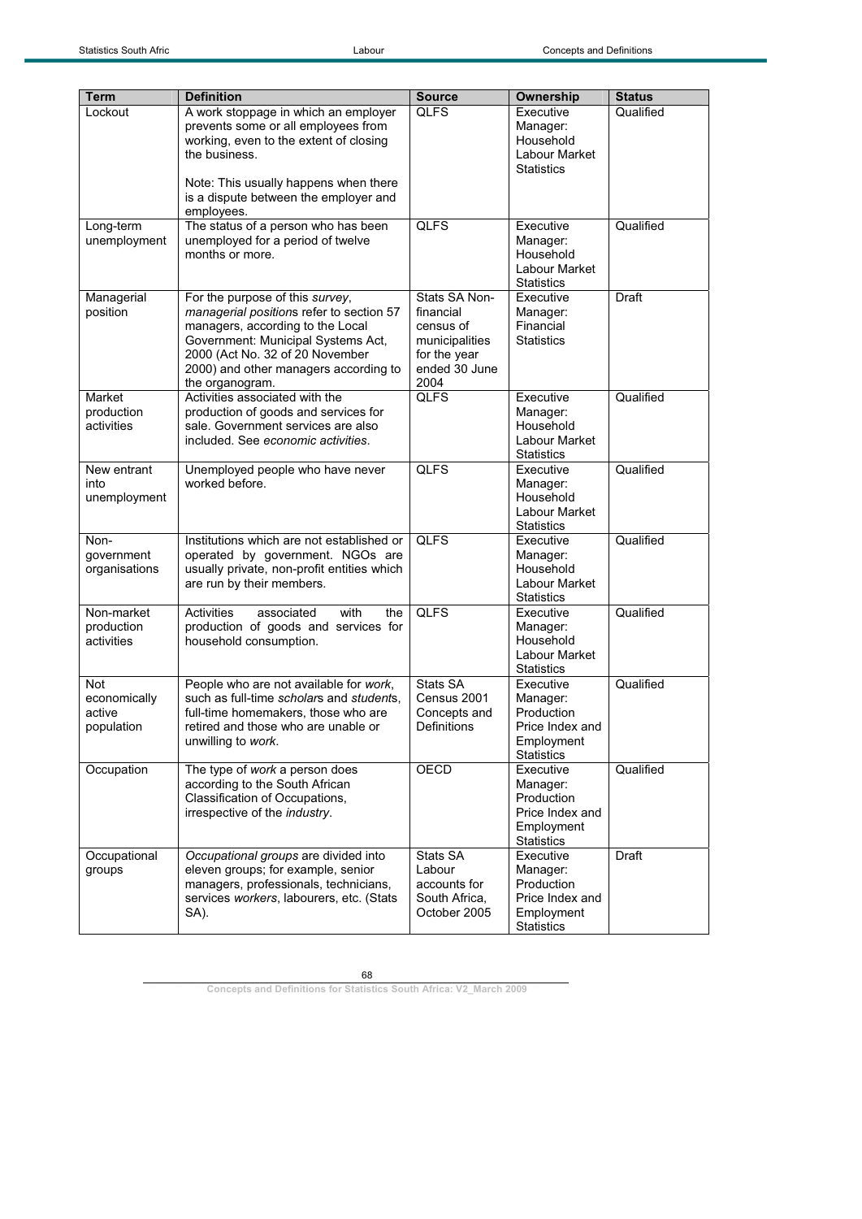| Term | Definition | Source | Ownership | Status |
|---|---|---|---|---|
| Lockout | A work stoppage in which an employer prevents some or all employees from working, even to the extent of closing the business.<br><br>Note: This usually happens when there is a dispute between the employer and employees. | QLFS | Executive Manager: Household Labour Market Statistics | Qualified |
| Long-term unemployment | The status of a person who has been unemployed for a period of twelve months or more. | QLFS | Executive Manager: Household Labour Market Statistics | Qualified |
| Managerial position | For the purpose of this *survey*, *managerial positions* refer to section 57 managers, according to the Local Government: Municipal Systems Act, 2000 (Act No. 32 of 20 November 2000) and other managers according to the organogram. | Stats SA Non-financial census of municipalities for the year ended 30 June 2004 | Executive Manager: Financial Statistics | Draft |
| Market production activities | Activities associated with the production of goods and services for sale. Government services are also included. See *economic activities*. | QLFS | Executive Manager: Household Labour Market Statistics | Qualified |
| New entrant into unemployment | Unemployed people who have never worked before. | QLFS | Executive Manager: Household Labour Market Statistics | Qualified |
| Non-government organisations | Institutions which are not established or operated by government. NGOs are usually private, non-profit entities which are run by their members. | QLFS | Executive Manager: Household Labour Market Statistics | Qualified |
| Non-market production activities | Activities associated with the production of goods and services for household consumption. | QLFS | Executive Manager: Household Labour Market Statistics | Qualified |
| Not economically active population | People who are not available for *work*, such as full-time *scholar*s and *student*s, full-time homemakers, those who are retired and those who are unable or unwilling to *work*. | Stats SA Census 2001 Concepts and Definitions | Executive Manager: Production Price Index and Employment Statistics | Qualified |
| Occupation | The type of *work* a person does according to the South African Classification of Occupations, irrespective of the *industry*. | OECD | Executive Manager: Production Price Index and Employment Statistics | Qualified |
| Occupational groups | *Occupational groups* are divided into eleven groups; for example, senior managers, professionals, technicians, services *workers*, labourers, etc. (Stats SA). | Stats SA Labour accounts for South Africa, October 2005 | Executive Manager: Production Price Index and Employment Statistics | Draft |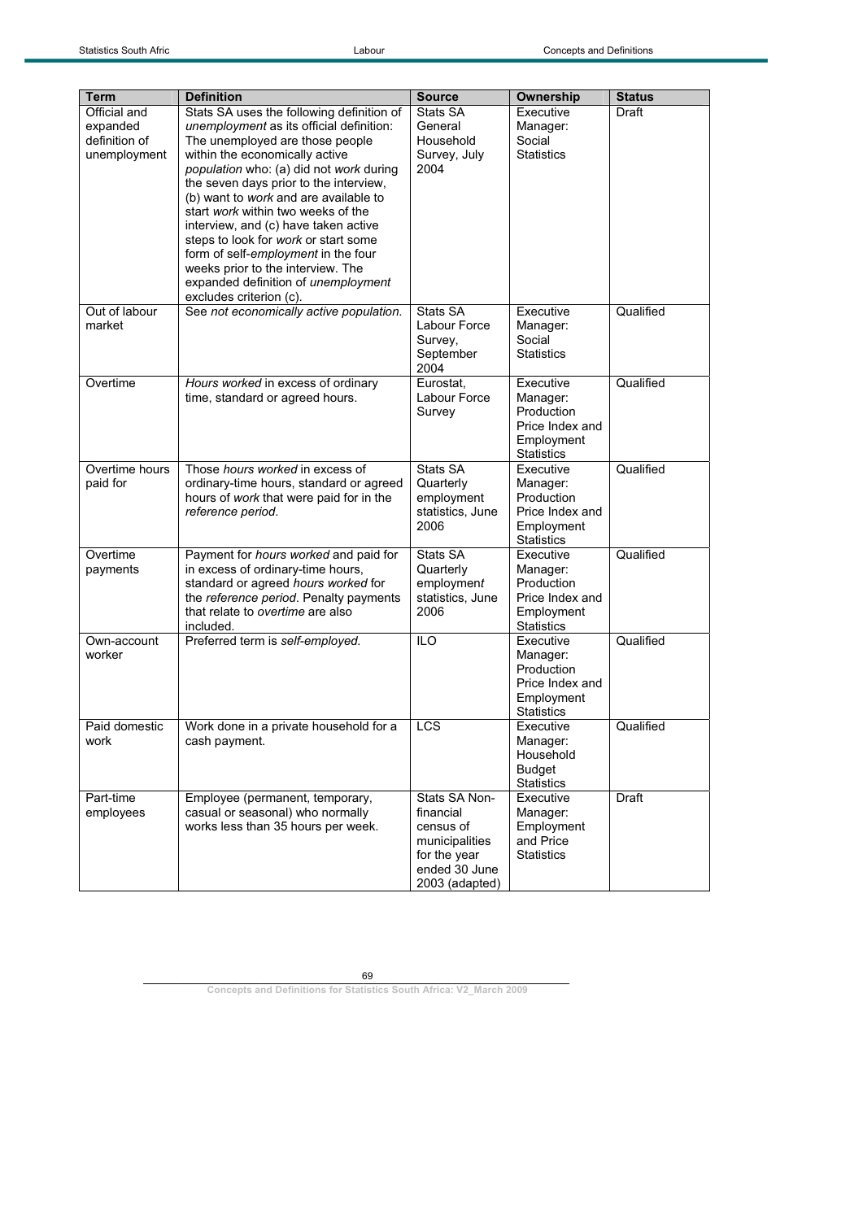| Term | Definition | Source | Ownership | Status |
|---|---|---|---|---|
| Official and expanded definition of unemployment | Stats SA uses the following definition of *unemployment* as its official definition: The unemployed are those people within the economically active *population* who: (a) did not *work* during the seven days prior to the interview, (b) want to *work* and are available to start *work* within two weeks of the interview, and (c) have taken active steps to look for *work* or start some form of self-*employment* in the four weeks prior to the interview. The expanded definition of *unemployment* excludes criterion (c). | Stats SA General Household Survey, July 2004 | Executive Manager: Social Statistics | Draft |
| Out of labour market | See *not economically active population*. | Stats SA Labour Force Survey, September 2004 | Executive Manager: Social Statistics | Qualified |
| Overtime | *Hours worked* in excess of ordinary time, standard or agreed hours. | Eurostat, Labour Force Survey | Executive Manager: Production Price Index and Employment Statistics | Qualified |
| Overtime hours paid for | Those *hours worked* in excess of ordinary-time hours, standard or agreed hours of *work* that were paid for in the *reference period*. | Stats SA Quarterly employment statistics, June 2006 | Executive Manager: Production Price Index and Employment Statistics | Qualified |
| Overtime payments | Payment for *hours worked* and paid for in excess of ordinary-time hours, standard or agreed *hours worked* for the *reference period*. Penalty payments that relate to *overtime* are also included. | Stats SA Quarterly employment statistics, June 2006 | Executive Manager: Production Price Index and Employment Statistics | Qualified |
| Own-account worker | Preferred term is *self-employed.* | ILO | Executive Manager: Production Price Index and Employment Statistics | Qualified |
| Paid domestic work | Work done in a private household for a cash payment. | LCS | Executive Manager: Household Budget Statistics | Qualified |
| Part-time employees | Employee (permanent, temporary, casual or seasonal) who normally works less than 35 hours per week. | Stats SA Non-financial census of municipalities for the year ended 30 June 2003 (adapted) | Executive Manager: Employment and Price Statistics | Draft |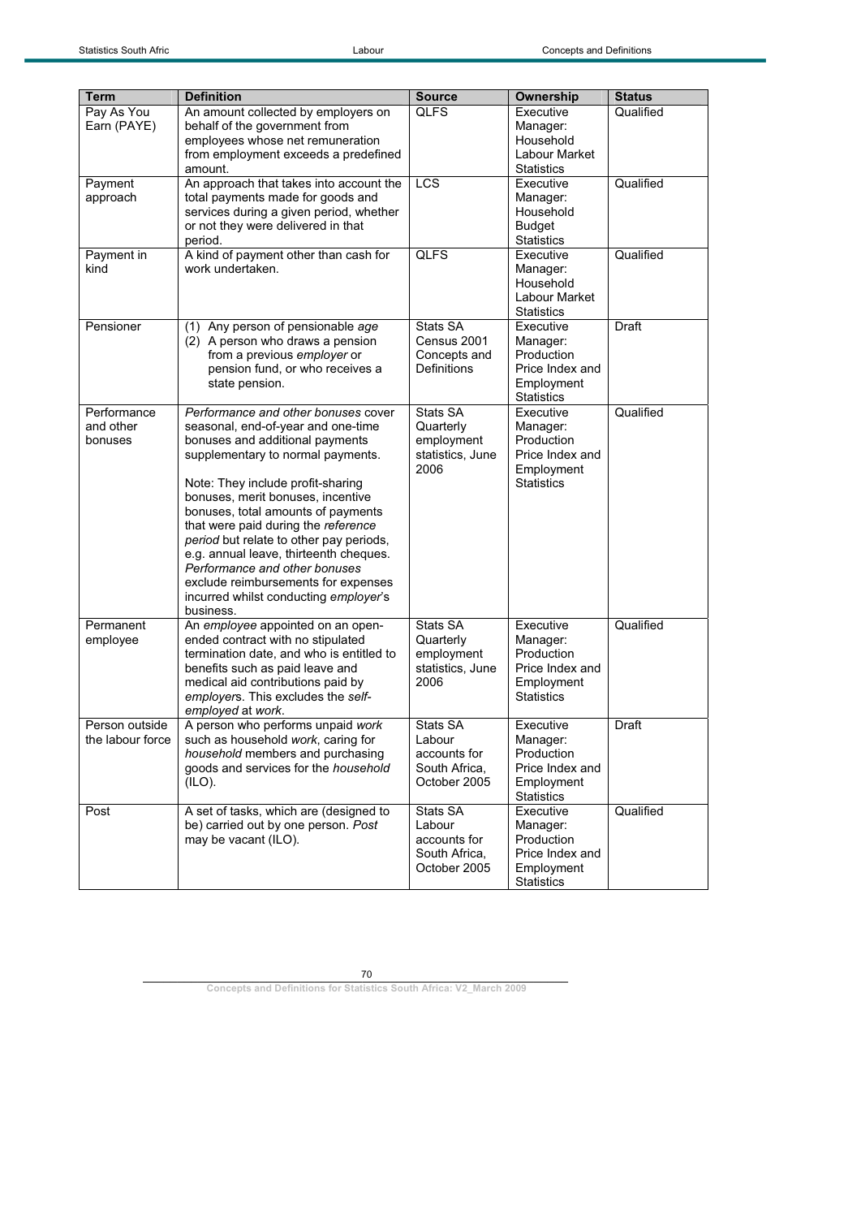| Term | Definition | Source | Ownership | Status |
|---|---|---|---|---|
| Pay As You Earn (PAYE) | An amount collected by employers on behalf of the government from employees whose net remuneration from employment exceeds a predefined amount. | QLFS | Executive Manager: Household Labour Market Statistics | Qualified |
| Payment approach | An approach that takes into account the total payments made for goods and services during a given period, whether or not they were delivered in that period. | LCS | Executive Manager: Household Budget Statistics | Qualified |
| Payment in kind | A kind of payment other than cash for work undertaken. | QLFS | Executive Manager: Household Labour Market Statistics | Qualified |
| Pensioner | (1) Any person of pensionable *age*<br>(2) A person who draws a pension from a previous *employer* or pension fund, or who receives a state pension. | Stats SA Census 2001 Concepts and Definitions | Executive Manager: Production Price Index and Employment Statistics | Draft |
| Performance and other bonuses | *Performance and other bonuses* cover seasonal, end-of-year and one-time bonuses and additional payments supplementary to normal payments.<br><br>Note: They include profit-sharing bonuses, merit bonuses, incentive bonuses, total amounts of payments that were paid during the *reference period* but relate to other pay periods, e.g. annual leave, thirteenth cheques. *Performance and other bonuses* exclude reimbursements for expenses incurred whilst conducting *employer*'s business. | Stats SA Quarterly employment statistics, June 2006 | Executive Manager: Production Price Index and Employment Statistics | Qualified |
| Permanent employee | An *employee* appointed on an open-ended contract with no stipulated termination date, and who is entitled to benefits such as paid leave and medical aid contributions paid by *employer*s. This excludes the *self-employed* at *work*. | Stats SA Quarterly employment statistics, June 2006 | Executive Manager: Production Price Index and Employment Statistics | Qualified |
| Person outside the labour force | A person who performs unpaid *work* such as household *work*, caring for *household* members and purchasing goods and services for the *household* (ILO). | Stats SA Labour accounts for South Africa, October 2005 | Executive Manager: Production Price Index and Employment Statistics | Draft |
| Post | A set of tasks, which are (designed to be) carried out by one person. *Post* may be vacant (ILO). | Stats SA Labour accounts for South Africa, October 2005 | Executive Manager: Production Price Index and Employment Statistics | Qualified |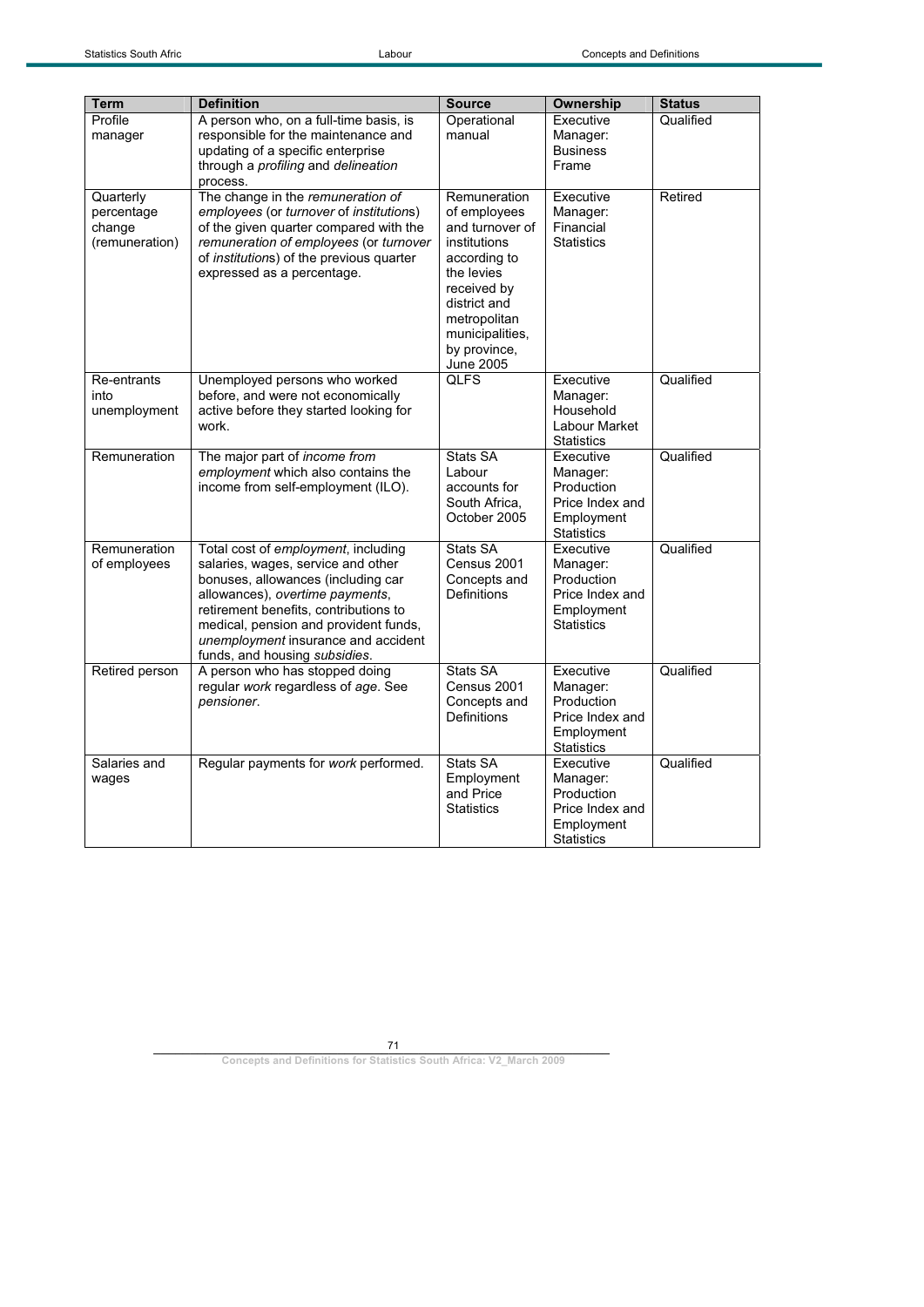| Term | Definition | Source | Ownership | Status |
|---|---|---|---|---|
| Profile manager | A person who, on a full-time basis, is responsible for the maintenance and updating of a specific enterprise through a *profiling* and *delineation* process. | Operational manual | Executive Manager: Business Frame | Qualified |
| Quarterly percentage change (remuneration) | The change in the *remuneration of employees* (or *turnover* of *institutions*) of the given quarter compared with the *remuneration of employees* (or *turnover* of *institutions*) of the previous quarter expressed as a percentage. | Remuneration of employees and turnover of institutions according to the levies received by district and metropolitan municipalities, by province, June 2005 | Executive Manager: Financial Statistics | Retired |
| Re-entrants into unemployment | Unemployed persons who worked before, and were not economically active before they started looking for work. | QLFS | Executive Manager: Household Labour Market Statistics | Qualified |
| Remuneration | The major part of *income from employment* which also contains the income from self-employment (ILO). | Stats SA Labour accounts for South Africa, October 2005 | Executive Manager: Production Price Index and Employment Statistics | Qualified |
| Remuneration of employees | Total cost of *employment*, including salaries, wages, service and other bonuses, allowances (including car allowances), *overtime payments*, retirement benefits, contributions to medical, pension and provident funds, *unemployment* insurance and accident funds, and housing *subsidies*. | Stats SA Census 2001 Concepts and Definitions | Executive Manager: Production Price Index and Employment Statistics | Qualified |
| Retired person | A person who has stopped doing regular *work* regardless of *age*. See *pensioner*. | Stats SA Census 2001 Concepts and Definitions | Executive Manager: Production Price Index and Employment Statistics | Qualified |
| Salaries and wages | Regular payments for *work* performed. | Stats SA Employment and Price Statistics | Executive Manager: Production Price Index and Employment Statistics | Qualified |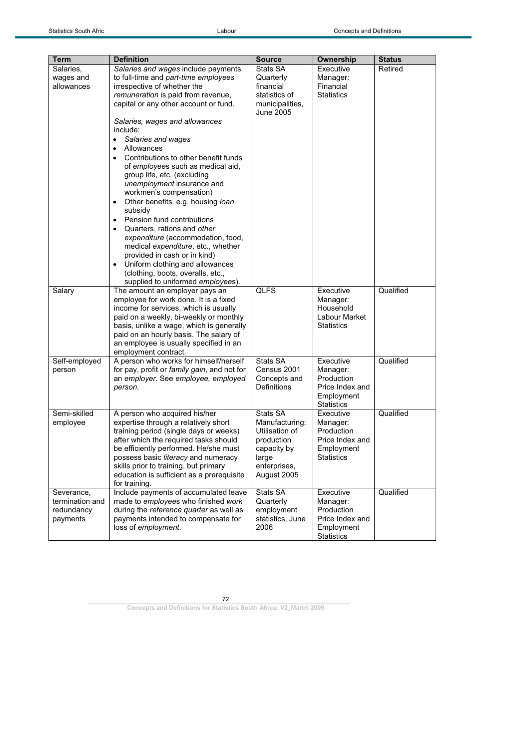| Term | Definition | Source | Ownership | Status |
|---|---|---|---|---|
| Salaries, wages and allowances | *Salaries and wages* include payments to full-time and *part-time employees* irrespective of whether the *remuneration* is paid from revenue, capital or any other account or fund.<br><br>*Salaries, wages and allowances* include:<br>• *Salaries and wages*<br>• Allowances<br>• Contributions to other benefit funds of *employee*s such as medical aid, group life, etc. (excluding *unemployment* insurance and workmen's compensation)<br>• Other benefits, e.g. housing *loan* subsidy<br>• Pension fund contributions<br>• Quarters, rations and *other expenditure* (accommodation, food, medical *expenditure*, etc., whether provided in cash or in kind)<br>• Uniform clothing and allowances (clothing, boots, overalls, etc., supplied to uniformed *employees*). | Stats SA Quarterly financial statistics of municipalities, June 2005 | Executive Manager: Financial Statistics | Retired |
| Salary | The amount an employer pays an employee for work done. It is a fixed income for services, which is usually paid on a weekly, bi-weekly or monthly basis, unlike a wage, which is generally paid on an hourly basis. The salary of an employee is usually specified in an employment contract. | QLFS | Executive Manager: Household Labour Market Statistics | Qualified |
| Self-employed person | A person who works for himself/herself for pay, profit or *family gain*, and not for an *employer*. See *employee, employed person.* | Stats SA Census 2001 Concepts and Definitions | Executive Manager: Production Price Index and Employment Statistics | Qualified |
| Semi-skilled employee | A person who acquired his/her expertise through a relatively short training period (single days or weeks) after which the required tasks should be efficiently performed. He/she must possess basic *literacy* and numeracy skills prior to training, but primary education is sufficient as a prerequisite for training. | Stats SA Manufacturing: Utilisation of production capacity by large enterprises, August 2005 | Executive Manager: Production Price Index and Employment Statistics | Qualified |
| Severance, termination and redundancy payments | Include payments of accumulated leave made to *employee*s who finished *work* during the *reference quarter* as well as payments intended to compensate for loss of *employment*. | Stats SA Quarterly employment statistics, June 2006 | Executive Manager: Production Price Index and Employment Statistics | Qualified |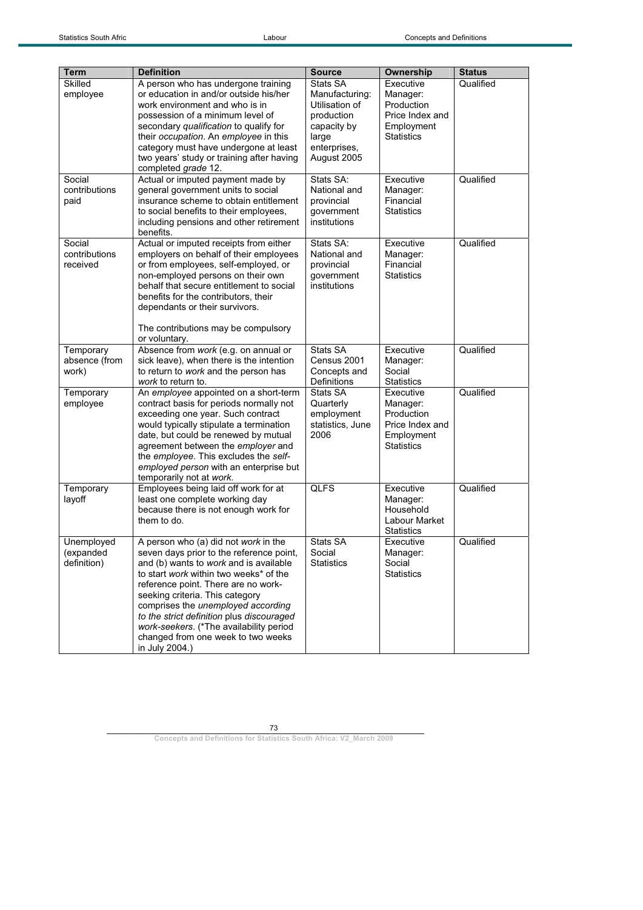| Term | Definition | Source | Ownership | Status |
|---|---|---|---|---|
| Skilled employee | A person who has undergone training or education in and/or outside his/her work environment and who is in possession of a minimum level of secondary *qualification* to qualify for their *occupation*. An *employee* in this category must have undergone at least two years' study or training after having completed *grade* 12. | Stats SA Manufacturing: Utilisation of production capacity by large enterprises, August 2005 | Executive Manager: Production Price Index and Employment Statistics | Qualified |
| Social contributions paid | Actual or imputed payment made by general government units to social insurance scheme to obtain entitlement to social benefits to their employees, including pensions and other retirement benefits. | Stats SA: National and provincial government institutions | Executive Manager: Financial Statistics | Qualified |
| Social contributions received | Actual or imputed receipts from either employers on behalf of their employees or from employees, self-employed, or non-employed persons on their own behalf that secure entitlement to social benefits for the contributors, their dependants or their survivors.<br><br>The contributions may be compulsory or voluntary. | Stats SA: National and provincial government institutions | Executive Manager: Financial Statistics | Qualified |
| Temporary absence (from work) | Absence from *work* (e.g. on annual or sick leave), when there is the intention to return to *work* and the person has *work* to return to. | Stats SA Census 2001 Concepts and Definitions | Executive Manager: Social Statistics | Qualified |
| Temporary employee | An *employee* appointed on a short-term contract basis for periods normally not exceeding one year. Such contract would typically stipulate a termination date, but could be renewed by mutual agreement between the *employer* and the *employee*. This excludes the *self-employed person* with an enterprise but temporarily not at *work*. | Stats SA Quarterly employment statistics, June 2006 | Executive Manager: Production Price Index and Employment Statistics | Qualified |
| Temporary layoff | Employees being laid off work for at least one complete working day because there is not enough work for them to do. | QLFS | Executive Manager: Household Labour Market Statistics | Qualified |
| Unemployed (expanded definition) | A person who (a) did not *work* in the seven days prior to the reference point, and (b) wants to *work* and is available to start *work* within two weeks* of the reference point. There are no work-seeking criteria. This category comprises the *unemployed according to the strict definition* plus *discouraged work-seekers*. (*The availability period changed from one week to two weeks in July 2004.) | Stats SA Social Statistics | Executive Manager: Social Statistics | Qualified |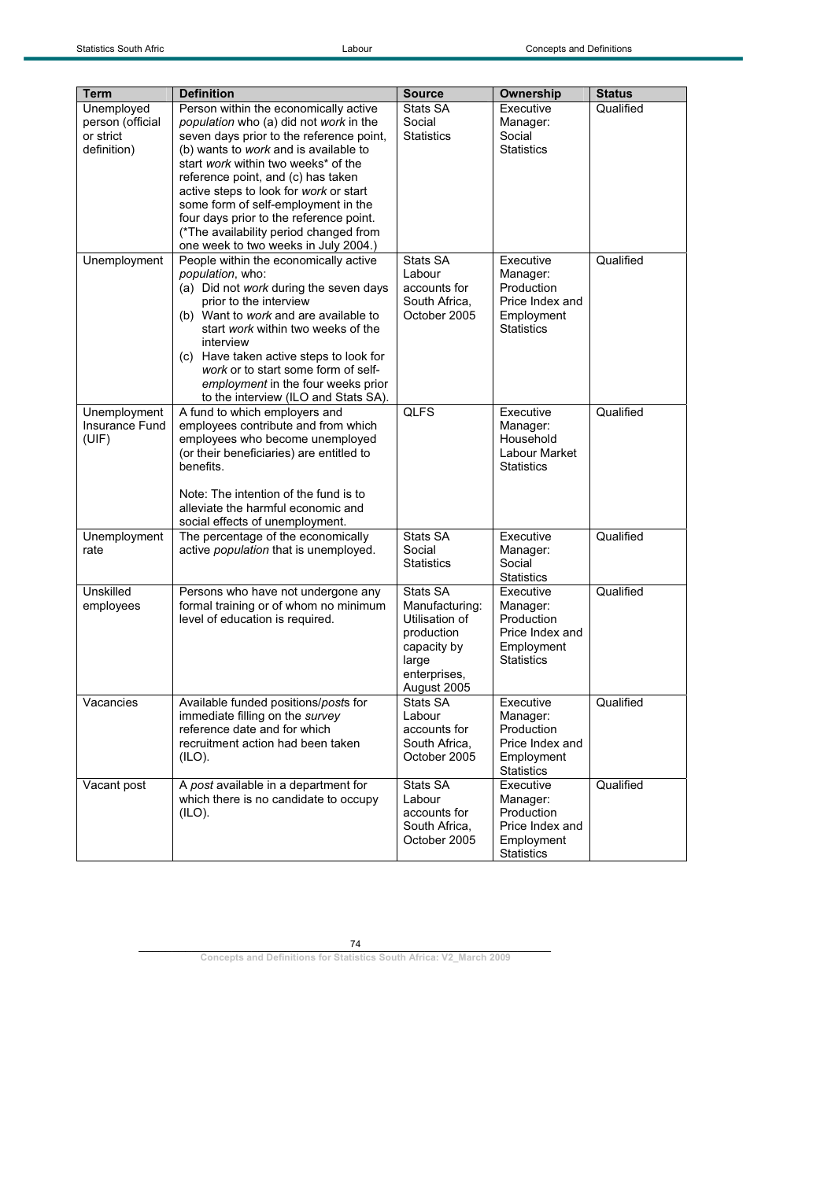| Term | Definition | Source | Ownership | Status |
|---|---|---|---|---|
| Unemployed person (official or strict definition) | Person within the economically active *population* who (a) did not *work* in the seven days prior to the reference point, (b) wants to *work* and is available to start *work* within two weeks* of the reference point, and (c) has taken active steps to look for *work* or start some form of self-employment in the four days prior to the reference point. (*The availability period changed from one week to two weeks in July 2004.) | Stats SA Social Statistics | Executive Manager: Social Statistics | Qualified |
| Unemployment | People within the economically active *population*, who: (a) Did not *work* during the seven days prior to the interview (b) Want to *work* and are available to start *work* within two weeks of the interview (c) Have taken active steps to look for *work* or to start some form of self-*employment* in the four weeks prior to the interview (ILO and Stats SA). | Stats SA Labour accounts for South Africa, October 2005 | Executive Manager: Production Price Index and Employment Statistics | Qualified |
| Unemployment Insurance Fund (UIF) | A fund to which employers and employees contribute and from which employees who become unemployed (or their beneficiaries) are entitled to benefits.<br><br>Note: The intention of the fund is to alleviate the harmful economic and social effects of unemployment. | QLFS | Executive Manager: Household Labour Market Statistics | Qualified |
| Unemployment rate | The percentage of the economically active *population* that is unemployed. | Stats SA Social Statistics | Executive Manager: Social Statistics | Qualified |
| Unskilled employees | Persons who have not undergone any formal training or of whom no minimum level of education is required. | Stats SA Manufacturing: Utilisation of production capacity by large enterprises, August 2005 | Executive Manager: Production Price Index and Employment Statistics | Qualified |
| Vacancies | Available funded positions/*post*s for immediate filling on the *survey* reference date and for which recruitment action had been taken (ILO). | Stats SA Labour accounts for South Africa, October 2005 | Executive Manager: Production Price Index and Employment Statistics | Qualified |
| Vacant post | A *post* available in a department for which there is no candidate to occupy (ILO). | Stats SA Labour accounts for South Africa, October 2005 | Executive Manager: Production Price Index and Employment Statistics | Qualified |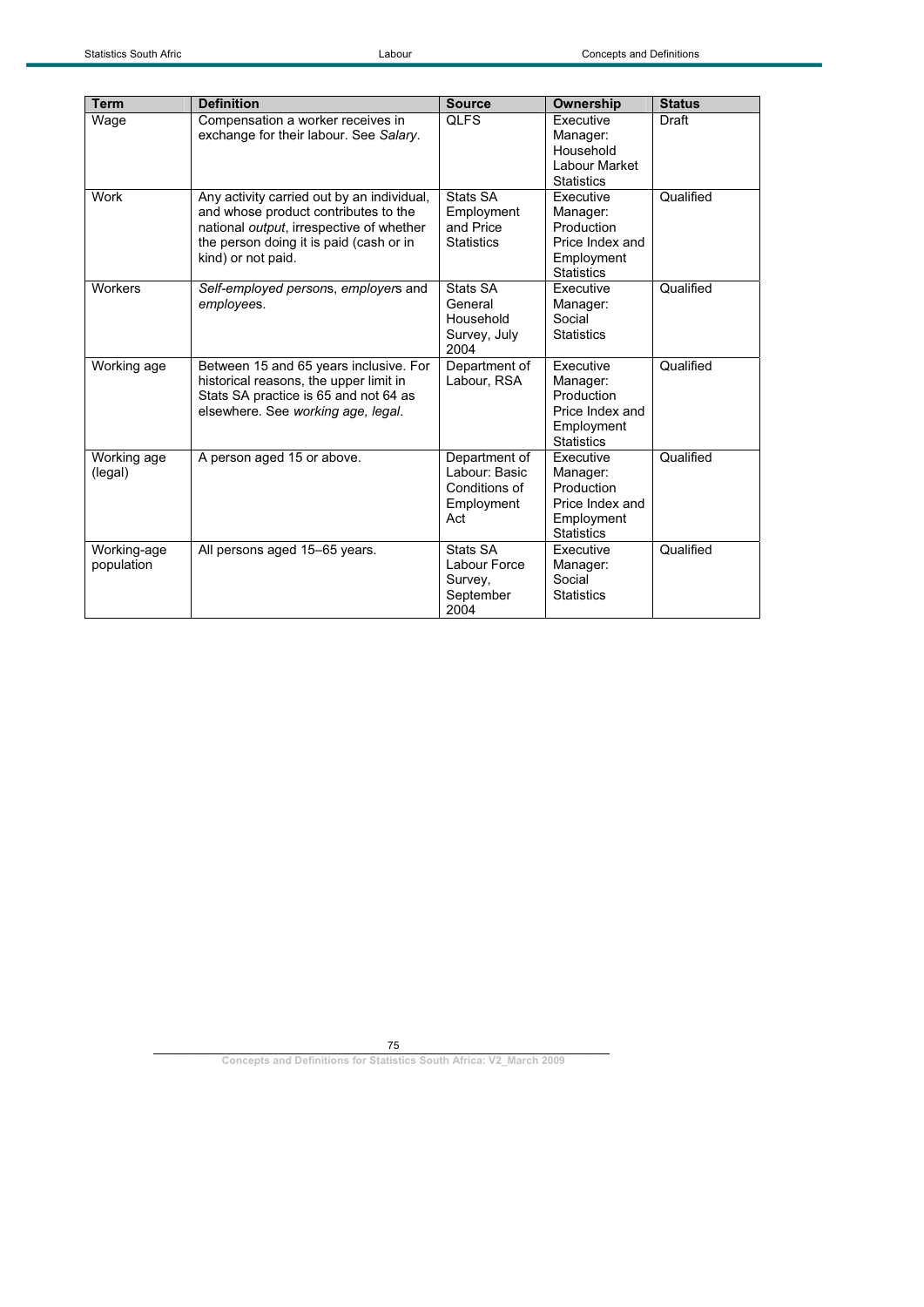| Term | Definition | Source | Ownership | Status |
|---|---|---|---|---|
| Wage | Compensation a worker receives in exchange for their labour. See *Salary*. | QLFS | Executive Manager: Household Labour Market Statistics | Draft |
| Work | Any activity carried out by an individual, and whose product contributes to the national *output*, irrespective of whether the person doing it is paid (cash or in kind) or not paid. | Stats SA Employment and Price Statistics | Executive Manager: Production Price Index and Employment Statistics | Qualified |
| Workers | *Self-employed person*s, *employer*s and *employee*s. | Stats SA General Household Survey, July 2004 | Executive Manager: Social Statistics | Qualified |
| Working age | Between 15 and 65 years inclusive. For historical reasons, the upper limit in Stats SA practice is 65 and not 64 as elsewhere. See *working age, legal*. | Department of Labour, RSA | Executive Manager: Production Price Index and Employment Statistics | Qualified |
| Working age (legal) | A person aged 15 or above. | Department of Labour: Basic Conditions of Employment Act | Executive Manager: Production Price Index and Employment Statistics | Qualified |
| Working-age population | All persons aged 15–65 years. | Stats SA Labour Force Survey, September 2004 | Executive Manager: Social Statistics | Qualified |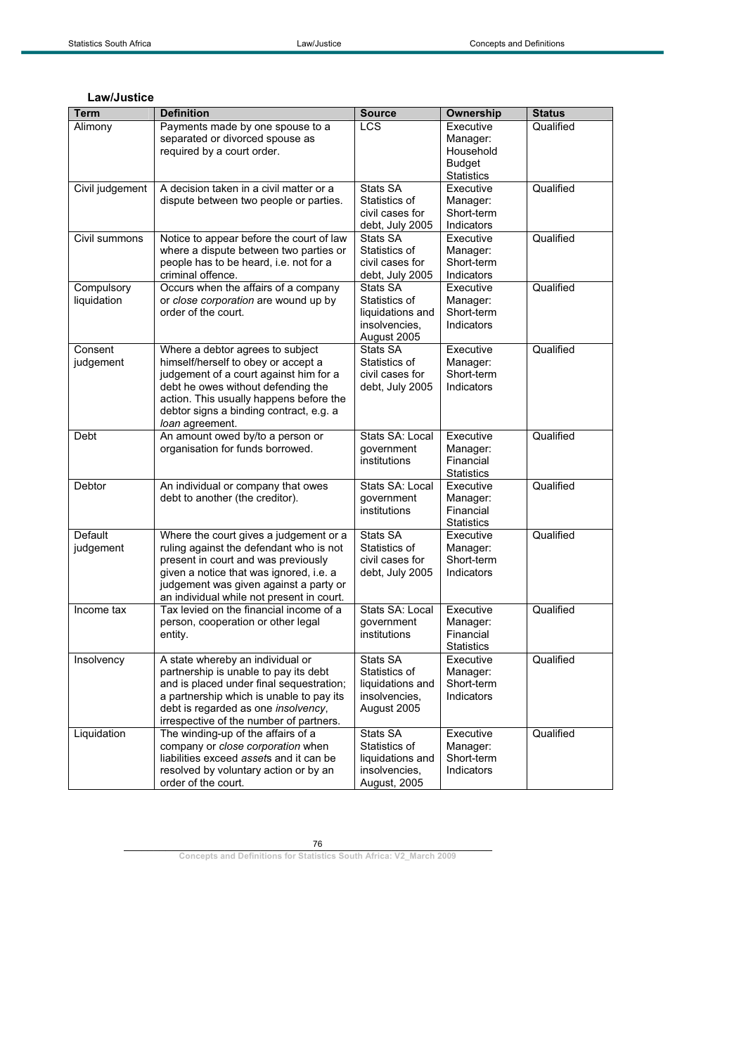## Law/Justice

| Term | Definition | Source | Ownership | Status |
|---|---|---|---|---|
| Alimony | Payments made by one spouse to a separated or divorced spouse as required by a court order. | LCS | Executive Manager: Household Budget Statistics | Qualified |
| Civil judgement | A decision taken in a civil matter or a dispute between two people or parties. | Stats SA Statistics of civil cases for debt, July 2005 | Executive Manager: Short-term Indicators | Qualified |
| Civil summons | Notice to appear before the court of law where a dispute between two parties or people has to be heard, i.e. not for a criminal offence. | Stats SA Statistics of civil cases for debt, July 2005 | Executive Manager: Short-term Indicators | Qualified |
| Compulsory liquidation | Occurs when the affairs of a company or *close corporation* are wound up by order of the court. | Stats SA Statistics of liquidations and insolvencies, August 2005 | Executive Manager: Short-term Indicators | Qualified |
| Consent judgement | Where a debtor agrees to subject himself/herself to obey or accept a judgement of a court against him for a debt he owes without defending the action. This usually happens before the debtor signs a binding contract, e.g. a *loan* agreement. | Stats SA Statistics of civil cases for debt, July 2005 | Executive Manager: Short-term Indicators | Qualified |
| Debt | An amount owed by/to a person or organisation for funds borrowed. | Stats SA: Local government institutions | Executive Manager: Financial Statistics | Qualified |
| Debtor | An individual or company that owes debt to another (the creditor). | Stats SA: Local government institutions | Executive Manager: Financial Statistics | Qualified |
| Default judgement | Where the court gives a judgement or a ruling against the defendant who is not present in court and was previously given a notice that was ignored, i.e. a judgement was given against a party or an individual while not present in court. | Stats SA Statistics of civil cases for debt, July 2005 | Executive Manager: Short-term Indicators | Qualified |
| Income tax | Tax levied on the financial income of a person, cooperation or other legal entity. | Stats SA: Local government institutions | Executive Manager: Financial Statistics | Qualified |
| Insolvency | A state whereby an individual or partnership is unable to pay its debt and is placed under final sequestration; a partnership which is unable to pay its debt is regarded as one *insolvency*, irrespective of the number of partners. | Stats SA Statistics of liquidations and insolvencies, August 2005 | Executive Manager: Short-term Indicators | Qualified |
| Liquidation | The winding-up of the affairs of a company or *close corporation* when liabilities exceed *asset*s and it can be resolved by voluntary action or by an order of the court. | Stats SA Statistics of liquidations and insolvencies, August, 2005 | Executive Manager: Short-term Indicators | Qualified |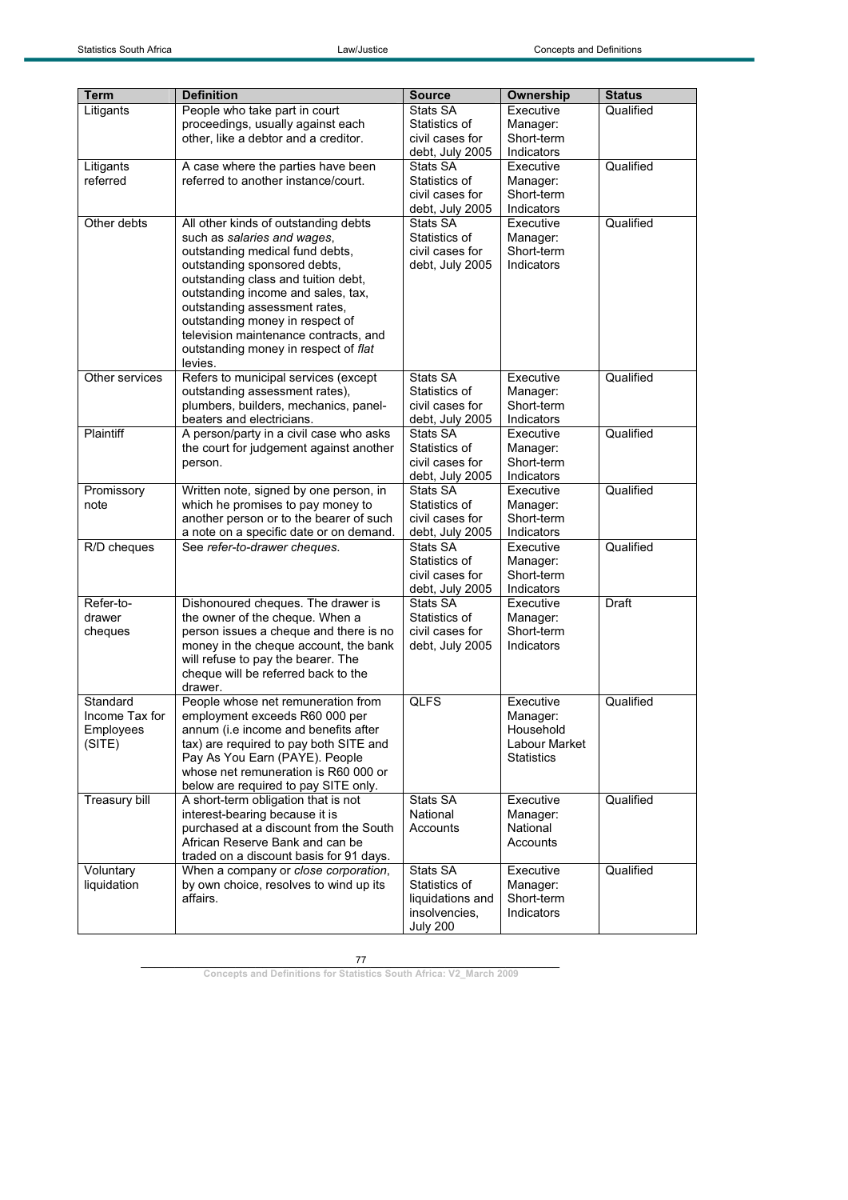| Term | Definition | Source | Ownership | Status |
|---|---|---|---|---|
| Litigants | People who take part in court proceedings, usually against each other, like a debtor and a creditor. | Stats SA Statistics of civil cases for debt, July 2005 | Executive Manager: Short-term Indicators | Qualified |
| Litigants referred | A case where the parties have been referred to another instance/court. | Stats SA Statistics of civil cases for debt, July 2005 | Executive Manager: Short-term Indicators | Qualified |
| Other debts | All other kinds of outstanding debts such as *salaries and wages*, outstanding medical fund debts, outstanding sponsored debts, outstanding class and tuition debt, outstanding income and sales, tax, outstanding assessment rates, outstanding money in respect of television maintenance contracts, and outstanding money in respect of *flat* levies. | Stats SA Statistics of civil cases for debt, July 2005 | Executive Manager: Short-term Indicators | Qualified |
| Other services | Refers to municipal services (except outstanding assessment rates), plumbers, builders, mechanics, panel-beaters and electricians. | Stats SA Statistics of civil cases for debt, July 2005 | Executive Manager: Short-term Indicators | Qualified |
| Plaintiff | A person/party in a civil case who asks the court for judgement against another person. | Stats SA Statistics of civil cases for debt, July 2005 | Executive Manager: Short-term Indicators | Qualified |
| Promissory note | Written note, signed by one person, in which he promises to pay money to another person or to the bearer of such a note on a specific date or on demand. | Stats SA Statistics of civil cases for debt, July 2005 | Executive Manager: Short-term Indicators | Qualified |
| R/D cheques | See *refer-to-drawer cheques*. | Stats SA Statistics of civil cases for debt, July 2005 | Executive Manager: Short-term Indicators | Qualified |
| Refer-to-drawer cheques | Dishonoured cheques. The drawer is the owner of the cheque. When a person issues a cheque and there is no money in the cheque account, the bank will refuse to pay the bearer. The cheque will be referred back to the drawer. | Stats SA Statistics of civil cases for debt, July 2005 | Executive Manager: Short-term Indicators | Draft |
| Standard Income Tax for Employees (SITE) | People whose net remuneration from employment exceeds R60 000 per annum (i.e income and benefits after tax) are required to pay both SITE and Pay As You Earn (PAYE). People whose net remuneration is R60 000 or below are required to pay SITE only. | QLFS | Executive Manager: Household Labour Market Statistics | Qualified |
| Treasury bill | A short-term obligation that is not interest-bearing because it is purchased at a discount from the South African Reserve Bank and can be traded on a discount basis for 91 days. | Stats SA National Accounts | Executive Manager: National Accounts | Qualified |
| Voluntary liquidation | When a company or *close corporation*, by own choice, resolves to wind up its affairs. | Stats SA Statistics of liquidations and insolvencies, July 200 | Executive Manager: Short-term Indicators | Qualified |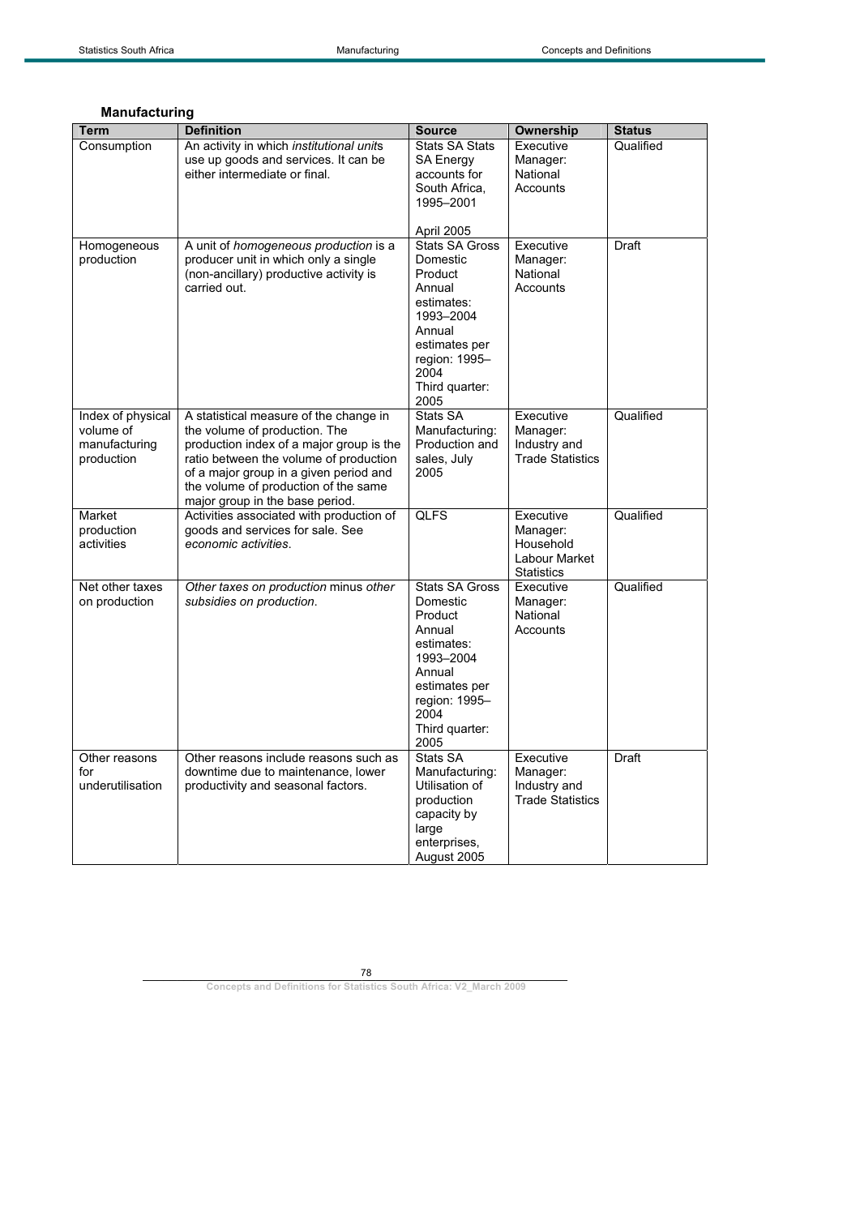### Manufacturing

| Term | Definition | Source | Ownership | Status |
| --- | --- | --- | --- | --- |
| Consumption | An activity in which *institutional units* use up goods and services. It can be either intermediate or final. | Stats SA Stats SA Energy accounts for South Africa, 1995–2001<br><br>April 2005 | Executive Manager: National Accounts | Qualified |
| Homogeneous production | A unit of *homogeneous production* is a producer unit in which only a single (non-ancillary) productive activity is carried out. | Stats SA Gross Domestic Product Annual estimates: 1993–2004 Annual estimates per region: 1995–2004 Third quarter: 2005 | Executive Manager: National Accounts | Draft |
| Index of physical volume of manufacturing production | A statistical measure of the change in the volume of production. The production index of a major group is the ratio between the volume of production of a major group in a given period and the volume of production of the same major group in the base period. | Stats SA Manufacturing: Production and sales, July 2005 | Executive Manager: Industry and Trade Statistics | Qualified |
| Market production activities | Activities associated with production of goods and services for sale. See *economic activities*. | QLFS | Executive Manager: Household Labour Market Statistics | Qualified |
| Net other taxes on production | *Other taxes on production* minus *other subsidies on production*. | Stats SA Gross Domestic Product Annual estimates: 1993–2004 Annual estimates per region: 1995–2004 Third quarter: 2005 | Executive Manager: National Accounts | Qualified |
| Other reasons for underutilisation | Other reasons include reasons such as downtime due to maintenance, lower productivity and seasonal factors. | Stats SA Manufacturing: Utilisation of production capacity by large enterprises, August 2005 | Executive Manager: Industry and Trade Statistics | Draft |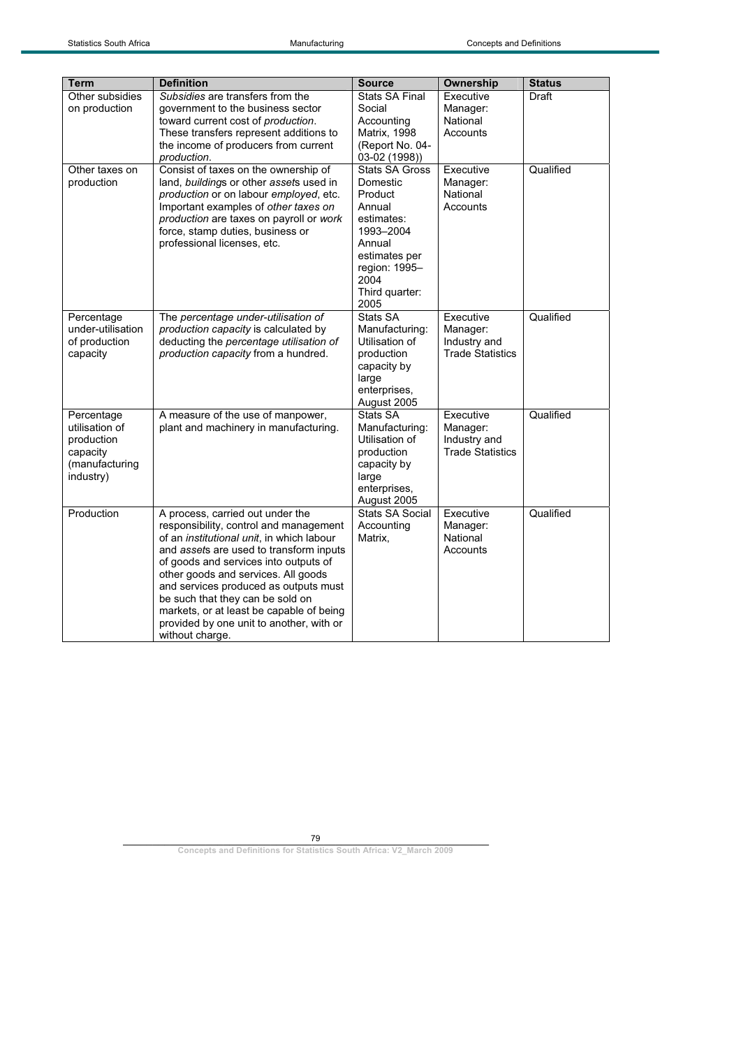| Term | Definition | Source | Ownership | Status |
|---|---|---|---|---|
| Other subsidies on production | *Subsidies* are transfers from the government to the business sector toward current cost of *production*. These transfers represent additions to the income of producers from current *production*. | Stats SA Final Social Accounting Matrix, 1998 (Report No. 04-03-02 (1998)) | Executive Manager: National Accounts | Draft |
| Other taxes on production | Consist of taxes on the ownership of land, *building*s or other *asset*s used in *production* or on labour *employed*, etc. Important examples of *other taxes on production* are taxes on payroll or *work* force, stamp duties, business or professional licenses, etc. | Stats SA Gross Domestic Product Annual estimates: 1993–2004 Annual estimates per region: 1995–2004 Third quarter: 2005 | Executive Manager: National Accounts | Qualified |
| Percentage under-utilisation of production capacity | The *percentage under-utilisation of production capacity* is calculated by deducting the *percentage utilisation of production capacity* from a hundred. | Stats SA Manufacturing: Utilisation of production capacity by large enterprises, August 2005 | Executive Manager: Industry and Trade Statistics | Qualified |
| Percentage utilisation of production capacity (manufacturing industry) | A measure of the use of manpower, plant and machinery in manufacturing. | Stats SA Manufacturing: Utilisation of production capacity by large enterprises, August 2005 | Executive Manager: Industry and Trade Statistics | Qualified |
| Production | A process, carried out under the responsibility, control and management of an *institutional unit*, in which labour and *asset*s are used to transform inputs of goods and services into outputs of other goods and services. All goods and services produced as outputs must be such that they can be sold on markets, or at least be capable of being provided by one unit to another, with or without charge. | Stats SA Social Accounting Matrix, | Executive Manager: National Accounts | Qualified |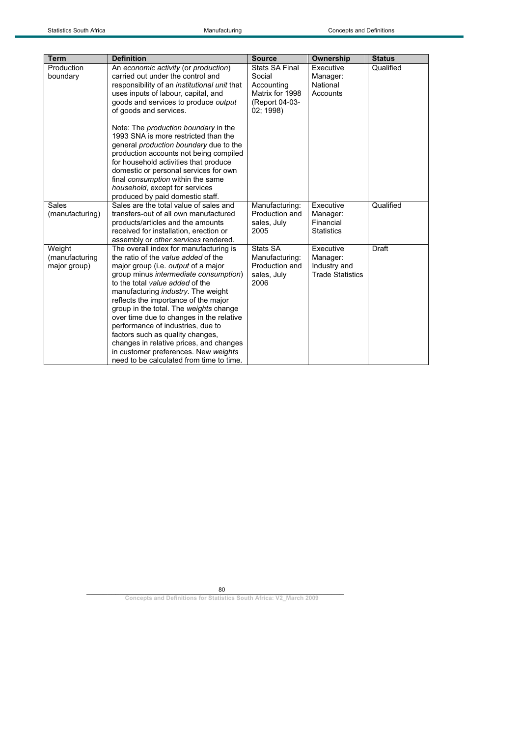| Term | Definition | Source | Ownership | Status |
|---|---|---|---|---|
| Production boundary | An *economic activity* (or *production*) carried out under the control and responsibility of an *institutional unit* that uses inputs of labour, capital, and goods and services to produce *output* of goods and services.<br><br>Note: The *production boundary* in the 1993 SNA is more restricted than the general *production boundary* due to the production accounts not being compiled for household activities that produce domestic or personal services for own final *consumption* within the same *household*, except for services produced by paid domestic staff. | Stats SA Final Social Accounting Matrix for 1998 (Report 04-03-02; 1998) | Executive Manager: National Accounts | Qualified |
| Sales (manufacturing) | Sales are the total value of sales and transfers-out of all own manufactured products/articles and the amounts received for installation, erection or assembly or *other services* rendered. | Manufacturing: Production and sales, July 2005 | Executive Manager: Financial Statistics | Qualified |
| Weight (manufacturing major group) | The overall index for manufacturing is the ratio of the *value added* of the major group (i.e. *output* of a major group minus *intermediate consumption*) to the total *value added* of the manufacturing *industry*. The weight reflects the importance of the major group in the total. The *weights* change over time due to changes in the relative performance of industries, due to factors such as quality changes, changes in relative prices, and changes in customer preferences. New *weights* need to be calculated from time to time. | Stats SA Manufacturing: Production and sales, July 2006 | Executive Manager: Industry and Trade Statistics | Draft |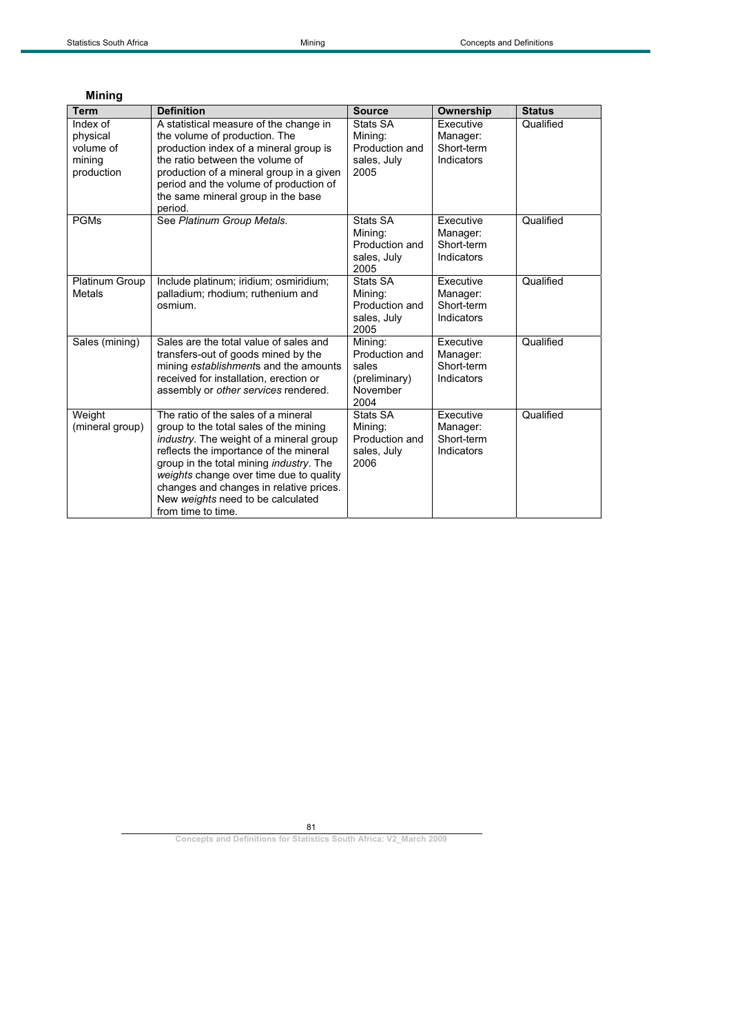## Mining

| Term | Definition | Source | Ownership | Status |
|---|---|---|---|---|
| Index of physical volume of mining production | A statistical measure of the change in the volume of production. The production index of a mineral group is the ratio between the volume of production of a mineral group in a given period and the volume of production of the same mineral group in the base period. | Stats SA Mining: Production and sales, July 2005 | Executive Manager: Short-term Indicators | Qualified |
| PGMs | See *Platinum Group Metals*. | Stats SA Mining: Production and sales, July 2005 | Executive Manager: Short-term Indicators | Qualified |
| Platinum Group Metals | Include platinum; iridium; osmiridium; palladium; rhodium; ruthenium and osmium. | Stats SA Mining: Production and sales, July 2005 | Executive Manager: Short-term Indicators | Qualified |
| Sales (mining) | Sales are the total value of sales and transfers-out of goods mined by the mining *establishment*s and the amounts received for installation, erection or assembly or *other services* rendered. | Mining: Production and sales (preliminary) November 2004 | Executive Manager: Short-term Indicators | Qualified |
| Weight (mineral group) | The ratio of the sales of a mineral group to the total sales of the mining *industry*. The weight of a mineral group reflects the importance of the mineral group in the total mining *industry*. The *weights* change over time due to quality changes and changes in relative prices. New *weights* need to be calculated from time to time. | Stats SA Mining: Production and sales, July 2006 | Executive Manager: Short-term Indicators | Qualified |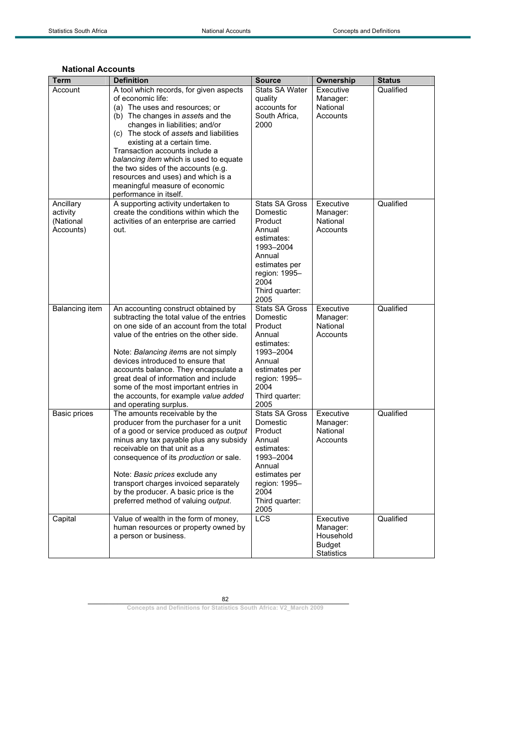### National Accounts

| Term | Definition | Source | Ownership | Status |
|---|---|---|---|---|
| Account | A tool which records, for given aspects of economic life: (a) The uses and resources; or (b) The changes in *assets* and the changes in liabilities; and/or (c) The stock of *assets* and liabilities existing at a certain time. Transaction accounts include a *balancing item* which is used to equate the two sides of the accounts (e.g. resources and uses) and which is a meaningful measure of economic performance in itself. | Stats SA Water quality accounts for South Africa, 2000 | Executive Manager: National Accounts | Qualified |
| Ancillary activity (National Accounts) | A supporting activity undertaken to create the conditions within which the activities of an enterprise are carried out. | Stats SA Gross Domestic Product Annual estimates: 1993–2004 Annual estimates per region: 1995–2004 Third quarter: 2005 | Executive Manager: National Accounts | Qualified |
| Balancing item | An accounting construct obtained by subtracting the total value of the entries on one side of an account from the total value of the entries on the other side.<br><br>Note: *Balancing items* are not simply devices introduced to ensure that accounts balance. They encapsulate a great deal of information and include some of the most important entries in the accounts, for example *value added* and operating surplus. | Stats SA Gross Domestic Product Annual estimates: 1993–2004 Annual estimates per region: 1995–2004 Third quarter: 2005 | Executive Manager: National Accounts | Qualified |
| Basic prices | The amounts receivable by the producer from the purchaser for a unit of a good or service produced as *output* minus any tax payable plus any subsidy receivable on that unit as a consequence of its *production* or sale.<br><br>Note: *Basic prices* exclude any transport charges invoiced separately by the producer. A basic price is the preferred method of valuing *output*. | Stats SA Gross Domestic Product Annual estimates: 1993–2004 Annual estimates per region: 1995–2004 Third quarter: 2005 | Executive Manager: National Accounts | Qualified |
| Capital | Value of wealth in the form of money, human resources or property owned by a person or business. | LCS | Executive Manager: Household Budget Statistics | Qualified |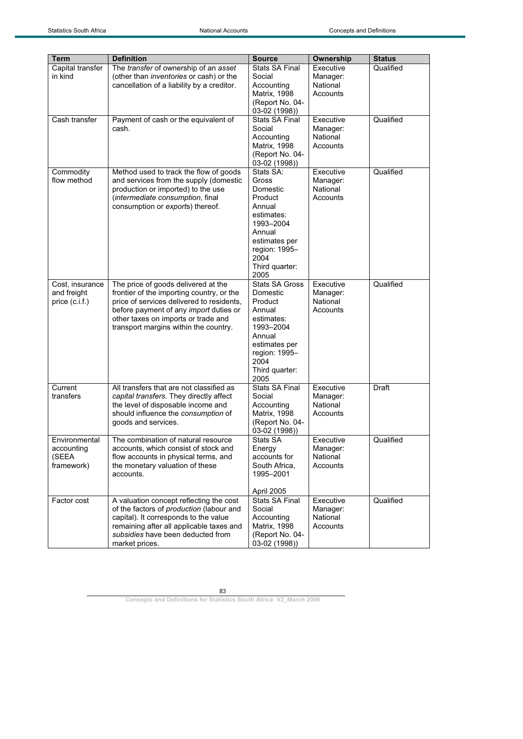| Term | Definition | Source | Ownership | Status |
|---|---|---|---|---|
| Capital transfer in kind | The *transfer* of ownership of an *asset* (other than *inventories* or cash) or the cancellation of a liability by a creditor. | Stats SA Final Social Accounting Matrix, 1998 (Report No. 04-03-02 (1998)) | Executive Manager: National Accounts | Qualified |
| Cash transfer | Payment of cash or the equivalent of cash. | Stats SA Final Social Accounting Matrix, 1998 (Report No. 04-03-02 (1998)) | Executive Manager: National Accounts | Qualified |
| Commodity flow method | Method used to track the flow of goods and services from the supply (domestic production or imported) to the use (*intermediate consumption*, final consumption or *export*s) thereof. | Stats SA: Gross Domestic Product Annual estimates: 1993–2004 Annual estimates per region: 1995–2004 Third quarter: 2005 | Executive Manager: National Accounts | Qualified |
| Cost, insurance and freight price (c.i.f.) | The price of goods delivered at the frontier of the importing country, or the price of services delivered to residents, before payment of any *import* duties or other taxes on imports or trade and transport margins within the country. | Stats SA Gross Domestic Product Annual estimates: 1993–2004 Annual estimates per region: 1995–2004 Third quarter: 2005 | Executive Manager: National Accounts | Qualified |
| Current transfers | All transfers that are not classified as *capital transfers*. They directly affect the level of disposable income and should influence the *consumption* of goods and services. | Stats SA Final Social Accounting Matrix, 1998 (Report No. 04-03-02 (1998)) | Executive Manager: National Accounts | Draft |
| Environmental accounting (SEEA framework) | The combination of natural resource accounts, which consist of stock and flow accounts in physical terms, and the monetary valuation of these accounts. | Stats SA Energy accounts for South Africa, 1995–2001 April 2005 | Executive Manager: National Accounts | Qualified |
| Factor cost | A valuation concept reflecting the cost of the factors of *production* (labour and capital). It corresponds to the value remaining after all applicable taxes and *subsidies* have been deducted from market prices. | Stats SA Final Social Accounting Matrix, 1998 (Report No. 04-03-02 (1998)) | Executive Manager: National Accounts | Qualified |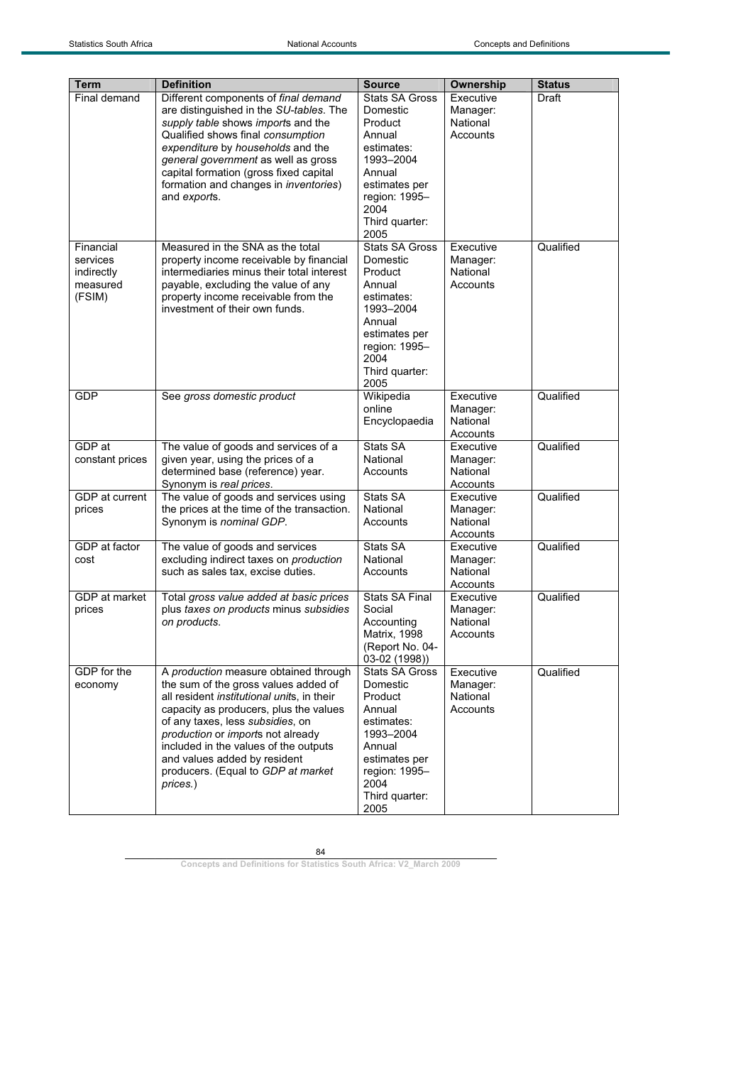| Term | Definition | Source | Ownership | Status |
|---|---|---|---|---|
| Final demand | Different components of *final demand* are distinguished in the *SU-tables*. The *supply table* shows *import*s and the Qualified shows final *consumption expenditure* by *households* and the *general government* as well as gross capital formation (gross fixed capital formation and changes in *inventories*) and *export*s. | Stats SA Gross Domestic Product Annual estimates: 1993–2004 Annual estimates per region: 1995–2004 Third quarter: 2005 | Executive Manager: National Accounts | Draft |
| Financial services indirectly measured (FSIM) | Measured in the SNA as the total property income receivable by financial intermediaries minus their total interest payable, excluding the value of any property income receivable from the investment of their own funds. | Stats SA Gross Domestic Product Annual estimates: 1993–2004 Annual estimates per region: 1995–2004 Third quarter: 2005 | Executive Manager: National Accounts | Qualified |
| GDP | See *gross domestic product* | Wikipedia online Encyclopaedia | Executive Manager: National Accounts | Qualified |
| GDP at constant prices | The value of goods and services of a given year, using the prices of a determined base (reference) year. Synonym is *real prices*. | Stats SA National Accounts | Executive Manager: National Accounts | Qualified |
| GDP at current prices | The value of goods and services using the prices at the time of the transaction. Synonym is *nominal GDP*. | Stats SA National Accounts | Executive Manager: National Accounts | Qualified |
| GDP at factor cost | The value of goods and services excluding indirect taxes on *production* such as sales tax, excise duties. | Stats SA National Accounts | Executive Manager: National Accounts | Qualified |
| GDP at market prices | Total *gross value added at basic prices* plus *taxes on products* minus *subsidies on products*. | Stats SA Final Social Accounting Matrix, 1998 (Report No. 04-03-02 (1998)) | Executive Manager: National Accounts | Qualified |
| GDP for the economy | A *production* measure obtained through the sum of the gross values added of all resident *institutional unit*s, in their capacity as producers, plus the values of any taxes, less *subsidies*, on *production* or *import*s not already included in the values of the outputs and values added by resident producers. (Equal to *GDP at market prices.*) | Stats SA Gross Domestic Product Annual estimates: 1993–2004 Annual estimates per region: 1995–2004 Third quarter: 2005 | Executive Manager: National Accounts | Qualified |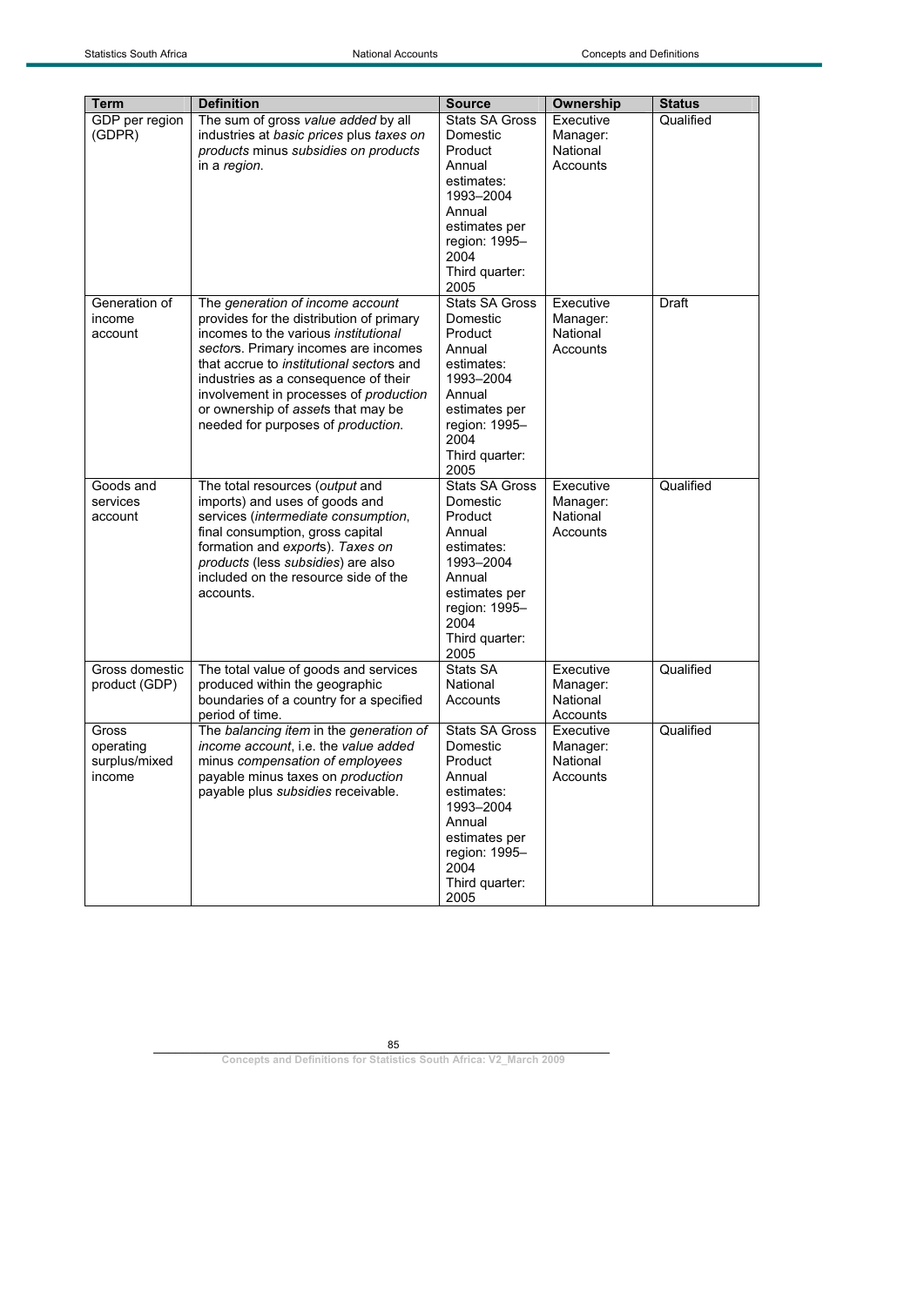| Term | Definition | Source | Ownership | Status |
|---|---|---|---|---|
| GDP per region (GDPR) | The sum of gross *value added* by all industries at *basic prices* plus *taxes on products* minus *subsidies on products* in a *region*. | Stats SA Gross Domestic Product Annual estimates: 1993–2004 Annual estimates per region: 1995–2004 Third quarter: 2005 | Executive Manager: National Accounts | Qualified |
| Generation of income account | The *generation of income account* provides for the distribution of primary incomes to the various *institutional sectors*. Primary incomes are incomes that accrue to *institutional sectors* and industries as a consequence of their involvement in processes of *production* or ownership of *assets* that may be needed for purposes of *production*. | Stats SA Gross Domestic Product Annual estimates: 1993–2004 Annual estimates per region: 1995–2004 Third quarter: 2005 | Executive Manager: National Accounts | Draft |
| Goods and services account | The total resources (*output* and imports) and uses of goods and services (*intermediate consumption*, final consumption, gross capital formation and *exports*). *Taxes on products* (less *subsidies*) are also included on the resource side of the accounts. | Stats SA Gross Domestic Product Annual estimates: 1993–2004 Annual estimates per region: 1995–2004 Third quarter: 2005 | Executive Manager: National Accounts | Qualified |
| Gross domestic product (GDP) | The total value of goods and services produced within the geographic boundaries of a country for a specified period of time. | Stats SA National Accounts | Executive Manager: National Accounts | Qualified |
| Gross operating surplus/mixed income | The *balancing item* in the *generation of income account*, i.e. the *value added* minus *compensation of employees* payable minus taxes on *production* payable plus *subsidies* receivable. | Stats SA Gross Domestic Product Annual estimates: 1993–2004 Annual estimates per region: 1995–2004 Third quarter: 2005 | Executive Manager: National Accounts | Qualified |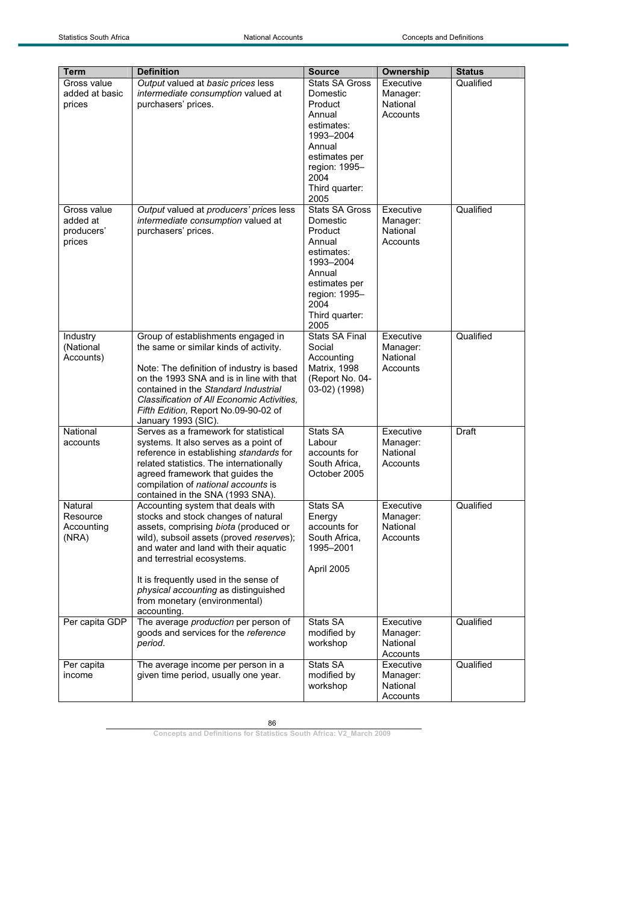| Term | Definition | Source | Ownership | Status |
|---|---|---|---|---|
| Gross value added at basic prices | *Output* valued at *basic prices* less *intermediate consumption* valued at purchasers' prices. | Stats SA Gross Domestic Product Annual estimates: 1993–2004 Annual estimates per region: 1995–2004 Third quarter: 2005 | Executive Manager: National Accounts | Qualified |
| Gross value added at producers' prices | *Output* valued at *producers' prices* less *intermediate consumption* valued at purchasers' prices. | Stats SA Gross Domestic Product Annual estimates: 1993–2004 Annual estimates per region: 1995–2004 Third quarter: 2005 | Executive Manager: National Accounts | Qualified |
| Industry (National Accounts) | Group of establishments engaged in the same or similar kinds of activity.<br><br>Note: The definition of industry is based on the 1993 SNA and is in line with that contained in the *Standard Industrial Classification of All Economic Activities, Fifth Edition,* Report No.09-90-02 of January 1993 (SIC). | Stats SA Final Social Accounting Matrix, 1998 (Report No. 04-03-02) (1998) | Executive Manager: National Accounts | Qualified |
| National accounts | Serves as a framework for statistical systems. It also serves as a point of reference in establishing *standards* for related statistics. The internationally agreed framework that guides the compilation of *national accounts* is contained in the SNA (1993 SNA). | Stats SA Labour accounts for South Africa, October 2005 | Executive Manager: National Accounts | Draft |
| Natural Resource Accounting (NRA) | Accounting system that deals with stocks and stock changes of natural assets, comprising *biota* (produced or wild), subsoil assets (proved *reserves*); and water and land with their aquatic and terrestrial ecosystems.<br><br>It is frequently used in the sense of *physical accounting* as distinguished from monetary (environmental) accounting. | Stats SA Energy accounts for South Africa, 1995–2001<br><br>April 2005 | Executive Manager: National Accounts | Qualified |
| Per capita GDP | The average *production* per person of goods and services for the *reference period*. | Stats SA modified by workshop | Executive Manager: National Accounts | Qualified |
| Per capita income | The average income per person in a given time period, usually one year. | Stats SA modified by workshop | Executive Manager: National Accounts | Qualified |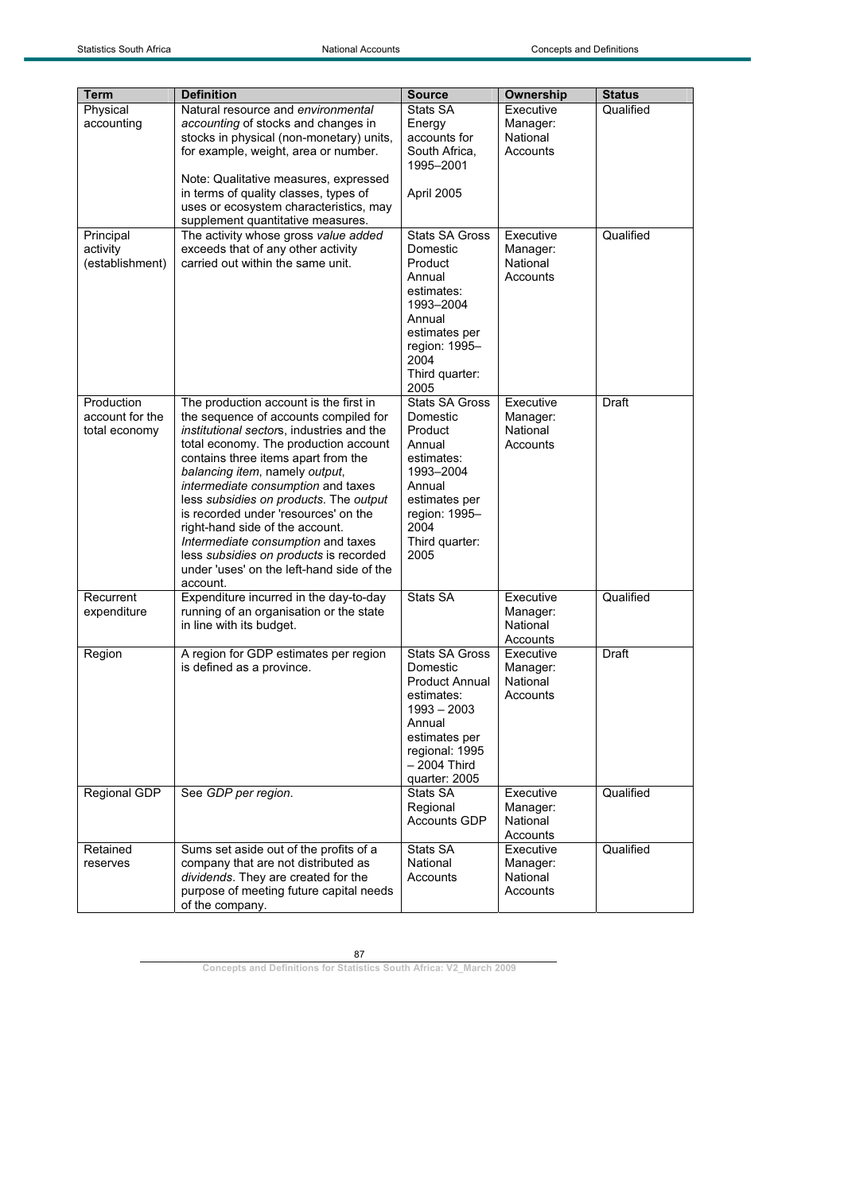| Term | Definition | Source | Ownership | Status |
|---|---|---|---|---|
| Physical accounting | Natural resource and *environmental accounting* of stocks and changes in stocks in physical (non-monetary) units, for example, weight, area or number.<br><br>Note: Qualitative measures, expressed in terms of quality classes, types of uses or ecosystem characteristics, may supplement quantitative measures. | Stats SA Energy accounts for South Africa, 1995–2001<br><br>April 2005 | Executive Manager: National Accounts | Qualified |
| Principal activity (establishment) | The activity whose gross *value added* exceeds that of any other activity carried out within the same unit. | Stats SA Gross Domestic Product Annual estimates: 1993–2004 Annual estimates per region: 1995–2004 Third quarter: 2005 | Executive Manager: National Accounts | Qualified |
| Production account for the total economy | The production account is the first in the sequence of accounts compiled for *institutional sectors*, industries and the total economy. The production account contains three items apart from the *balancing item*, namely *output*, *intermediate consumption* and taxes less *subsidies on products*. The *output* is recorded under 'resources' on the right-hand side of the account. *Intermediate consumption* and taxes less *subsidies on products* is recorded under 'uses' on the left-hand side of the account. | Stats SA Gross Domestic Product Annual estimates: 1993–2004 Annual estimates per region: 1995–2004 Third quarter: 2005 | Executive Manager: National Accounts | Draft |
| Recurrent expenditure | Expenditure incurred in the day-to-day running of an organisation or the state in line with its budget. | Stats SA | Executive Manager: National Accounts | Qualified |
| Region | A region for GDP estimates per region is defined as a province. | Stats SA Gross Domestic Product Annual estimates: 1993 – 2003 Annual estimates per regional: 1995 – 2004 Third quarter: 2005 | Executive Manager: National Accounts | Draft |
| Regional GDP | See *GDP per region*. | Stats SA Regional Accounts GDP | Executive Manager: National Accounts | Qualified |
| Retained reserves | Sums set aside out of the profits of a company that are not distributed as *dividends*. They are created for the purpose of meeting future capital needs of the company. | Stats SA National Accounts | Executive Manager: National Accounts | Qualified |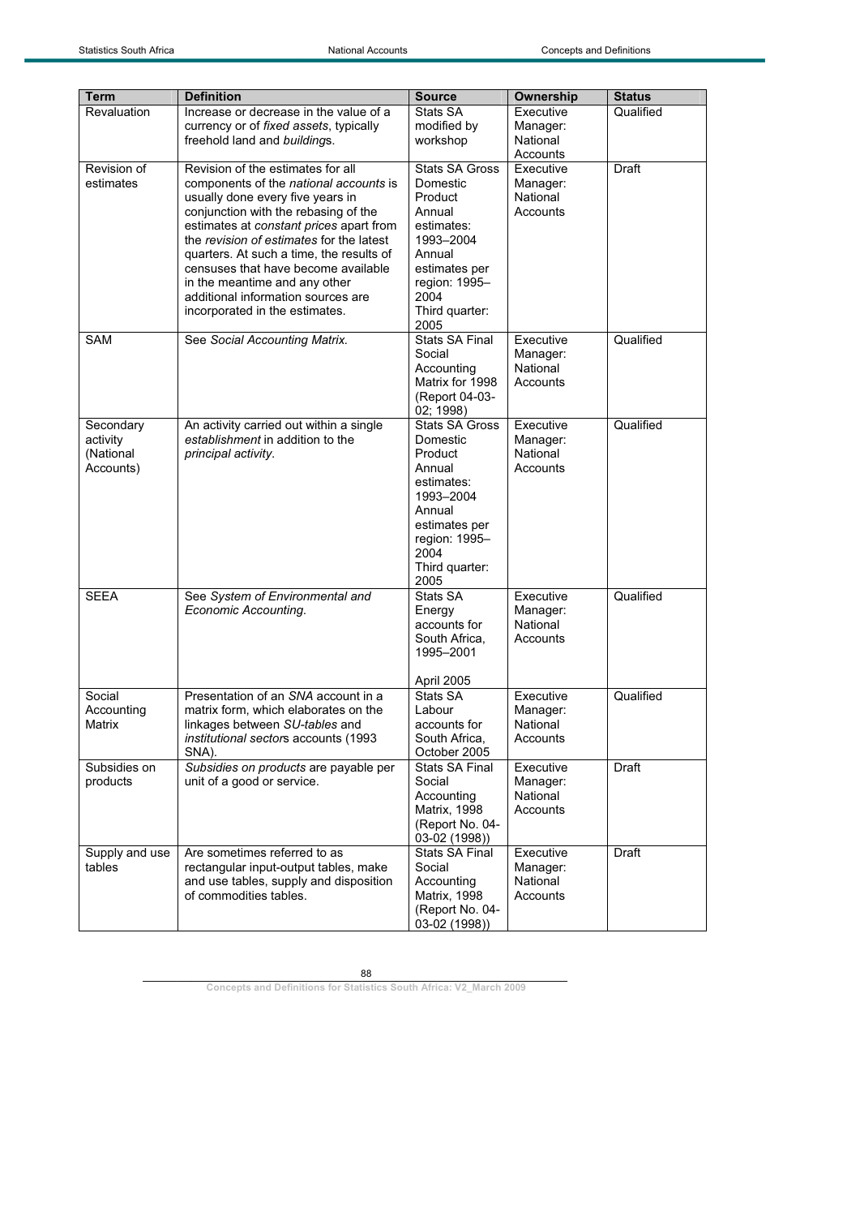| Term | Definition | Source | Ownership | Status |
|---|---|---|---|---|
| Revaluation | Increase or decrease in the value of a currency or of *fixed assets*, typically freehold land and *building*s. | Stats SA modified by workshop | Executive Manager: National Accounts | Qualified |
| Revision of estimates | Revision of the estimates for all components of the *national accounts* is usually done every five years in conjunction with the rebasing of the estimates at *constant prices* apart from the *revision of estimates* for the latest quarters. At such a time, the results of censuses that have become available in the meantime and any other additional information sources are incorporated in the estimates. | Stats SA Gross Domestic Product Annual estimates: 1993–2004 Annual estimates per region: 1995–2004 Third quarter: 2005 | Executive Manager: National Accounts | Draft |
| SAM | See *Social Accounting Matrix*. | Stats SA Final Social Accounting Matrix for 1998 (Report 04-03-02; 1998) | Executive Manager: National Accounts | Qualified |
| Secondary activity (National Accounts) | An activity carried out within a single *establishment* in addition to the *principal activity*. | Stats SA Gross Domestic Product Annual estimates: 1993–2004 Annual estimates per region: 1995–2004 Third quarter: 2005 | Executive Manager: National Accounts | Qualified |
| SEEA | See *System of Environmental and Economic Accounting*. | Stats SA Energy accounts for South Africa, 1995–2001 April 2005 | Executive Manager: National Accounts | Qualified |
| Social Accounting Matrix | Presentation of an *SNA* account in a matrix form, which elaborates on the linkages between *SU-tables* and *institutional sector*s accounts (1993 SNA). | Stats SA Labour accounts for South Africa, October 2005 | Executive Manager: National Accounts | Qualified |
| Subsidies on products | *Subsidies on products* are payable per unit of a good or service. | Stats SA Final Social Accounting Matrix, 1998 (Report No. 04-03-02 (1998)) | Executive Manager: National Accounts | Draft |
| Supply and use tables | Are sometimes referred to as rectangular input-output tables, make and use tables, supply and disposition of commodities tables. | Stats SA Final Social Accounting Matrix, 1998 (Report No. 04-03-02 (1998)) | Executive Manager: National Accounts | Draft |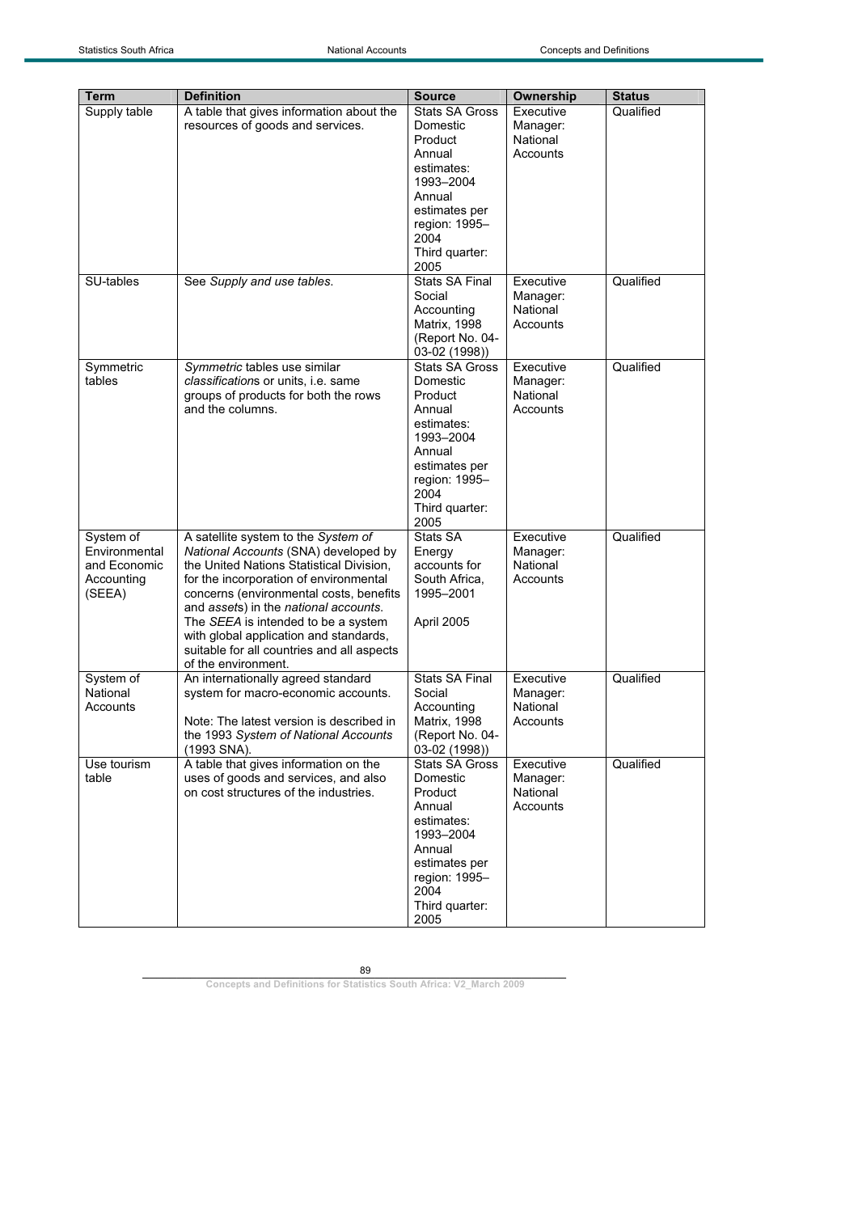| Term | Definition | Source | Ownership | Status |
|---|---|---|---|---|
| Supply table | A table that gives information about the resources of goods and services. | Stats SA Gross Domestic Product Annual estimates: 1993–2004 Annual estimates per region: 1995–2004 Third quarter: 2005 | Executive Manager: National Accounts | Qualified |
| SU-tables | See *Supply and use tables*. | Stats SA Final Social Accounting Matrix, 1998 (Report No. 04-03-02 (1998)) | Executive Manager: National Accounts | Qualified |
| Symmetric tables | *Symmetric* tables use similar *classification*s or units, i.e. same groups of products for both the rows and the columns. | Stats SA Gross Domestic Product Annual estimates: 1993–2004 Annual estimates per region: 1995–2004 Third quarter: 2005 | Executive Manager: National Accounts | Qualified |
| System of Environmental and Economic Accounting (SEEA) | A satellite system to the *System of National Accounts* (SNA) developed by the United Nations Statistical Division, for the incorporation of environmental concerns (environmental costs, benefits and *assets*) in the *national accounts*. The *SEEA* is intended to be a system with global application and standards, suitable for all countries and all aspects of the environment. | Stats SA Energy accounts for South Africa, 1995–2001<br><br>April 2005 | Executive Manager: National Accounts | Qualified |
| System of National Accounts | An internationally agreed standard system for macro-economic accounts.<br><br>Note: The latest version is described in the 1993 *System of National Accounts* (1993 SNA). | Stats SA Final Social Accounting Matrix, 1998 (Report No. 04-03-02 (1998)) | Executive Manager: National Accounts | Qualified |
| Use tourism table | A table that gives information on the uses of goods and services, and also on cost structures of the industries. | Stats SA Gross Domestic Product Annual estimates: 1993–2004 Annual estimates per region: 1995–2004 Third quarter: 2005 | Executive Manager: National Accounts | Qualified |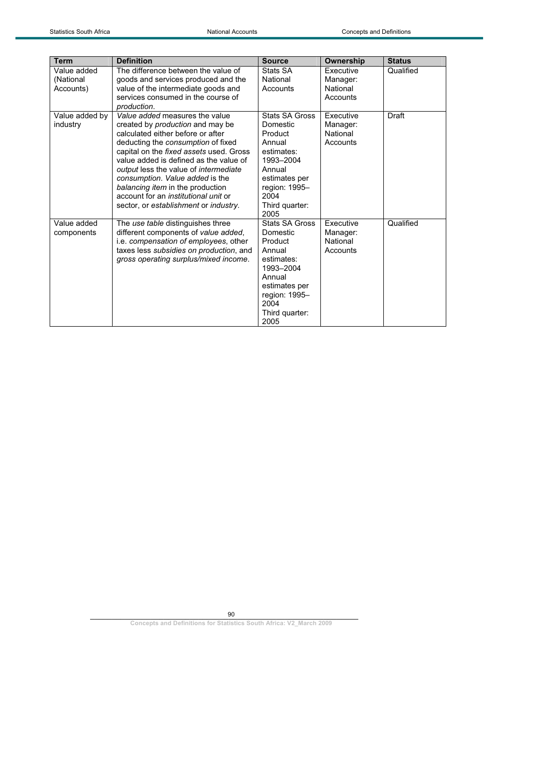| Term | Definition | Source | Ownership | Status |
|---|---|---|---|---|
| Value added (National Accounts) | The difference between the value of goods and services produced and the value of the intermediate goods and services consumed in the course of *production*. | Stats SA National Accounts | Executive Manager: National Accounts | Qualified |
| Value added by industry | *Value added* measures the value created by *production* and may be calculated either before or after deducting the *consumption* of fixed capital on the *fixed assets* used. Gross value added is defined as the value of *output* less the value of *intermediate consumption*. *Value added* is the *balancing item* in the production account for an *institutional unit* or sector, or *establishment* or *industry*. | Stats SA Gross Domestic Product Annual estimates: 1993–2004 Annual estimates per region: 1995–2004 Third quarter: 2005 | Executive Manager: National Accounts | Draft |
| Value added components | The *use table* distinguishes three different components of *value added*, i.e. *compensation of employees*, other taxes less *subsidies on production*, and *gross operating surplus/mixed income*. | Stats SA Gross Domestic Product Annual estimates: 1993–2004 Annual estimates per region: 1995–2004 Third quarter: 2005 | Executive Manager: National Accounts | Qualified |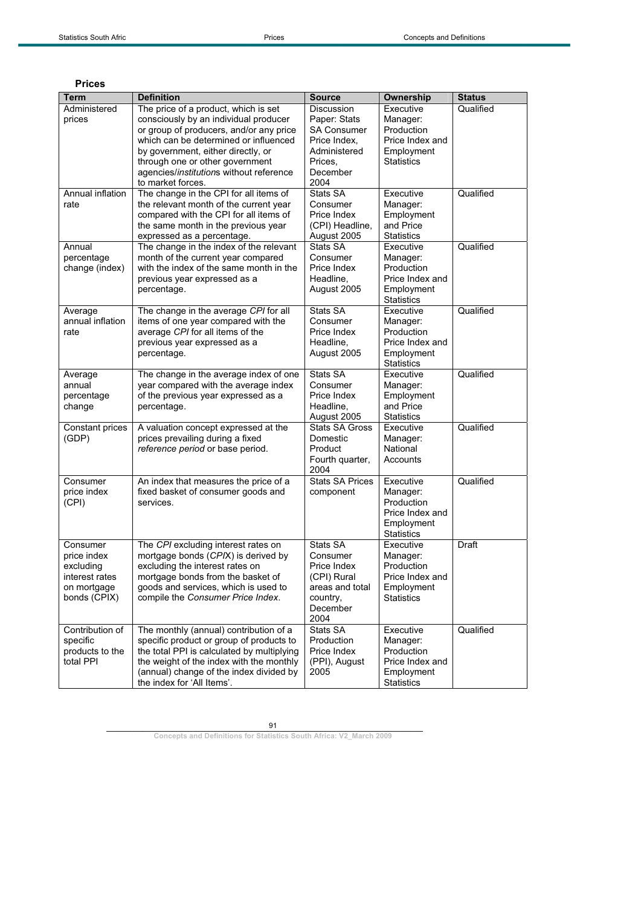**Prices**

| Term | Definition | Source | Ownership | Status |
|---|---|---|---|---|
| Administered prices | The price of a product, which is set consciously by an individual producer or group of producers, and/or any price which can be determined or influenced by government, either directly, or through one or other government agencies/*institution*s without reference to market forces. | Discussion Paper: Stats SA Consumer Price Index, Administered Prices, December 2004 | Executive Manager: Production Price Index and Employment Statistics | Qualified |
| Annual inflation rate | The change in the CPI for all items of the relevant month of the current year compared with the CPI for all items of the same month in the previous year expressed as a percentage. | Stats SA Consumer Price Index (CPI) Headline, August 2005 | Executive Manager: Employment and Price Statistics | Qualified |
| Annual percentage change (index) | The change in the index of the relevant month of the current year compared with the index of the same month in the previous year expressed as a percentage. | Stats SA Consumer Price Index Headline, August 2005 | Executive Manager: Production Price Index and Employment Statistics | Qualified |
| Average annual inflation rate | The change in the average *CPI* for all items of one year compared with the average *CPI* for all items of the previous year expressed as a percentage. | Stats SA Consumer Price Index Headline, August 2005 | Executive Manager: Production Price Index and Employment Statistics | Qualified |
| Average annual percentage change | The change in the average index of one year compared with the average index of the previous year expressed as a percentage. | Stats SA Consumer Price Index Headline, August 2005 | Executive Manager: Employment and Price Statistics | Qualified |
| Constant prices (GDP) | A valuation concept expressed at the prices prevailing during a fixed *reference period* or base period. | Stats SA Gross Domestic Product Fourth quarter, 2004 | Executive Manager: National Accounts | Qualified |
| Consumer price index (CPI) | An index that measures the price of a fixed basket of consumer goods and services. | Stats SA Prices component | Executive Manager: Production Price Index and Employment Statistics | Qualified |
| Consumer price index excluding interest rates on mortgage bonds (CPIX) | The *CPI* excluding interest rates on mortgage bonds (*CPIX*) is derived by excluding the interest rates on mortgage bonds from the basket of goods and services, which is used to compile the *Consumer Price Index*. | Stats SA Consumer Price Index (CPI) Rural areas and total country, December 2004 | Executive Manager: Production Price Index and Employment Statistics | Draft |
| Contribution of specific products to the total PPI | The monthly (annual) contribution of a specific product or group of products to the total PPI is calculated by multiplying the weight of the index with the monthly (annual) change of the index divided by the index for 'All Items'. | Stats SA Production Price Index (PPI), August 2005 | Executive Manager: Production Price Index and Employment Statistics | Qualified |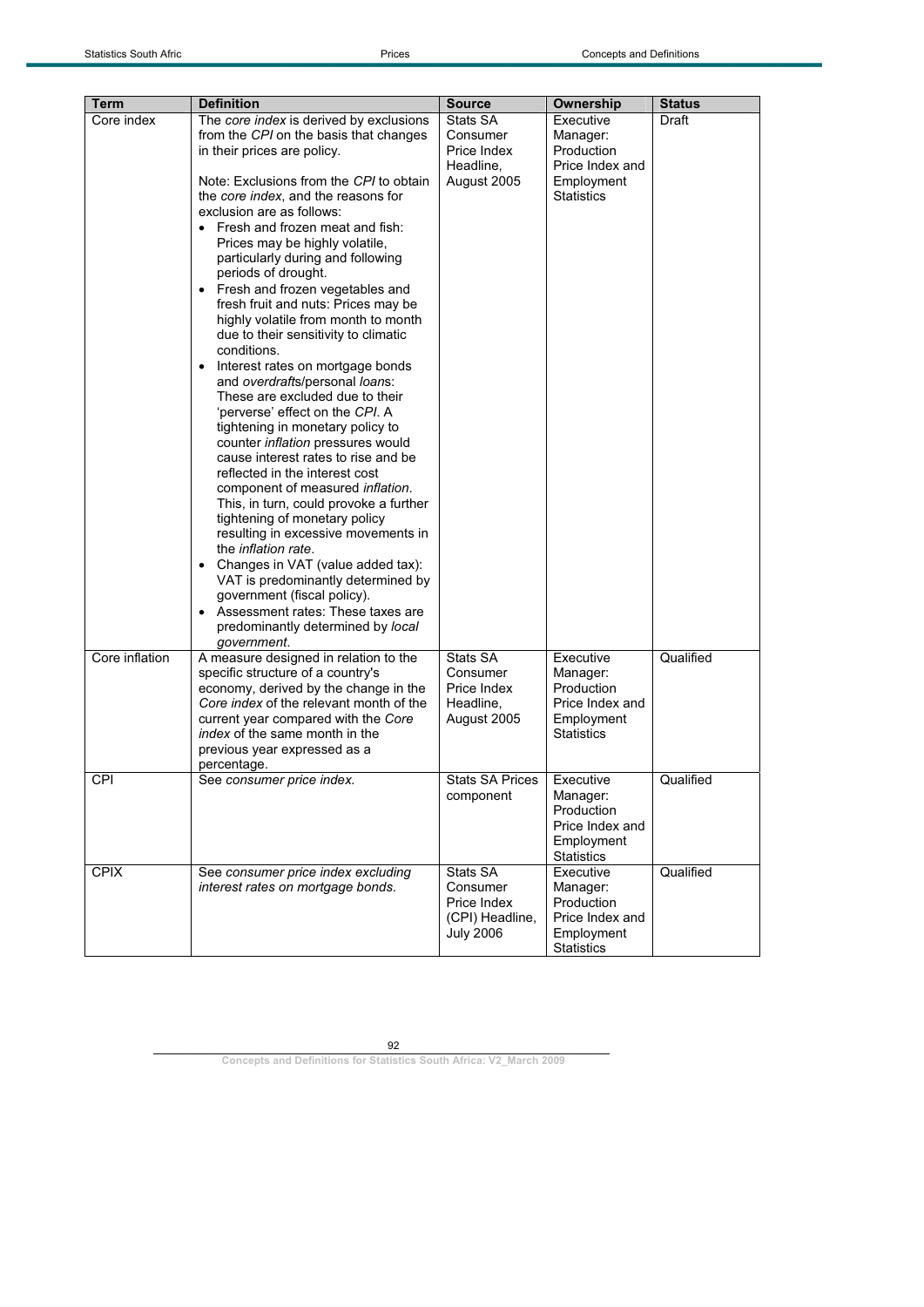| Term | Definition | Source | Ownership | Status |
|---|---|---|---|---|
| Core index | The *core index* is derived by exclusions from the *CPI* on the basis that changes in their prices are policy.<br><br>Note: Exclusions from the *CPI* to obtain the *core index*, and the reasons for exclusion are as follows:<br>• Fresh and frozen meat and fish: Prices may be highly volatile, particularly during and following periods of drought.<br>• Fresh and frozen vegetables and fresh fruit and nuts: Prices may be highly volatile from month to month due to their sensitivity to climatic conditions.<br>• Interest rates on mortgage bonds and *overdrafts*/personal *loans*: These are excluded due to their 'perverse' effect on the *CPI*. A tightening in monetary policy to counter *inflation* pressures would cause interest rates to rise and be reflected in the interest cost component of measured *inflation*. This, in turn, could provoke a further tightening of monetary policy resulting in excessive movements in the *inflation rate*.<br>• Changes in VAT (value added tax): VAT is predominantly determined by government (fiscal policy).<br>• Assessment rates: These taxes are predominantly determined by *local government*. | Stats SA Consumer Price Index Headline, August 2005 | Executive Manager: Production Price Index and Employment Statistics | Draft |
| Core inflation | A measure designed in relation to the specific structure of a country's economy, derived by the change in the *Core index* of the relevant month of the current year compared with the *Core index* of the same month in the previous year expressed as a percentage. | Stats SA Consumer Price Index Headline, August 2005 | Executive Manager: Production Price Index and Employment Statistics | Qualified |
| CPI | See *consumer price index.* | Stats SA Prices component | Executive Manager: Production Price Index and Employment Statistics | Qualified |
| CPIX | See *consumer price index excluding interest rates on mortgage bonds.* | Stats SA Consumer Price Index (CPI) Headline, July 2006 | Executive Manager: Production Price Index and Employment Statistics | Qualified |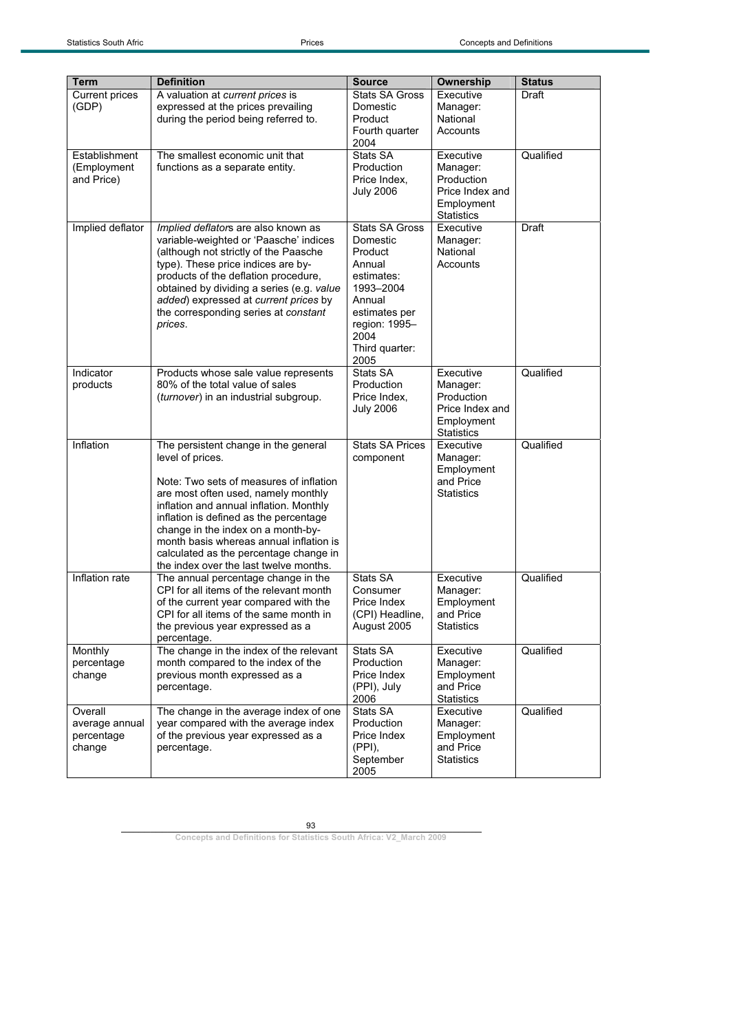| Term | Definition | Source | Ownership | Status |
|---|---|---|---|---|
| Current prices (GDP) | A valuation at *current prices* is expressed at the prices prevailing during the period being referred to. | Stats SA Gross Domestic Product Fourth quarter 2004 | Executive Manager: National Accounts | Draft |
| Establishment (Employment and Price) | The smallest economic unit that functions as a separate entity. | Stats SA Production Price Index, July 2006 | Executive Manager: Production Price Index and Employment Statistics | Qualified |
| Implied deflator | *Implied deflator*s are also known as variable-weighted or 'Paasche' indices (although not strictly of the Paasche type). These price indices are by-products of the deflation procedure, obtained by dividing a series (e.g. *value added*) expressed at *current prices* by the corresponding series at *constant prices*. | Stats SA Gross Domestic Product Annual estimates: 1993–2004 Annual estimates per region: 1995–2004 Third quarter: 2005 | Executive Manager: National Accounts | Draft |
| Indicator products | Products whose sale value represents 80% of the total value of sales (*turnover*) in an industrial subgroup. | Stats SA Production Price Index, July 2006 | Executive Manager: Production Price Index and Employment Statistics | Qualified |
| Inflation | The persistent change in the general level of prices.<br><br>Note: Two sets of measures of inflation are most often used, namely monthly inflation and annual inflation. Monthly inflation is defined as the percentage change in the index on a month-by-month basis whereas annual inflation is calculated as the percentage change in the index over the last twelve months. | Stats SA Prices component | Executive Manager: Employment and Price Statistics | Qualified |
| Inflation rate | The annual percentage change in the CPI for all items of the relevant month of the current year compared with the CPI for all items of the same month in the previous year expressed as a percentage. | Stats SA Consumer Price Index (CPI) Headline, August 2005 | Executive Manager: Employment and Price Statistics | Qualified |
| Monthly percentage change | The change in the index of the relevant month compared to the index of the previous month expressed as a percentage. | Stats SA Production Price Index (PPI), July 2006 | Executive Manager: Employment and Price Statistics | Qualified |
| Overall average annual percentage change | The change in the average index of one year compared with the average index of the previous year expressed as a percentage. | Stats SA Production Price Index (PPI), September 2005 | Executive Manager: Employment and Price Statistics | Qualified |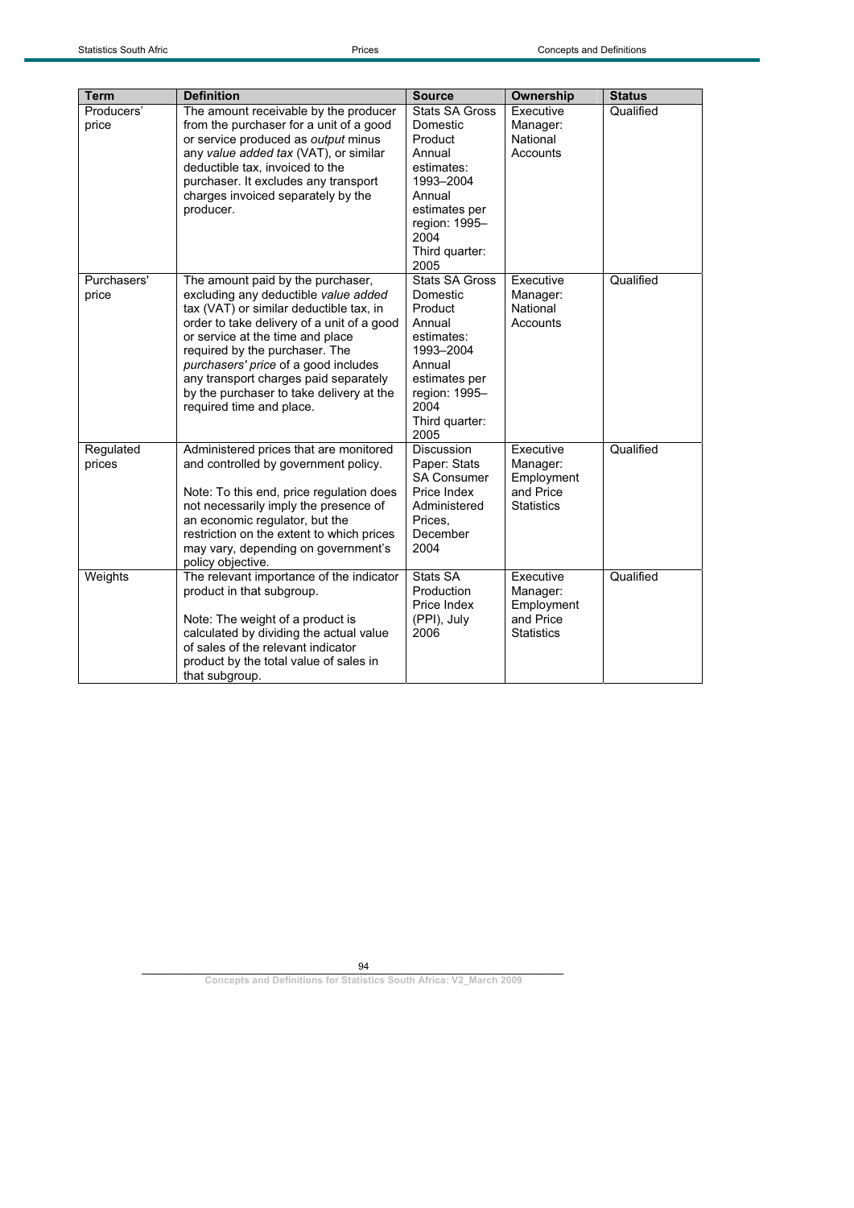| Term | Definition | Source | Ownership | Status |
|---|---|---|---|---|
| Producers' price | The amount receivable by the producer from the purchaser for a unit of a good or service produced as *output* minus any *value added tax* (VAT), or similar deductible tax, invoiced to the purchaser. It excludes any transport charges invoiced separately by the producer. | Stats SA Gross Domestic Product Annual estimates: 1993–2004 Annual estimates per region: 1995–2004 Third quarter: 2005 | Executive Manager: National Accounts | Qualified |
| Purchasers' price | The amount paid by the purchaser, excluding any deductible *value added* tax (VAT) or similar deductible tax, in order to take delivery of a unit of a good or service at the time and place required by the purchaser. The *purchasers' price* of a good includes any transport charges paid separately by the purchaser to take delivery at the required time and place. | Stats SA Gross Domestic Product Annual estimates: 1993–2004 Annual estimates per region: 1995–2004 Third quarter: 2005 | Executive Manager: National Accounts | Qualified |
| Regulated prices | Administered prices that are monitored and controlled by government policy.<br><br>Note: To this end, price regulation does not necessarily imply the presence of an economic regulator, but the restriction on the extent to which prices may vary, depending on government's policy objective. | Discussion Paper: Stats SA Consumer Price Index Administered Prices, December 2004 | Executive Manager: Employment and Price Statistics | Qualified |
| Weights | The relevant importance of the indicator product in that subgroup.<br><br>Note: The weight of a product is calculated by dividing the actual value of sales of the relevant indicator product by the total value of sales in that subgroup. | Stats SA Production Price Index (PPI), July 2006 | Executive Manager: Employment and Price Statistics | Qualified |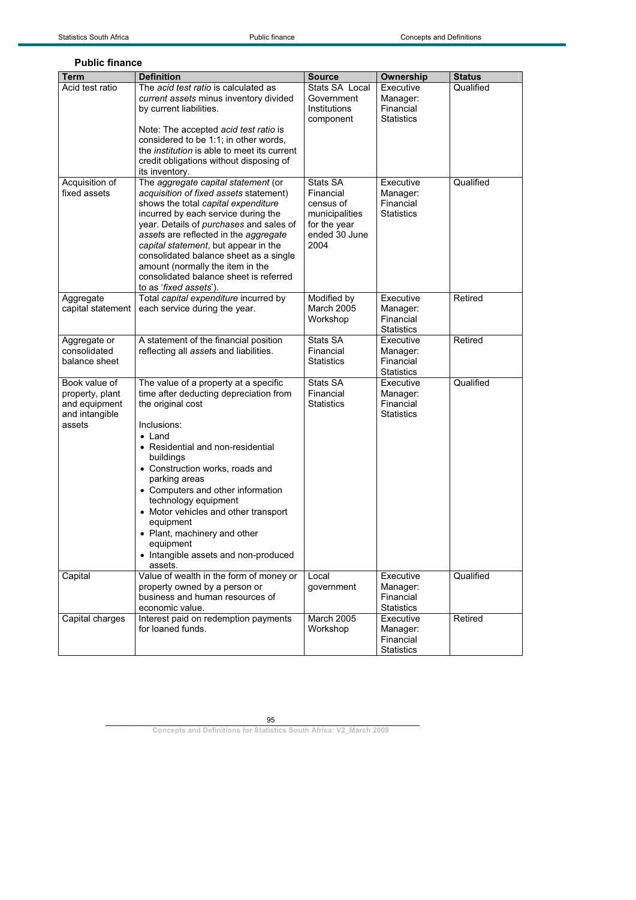## Public finance

| Term | Definition | Source | Ownership | Status |
|---|---|---|---|---|
| Acid test ratio | The *acid test ratio* is calculated as *current assets* minus inventory divided by current liabilities.<br><br>Note: The accepted *acid test ratio* is considered to be 1:1; in other words, the *institution* is able to meet its current credit obligations without disposing of its inventory. | Stats SA Local Government Institutions component | Executive Manager: Financial Statistics | Qualified |
| Acquisition of fixed assets | The *aggregate capital statement* (or *acquisition of fixed assets* statement) shows the total *capital expenditure* incurred by each service during the year. Details of *purchases* and sales of *asset*s are reflected in the *aggregate capital statement*, but appear in the consolidated balance sheet as a single amount (normally the item in the consolidated balance sheet is referred to as '*fixed assets*'). | Stats SA Financial census of municipalities for the year ended 30 June 2004 | Executive Manager: Financial Statistics | Qualified |
| Aggregate capital statement | Total *capital expenditure* incurred by each service during the year. | Modified by March 2005 Workshop | Executive Manager: Financial Statistics | Retired |
| Aggregate or consolidated balance sheet | A statement of the financial position reflecting all *asset*s and liabilities. | Stats SA Financial Statistics | Executive Manager: Financial Statistics | Retired |
| Book value of property, plant and equipment and intangible assets | The value of a property at a specific time after deducting depreciation from the original cost<br><br>Inclusions:<br>• Land<br>• Residential and non-residential buildings<br>• Construction works, roads and parking areas<br>• Computers and other information technology equipment<br>• Motor vehicles and other transport equipment<br>• Plant, machinery and other equipment<br>• Intangible assets and non-produced assets. | Stats SA Financial Statistics | Executive Manager: Financial Statistics | Qualified |
| Capital | Value of wealth in the form of money or property owned by a person or business and human resources of economic value. | Local government | Executive Manager: Financial Statistics | Qualified |
| Capital charges | Interest paid on redemption payments for loaned funds. | March 2005 Workshop | Executive Manager: Financial Statistics | Retired |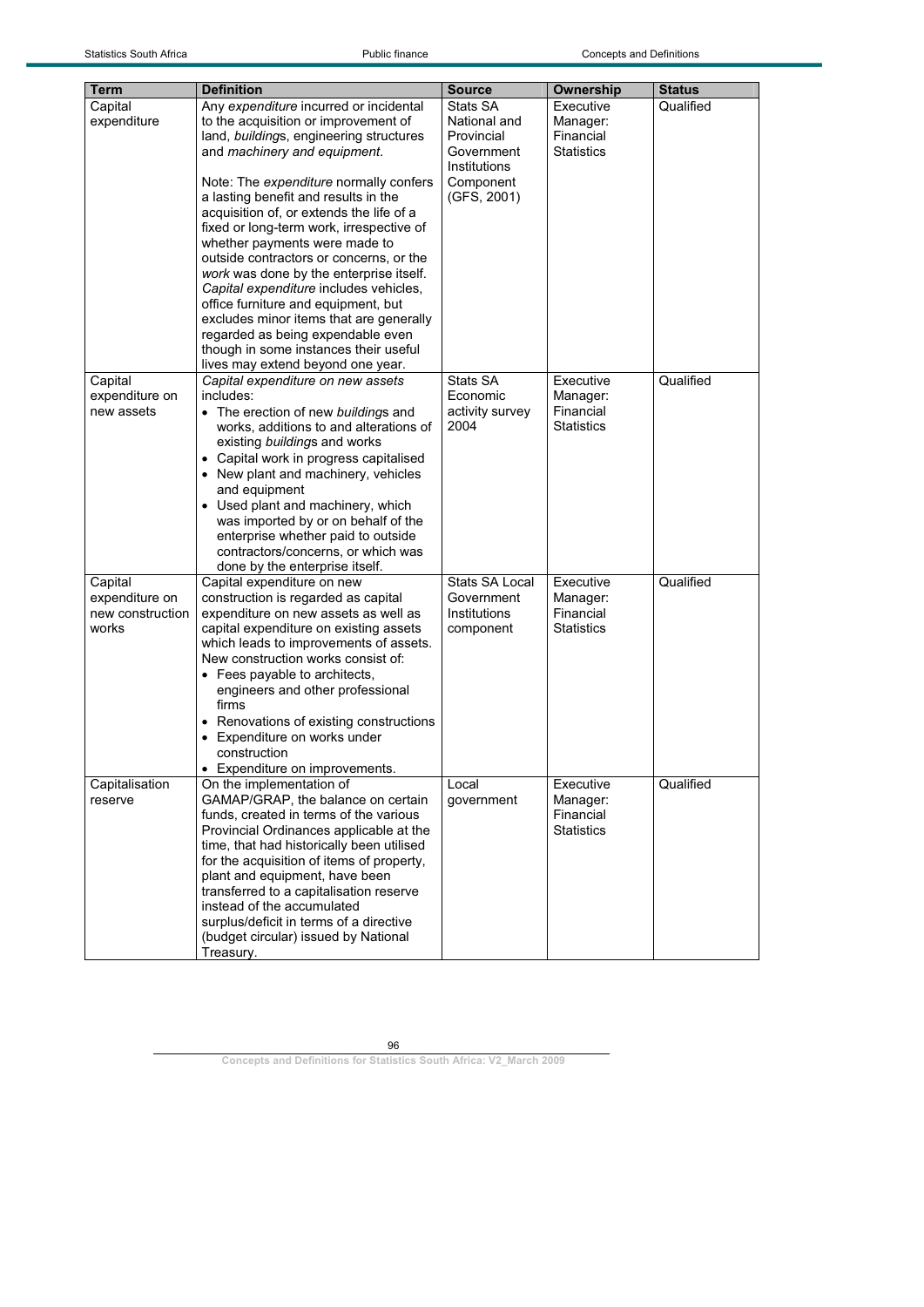| Term | Definition | Source | Ownership | Status |
|---|---|---|---|---|
| Capital expenditure | Any *expenditure* incurred or incidental to the acquisition or improvement of land, *building*s, engineering structures and *machinery and equipment*.<br><br>Note: The *expenditure* normally confers a lasting benefit and results in the acquisition of, or extends the life of a fixed or long-term work, irrespective of whether payments were made to outside contractors or concerns, or the *work* was done by the enterprise itself. *Capital expenditure* includes vehicles, office furniture and equipment, but excludes minor items that are generally regarded as being expendable even though in some instances their useful lives may extend beyond one year. | Stats SA National and Provincial Government Institutions Component (GFS, 2001) | Executive Manager: Financial Statistics | Qualified |
| Capital expenditure on new assets | *Capital expenditure on new assets* includes:<br>• The erection of new *building*s and works, additions to and alterations of existing *building*s and works<br>• Capital work in progress capitalised<br>• New plant and machinery, vehicles and equipment<br>• Used plant and machinery, which was imported by or on behalf of the enterprise whether paid to outside contractors/concerns, or which was done by the enterprise itself. | Stats SA Economic activity survey 2004 | Executive Manager: Financial Statistics | Qualified |
| Capital expenditure on new construction works | Capital expenditure on new construction is regarded as capital expenditure on new assets as well as capital expenditure on existing assets which leads to improvements of assets. New construction works consist of:<br>• Fees payable to architects, engineers and other professional firms<br>• Renovations of existing constructions<br>• Expenditure on works under construction<br>• Expenditure on improvements. | Stats SA Local Government Institutions component | Executive Manager: Financial Statistics | Qualified |
| Capitalisation reserve | On the implementation of GAMAP/GRAP, the balance on certain funds, created in terms of the various Provincial Ordinances applicable at the time, that had historically been utilised for the acquisition of items of property, plant and equipment, have been transferred to a capitalisation reserve instead of the accumulated surplus/deficit in terms of a directive (budget circular) issued by National Treasury. | Local government | Executive Manager: Financial Statistics | Qualified |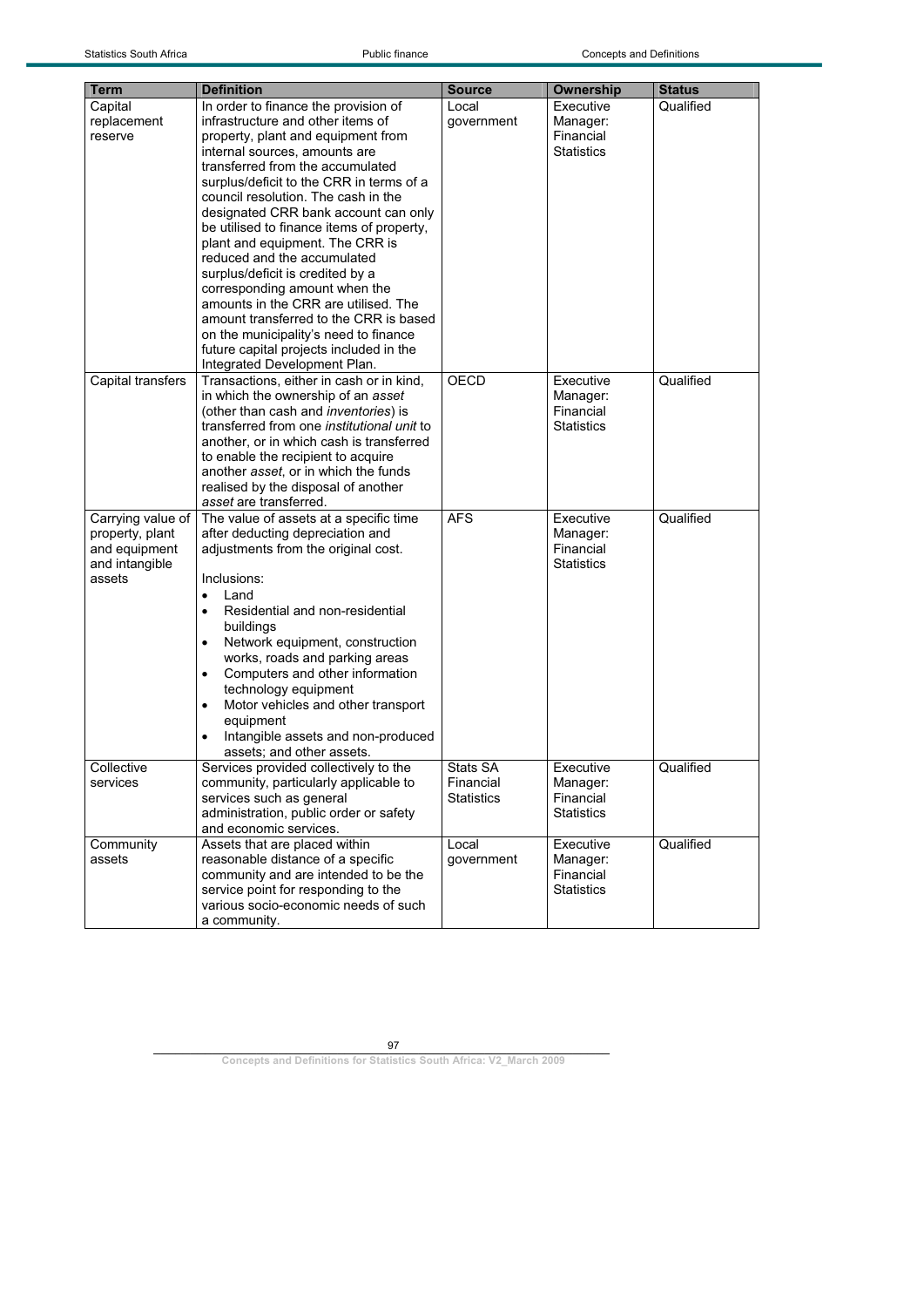| Term | Definition | Source | Ownership | Status |
|---|---|---|---|---|
| Capital replacement reserve | In order to finance the provision of infrastructure and other items of property, plant and equipment from internal sources, amounts are transferred from the accumulated surplus/deficit to the CRR in terms of a council resolution. The cash in the designated CRR bank account can only be utilised to finance items of property, plant and equipment. The CRR is reduced and the accumulated surplus/deficit is credited by a corresponding amount when the amounts in the CRR are utilised. The amount transferred to the CRR is based on the municipality's need to finance future capital projects included in the Integrated Development Plan. | Local government | Executive Manager: Financial Statistics | Qualified |
| Capital transfers | Transactions, either in cash or in kind, in which the ownership of an *asset* (other than cash and *inventories*) is transferred from one *institutional unit* to another, or in which cash is transferred to enable the recipient to acquire another *asset*, or in which the funds realised by the disposal of another *asset* are transferred. | OECD | Executive Manager: Financial Statistics | Qualified |
| Carrying value of property, plant and equipment and intangible assets | The value of assets at a specific time after deducting depreciation and adjustments from the original cost.<br><br>Inclusions:<br>• Land<br>• Residential and non-residential buildings<br>• Network equipment, construction works, roads and parking areas<br>• Computers and other information technology equipment<br>• Motor vehicles and other transport equipment<br>• Intangible assets and non-produced assets; and other assets. | AFS | Executive Manager: Financial Statistics | Qualified |
| Collective services | Services provided collectively to the community, particularly applicable to services such as general administration, public order or safety and economic services. | Stats SA Financial Statistics | Executive Manager: Financial Statistics | Qualified |
| Community assets | Assets that are placed within reasonable distance of a specific community and are intended to be the service point for responding to the various socio-economic needs of such a community. | Local government | Executive Manager: Financial Statistics | Qualified |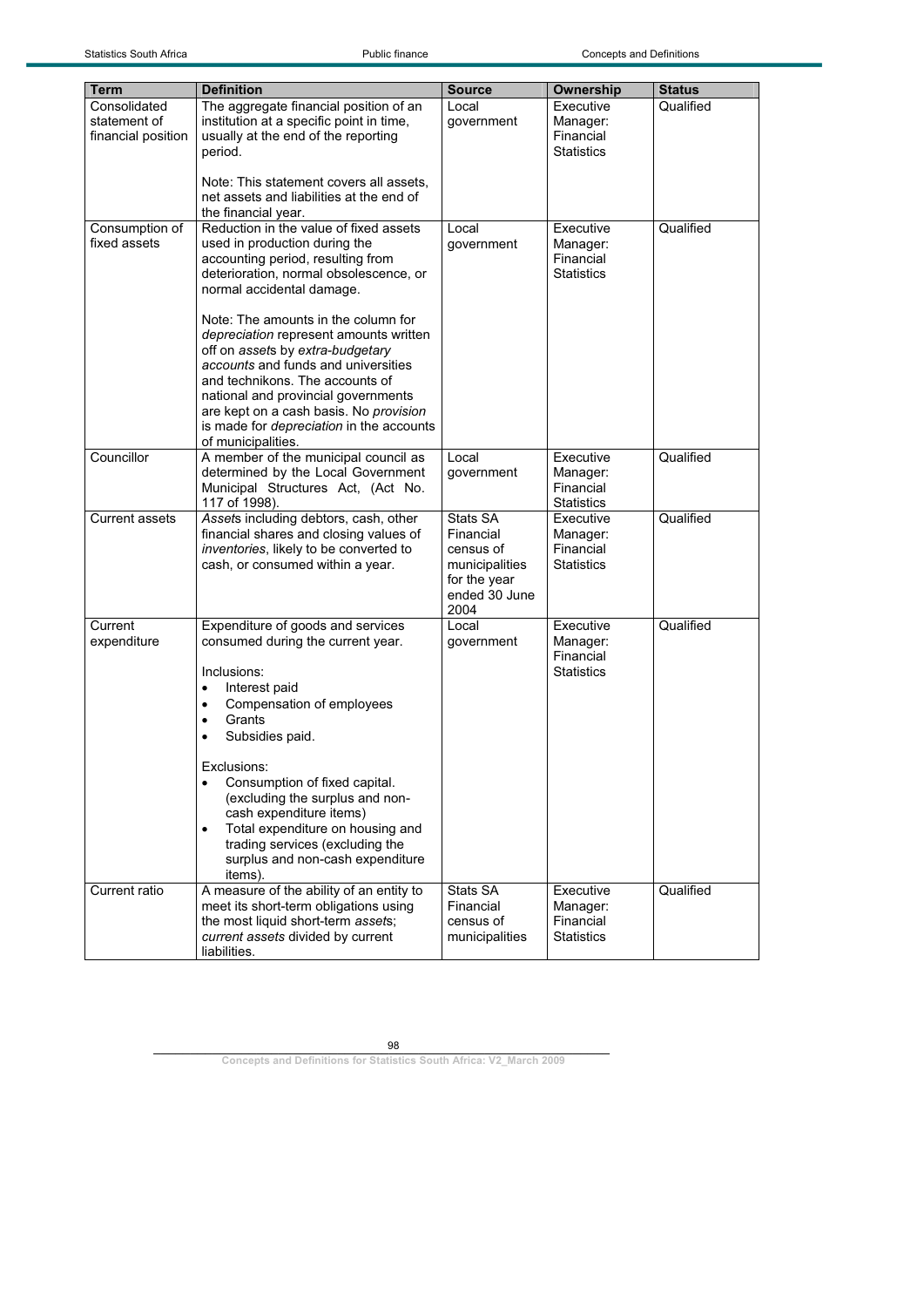| Term | Definition | Source | Ownership | Status |
|---|---|---|---|---|
| Consolidated statement of financial position | The aggregate financial position of an institution at a specific point in time, usually at the end of the reporting period.<br><br>Note: This statement covers all assets, net assets and liabilities at the end of the financial year. | Local government | Executive Manager: Financial Statistics | Qualified |
| Consumption of fixed assets | Reduction in the value of fixed assets used in production during the accounting period, resulting from deterioration, normal obsolescence, or normal accidental damage.<br><br>Note: The amounts in the column for *depreciation* represent amounts written off on *asset*s by *extra-budgetary accounts* and funds and universities and technikons. The accounts of national and provincial governments are kept on a cash basis. No *provision* is made for *depreciation* in the accounts of municipalities. | Local government | Executive Manager: Financial Statistics | Qualified |
| Councillor | A member of the municipal council as determined by the Local Government Municipal Structures Act, (Act No. 117 of 1998). | Local government | Executive Manager: Financial Statistics | Qualified |
| Current assets | *Asset*s including debtors, cash, other financial shares and closing values of *inventories*, likely to be converted to cash, or consumed within a year. | Stats SA Financial census of municipalities for the year ended 30 June 2004 | Executive Manager: Financial Statistics | Qualified |
| Current expenditure | Expenditure of goods and services consumed during the current year.<br><br>Inclusions:<br>• Interest paid<br>• Compensation of employees<br>• Grants<br>• Subsidies paid.<br><br>Exclusions:<br>• Consumption of fixed capital. (excluding the surplus and non-cash expenditure items)<br>• Total expenditure on housing and trading services (excluding the surplus and non-cash expenditure items). | Local government | Executive Manager: Financial Statistics | Qualified |
| Current ratio | A measure of the ability of an entity to meet its short-term obligations using the most liquid short-term *assets*; *current assets* divided by current liabilities. | Stats SA Financial census of municipalities | Executive Manager: Financial Statistics | Qualified |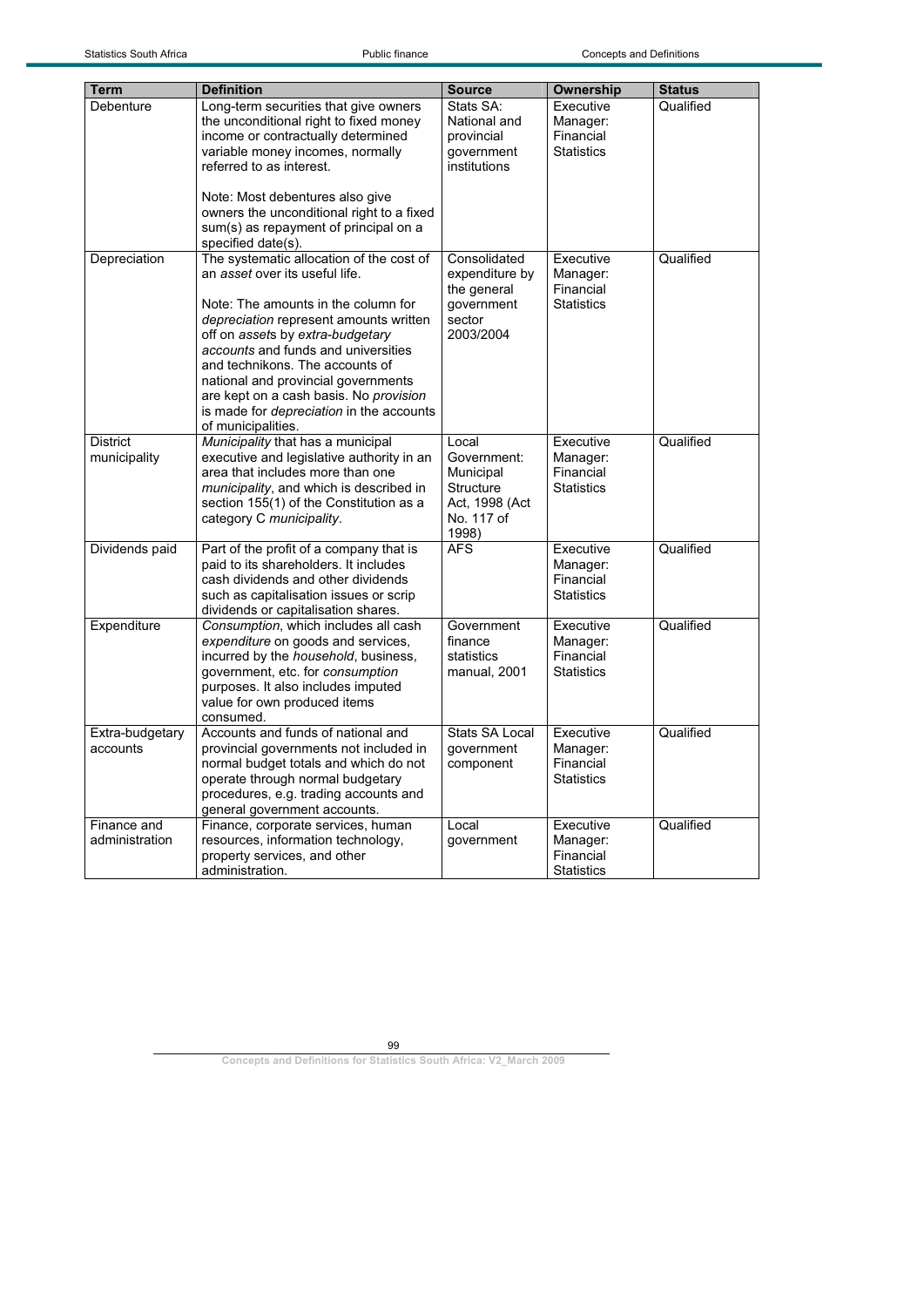| Term | Definition | Source | Ownership | Status |
|---|---|---|---|---|
| Debenture | Long-term securities that give owners the unconditional right to fixed money income or contractually determined variable money incomes, normally referred to as interest.<br><br>Note: Most debentures also give owners the unconditional right to a fixed sum(s) as repayment of principal on a specified date(s). | Stats SA: National and provincial government institutions | Executive Manager: Financial Statistics | Qualified |
| Depreciation | The systematic allocation of the cost of an *asset* over its useful life.<br><br>Note: The amounts in the column for *depreciation* represent amounts written off on *asset*s by *extra-budgetary accounts* and funds and universities and technikons. The accounts of national and provincial governments are kept on a cash basis. No *provision* is made for *depreciation* in the accounts of municipalities. | Consolidated expenditure by the general government sector 2003/2004 | Executive Manager: Financial Statistics | Qualified |
| District municipality | *Municipality* that has a municipal executive and legislative authority in an area that includes more than one *municipality*, and which is described in section 155(1) of the Constitution as a category C *municipality*. | Local Government: Municipal Structure Act, 1998 (Act No. 117 of 1998) | Executive Manager: Financial Statistics | Qualified |
| Dividends paid | Part of the profit of a company that is paid to its shareholders. It includes cash dividends and other dividends such as capitalisation issues or scrip dividends or capitalisation shares. | AFS | Executive Manager: Financial Statistics | Qualified |
| Expenditure | *Consumption*, which includes all cash *expenditure* on goods and services, incurred by the *household*, business, government, etc. for *consumption* purposes. It also includes imputed value for own produced items consumed. | Government finance statistics manual, 2001 | Executive Manager: Financial Statistics | Qualified |
| Extra-budgetary accounts | Accounts and funds of national and provincial governments not included in normal budget totals and which do not operate through normal budgetary procedures, e.g. trading accounts and general government accounts. | Stats SA Local government component | Executive Manager: Financial Statistics | Qualified |
| Finance and administration | Finance, corporate services, human resources, information technology, property services, and other administration. | Local government | Executive Manager: Financial Statistics | Qualified |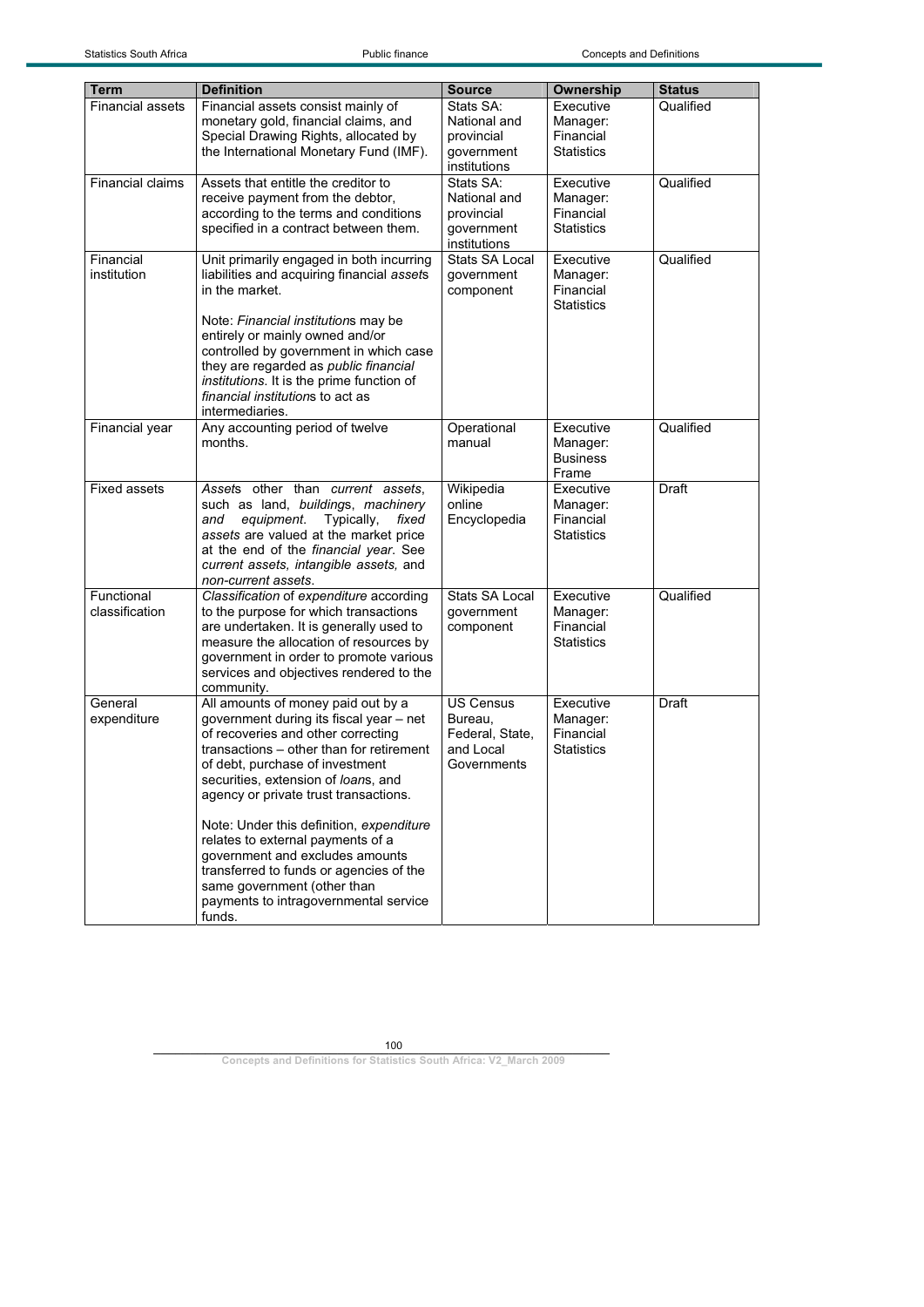| Term | Definition | Source | Ownership | Status |
|---|---|---|---|---|
| Financial assets | Financial assets consist mainly of monetary gold, financial claims, and Special Drawing Rights, allocated by the International Monetary Fund (IMF). | Stats SA: National and provincial government institutions | Executive Manager: Financial Statistics | Qualified |
| Financial claims | Assets that entitle the creditor to receive payment from the debtor, according to the terms and conditions specified in a contract between them. | Stats SA: National and provincial government institutions | Executive Manager: Financial Statistics | Qualified |
| Financial institution | Unit primarily engaged in both incurring liabilities and acquiring financial *assets* in the market.<br><br>Note: *Financial institution*s may be entirely or mainly owned and/or controlled by government in which case they are regarded as *public financial institutions*. It is the prime function of *financial institution*s to act as intermediaries. | Stats SA Local government component | Executive Manager: Financial Statistics | Qualified |
| Financial year | Any accounting period of twelve months. | Operational manual | Executive Manager: Business Frame | Qualified |
| Fixed assets | *Asset*s other than *current assets*, such as land, *building*s, *machinery and equipment*. Typically, *fixed assets* are valued at the market price at the end of the *financial year*. See *current assets, intangible assets,* and *non-current assets*. | Wikipedia online Encyclopedia | Executive Manager: Financial Statistics | Draft |
| Functional classification | *Classification* of *expenditure* according to the purpose for which transactions are undertaken. It is generally used to measure the allocation of resources by government in order to promote various services and objectives rendered to the community. | Stats SA Local government component | Executive Manager: Financial Statistics | Qualified |
| General expenditure | All amounts of money paid out by a government during its fiscal year – net of recoveries and other correcting transactions – other than for retirement of debt, purchase of investment securities, extension of *loan*s, and agency or private trust transactions.<br><br>Note: Under this definition, *expenditure* relates to external payments of a government and excludes amounts transferred to funds or agencies of the same government (other than payments to intragovernmental service funds. | US Census Bureau, Federal, State, and Local Governments | Executive Manager: Financial Statistics | Draft |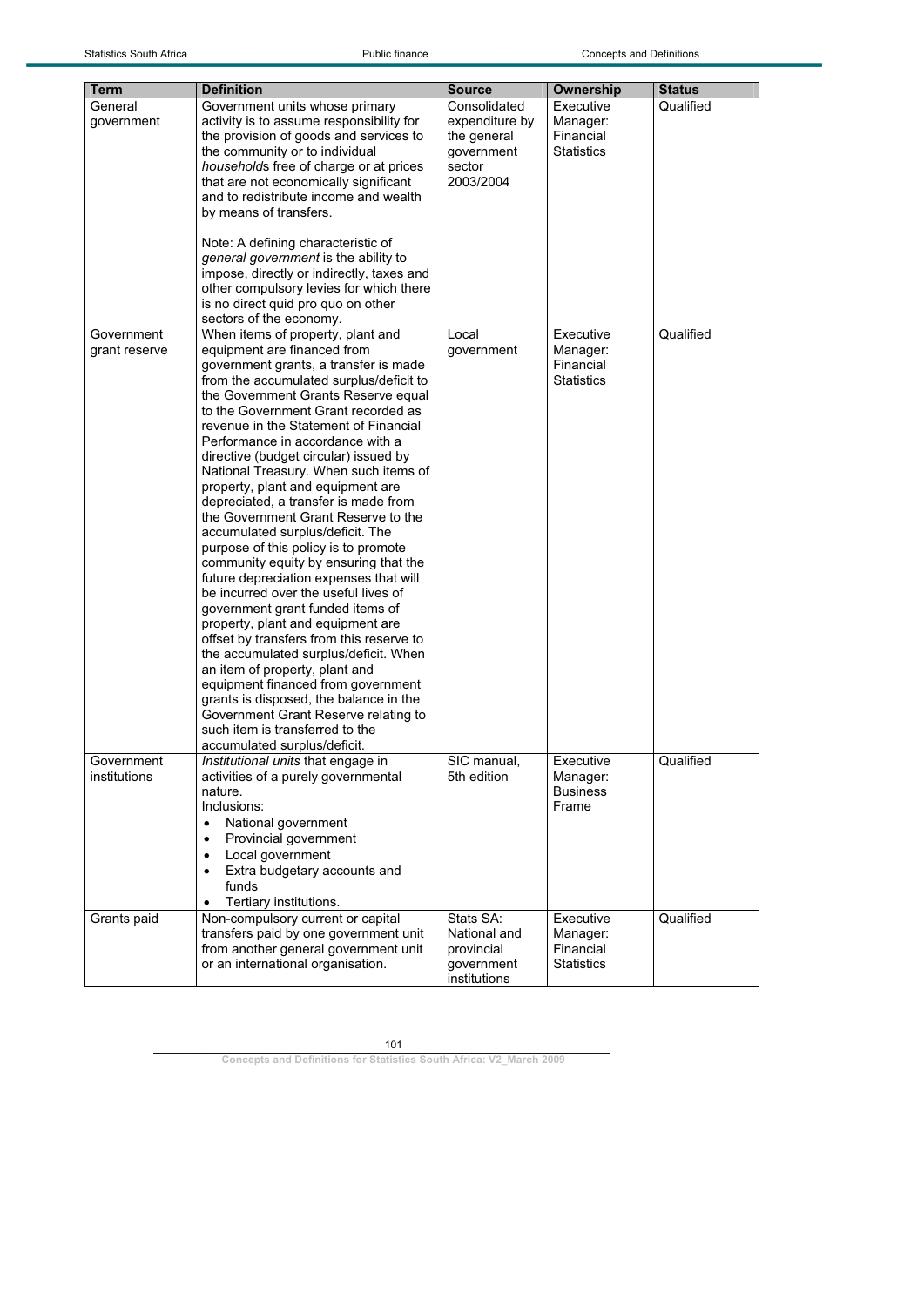| Term | Definition | Source | Ownership | Status |
|---|---|---|---|---|
| General government | Government units whose primary activity is to assume responsibility for the provision of goods and services to the community or to individual *households* free of charge or at prices that are not economically significant and to redistribute income and wealth by means of transfers.<br><br>Note: A defining characteristic of *general government* is the ability to impose, directly or indirectly, taxes and other compulsory levies for which there is no direct quid pro quo on other sectors of the economy. | Consolidated expenditure by the general government sector 2003/2004 | Executive Manager: Financial Statistics | Qualified |
| Government grant reserve | When items of property, plant and equipment are financed from government grants, a transfer is made from the accumulated surplus/deficit to the Government Grants Reserve equal to the Government Grant recorded as revenue in the Statement of Financial Performance in accordance with a directive (budget circular) issued by National Treasury. When such items of property, plant and equipment are depreciated, a transfer is made from the Government Grant Reserve to the accumulated surplus/deficit. The purpose of this policy is to promote community equity by ensuring that the future depreciation expenses that will be incurred over the useful lives of government grant funded items of property, plant and equipment are offset by transfers from this reserve to the accumulated surplus/deficit. When an item of property, plant and equipment financed from government grants is disposed, the balance in the Government Grant Reserve relating to such item is transferred to the accumulated surplus/deficit. | Local government | Executive Manager: Financial Statistics | Qualified |
| Government institutions | *Institutional units* that engage in activities of a purely governmental nature.<br>Inclusions:<br>• National government<br>• Provincial government<br>• Local government<br>• Extra budgetary accounts and funds<br>• Tertiary institutions. | SIC manual, 5th edition | Executive Manager: Business Frame | Qualified |
| Grants paid | Non-compulsory current or capital transfers paid by one government unit from another general government unit or an international organisation. | Stats SA: National and provincial government institutions | Executive Manager: Financial Statistics | Qualified |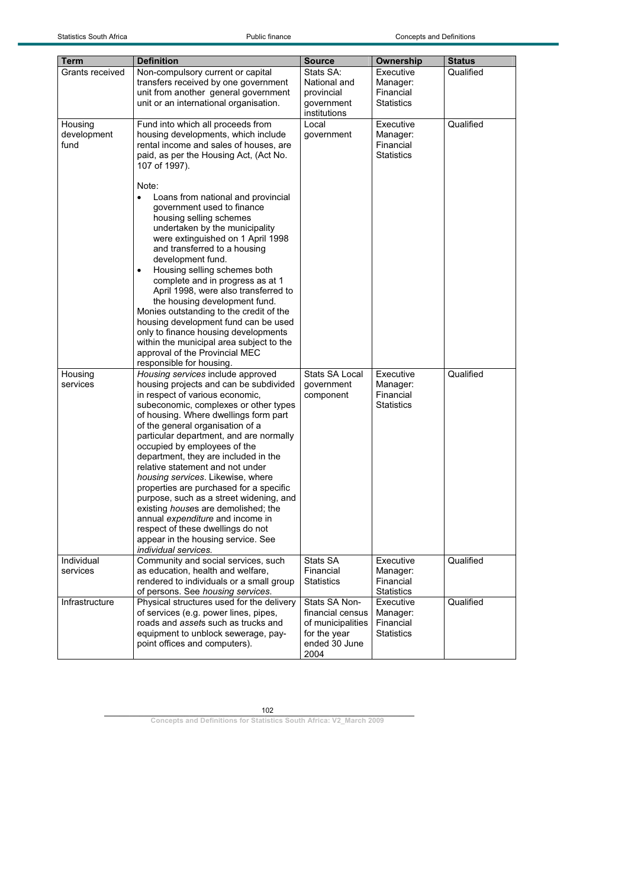| Term | Definition | Source | Ownership | Status |
|---|---|---|---|---|
| Grants received | Non-compulsory current or capital transfers received by one government unit from another general government unit or an international organisation. | Stats SA: National and provincial government institutions | Executive Manager: Financial Statistics | Qualified |
| Housing development fund | Fund into which all proceeds from housing developments, which include rental income and sales of houses, are paid, as per the Housing Act, (Act No. 107 of 1997).<br><br>Note:<br>• Loans from national and provincial government used to finance housing selling schemes undertaken by the municipality were extinguished on 1 April 1998 and transferred to a housing development fund.<br>• Housing selling schemes both complete and in progress as at 1 April 1998, were also transferred to the housing development fund.<br>Monies outstanding to the credit of the housing development fund can be used only to finance housing developments within the municipal area subject to the approval of the Provincial MEC responsible for housing. | Local government | Executive Manager: Financial Statistics | Qualified |
| Housing services | *Housing services* include approved housing projects and can be subdivided in respect of various economic, subeconomic, complexes or other types of housing. Where dwellings form part of the general organisation of a particular department, and are normally occupied by employees of the department, they are included in the relative statement and not under *housing services*. Likewise, where properties are purchased for a specific purpose, such as a street widening, and existing *house*s are demolished; the annual *expenditure* and income in respect of these dwellings do not appear in the housing service. See *individual services.* | Stats SA Local government component | Executive Manager: Financial Statistics | Qualified |
| Individual services | Community and social services, such as education, health and welfare, rendered to individuals or a small group of persons. See *housing services.* | Stats SA Financial Statistics | Executive Manager: Financial Statistics | Qualified |
| Infrastructure | Physical structures used for the delivery of services (e.g. power lines, pipes, roads and *asset*s such as trucks and equipment to unblock sewerage, pay-point offices and computers). | Stats SA Non-financial census of municipalities for the year ended 30 June 2004 | Executive Manager: Financial Statistics | Qualified |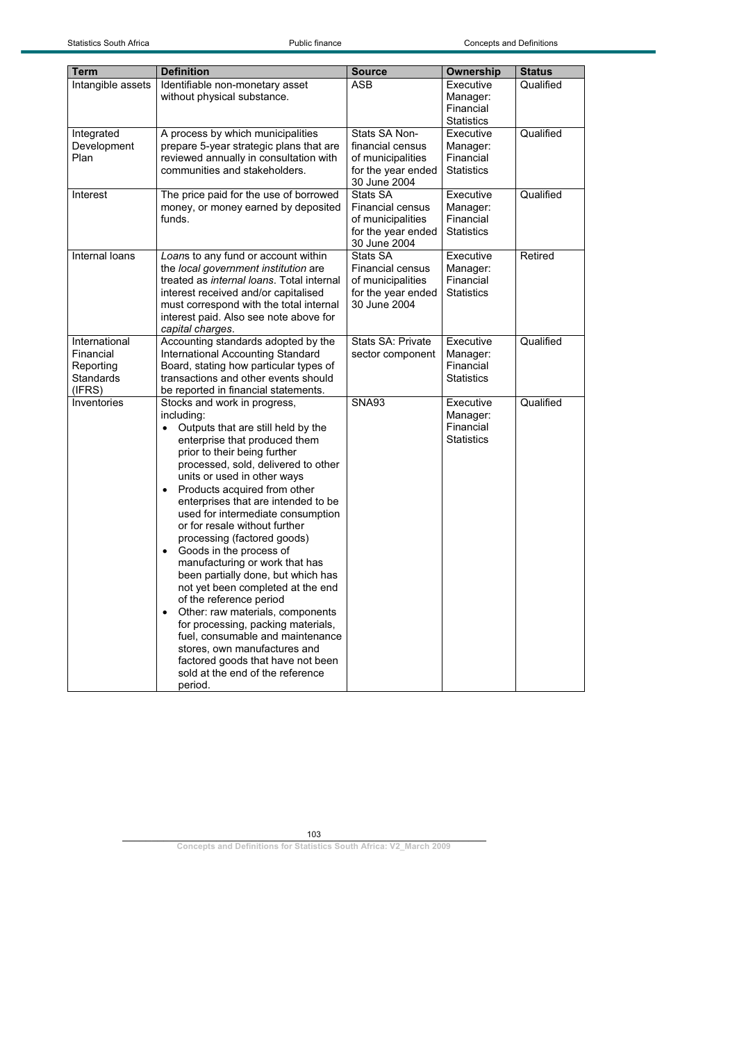| Term | Definition | Source | Ownership | Status |
|---|---|---|---|---|
| Intangible assets | Identifiable non-monetary asset without physical substance. | ASB | Executive Manager: Financial Statistics | Qualified |
| Integrated Development Plan | A process by which municipalities prepare 5-year strategic plans that are reviewed annually in consultation with communities and stakeholders. | Stats SA Non-financial census of municipalities for the year ended 30 June 2004 | Executive Manager: Financial Statistics | Qualified |
| Interest | The price paid for the use of borrowed money, or money earned by deposited funds. | Stats SA Financial census of municipalities for the year ended 30 June 2004 | Executive Manager: Financial Statistics | Qualified |
| Internal loans | *Loan*s to any fund or account within the *local government institution* are treated as *internal loans*. Total internal interest received and/or capitalised must correspond with the total internal interest paid. Also see note above for *capital charges*. | Stats SA Financial census of municipalities for the year ended 30 June 2004 | Executive Manager: Financial Statistics | Retired |
| International Financial Reporting Standards (IFRS) | Accounting standards adopted by the International Accounting Standard Board, stating how particular types of transactions and other events should be reported in financial statements. | Stats SA: Private sector component | Executive Manager: Financial Statistics | Qualified |
| Inventories | Stocks and work in progress, including:<br>• Outputs that are still held by the enterprise that produced them prior to their being further processed, sold, delivered to other units or used in other ways<br>• Products acquired from other enterprises that are intended to be used for intermediate consumption or for resale without further processing (factored goods)<br>• Goods in the process of manufacturing or work that has been partially done, but which has not yet been completed at the end of the reference period<br>• Other: raw materials, components for processing, packing materials, fuel, consumable and maintenance stores, own manufactures and factored goods that have not been sold at the end of the reference period. | SNA93 | Executive Manager: Financial Statistics | Qualified |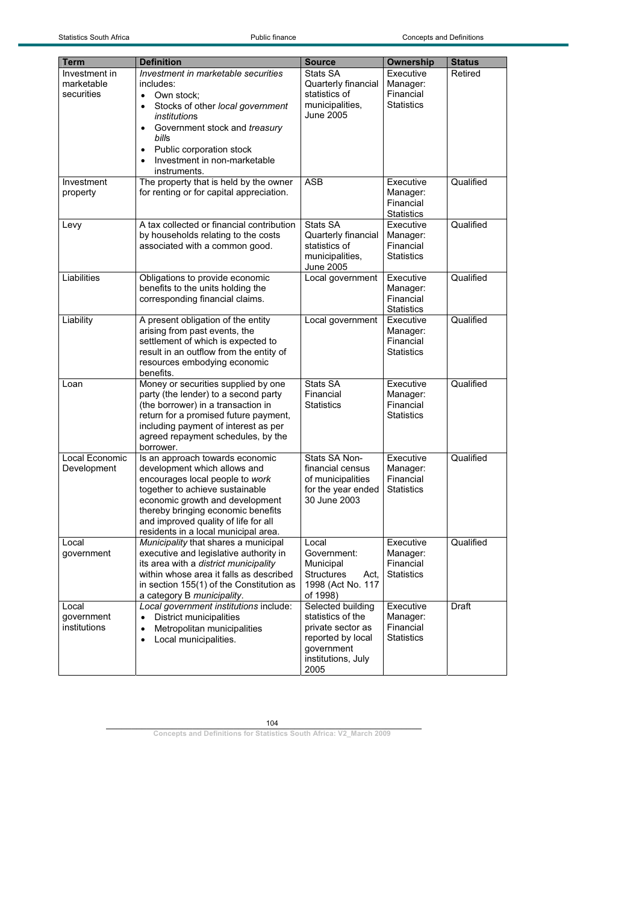| Term | Definition | Source | Ownership | Status |
|---|---|---|---|---|
| Investment in marketable securities | *Investment in marketable securities* includes:<br>• Own stock;<br>• Stocks of other *local government institution*s<br>• Government stock and *treasury bill*s<br>• Public corporation stock<br>• Investment in non-marketable instruments. | Stats SA Quarterly financial statistics of municipalities, June 2005 | Executive Manager: Financial Statistics | Retired |
| Investment property | The property that is held by the owner for renting or for capital appreciation. | ASB | Executive Manager: Financial Statistics | Qualified |
| Levy | A tax collected or financial contribution by households relating to the costs associated with a common good. | Stats SA Quarterly financial statistics of municipalities, June 2005 | Executive Manager: Financial Statistics | Qualified |
| Liabilities | Obligations to provide economic benefits to the units holding the corresponding financial claims. | Local government | Executive Manager: Financial Statistics | Qualified |
| Liability | A present obligation of the entity arising from past events, the settlement of which is expected to result in an outflow from the entity of resources embodying economic benefits. | Local government | Executive Manager: Financial Statistics | Qualified |
| Loan | Money or securities supplied by one party (the lender) to a second party (the borrower) in a transaction in return for a promised future payment, including payment of interest as per agreed repayment schedules, by the borrower. | Stats SA Financial Statistics | Executive Manager: Financial Statistics | Qualified |
| Local Economic Development | Is an approach towards economic development which allows and encourages local people to *work* together to achieve sustainable economic growth and development thereby bringing economic benefits and improved quality of life for all residents in a local municipal area. | Stats SA Non-financial census of municipalities for the year ended 30 June 2003 | Executive Manager: Financial Statistics | Qualified |
| Local government | *Municipality* that shares a municipal executive and legislative authority in its area with a *district municipality* within whose area it falls as described in section 155(1) of the Constitution as a category B *municipality*. | Local Government: Municipal Structures Act, 1998 (Act No. 117 of 1998) | Executive Manager: Financial Statistics | Qualified |
| Local government institutions | *Local government institutions* include:<br>• District municipalities<br>• Metropolitan municipalities<br>• Local municipalities. | Selected building statistics of the private sector as reported by local government institutions, July 2005 | Executive Manager: Financial Statistics | Draft |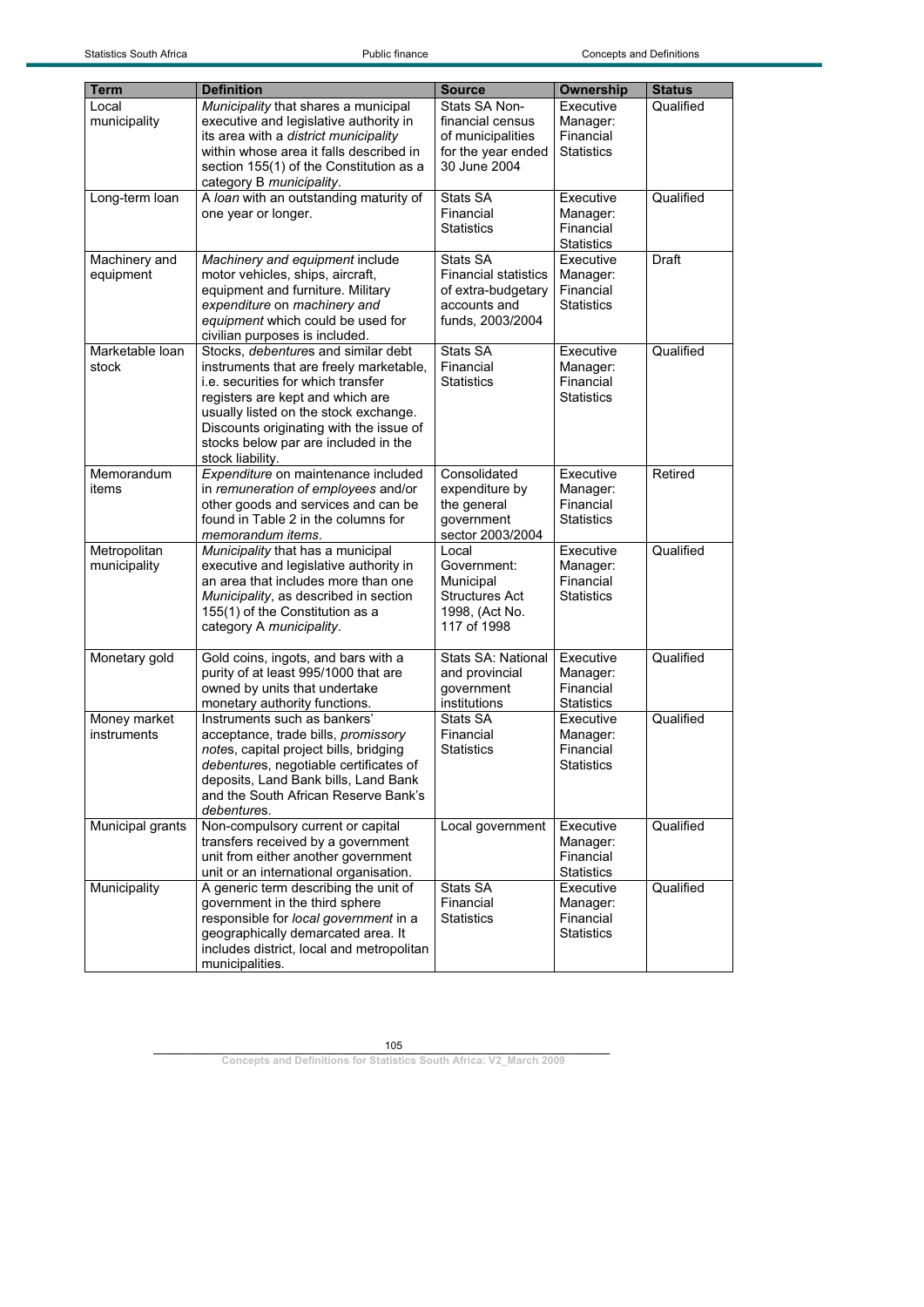| Term | Definition | Source | Ownership | Status |
|---|---|---|---|---|
| Local municipality | *Municipality* that shares a municipal executive and legislative authority in its area with a *district municipality* within whose area it falls described in section 155(1) of the Constitution as a category B *municipality*. | Stats SA Non-financial census of municipalities for the year ended 30 June 2004 | Executive Manager: Financial Statistics | Qualified |
| Long-term loan | A *loan* with an outstanding maturity of one year or longer. | Stats SA Financial Statistics | Executive Manager: Financial Statistics | Qualified |
| Machinery and equipment | *Machinery and equipment* include motor vehicles, ships, aircraft, equipment and furniture. Military *expenditure* on *machinery and equipment* which could be used for civilian purposes is included. | Stats SA Financial statistics of extra-budgetary accounts and funds, 2003/2004 | Executive Manager: Financial Statistics | Draft |
| Marketable loan stock | Stocks, *debenture*s and similar debt instruments that are freely marketable, i.e. securities for which transfer registers are kept and which are usually listed on the stock exchange. Discounts originating with the issue of stocks below par are included in the stock liability. | Stats SA Financial Statistics | Executive Manager: Financial Statistics | Qualified |
| Memorandum items | *Expenditure* on maintenance included in *remuneration of employees* and/or other goods and services and can be found in Table 2 in the columns for *memorandum items*. | Consolidated expenditure by the general government sector 2003/2004 | Executive Manager: Financial Statistics | Retired |
| Metropolitan municipality | *Municipality* that has a municipal executive and legislative authority in an area that includes more than one *Municipality*, as described in section 155(1) of the Constitution as a category A *municipality*. | Local Government: Municipal Structures Act 1998, (Act No. 117 of 1998 | Executive Manager: Financial Statistics | Qualified |
| Monetary gold | Gold coins, ingots, and bars with a purity of at least 995/1000 that are owned by units that undertake monetary authority functions. | Stats SA: National and provincial government institutions | Executive Manager: Financial Statistics | Qualified |
| Money market instruments | Instruments such as bankers' acceptance, trade bills, *promissory notes*, capital project bills, bridging *debenture*s, negotiable certificates of deposits, Land Bank bills, Land Bank and the South African Reserve Bank's *debenture*s. | Stats SA Financial Statistics | Executive Manager: Financial Statistics | Qualified |
| Municipal grants | Non-compulsory current or capital transfers received by a government unit from either another government unit or an international organisation. | Local government | Executive Manager: Financial Statistics | Qualified |
| Municipality | A generic term describing the unit of government in the third sphere responsible for *local government* in a geographically demarcated area. It includes district, local and metropolitan municipalities. | Stats SA Financial Statistics | Executive Manager: Financial Statistics | Qualified |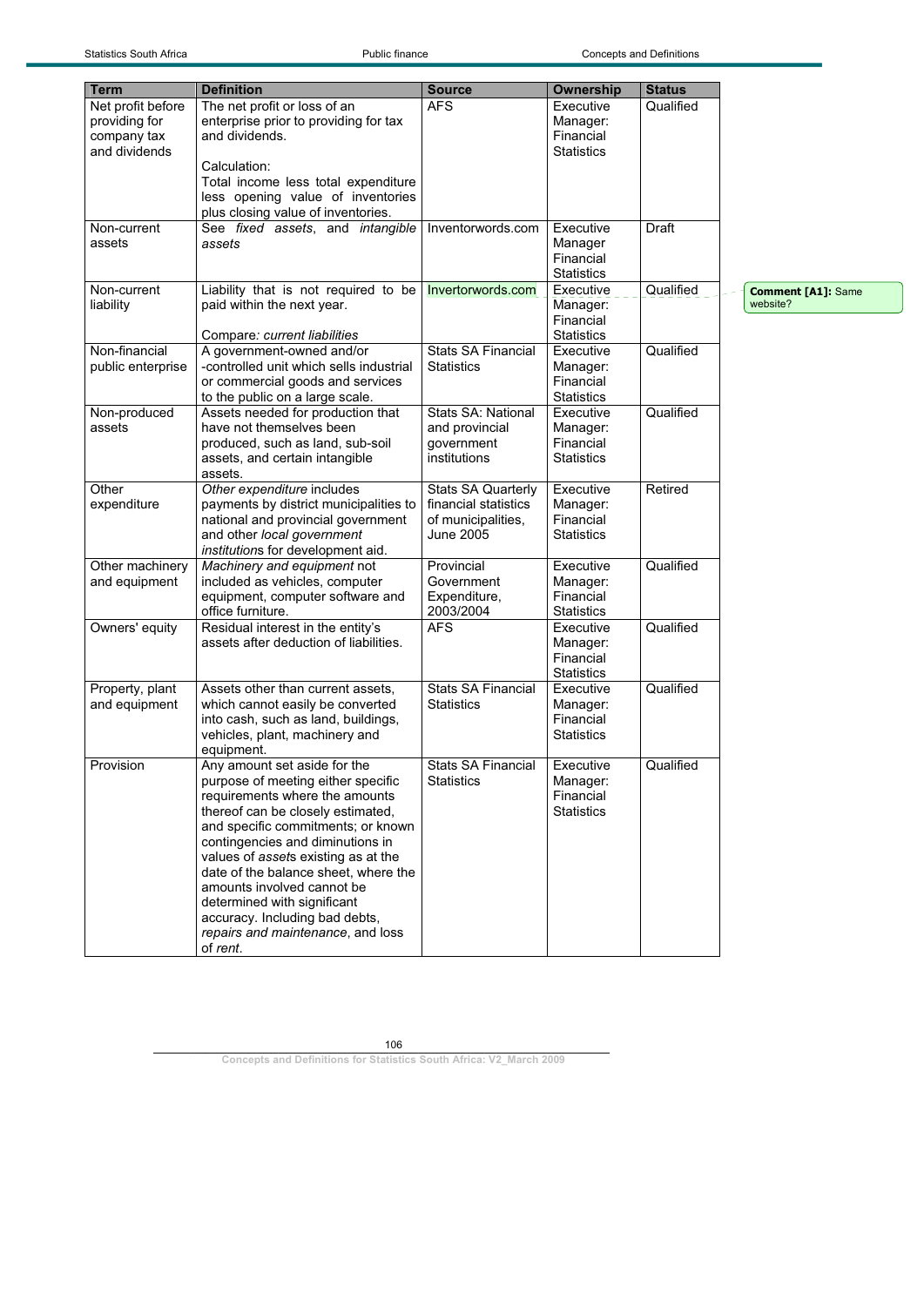| Term | Definition | Source | Ownership | Status |
|---|---|---|---|---|
| Net profit before providing for company tax and dividends | The net profit or loss of an enterprise prior to providing for tax and dividends.<br><br>Calculation:<br>Total income less total expenditure less opening value of inventories plus closing value of inventories. | AFS | Executive Manager: Financial Statistics | Qualified |
| Non-current assets | See *fixed assets*, and *intangible assets* | Inventorwords.com | Executive Manager Financial Statistics | Draft |
| Non-current liability | Liability that is not required to be paid within the next year.<br><br>Compare*: current liabilities* | Invertorwords.com | Executive Manager: Financial Statistics | Qualified |
| Non-financial public enterprise | A government-owned and/or -controlled unit which sells industrial or commercial goods and services to the public on a large scale. | Stats SA Financial Statistics | Executive Manager: Financial Statistics | Qualified |
| Non-produced assets | Assets needed for production that have not themselves been produced, such as land, sub-soil assets, and certain intangible assets. | Stats SA: National and provincial government institutions | Executive Manager: Financial Statistics | Qualified |
| Other expenditure | *Other expenditure* includes payments by district municipalities to national and provincial government and other *local government institution*s for development aid. | Stats SA Quarterly financial statistics of municipalities, June 2005 | Executive Manager: Financial Statistics | Retired |
| Other machinery and equipment | *Machinery and equipment* not included as vehicles, computer equipment, computer software and office furniture. | Provincial Government Expenditure, 2003/2004 | Executive Manager: Financial Statistics | Qualified |
| Owners' equity | Residual interest in the entity's assets after deduction of liabilities. | AFS | Executive Manager: Financial Statistics | Qualified |
| Property, plant and equipment | Assets other than current assets, which cannot easily be converted into cash, such as land, buildings, vehicles, plant, machinery and equipment. | Stats SA Financial Statistics | Executive Manager: Financial Statistics | Qualified |
| Provision | Any amount set aside for the purpose of meeting either specific requirements where the amounts thereof can be closely estimated, and specific commitments; or known contingencies and diminutions in values of *asset*s existing as at the date of the balance sheet, where the amounts involved cannot be determined with significant accuracy. Including bad debts, *repairs and maintenance*, and loss of *rent*. | Stats SA Financial Statistics | Executive Manager: Financial Statistics | Qualified |

**Comment [A1]:** Same website?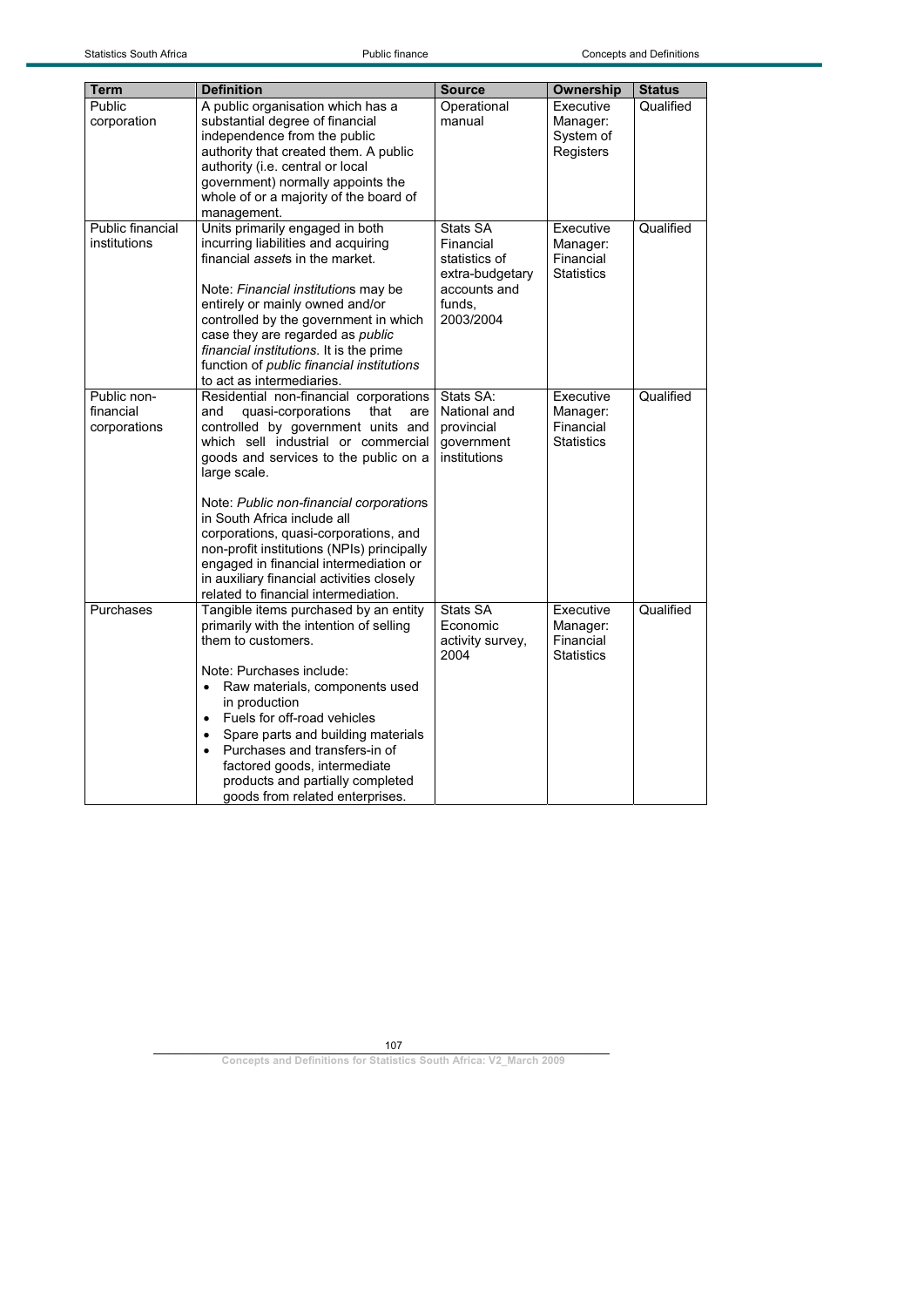| Term | Definition | Source | Ownership | Status |
|---|---|---|---|---|
| Public corporation | A public organisation which has a substantial degree of financial independence from the public authority that created them. A public authority (i.e. central or local government) normally appoints the whole of or a majority of the board of management. | Operational manual | Executive Manager: System of Registers | Qualified |
| Public financial institutions | Units primarily engaged in both incurring liabilities and acquiring financial *asset*s in the market.<br><br>Note: *Financial institution*s may be entirely or mainly owned and/or controlled by the government in which case they are regarded as *public financial institutions*. It is the prime function of *public financial institutions* to act as intermediaries. | Stats SA Financial statistics of extra-budgetary accounts and funds, 2003/2004 | Executive Manager: Financial Statistics | Qualified |
| Public non-financial corporations | Residential non-financial corporations and quasi-corporations that are controlled by government units and which sell industrial or commercial goods and services to the public on a large scale.<br><br>Note: *Public non-financial corporation*s in South Africa include all corporations, quasi-corporations, and non-profit institutions (NPIs) principally engaged in financial intermediation or in auxiliary financial activities closely related to financial intermediation. | Stats SA: National and provincial government institutions | Executive Manager: Financial Statistics | Qualified |
| Purchases | Tangible items purchased by an entity primarily with the intention of selling them to customers.<br><br>Note: Purchases include:<br>• Raw materials, components used in production<br>• Fuels for off-road vehicles<br>• Spare parts and building materials<br>• Purchases and transfers-in of factored goods, intermediate products and partially completed goods from related enterprises. | Stats SA Economic activity survey, 2004 | Executive Manager: Financial Statistics | Qualified |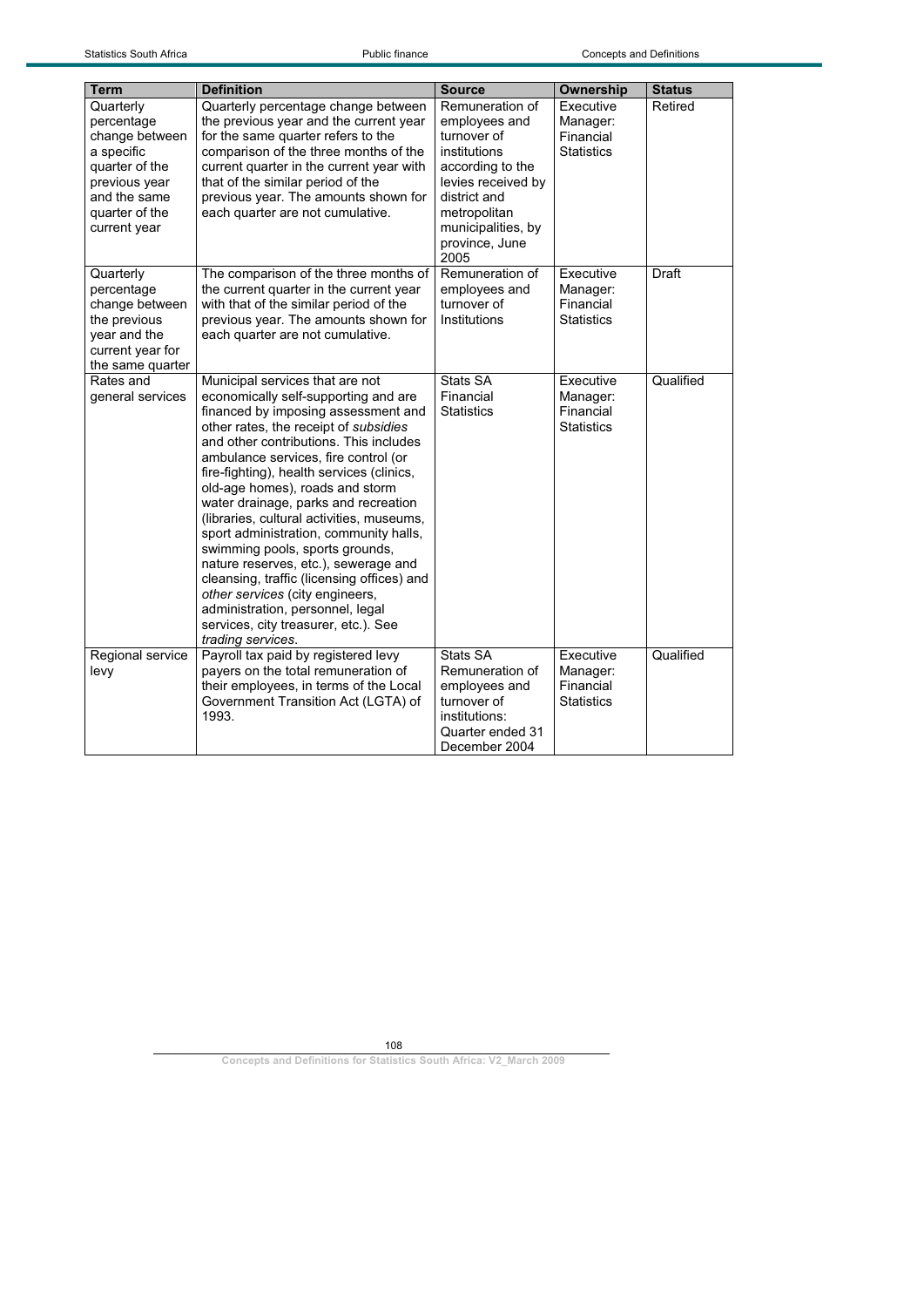| Term | Definition | Source | Ownership | Status |
| --- | --- | --- | --- | --- |
| Quarterly percentage change between a specific quarter of the previous year and the same quarter of the current year | Quarterly percentage change between the previous year and the current year for the same quarter refers to the comparison of the three months of the current quarter in the current year with that of the similar period of the previous year. The amounts shown for each quarter are not cumulative. | Remuneration of employees and turnover of institutions according to the levies received by district and metropolitan municipalities, by province, June 2005 | Executive Manager: Financial Statistics | Retired |
| Quarterly percentage change between the previous year and the current year for the same quarter | The comparison of the three months of the current quarter in the current year with that of the similar period of the previous year. The amounts shown for each quarter are not cumulative. | Remuneration of employees and turnover of Institutions | Executive Manager: Financial Statistics | Draft |
| Rates and general services | Municipal services that are not economically self-supporting and are financed by imposing assessment and other rates, the receipt of *subsidies* and other contributions. This includes ambulance services, fire control (or fire-fighting), health services (clinics, old-age homes), roads and storm water drainage, parks and recreation (libraries, cultural activities, museums, sport administration, community halls, swimming pools, sports grounds, nature reserves, etc.), sewerage and cleansing, traffic (licensing offices) and *other services* (city engineers, administration, personnel, legal services, city treasurer, etc.). See *trading services*. | Stats SA Financial Statistics | Executive Manager: Financial Statistics | Qualified |
| Regional service levy | Payroll tax paid by registered levy payers on the total remuneration of their employees, in terms of the Local Government Transition Act (LGTA) of 1993. | Stats SA Remuneration of employees and turnover of institutions: Quarter ended 31 December 2004 | Executive Manager: Financial Statistics | Qualified |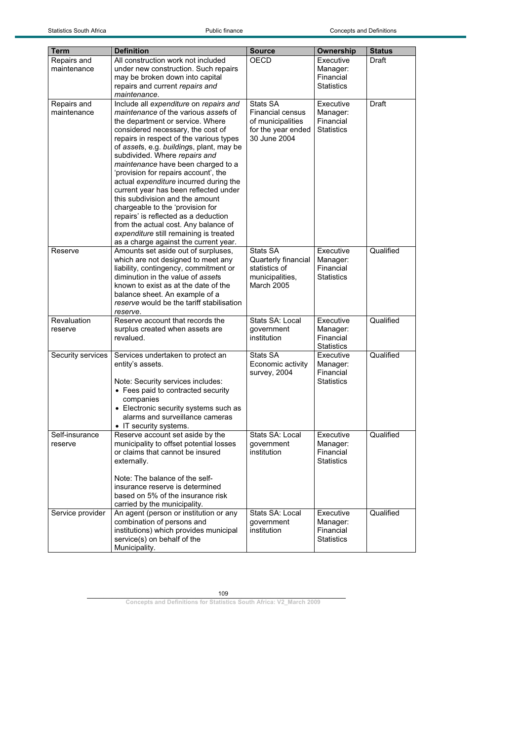| Term | Definition | Source | Ownership | Status |
|---|---|---|---|---|
| Repairs and maintenance | All construction work not included under new construction. Such repairs may be broken down into capital repairs and current *repairs and maintenance*. | OECD | Executive Manager: Financial Statistics | Draft |
| Repairs and maintenance | Include all *expenditure* on *repairs and maintenance* of the various *asset*s of the department or service. Where considered necessary, the cost of repairs in respect of the various types of *asset*s, e.g. *building*s, plant, may be subdivided. Where *repairs and maintenance* have been charged to a 'provision for repairs account', the actual *expenditure* incurred during the current year has been reflected under this subdivision and the amount chargeable to the 'provision for repairs' is reflected as a deduction from the actual cost. Any balance of *expenditure* still remaining is treated as a charge against the current year. | Stats SA Financial census of municipalities for the year ended 30 June 2004 | Executive Manager: Financial Statistics | Draft |
| Reserve | Amounts set aside out of surpluses, which are not designed to meet any liability, contingency, commitment or diminution in the value of *asset*s known to exist as at the date of the balance sheet. An example of a *reserve* would be the tariff stabilisation *reserve*. | Stats SA Quarterly financial statistics of municipalities, March 2005 | Executive Manager: Financial Statistics | Qualified |
| Revaluation reserve | Reserve account that records the surplus created when assets are revalued. | Stats SA: Local government institution | Executive Manager: Financial Statistics | Qualified |
| Security services | Services undertaken to protect an entity's assets.<br><br>Note: Security services includes:<br>• Fees paid to contracted security companies<br>• Electronic security systems such as alarms and surveillance cameras<br>• IT security systems. | Stats SA Economic activity survey, 2004 | Executive Manager: Financial Statistics | Qualified |
| Self-insurance reserve | Reserve account set aside by the municipality to offset potential losses or claims that cannot be insured externally.<br><br>Note: The balance of the self-insurance reserve is determined based on 5% of the insurance risk carried by the municipality. | Stats SA: Local government institution | Executive Manager: Financial Statistics | Qualified |
| Service provider | An agent (person or institution or any combination of persons and institutions) which provides municipal service(s) on behalf of the Municipality. | Stats SA: Local government institution | Executive Manager: Financial Statistics | Qualified |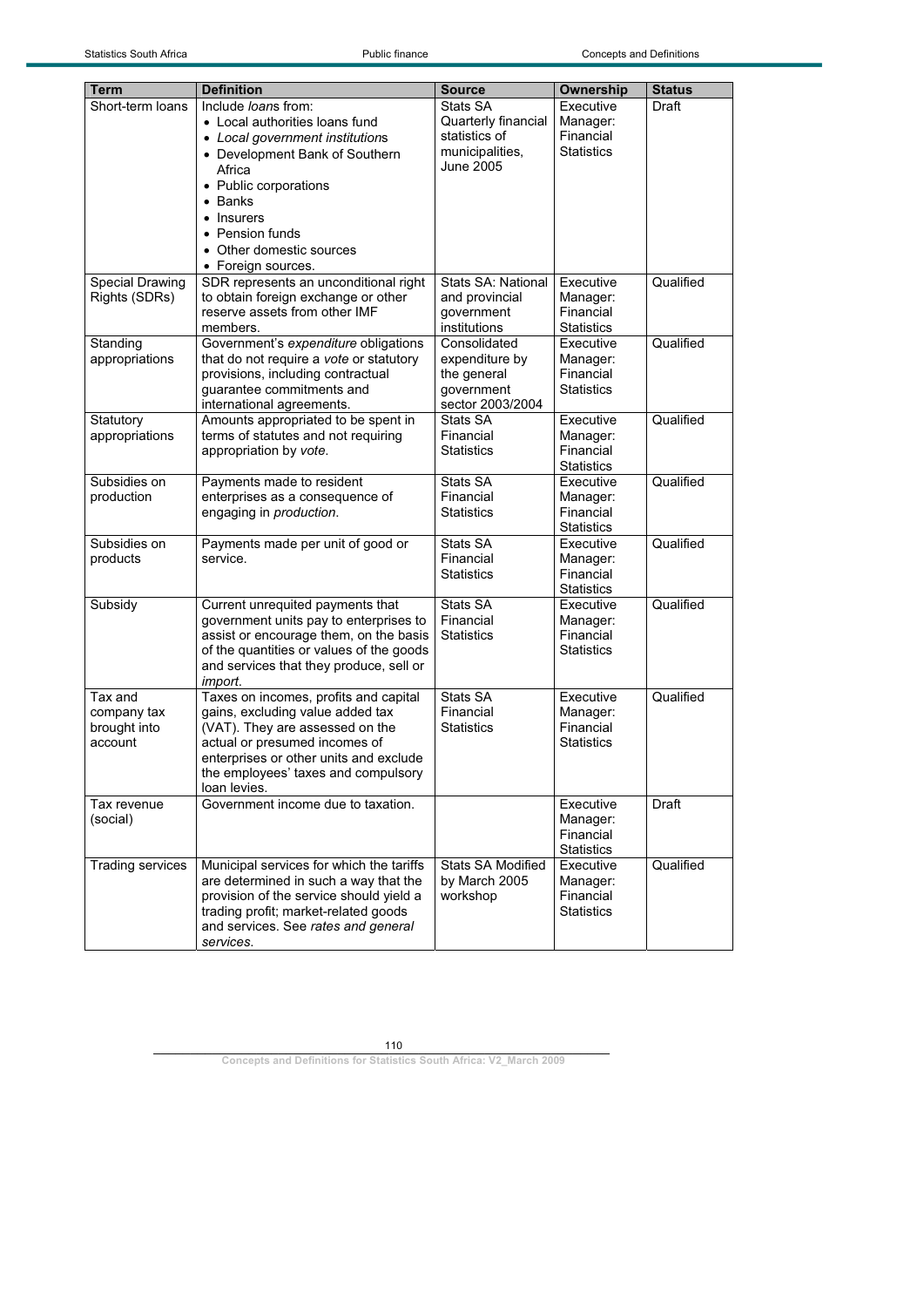| Term | Definition | Source | Ownership | Status |
|---|---|---|---|---|
| Short-term loans | Include *loan*s from:<br>• Local authorities loans fund<br>• *Local government institution*s<br>• Development Bank of Southern Africa<br>• Public corporations<br>• Banks<br>• Insurers<br>• Pension funds<br>• Other domestic sources<br>• Foreign sources. | Stats SA Quarterly financial statistics of municipalities, June 2005 | Executive Manager: Financial Statistics | Draft |
| Special Drawing Rights (SDRs) | SDR represents an unconditional right to obtain foreign exchange or other reserve assets from other IMF members. | Stats SA: National and provincial government institutions | Executive Manager: Financial Statistics | Qualified |
| Standing appropriations | Government's *expenditure* obligations that do not require a *vote* or statutory provisions, including contractual guarantee commitments and international agreements. | Consolidated expenditure by the general government sector 2003/2004 | Executive Manager: Financial Statistics | Qualified |
| Statutory appropriations | Amounts appropriated to be spent in terms of statutes and not requiring appropriation by *vote*. | Stats SA Financial Statistics | Executive Manager: Financial Statistics | Qualified |
| Subsidies on production | Payments made to resident enterprises as a consequence of engaging in *production*. | Stats SA Financial Statistics | Executive Manager: Financial Statistics | Qualified |
| Subsidies on products | Payments made per unit of good or service. | Stats SA Financial Statistics | Executive Manager: Financial Statistics | Qualified |
| Subsidy | Current unrequited payments that government units pay to enterprises to assist or encourage them, on the basis of the quantities or values of the goods and services that they produce, sell or *import*. | Stats SA Financial Statistics | Executive Manager: Financial Statistics | Qualified |
| Tax and company tax brought into account | Taxes on incomes, profits and capital gains, excluding value added tax (VAT). They are assessed on the actual or presumed incomes of enterprises or other units and exclude the employees' taxes and compulsory loan levies. | Stats SA Financial Statistics | Executive Manager: Financial Statistics | Qualified |
| Tax revenue (social) | Government income due to taxation. | | Executive Manager: Financial Statistics | Draft |
| Trading services | Municipal services for which the tariffs are determined in such a way that the provision of the service should yield a trading profit; market-related goods and services. See *rates and general services*. | Stats SA Modified by March 2005 workshop | Executive Manager: Financial Statistics | Qualified |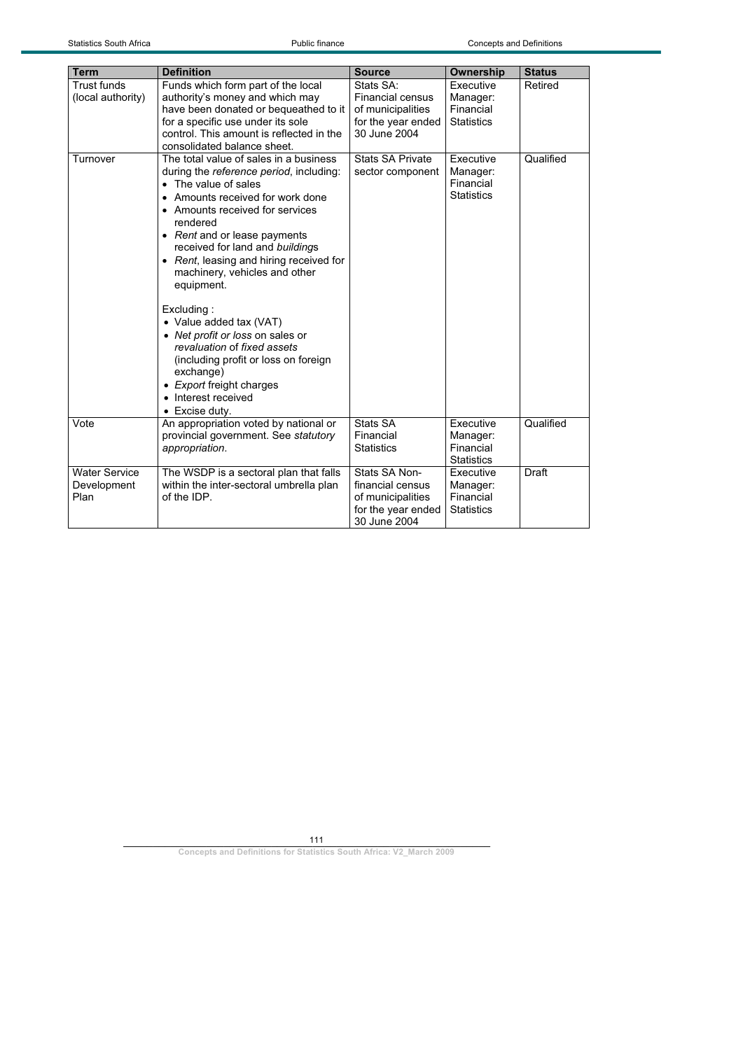| Term | Definition | Source | Ownership | Status |
|---|---|---|---|---|
| Trust funds (local authority) | Funds which form part of the local authority's money and which may have been donated or bequeathed to it for a specific use under its sole control. This amount is reflected in the consolidated balance sheet. | Stats SA: Financial census of municipalities for the year ended 30 June 2004 | Executive Manager: Financial Statistics | Retired |
| Turnover | The total value of sales in a business during the *reference period*, including: <br>• The value of sales <br>• Amounts received for work done <br>• Amounts received for services rendered <br>• *Rent* and or lease payments received for land and *building*s <br>• *Rent*, leasing and hiring received for machinery, vehicles and other equipment. <br><br>Excluding : <br>• Value added tax (VAT) <br>• *Net profit or loss* on sales or *revaluation* of *fixed assets* (including profit or loss on foreign exchange) <br>• *Export* freight charges <br>• Interest received <br>• Excise duty. | Stats SA Private sector component | Executive Manager: Financial Statistics | Qualified |
| Vote | An appropriation voted by national or provincial government. See *statutory appropriation*. | Stats SA Financial Statistics | Executive Manager: Financial Statistics | Qualified |
| Water Service Development Plan | The WSDP is a sectoral plan that falls within the inter-sectoral umbrella plan of the IDP. | Stats SA Non-financial census of municipalities for the year ended 30 June 2004 | Executive Manager: Financial Statistics | Draft |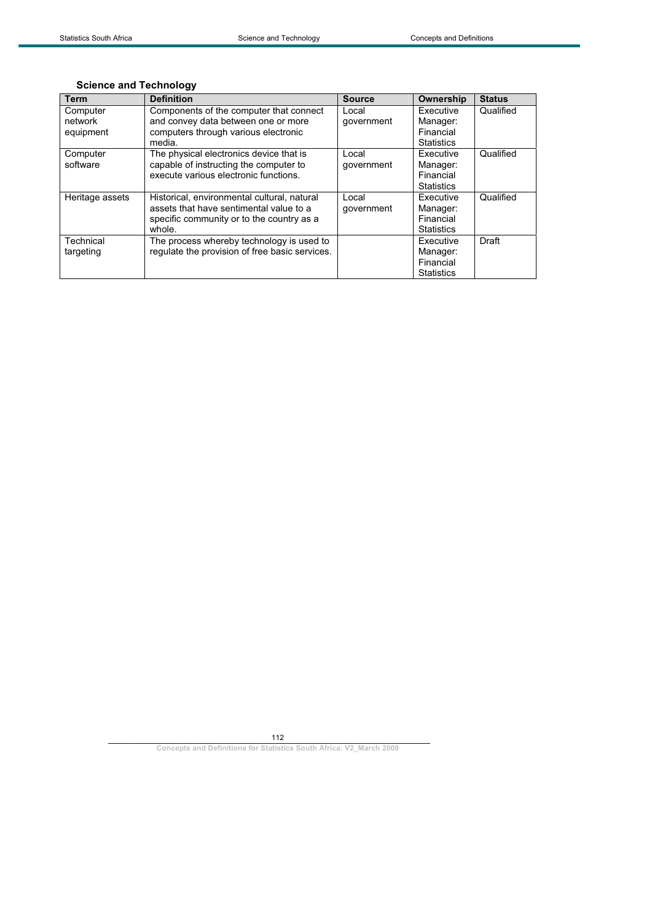### Science and Technology

| Term | Definition | Source | Ownership | Status |
|---|---|---|---|---|
| Computer network equipment | Components of the computer that connect and convey data between one or more computers through various electronic media. | Local government | Executive Manager: Financial Statistics | Qualified |
| Computer software | The physical electronics device that is capable of instructing the computer to execute various electronic functions. | Local government | Executive Manager: Financial Statistics | Qualified |
| Heritage assets | Historical, environmental cultural, natural assets that have sentimental value to a specific community or to the country as a whole. | Local government | Executive Manager: Financial Statistics | Qualified |
| Technical targeting | The process whereby technology is used to regulate the provision of free basic services. | | Executive Manager: Financial Statistics | Draft |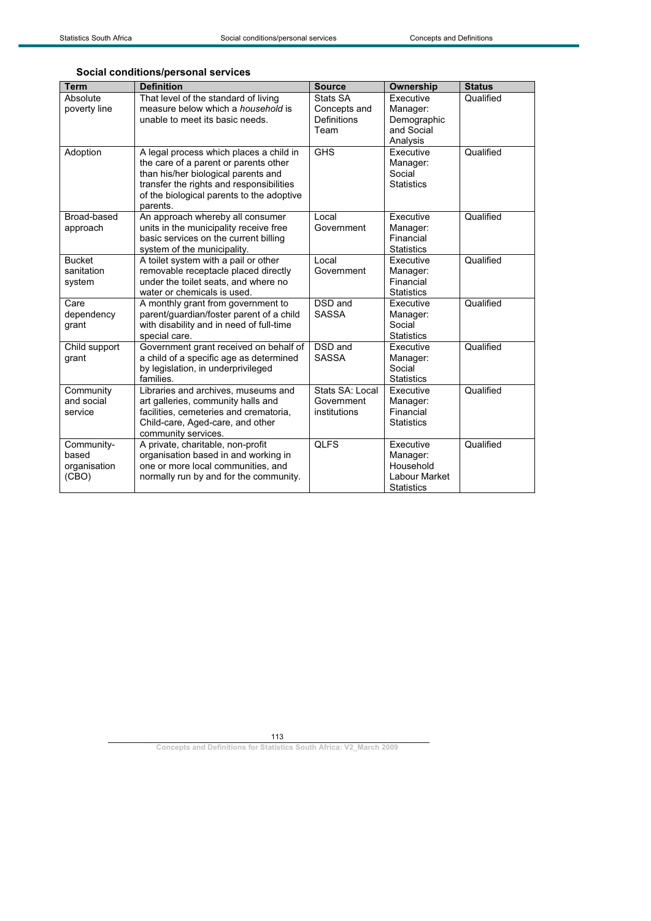### Social conditions/personal services

| Term | Definition | Source | Ownership | Status |
|---|---|---|---|---|
| Absolute poverty line | That level of the standard of living measure below which a *household* is unable to meet its basic needs. | Stats SA Concepts and Definitions Team | Executive Manager: Demographic and Social Analysis | Qualified |
| Adoption | A legal process which places a child in the care of a parent or parents other than his/her biological parents and transfer the rights and responsibilities of the biological parents to the adoptive parents. | GHS | Executive Manager: Social Statistics | Qualified |
| Broad-based approach | An approach whereby all consumer units in the municipality receive free basic services on the current billing system of the municipality. | Local Government | Executive Manager: Financial Statistics | Qualified |
| Bucket sanitation system | A toilet system with a pail or other removable receptacle placed directly under the toilet seats, and where no water or chemicals is used. | Local Government | Executive Manager: Financial Statistics | Qualified |
| Care dependency grant | A monthly grant from government to parent/guardian/foster parent of a child with disability and in need of full-time special care. | DSD and SASSA | Executive Manager: Social Statistics | Qualified |
| Child support grant | Government grant received on behalf of a child of a specific age as determined by legislation, in underprivileged families. | DSD and SASSA | Executive Manager: Social Statistics | Qualified |
| Community and social service | Libraries and archives, museums and art galleries, community halls and facilities, cemeteries and crematoria, Child-care, Aged-care, and other community services. | Stats SA: Local Government institutions | Executive Manager: Financial Statistics | Qualified |
| Community-based organisation (CBO) | A private, charitable, non-profit organisation based in and working in one or more local communities, and normally run by and for the community. | QLFS | Executive Manager: Household Labour Market Statistics | Qualified |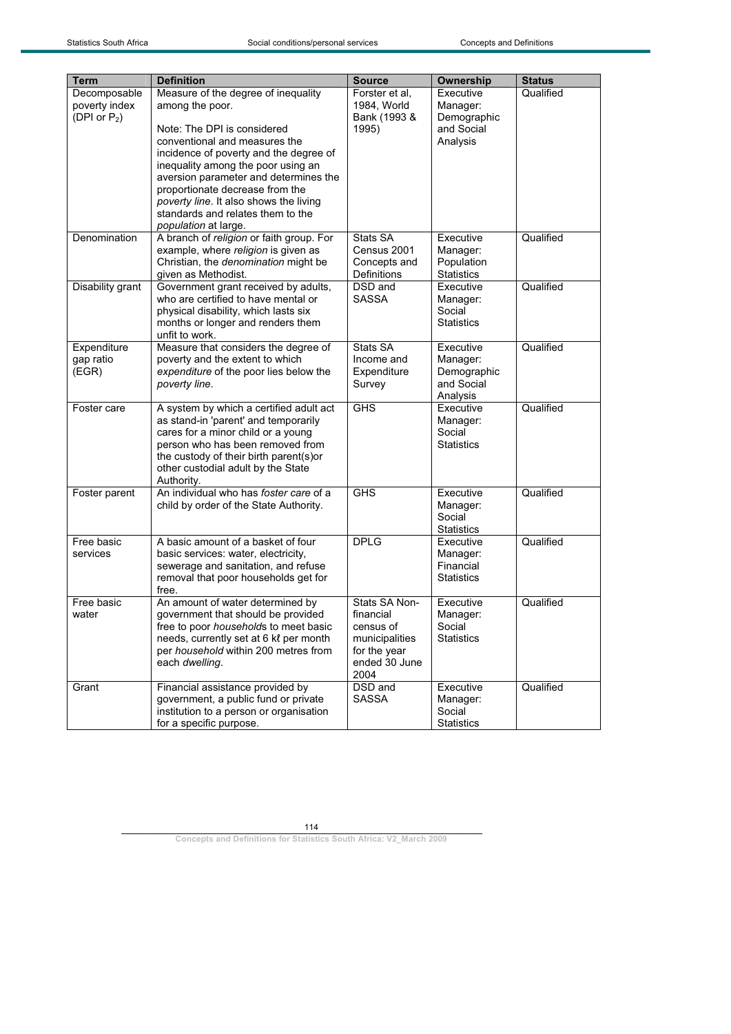| Term | Definition | Source | Ownership | Status |
|---|---|---|---|---|
| Decomposable poverty index (DPI or $P_2$) | Measure of the degree of inequality among the poor.<br><br>Note: The DPI is considered conventional and measures the incidence of poverty and the degree of inequality among the poor using an aversion parameter and determines the proportionate decrease from the *poverty line*. It also shows the living standards and relates them to the *population* at large. | Forster et al, 1984, World Bank (1993 & 1995) | Executive Manager: Demographic and Social Analysis | Qualified |
| Denomination | A branch of *religion* or faith group. For example, where *religion* is given as Christian, the *denomination* might be given as Methodist. | Stats SA Census 2001 Concepts and Definitions | Executive Manager: Population Statistics | Qualified |
| Disability grant | Government grant received by adults, who are certified to have mental or physical disability, which lasts six months or longer and renders them unfit to work. | DSD and SASSA | Executive Manager: Social Statistics | Qualified |
| Expenditure gap ratio (EGR) | Measure that considers the degree of poverty and the extent to which *expenditure* of the poor lies below the *poverty line*. | Stats SA Income and Expenditure Survey | Executive Manager: Demographic and Social Analysis | Qualified |
| Foster care | A system by which a certified adult act as stand-in 'parent' and temporarily cares for a minor child or a young person who has been removed from the custody of their birth parent(s)or other custodial adult by the State Authority. | GHS | Executive Manager: Social Statistics | Qualified |
| Foster parent | An individual who has *foster care* of a child by order of the State Authority. | GHS | Executive Manager: Social Statistics | Qualified |
| Free basic services | A basic amount of a basket of four basic services: water, electricity, sewerage and sanitation, and refuse removal that poor households get for free. | DPLG | Executive Manager: Financial Statistics | Qualified |
| Free basic water | An amount of water determined by government that should be provided free to poor *household*s to meet basic needs, currently set at 6 kℓ per month per *household* within 200 metres from each *dwelling*. | Stats SA Non-financial census of municipalities for the year ended 30 June 2004 | Executive Manager: Social Statistics | Qualified |
| Grant | Financial assistance provided by government, a public fund or private institution to a person or organisation for a specific purpose. | DSD and SASSA | Executive Manager: Social Statistics | Qualified |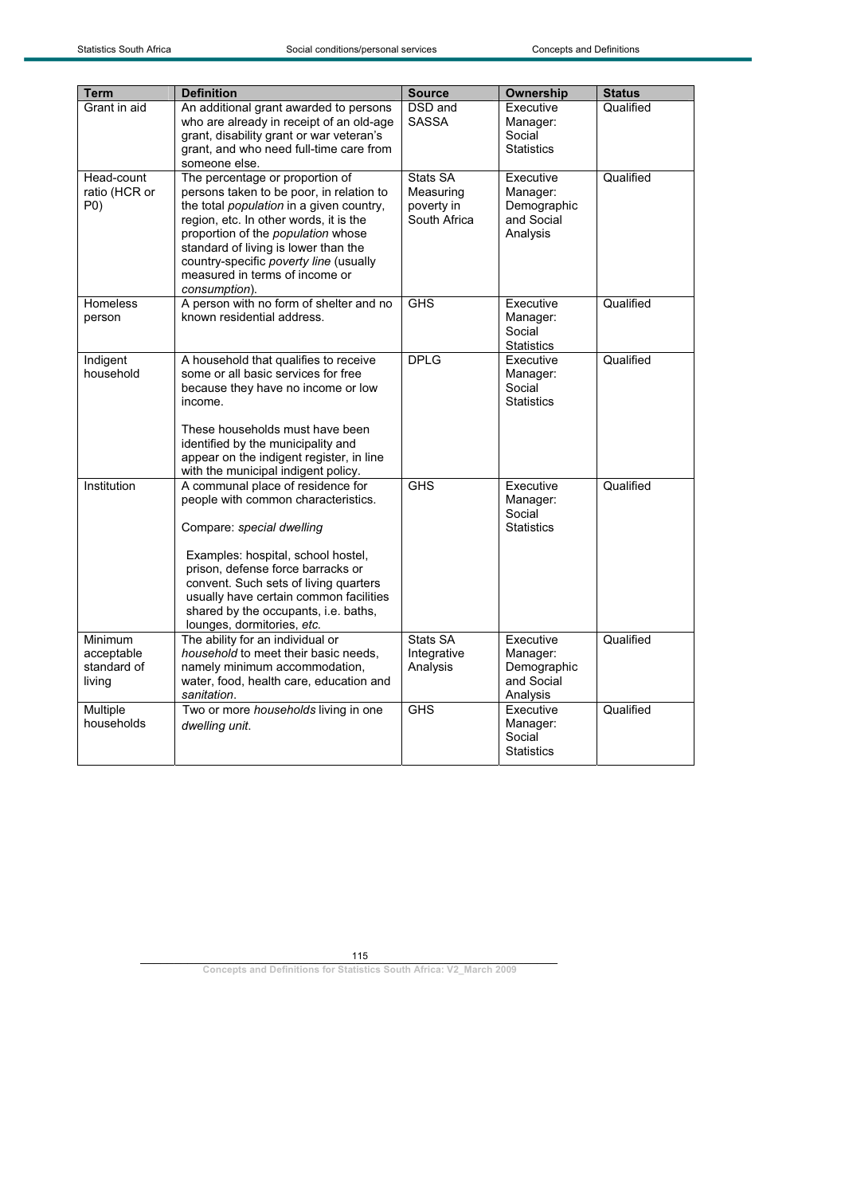| Term | Definition | Source | Ownership | Status |
| --- | --- | --- | --- | --- |
| Grant in aid | An additional grant awarded to persons who are already in receipt of an old-age grant, disability grant or war veteran's grant, and who need full-time care from someone else. | DSD and SASSA | Executive Manager: Social Statistics | Qualified |
| Head-count ratio (HCR or P0) | The percentage or proportion of persons taken to be poor, in relation to the total *population* in a given country, region, etc. In other words, it is the proportion of the *population* whose standard of living is lower than the country-specific *poverty line* (usually measured in terms of income or *consumption*). | Stats SA Measuring poverty in South Africa | Executive Manager: Demographic and Social Analysis | Qualified |
| Homeless person | A person with no form of shelter and no known residential address. | GHS | Executive Manager: Social Statistics | Qualified |
| Indigent household | A household that qualifies to receive some or all basic services for free because they have no income or low income.<br><br>These households must have been identified by the municipality and appear on the indigent register, in line with the municipal indigent policy. | DPLG | Executive Manager: Social Statistics | Qualified |
| Institution | A communal place of residence for people with common characteristics.<br><br>Compare: *special dwelling*<br><br>Examples: hospital, school hostel, prison, defense force barracks or convent. Such sets of living quarters usually have certain common facilities shared by the occupants, i.e. baths, lounges, dormitories, *etc.* | GHS | Executive Manager: Social Statistics | Qualified |
| Minimum acceptable standard of living | The ability for an individual or *household* to meet their basic needs, namely minimum accommodation, water, food, health care, education and *sanitation*. | Stats SA Integrative Analysis | Executive Manager: Demographic and Social Analysis | Qualified |
| Multiple households | Two or more *households* living in one *dwelling unit.* | GHS | Executive Manager: Social Statistics | Qualified |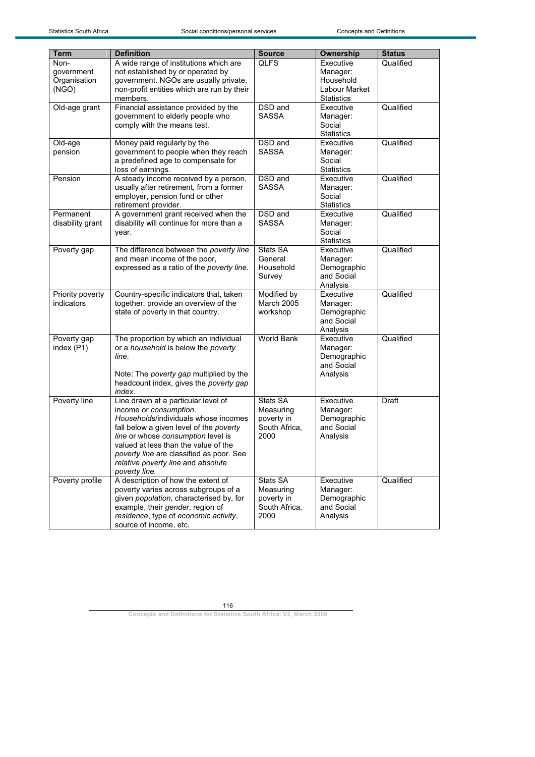| Term | Definition | Source | Ownership | Status |
|---|---|---|---|---|
| Non-government Organisation (NGO) | A wide range of institutions which are not established by or operated by government. NGOs are usually private, non-profit entities which are run by their members. | QLFS | Executive Manager: Household Labour Market Statistics | Qualified |
| Old-age grant | Financial assistance provided by the government to elderly people who comply with the means test. | DSD and SASSA | Executive Manager: Social Statistics | Qualified |
| Old-age pension | Money paid regularly by the government to people when they reach a predefined age to compensate for loss of earnings. | DSD and SASSA | Executive Manager: Social Statistics | Qualified |
| Pension | A steady income received by a person, usually after retirement, from a former employer, pension fund or other retirement provider. | DSD and SASSA | Executive Manager: Social Statistics | Qualified |
| Permanent disability grant | A government grant received when the disability will continue for more than a year. | DSD and SASSA | Executive Manager: Social Statistics | Qualified |
| Poverty gap | The difference between the *poverty line* and mean income of the poor, expressed as a ratio of the *poverty line*. | Stats SA General Household Survey | Executive Manager: Demographic and Social Analysis | Qualified |
| Priority poverty indicators | Country-specific indicators that, taken together, provide an overview of the state of poverty in that country. | Modified by March 2005 workshop | Executive Manager: Demographic and Social Analysis | Qualified |
| Poverty gap index (P1) | The proportion by which an individual or a *household* is below the *poverty line*.<br><br>Note: The *poverty gap* multiplied by the headcount index, gives the *poverty gap index*. | World Bank | Executive Manager: Demographic and Social Analysis | Qualified |
| Poverty line | Line drawn at a particular level of income or *consumption*. *Households*/individuals whose incomes fall below a given level of the *poverty line* or whose *consumption* level is valued at less than the value of the *poverty line* are classified as poor. See *relative poverty line* and *absolute poverty line*. | Stats SA Measuring poverty in South Africa, 2000 | Executive Manager: Demographic and Social Analysis | Draft |
| Poverty profile | A description of how the extent of poverty varies across subgroups of a given *population*, characterised by, for example, their *gender*, region of *residence*, type of *economic activity*, source of income, etc. | Stats SA Measuring poverty in South Africa, 2000 | Executive Manager: Demographic and Social Analysis | Qualified |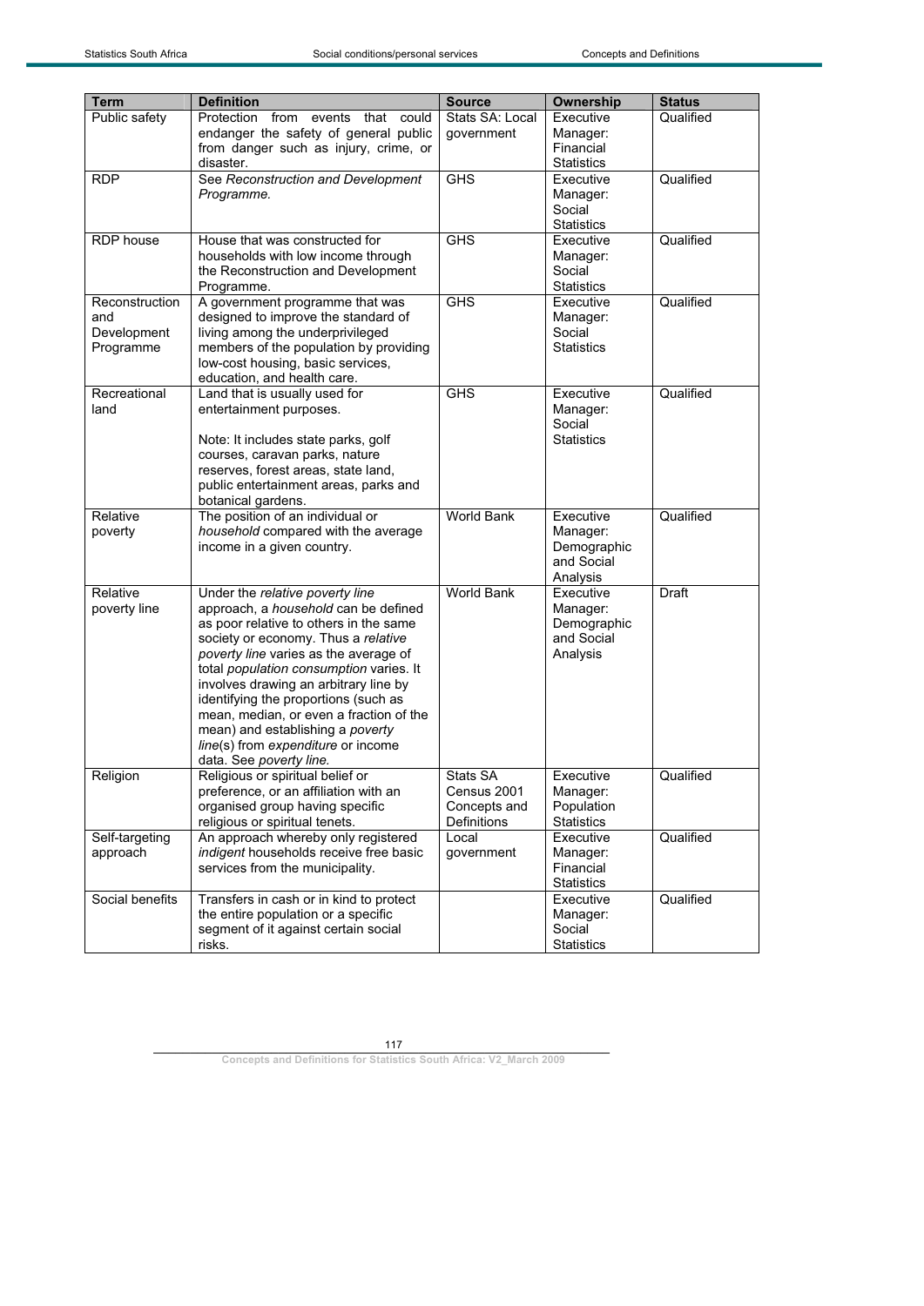| Term | Definition | Source | Ownership | Status |
|---|---|---|---|---|
| Public safety | Protection from events that could endanger the safety of general public from danger such as injury, crime, or disaster. | Stats SA: Local government | Executive Manager: Financial Statistics | Qualified |
| RDP | See *Reconstruction and Development Programme.* | GHS | Executive Manager: Social Statistics | Qualified |
| RDP house | House that was constructed for households with low income through the Reconstruction and Development Programme. | GHS | Executive Manager: Social Statistics | Qualified |
| Reconstruction and Development Programme | A government programme that was designed to improve the standard of living among the underprivileged members of the population by providing low-cost housing, basic services, education, and health care. | GHS | Executive Manager: Social Statistics | Qualified |
| Recreational land | Land that is usually used for entertainment purposes.<br><br>Note: It includes state parks, golf courses, caravan parks, nature reserves, forest areas, state land, public entertainment areas, parks and botanical gardens. | GHS | Executive Manager: Social Statistics | Qualified |
| Relative poverty | The position of an individual or *household* compared with the average income in a given country. | World Bank | Executive Manager: Demographic and Social Analysis | Qualified |
| Relative poverty line | Under the *relative poverty line* approach, a *household* can be defined as poor relative to others in the same society or economy. Thus a *relative poverty line* varies as the average of total *population consumption* varies. It involves drawing an arbitrary line by identifying the proportions (such as mean, median, or even a fraction of the mean) and establishing a *poverty line*(s) from *expenditure* or income data. See *poverty line.* | World Bank | Executive Manager: Demographic and Social Analysis | Draft |
| Religion | Religious or spiritual belief or preference, or an affiliation with an organised group having specific religious or spiritual tenets. | Stats SA Census 2001 Concepts and Definitions | Executive Manager: Population Statistics | Qualified |
| Self-targeting approach | An approach whereby only registered *indigent* households receive free basic services from the municipality. | Local government | Executive Manager: Financial Statistics | Qualified |
| Social benefits | Transfers in cash or in kind to protect the entire population or a specific segment of it against certain social risks. | | Executive Manager: Social Statistics | Qualified |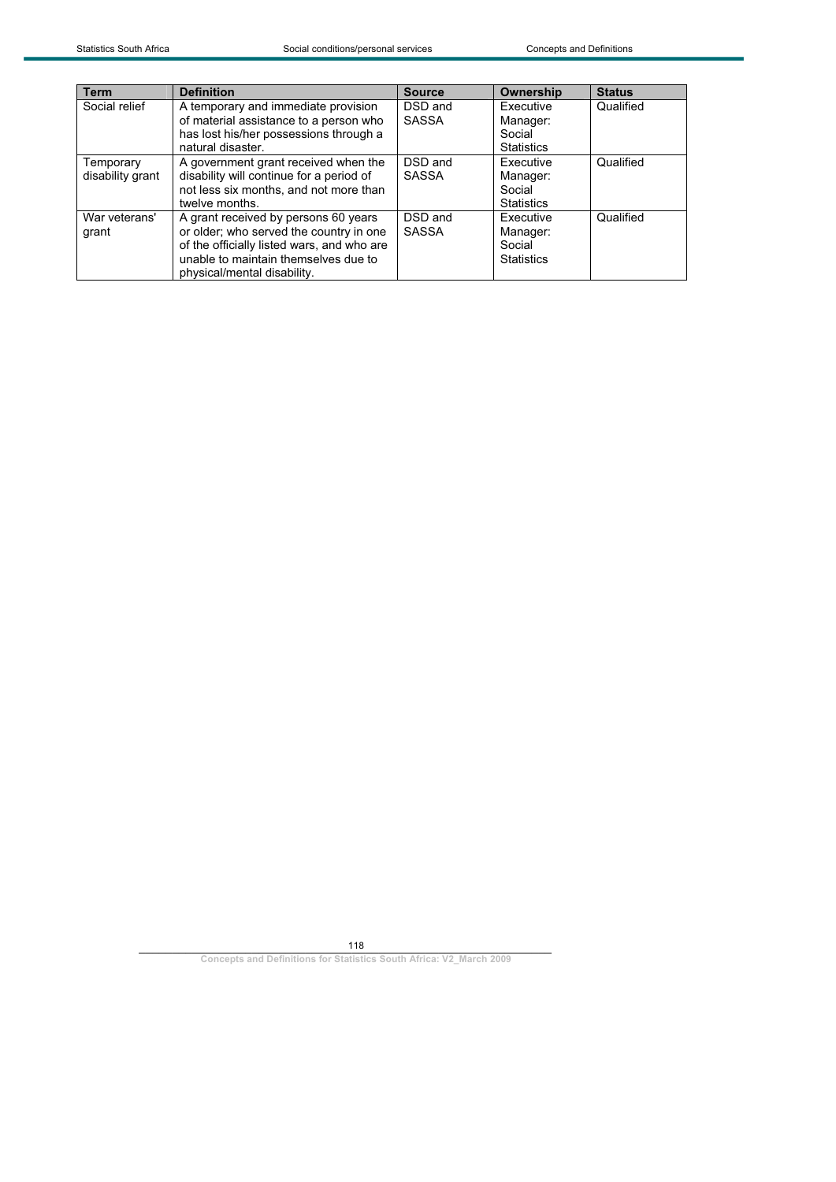| Term | Definition | Source | Ownership | Status |
|---|---|---|---|---|
| Social relief | A temporary and immediate provision of material assistance to a person who has lost his/her possessions through a natural disaster. | DSD and SASSA | Executive Manager: Social Statistics | Qualified |
| Temporary disability grant | A government grant received when the disability will continue for a period of not less six months, and not more than twelve months. | DSD and SASSA | Executive Manager: Social Statistics | Qualified |
| War veterans' grant | A grant received by persons 60 years or older; who served the country in one of the officially listed wars, and who are unable to maintain themselves due to physical/mental disability. | DSD and SASSA | Executive Manager: Social Statistics | Qualified |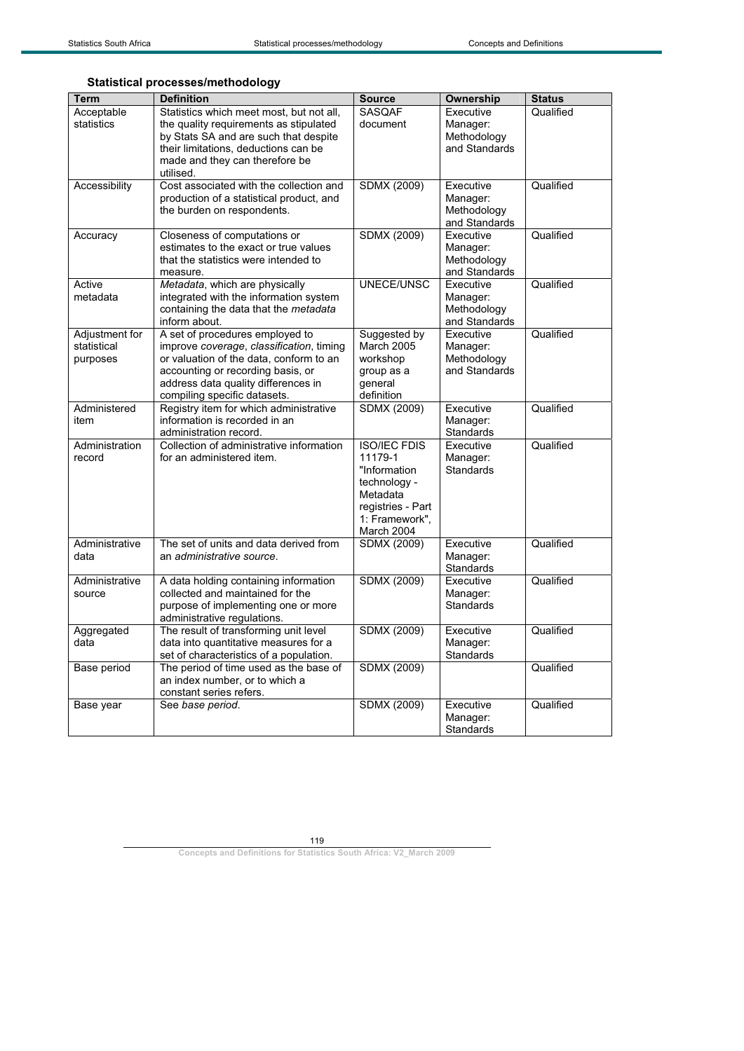### Statistical processes/methodology

| Term | Definition | Source | Ownership | Status |
|---|---|---|---|---|
| Acceptable statistics | Statistics which meet most, but not all, the quality requirements as stipulated by Stats SA and are such that despite their limitations, deductions can be made and they can therefore be utilised. | SASQAF document | Executive Manager: Methodology and Standards | Qualified |
| Accessibility | Cost associated with the collection and production of a statistical product, and the burden on respondents. | SDMX (2009) | Executive Manager: Methodology and Standards | Qualified |
| Accuracy | Closeness of computations or estimates to the exact or true values that the statistics were intended to measure. | SDMX (2009) | Executive Manager: Methodology and Standards | Qualified |
| Active metadata | *Metadata*, which are physically integrated with the information system containing the data that the *metadata* inform about. | UNECE/UNSC | Executive Manager: Methodology and Standards | Qualified |
| Adjustment for statistical purposes | A set of procedures employed to improve *coverage*, *classification*, timing or valuation of the data, conform to an accounting or recording basis, or address data quality differences in compiling specific datasets. | Suggested by March 2005 workshop group as a general definition | Executive Manager: Methodology and Standards | Qualified |
| Administered item | Registry item for which administrative information is recorded in an administration record. | SDMX (2009) | Executive Manager: Standards | Qualified |
| Administration record | Collection of administrative information for an administered item. | ISO/IEC FDIS 11179-1 "Information technology - Metadata registries - Part 1: Framework", March 2004 | Executive Manager: Standards | Qualified |
| Administrative data | The set of units and data derived from an *administrative source*. | SDMX (2009) | Executive Manager: Standards | Qualified |
| Administrative source | A data holding containing information collected and maintained for the purpose of implementing one or more administrative regulations. | SDMX (2009) | Executive Manager: Standards | Qualified |
| Aggregated data | The result of transforming unit level data into quantitative measures for a set of characteristics of a population. | SDMX (2009) | Executive Manager: Standards | Qualified |
| Base period | The period of time used as the base of an index number, or to which a constant series refers. | SDMX (2009) | | Qualified |
| Base year | See *base period*. | SDMX (2009) | Executive Manager: Standards | Qualified |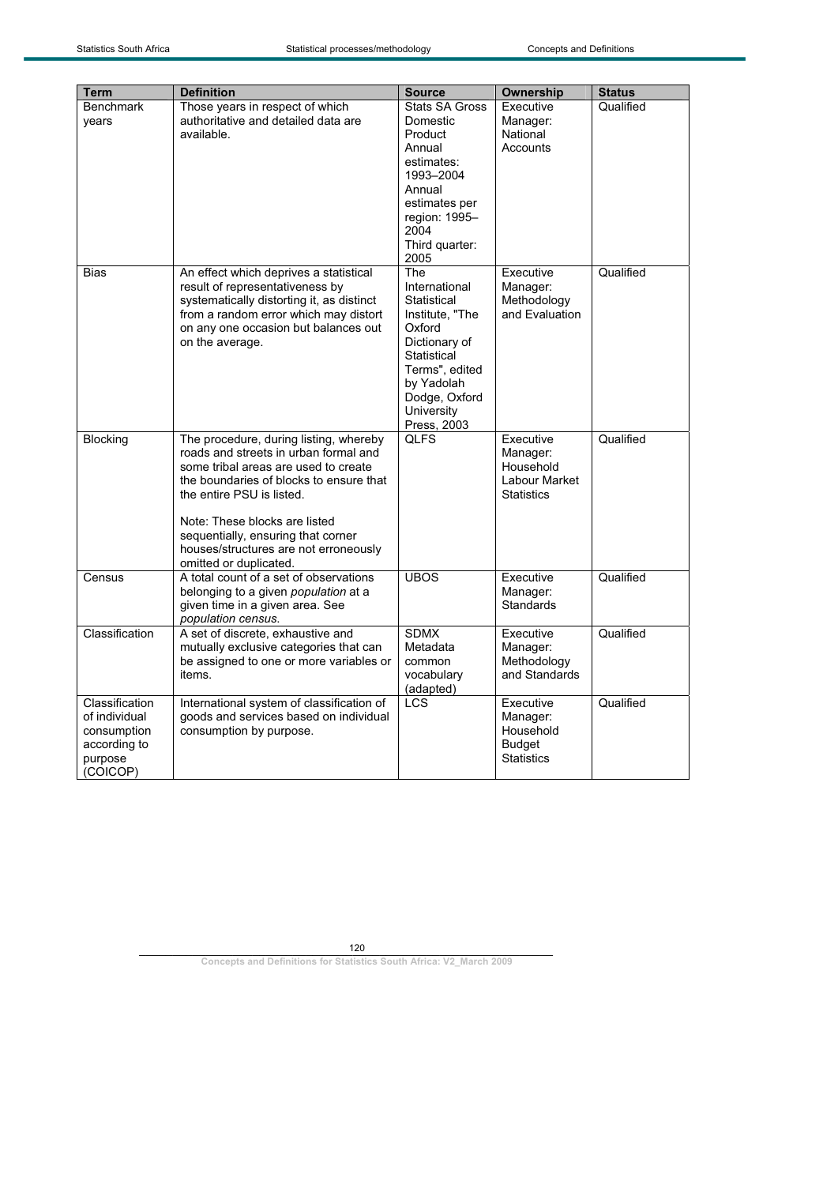| Term | Definition | Source | Ownership | Status |
|---|---|---|---|---|
| Benchmark years | Those years in respect of which authoritative and detailed data are available. | Stats SA Gross Domestic Product Annual estimates: 1993–2004 Annual estimates per region: 1995–2004 Third quarter: 2005 | Executive Manager: National Accounts | Qualified |
| Bias | An effect which deprives a statistical result of representativeness by systematically distorting it, as distinct from a random error which may distort on any one occasion but balances out on the average. | The International Statistical Institute, "The Oxford Dictionary of Statistical Terms", edited by Yadolah Dodge, Oxford University Press, 2003 | Executive Manager: Methodology and Evaluation | Qualified |
| Blocking | The procedure, during listing, whereby roads and streets in urban formal and some tribal areas are used to create the boundaries of blocks to ensure that the entire PSU is listed.<br><br>Note: These blocks are listed sequentially, ensuring that corner houses/structures are not erroneously omitted or duplicated. | QLFS | Executive Manager: Household Labour Market Statistics | Qualified |
| Census | A total count of a set of observations belonging to a given *population* at a given time in a given area. See *population census*. | UBOS | Executive Manager: Standards | Qualified |
| Classification | A set of discrete, exhaustive and mutually exclusive categories that can be assigned to one or more variables or items. | SDMX Metadata common vocabulary (adapted) | Executive Manager: Methodology and Standards | Qualified |
| Classification of individual consumption according to purpose (COICOP) | International system of classification of goods and services based on individual consumption by purpose. | LCS | Executive Manager: Household Budget Statistics | Qualified |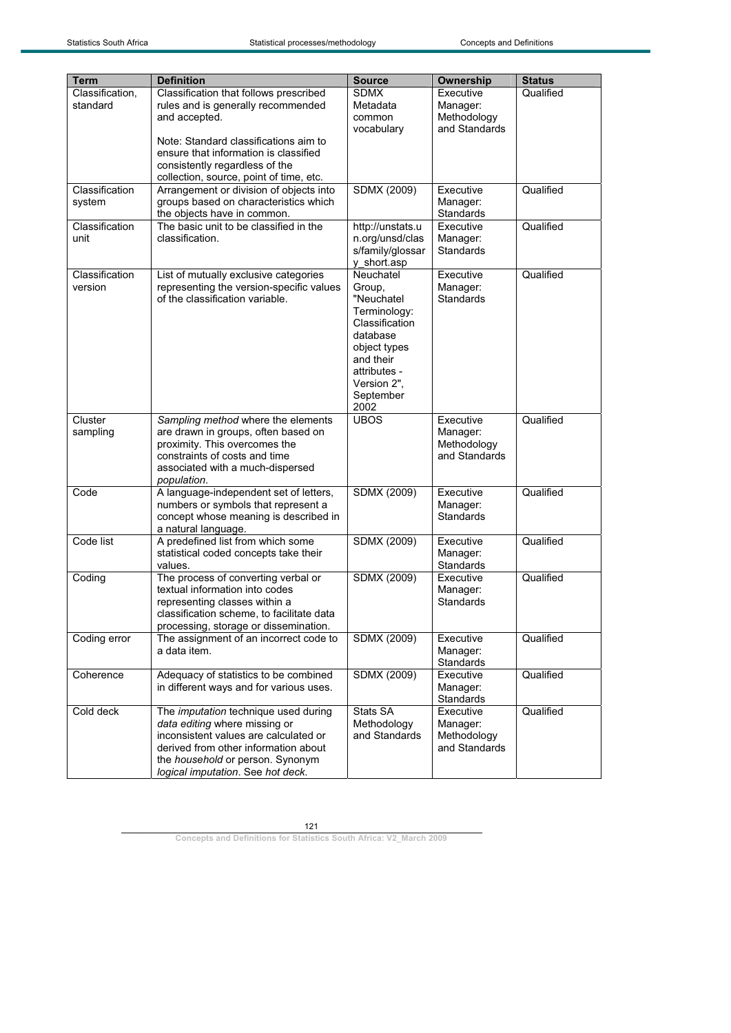| Term | Definition | Source | Ownership | Status |
|---|---|---|---|---|
| Classification, standard | Classification that follows prescribed rules and is generally recommended and accepted.<br><br>Note: Standard classifications aim to ensure that information is classified consistently regardless of the collection, source, point of time, etc. | SDMX Metadata common vocabulary | Executive Manager: Methodology and Standards | Qualified |
| Classification system | Arrangement or division of objects into groups based on characteristics which the objects have in common. | SDMX (2009) | Executive Manager: Standards | Qualified |
| Classification unit | The basic unit to be classified in the classification. | http://unstats.un.org/unsd/class/family/glossary_short.asp | Executive Manager: Standards | Qualified |
| Classification version | List of mutually exclusive categories representing the version-specific values of the classification variable. | Neuchatel Group, "Neuchatel Terminology: Classification database object types and their attributes - Version 2", September 2002 | Executive Manager: Standards | Qualified |
| Cluster sampling | *Sampling method* where the elements are drawn in groups, often based on proximity. This overcomes the constraints of costs and time associated with a much-dispersed *population*. | UBOS | Executive Manager: Methodology and Standards | Qualified |
| Code | A language-independent set of letters, numbers or symbols that represent a concept whose meaning is described in a natural language. | SDMX (2009) | Executive Manager: Standards | Qualified |
| Code list | A predefined list from which some statistical coded concepts take their values. | SDMX (2009) | Executive Manager: Standards | Qualified |
| Coding | The process of converting verbal or textual information into codes representing classes within a classification scheme, to facilitate data processing, storage or dissemination. | SDMX (2009) | Executive Manager: Standards | Qualified |
| Coding error | The assignment of an incorrect code to a data item. | SDMX (2009) | Executive Manager: Standards | Qualified |
| Coherence | Adequacy of statistics to be combined in different ways and for various uses. | SDMX (2009) | Executive Manager: Standards | Qualified |
| Cold deck | The *imputation* technique used during *data editing* where missing or inconsistent values are calculated or derived from other information about the *household* or person. Synonym *logical imputation*. See *hot deck*. | Stats SA Methodology and Standards | Executive Manager: Methodology and Standards | Qualified |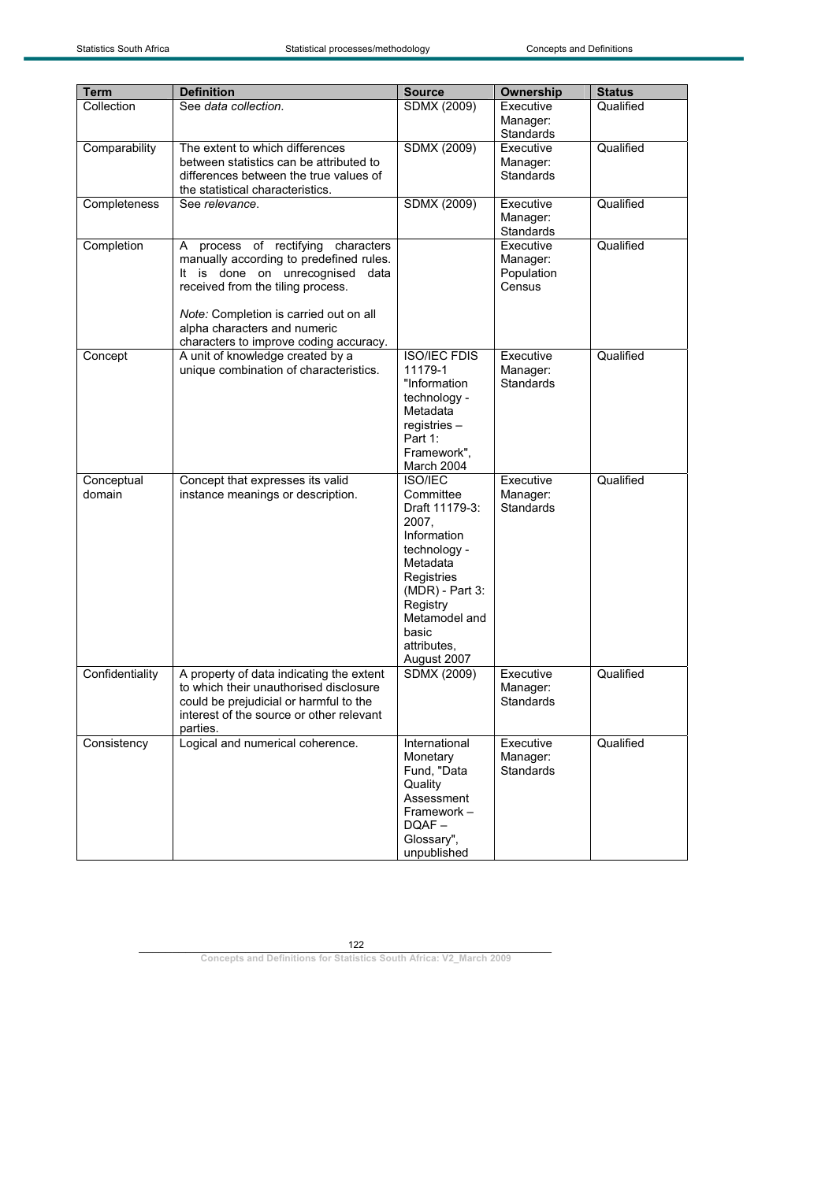| Term | Definition | Source | Ownership | Status |
| --- | --- | --- | --- | --- |
| Collection | See *data collection*. | SDMX (2009) | Executive Manager: Standards | Qualified |
| Comparability | The extent to which differences between statistics can be attributed to differences between the true values of the statistical characteristics. | SDMX (2009) | Executive Manager: Standards | Qualified |
| Completeness | See *relevance*. | SDMX (2009) | Executive Manager: Standards | Qualified |
| Completion | A process of rectifying characters manually according to predefined rules. It is done on unrecognised data received from the tiling process.<br><br>*Note:* Completion is carried out on all alpha characters and numeric characters to improve coding accuracy. | | Executive Manager: Population Census | Qualified |
| Concept | A unit of knowledge created by a unique combination of characteristics. | ISO/IEC FDIS 11179-1 "Information technology - Metadata registries – Part 1: Framework", March 2004 | Executive Manager: Standards | Qualified |
| Conceptual domain | Concept that expresses its valid instance meanings or description. | ISO/IEC Committee Draft 11179-3: 2007, Information technology - Metadata Registries (MDR) - Part 3: Registry Metamodel and basic attributes, August 2007 | Executive Manager: Standards | Qualified |
| Confidentiality | A property of data indicating the extent to which their unauthorised disclosure could be prejudicial or harmful to the interest of the source or other relevant parties. | SDMX (2009) | Executive Manager: Standards | Qualified |
| Consistency | Logical and numerical coherence. | International Monetary Fund, "Data Quality Assessment Framework – DQAF – Glossary", unpublished | Executive Manager: Standards | Qualified |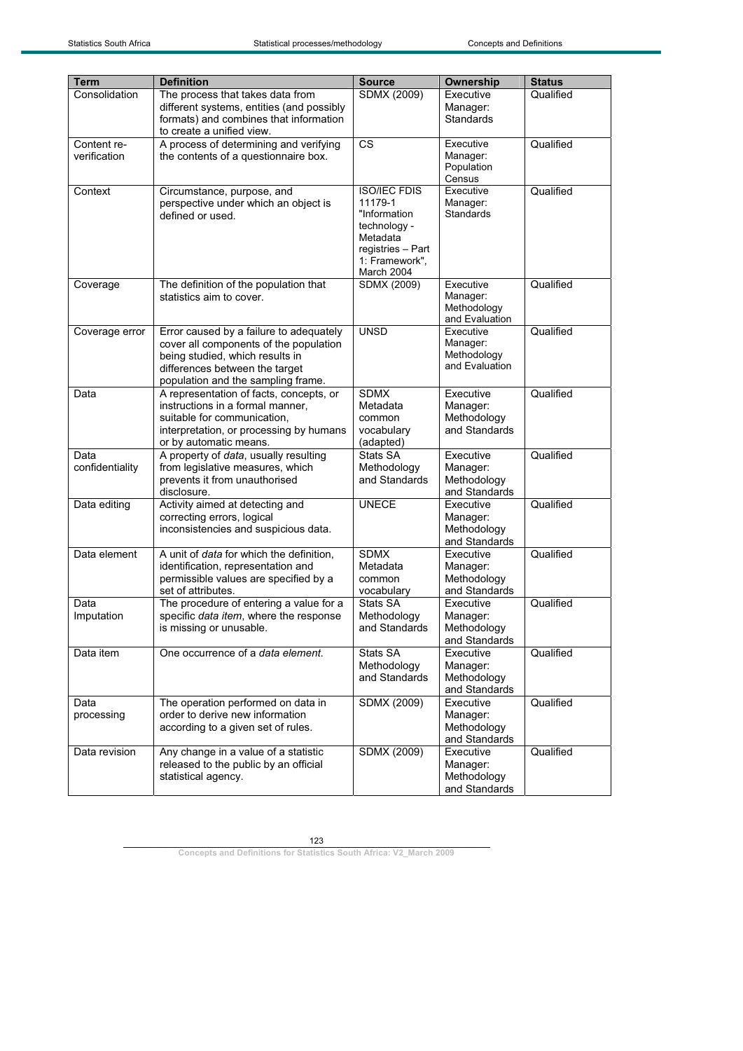| Term | Definition | Source | Ownership | Status |
|---|---|---|---|---|
| Consolidation | The process that takes data from different systems, entities (and possibly formats) and combines that information to create a unified view. | SDMX (2009) | Executive Manager: Standards | Qualified |
| Content re-verification | A process of determining and verifying the contents of a questionnaire box. | CS | Executive Manager: Population Census | Qualified |
| Context | Circumstance, purpose, and perspective under which an object is defined or used. | ISO/IEC FDIS 11179-1 "Information technology - Metadata registries – Part 1: Framework", March 2004 | Executive Manager: Standards | Qualified |
| Coverage | The definition of the population that statistics aim to cover. | SDMX (2009) | Executive Manager: Methodology and Evaluation | Qualified |
| Coverage error | Error caused by a failure to adequately cover all components of the population being studied, which results in differences between the target population and the sampling frame. | UNSD | Executive Manager: Methodology and Evaluation | Qualified |
| Data | A representation of facts, concepts, or instructions in a formal manner, suitable for communication, interpretation, or processing by humans or by automatic means. | SDMX Metadata common vocabulary (adapted) | Executive Manager: Methodology and Standards | Qualified |
| Data confidentiality | A property of *data*, usually resulting from legislative measures, which prevents it from unauthorised disclosure. | Stats SA Methodology and Standards | Executive Manager: Methodology and Standards | Qualified |
| Data editing | Activity aimed at detecting and correcting errors, logical inconsistencies and suspicious data. | UNECE | Executive Manager: Methodology and Standards | Qualified |
| Data element | A unit of *data* for which the definition, identification, representation and permissible values are specified by a set of attributes. | SDMX Metadata common vocabulary | Executive Manager: Methodology and Standards | Qualified |
| Data Imputation | The procedure of entering a value for a specific *data item*, where the response is missing or unusable. | Stats SA Methodology and Standards | Executive Manager: Methodology and Standards | Qualified |
| Data item | One occurrence of a *data element*. | Stats SA Methodology and Standards | Executive Manager: Methodology and Standards | Qualified |
| Data processing | The operation performed on data in order to derive new information according to a given set of rules. | SDMX (2009) | Executive Manager: Methodology and Standards | Qualified |
| Data revision | Any change in a value of a statistic released to the public by an official statistical agency. | SDMX (2009) | Executive Manager: Methodology and Standards | Qualified |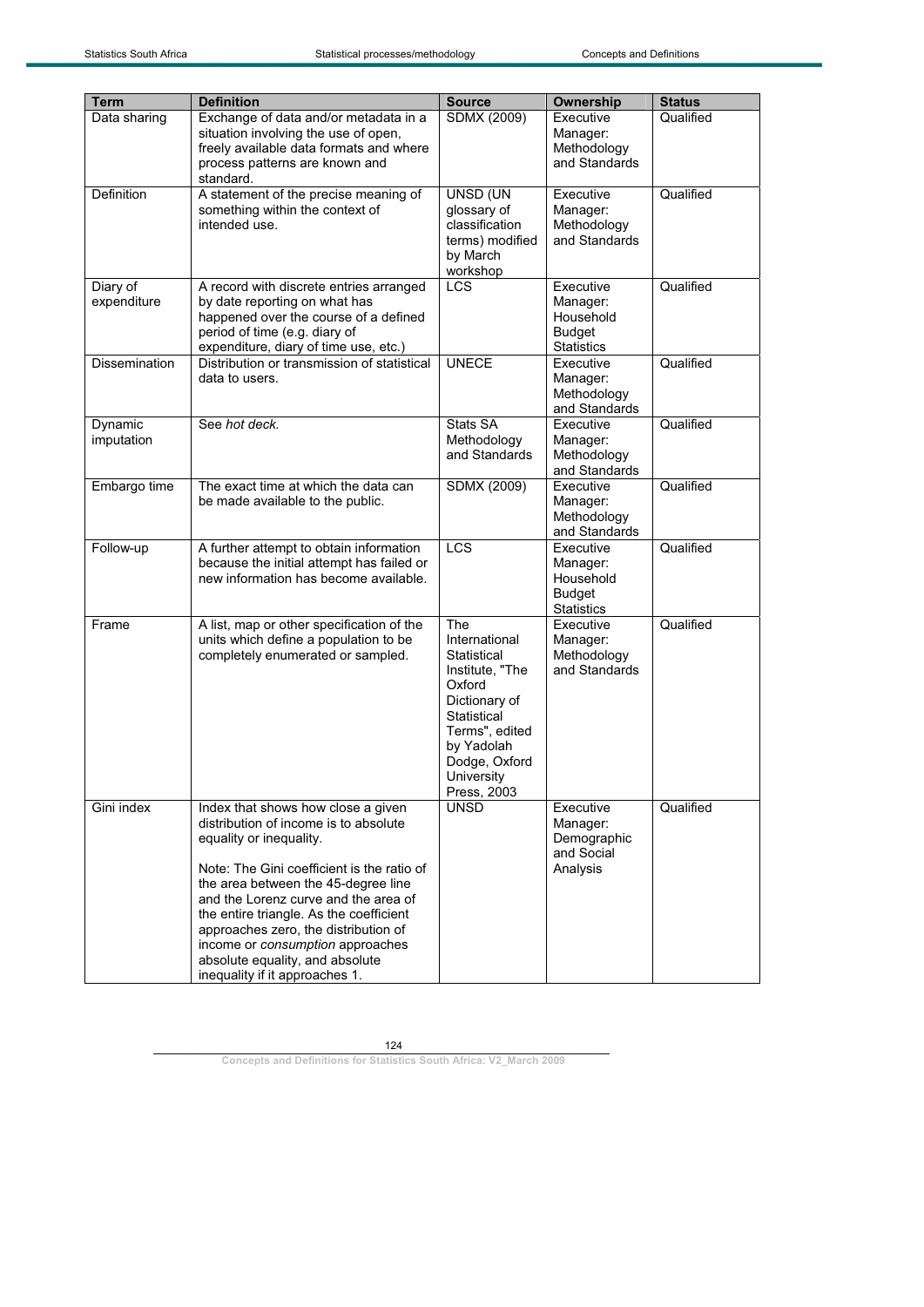| Term | Definition | Source | Ownership | Status |
| --- | --- | --- | --- | --- |
| Data sharing | Exchange of data and/or metadata in a situation involving the use of open, freely available data formats and where process patterns are known and standard. | SDMX (2009) | Executive Manager: Methodology and Standards | Qualified |
| Definition | A statement of the precise meaning of something within the context of intended use. | UNSD (UN glossary of classification terms) modified by March workshop | Executive Manager: Methodology and Standards | Qualified |
| Diary of expenditure | A record with discrete entries arranged by date reporting on what has happened over the course of a defined period of time (e.g. diary of expenditure, diary of time use, etc.) | LCS | Executive Manager: Household Budget Statistics | Qualified |
| Dissemination | Distribution or transmission of statistical data to users. | UNECE | Executive Manager: Methodology and Standards | Qualified |
| Dynamic imputation | See *hot deck.* | Stats SA Methodology and Standards | Executive Manager: Methodology and Standards | Qualified |
| Embargo time | The exact time at which the data can be made available to the public. | SDMX (2009) | Executive Manager: Methodology and Standards | Qualified |
| Follow-up | A further attempt to obtain information because the initial attempt has failed or new information has become available. | LCS | Executive Manager: Household Budget Statistics | Qualified |
| Frame | A list, map or other specification of the units which define a population to be completely enumerated or sampled. | The International Statistical Institute, "The Oxford Dictionary of Statistical Terms", edited by Yadolah Dodge, Oxford University Press, 2003 | Executive Manager: Methodology and Standards | Qualified |
| Gini index | Index that shows how close a given distribution of income is to absolute equality or inequality.<br><br>Note: The Gini coefficient is the ratio of the area between the 45-degree line and the Lorenz curve and the area of the entire triangle. As the coefficient approaches zero, the distribution of income or *consumption* approaches absolute equality, and absolute inequality if it approaches 1. | UNSD | Executive Manager: Demographic and Social Analysis | Qualified |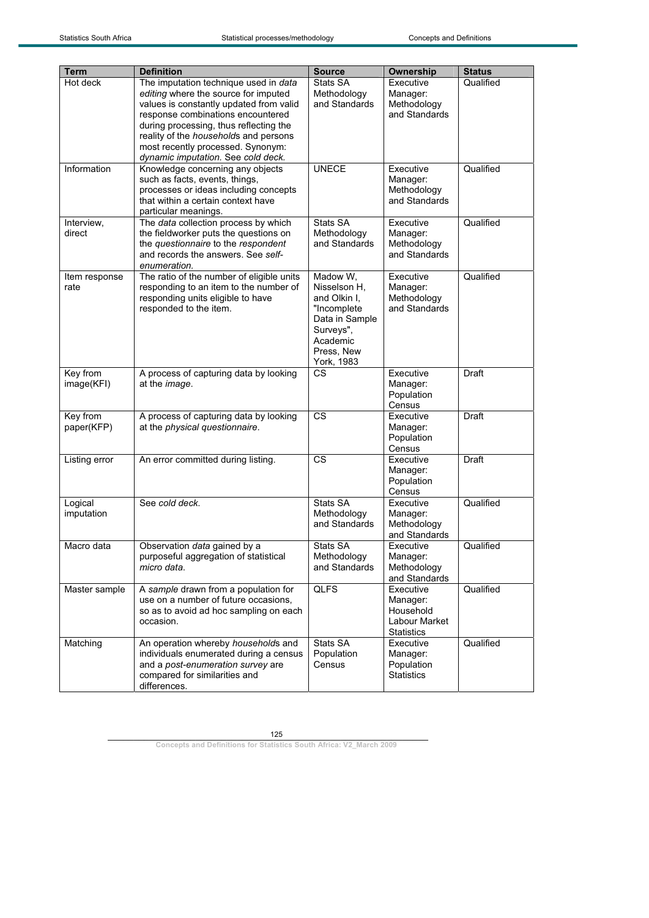| Term | Definition | Source | Ownership | Status |
|---|---|---|---|---|
| Hot deck | The imputation technique used in *data editing* where the source for imputed values is constantly updated from valid response combinations encountered during processing, thus reflecting the reality of the *household*s and persons most recently processed. Synonym: *dynamic imputation*. See *cold deck*. | Stats SA Methodology and Standards | Executive Manager: Methodology and Standards | Qualified |
| Information | Knowledge concerning any objects such as facts, events, things, processes or ideas including concepts that within a certain context have particular meanings. | UNECE | Executive Manager: Methodology and Standards | Qualified |
| Interview, direct | The *data* collection process by which the fieldworker puts the questions on the *questionnaire* to the *respondent* and records the answers. See *self-enumeration*. | Stats SA Methodology and Standards | Executive Manager: Methodology and Standards | Qualified |
| Item response rate | The ratio of the number of eligible units responding to an item to the number of responding units eligible to have responded to the item. | Madow W, Nisselson H, and Olkin I, "Incomplete Data in Sample Surveys", Academic Press, New York, 1983 | Executive Manager: Methodology and Standards | Qualified |
| Key from image(KFI) | A process of capturing data by looking at the *image*. | CS | Executive Manager: Population Census | Draft |
| Key from paper(KFP) | A process of capturing data by looking at the *physical questionnaire*. | CS | Executive Manager: Population Census | Draft |
| Listing error | An error committed during listing. | CS | Executive Manager: Population Census | Draft |
| Logical imputation | See *cold deck*. | Stats SA Methodology and Standards | Executive Manager: Methodology and Standards | Qualified |
| Macro data | Observation *data* gained by a purposeful aggregation of statistical *micro data*. | Stats SA Methodology and Standards | Executive Manager: Methodology and Standards | Qualified |
| Master sample | A *sample* drawn from a population for use on a number of future occasions, so as to avoid ad hoc sampling on each occasion. | QLFS | Executive Manager: Household Labour Market Statistics | Qualified |
| Matching | An operation whereby *household*s and individuals enumerated during a census and a *post-enumeration survey* are compared for similarities and differences. | Stats SA Population Census | Executive Manager: Population Statistics | Qualified |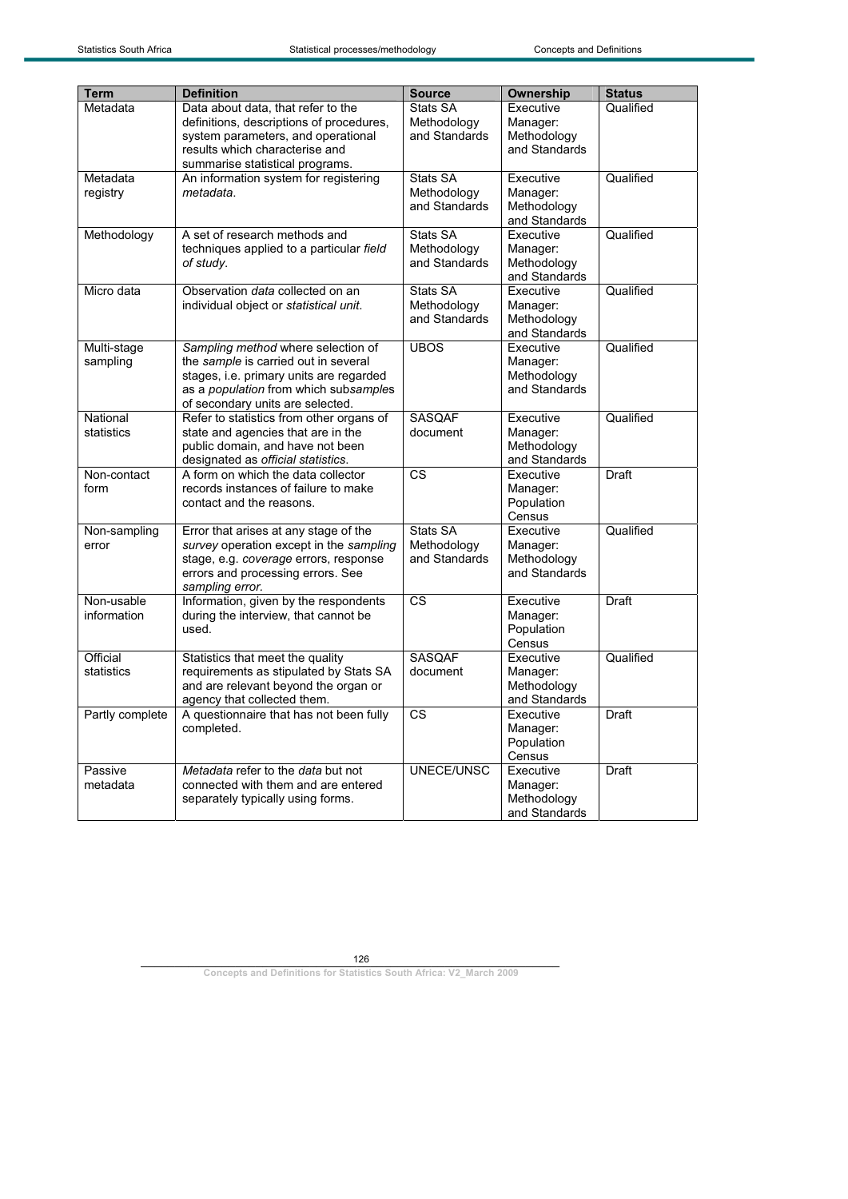| Term | Definition | Source | Ownership | Status |
|---|---|---|---|---|
| Metadata | Data about data, that refer to the definitions, descriptions of procedures, system parameters, and operational results which characterise and summarise statistical programs. | Stats SA Methodology and Standards | Executive Manager: Methodology and Standards | Qualified |
| Metadata registry | An information system for registering *metadata*. | Stats SA Methodology and Standards | Executive Manager: Methodology and Standards | Qualified |
| Methodology | A set of research methods and techniques applied to a particular *field of study*. | Stats SA Methodology and Standards | Executive Manager: Methodology and Standards | Qualified |
| Micro data | Observation *data* collected on an individual object or *statistical unit*. | Stats SA Methodology and Standards | Executive Manager: Methodology and Standards | Qualified |
| Multi-stage sampling | *Sampling method* where selection of the *sample* is carried out in several stages, i.e. primary units are regarded as a *population* from which sub*samples* of secondary units are selected. | UBOS | Executive Manager: Methodology and Standards | Qualified |
| National statistics | Refer to statistics from other organs of state and agencies that are in the public domain, and have not been designated as *official statistics*. | SASQAF document | Executive Manager: Methodology and Standards | Qualified |
| Non-contact form | A form on which the data collector records instances of failure to make contact and the reasons. | CS | Executive Manager: Population Census | Draft |
| Non-sampling error | Error that arises at any stage of the *survey* operation except in the *sampling* stage, e.g. *coverage* errors, response errors and processing errors. See *sampling error*. | Stats SA Methodology and Standards | Executive Manager: Methodology and Standards | Qualified |
| Non-usable information | Information, given by the respondents during the interview, that cannot be used. | CS | Executive Manager: Population Census | Draft |
| Official statistics | Statistics that meet the quality requirements as stipulated by Stats SA and are relevant beyond the organ or agency that collected them. | SASQAF document | Executive Manager: Methodology and Standards | Qualified |
| Partly complete | A questionnaire that has not been fully completed. | CS | Executive Manager: Population Census | Draft |
| Passive metadata | *Metadata* refer to the *data* but not connected with them and are entered separately typically using forms. | UNECE/UNSC | Executive Manager: Methodology and Standards | Draft |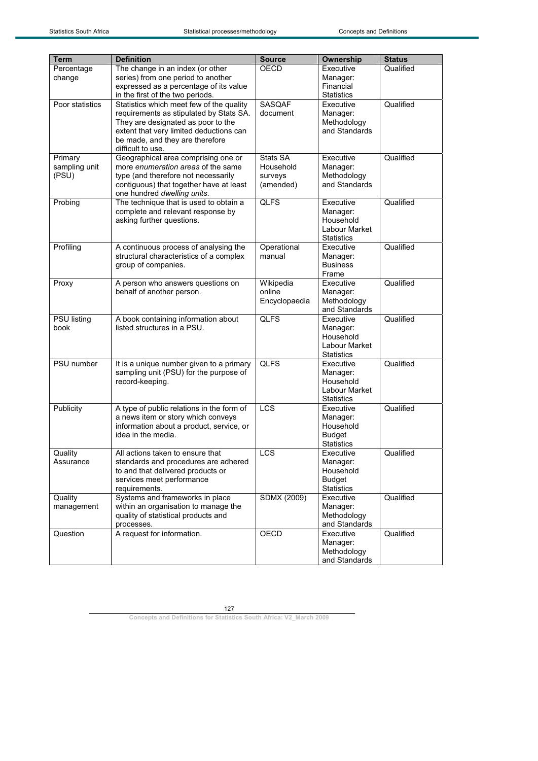| Term | Definition | Source | Ownership | Status |
|---|---|---|---|---|
| Percentage change | The change in an index (or other series) from one period to another expressed as a percentage of its value in the first of the two periods. | OECD | Executive Manager: Financial Statistics | Qualified |
| Poor statistics | Statistics which meet few of the quality requirements as stipulated by Stats SA. They are designated as poor to the extent that very limited deductions can be made, and they are therefore difficult to use. | SASQAF document | Executive Manager: Methodology and Standards | Qualified |
| Primary sampling unit (PSU) | Geographical area comprising one or more *enumeration areas* of the same type (and therefore not necessarily contiguous) that together have at least one hundred *dwelling units*. | Stats SA Household surveys (amended) | Executive Manager: Methodology and Standards | Qualified |
| Probing | The technique that is used to obtain a complete and relevant response by asking further questions. | QLFS | Executive Manager: Household Labour Market Statistics | Qualified |
| Profiling | A continuous process of analysing the structural characteristics of a complex group of companies. | Operational manual | Executive Manager: Business Frame | Qualified |
| Proxy | A person who answers questions on behalf of another person. | Wikipedia online Encyclopaedia | Executive Manager: Methodology and Standards | Qualified |
| PSU listing book | A book containing information about listed structures in a PSU. | QLFS | Executive Manager: Household Labour Market Statistics | Qualified |
| PSU number | It is a unique number given to a primary sampling unit (PSU) for the purpose of record-keeping. | QLFS | Executive Manager: Household Labour Market Statistics | Qualified |
| Publicity | A type of public relations in the form of a news item or story which conveys information about a product, service, or idea in the media. | LCS | Executive Manager: Household Budget Statistics | Qualified |
| Quality Assurance | All actions taken to ensure that standards and procedures are adhered to and that delivered products or services meet performance requirements. | LCS | Executive Manager: Household Budget Statistics | Qualified |
| Quality management | Systems and frameworks in place within an organisation to manage the quality of statistical products and processes. | SDMX (2009) | Executive Manager: Methodology and Standards | Qualified |
| Question | A request for information. | OECD | Executive Manager: Methodology and Standards | Qualified |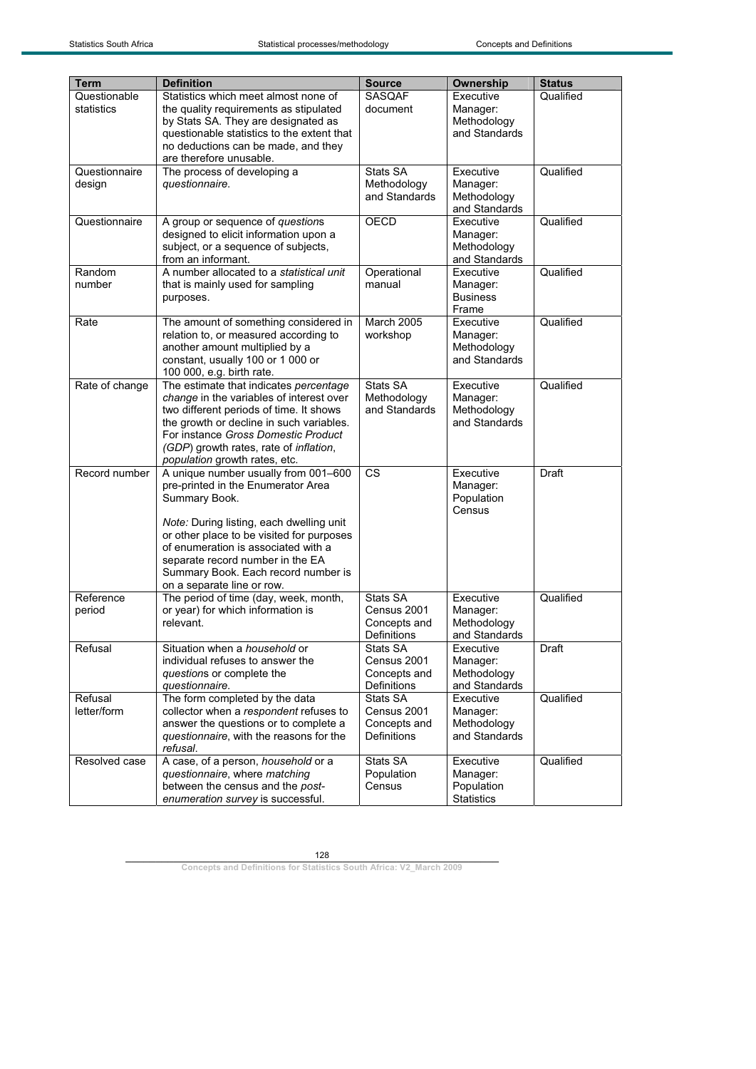| Term | Definition | Source | Ownership | Status |
|---|---|---|---|---|
| Questionable statistics | Statistics which meet almost none of the quality requirements as stipulated by Stats SA. They are designated as questionable statistics to the extent that no deductions can be made, and they are therefore unusable. | SASQAF document | Executive Manager: Methodology and Standards | Qualified |
| Questionnaire design | The process of developing a *questionnaire*. | Stats SA Methodology and Standards | Executive Manager: Methodology and Standards | Qualified |
| Questionnaire | A group or sequence of *question*s designed to elicit information upon a subject, or a sequence of subjects, from an informant. | OECD | Executive Manager: Methodology and Standards | Qualified |
| Random number | A number allocated to a *statistical unit* that is mainly used for sampling purposes. | Operational manual | Executive Manager: Business Frame | Qualified |
| Rate | The amount of something considered in relation to, or measured according to another amount multiplied by a constant, usually 100 or 1 000 or 100 000, e.g. birth rate. | March 2005 workshop | Executive Manager: Methodology and Standards | Qualified |
| Rate of change | The estimate that indicates *percentage change* in the variables of interest over two different periods of time. It shows the growth or decline in such variables. For instance *Gross Domestic Product (GDP)* growth rates, rate of *inflation*, *population* growth rates, etc. | Stats SA Methodology and Standards | Executive Manager: Methodology and Standards | Qualified |
| Record number | A unique number usually from 001–600 pre-printed in the Enumerator Area Summary Book.<br><br>*Note:* During listing, each dwelling unit or other place to be visited for purposes of enumeration is associated with a separate record number in the EA Summary Book. Each record number is on a separate line or row. | CS | Executive Manager: Population Census | Draft |
| Reference period | The period of time (day, week, month, or year) for which information is relevant. | Stats SA Census 2001 Concepts and Definitions | Executive Manager: Methodology and Standards | Qualified |
| Refusal | Situation when a *household* or individual refuses to answer the *question*s or complete the *questionnaire*. | Stats SA Census 2001 Concepts and Definitions | Executive Manager: Methodology and Standards | Draft |
| Refusal letter/form | The form completed by the data collector when a *respondent* refuses to answer the questions or to complete a *questionnaire*, with the reasons for the *refusal*. | Stats SA Census 2001 Concepts and Definitions | Executive Manager: Methodology and Standards | Qualified |
| Resolved case | A case, of a person, *household* or a *questionnaire*, where *matching* between the census and the *post-enumeration survey* is successful. | Stats SA Population Census | Executive Manager: Population Statistics | Qualified |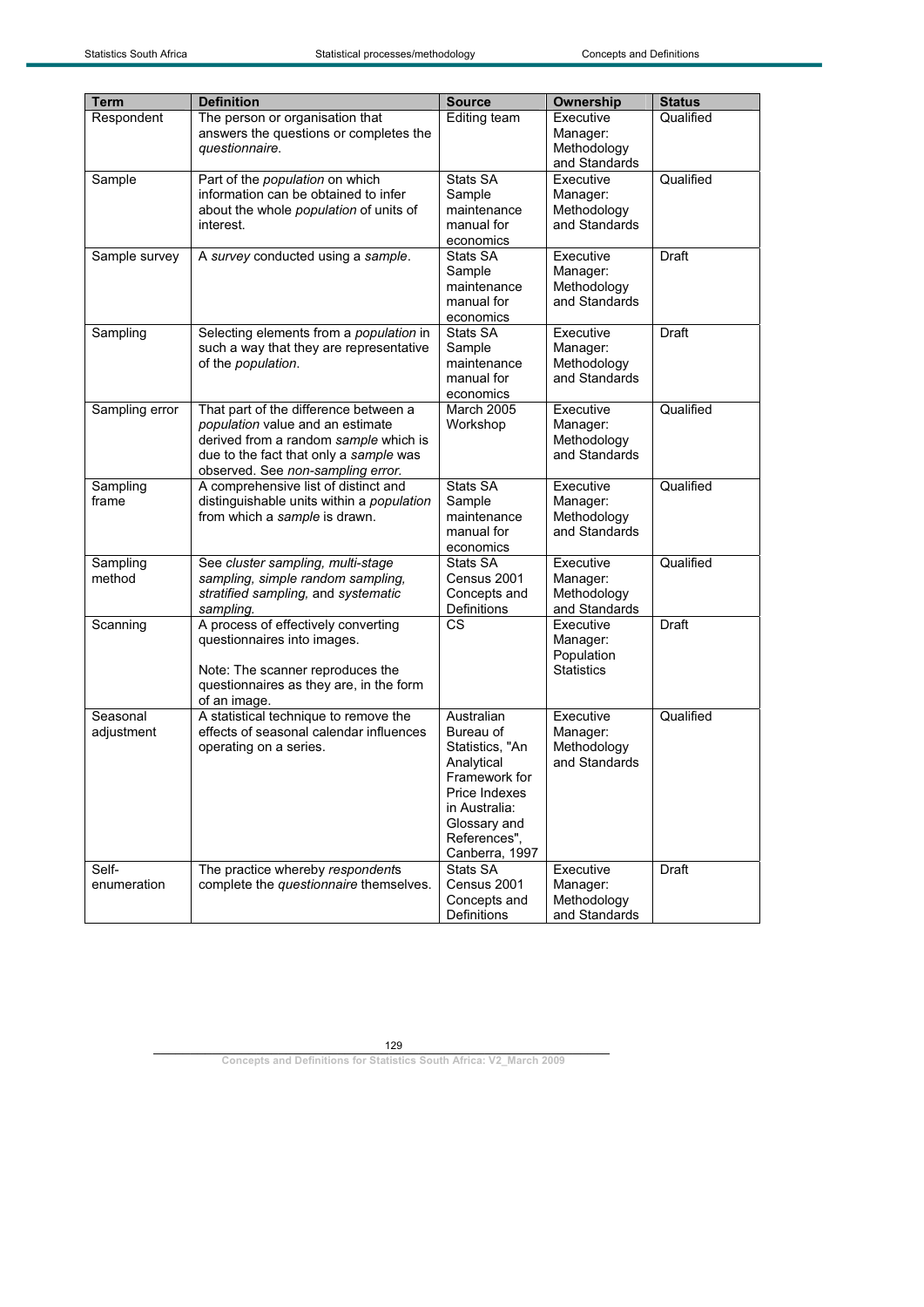| Term | Definition | Source | Ownership | Status |
|---|---|---|---|---|
| Respondent | The person or organisation that answers the questions or completes the *questionnaire*. | Editing team | Executive Manager: Methodology and Standards | Qualified |
| Sample | Part of the *population* on which information can be obtained to infer about the whole *population* of units of interest. | Stats SA Sample maintenance manual for economics | Executive Manager: Methodology and Standards | Qualified |
| Sample survey | A *survey* conducted using a *sample*. | Stats SA Sample maintenance manual for economics | Executive Manager: Methodology and Standards | Draft |
| Sampling | Selecting elements from a *population* in such a way that they are representative of the *population*. | Stats SA Sample maintenance manual for economics | Executive Manager: Methodology and Standards | Draft |
| Sampling error | That part of the difference between a *population* value and an estimate derived from a random *sample* which is due to the fact that only a *sample* was observed. See *non-sampling error*. | March 2005 Workshop | Executive Manager: Methodology and Standards | Qualified |
| Sampling frame | A comprehensive list of distinct and distinguishable units within a *population* from which a *sample* is drawn. | Stats SA Sample maintenance manual for economics | Executive Manager: Methodology and Standards | Qualified |
| Sampling method | See *cluster sampling, multi-stage sampling, simple random sampling, stratified sampling,* and *systematic sampling.* | Stats SA Census 2001 Concepts and Definitions | Executive Manager: Methodology and Standards | Qualified |
| Scanning | A process of effectively converting questionnaires into images.<br><br>Note: The scanner reproduces the questionnaires as they are, in the form of an image. | CS | Executive Manager: Population Statistics | Draft |
| Seasonal adjustment | A statistical technique to remove the effects of seasonal calendar influences operating on a series. | Australian Bureau of Statistics, "An Analytical Framework for Price Indexes in Australia: Glossary and References", Canberra, 1997 | Executive Manager: Methodology and Standards | Qualified |
| Self-enumeration | The practice whereby *respondent*s complete the *questionnaire* themselves. | Stats SA Census 2001 Concepts and Definitions | Executive Manager: Methodology and Standards | Draft |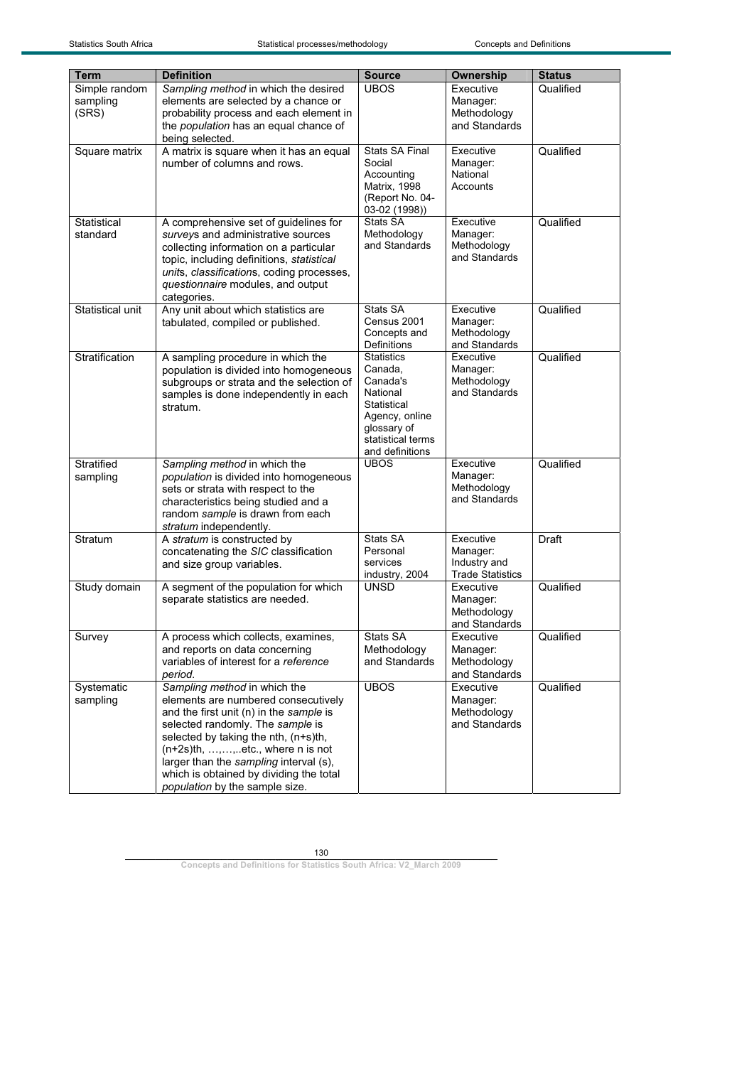| Term | Definition | Source | Ownership | Status |
|---|---|---|---|---|
| Simple random sampling (SRS) | *Sampling method* in which the desired elements are selected by a chance or probability process and each element in the *population* has an equal chance of being selected. | UBOS | Executive Manager: Methodology and Standards | Qualified |
| Square matrix | A matrix is square when it has an equal number of columns and rows. | Stats SA Final Social Accounting Matrix, 1998 (Report No. 04-03-02 (1998)) | Executive Manager: National Accounts | Qualified |
| Statistical standard | A comprehensive set of guidelines for *survey*s and administrative sources collecting information on a particular topic, including definitions, *statistical unit*s, *classification*s, coding processes, *questionnaire* modules, and output categories. | Stats SA Methodology and Standards | Executive Manager: Methodology and Standards | Qualified |
| Statistical unit | Any unit about which statistics are tabulated, compiled or published. | Stats SA Census 2001 Concepts and Definitions | Executive Manager: Methodology and Standards | Qualified |
| Stratification | A sampling procedure in which the population is divided into homogeneous subgroups or strata and the selection of samples is done independently in each stratum. | Statistics Canada, Canada's National Statistical Agency, online glossary of statistical terms and definitions | Executive Manager: Methodology and Standards | Qualified |
| Stratified sampling | *Sampling method* in which the *population* is divided into homogeneous sets or strata with respect to the characteristics being studied and a random *sample* is drawn from each *stratum* independently. | UBOS | Executive Manager: Methodology and Standards | Qualified |
| Stratum | A *stratum* is constructed by concatenating the *SIC* classification and size group variables. | Stats SA Personal services industry, 2004 | Executive Manager: Industry and Trade Statistics | Draft |
| Study domain | A segment of the population for which separate statistics are needed. | UNSD | Executive Manager: Methodology and Standards | Qualified |
| Survey | A process which collects, examines, and reports on data concerning variables of interest for a *reference period*. | Stats SA Methodology and Standards | Executive Manager: Methodology and Standards | Qualified |
| Systematic sampling | *Sampling method* in which the elements are numbered consecutively and the first unit (n) in the *sample* is selected randomly. The *sample* is selected by taking the nth, (n+s)th, (n+2s)th, …,…,..etc., where n is not larger than the *sampling* interval (s), which is obtained by dividing the total *population* by the sample size. | UBOS | Executive Manager: Methodology and Standards | Qualified |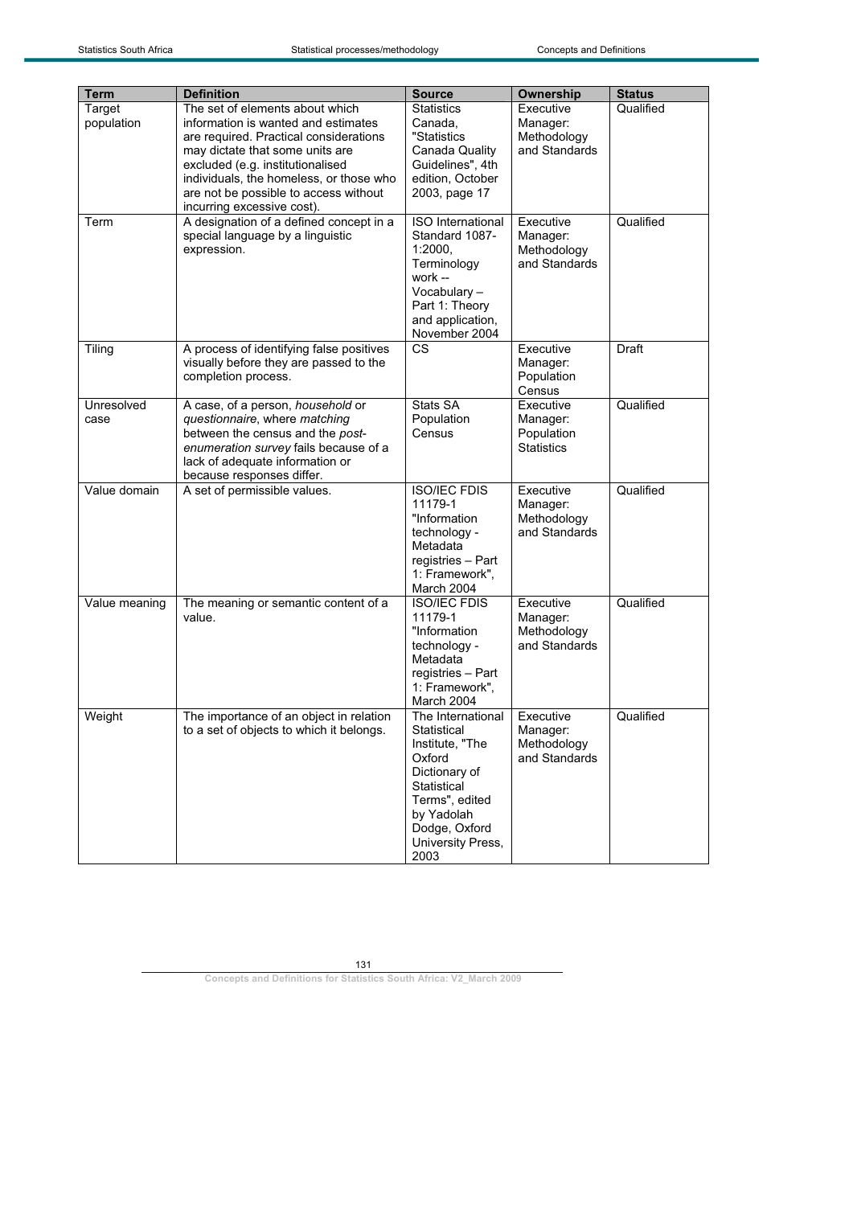| Term | Definition | Source | Ownership | Status |
|---|---|---|---|---|
| Target population | The set of elements about which information is wanted and estimates are required. Practical considerations may dictate that some units are excluded (e.g. institutionalised individuals, the homeless, or those who are not be possible to access without incurring excessive cost). | Statistics Canada, "Statistics Canada Quality Guidelines", 4th edition, October 2003, page 17 | Executive Manager: Methodology and Standards | Qualified |
| Term | A designation of a defined concept in a special language by a linguistic expression. | ISO International Standard 1087-1:2000, Terminology work -- Vocabulary – Part 1: Theory and application, November 2004 | Executive Manager: Methodology and Standards | Qualified |
| Tiling | A process of identifying false positives visually before they are passed to the completion process. | CS | Executive Manager: Population Census | Draft |
| Unresolved case | A case, of a person, *household* or *questionnaire*, where *matching* between the census and the *post-enumeration survey* fails because of a lack of adequate information or because responses differ. | Stats SA Population Census | Executive Manager: Population Statistics | Qualified |
| Value domain | A set of permissible values. | ISO/IEC FDIS 11179-1 "Information technology - Metadata registries – Part 1: Framework", March 2004 | Executive Manager: Methodology and Standards | Qualified |
| Value meaning | The meaning or semantic content of a value. | ISO/IEC FDIS 11179-1 "Information technology - Metadata registries – Part 1: Framework", March 2004 | Executive Manager: Methodology and Standards | Qualified |
| Weight | The importance of an object in relation to a set of objects to which it belongs. | The International Statistical Institute, "The Oxford Dictionary of Statistical Terms", edited by Yadolah Dodge, Oxford University Press, 2003 | Executive Manager: Methodology and Standards | Qualified |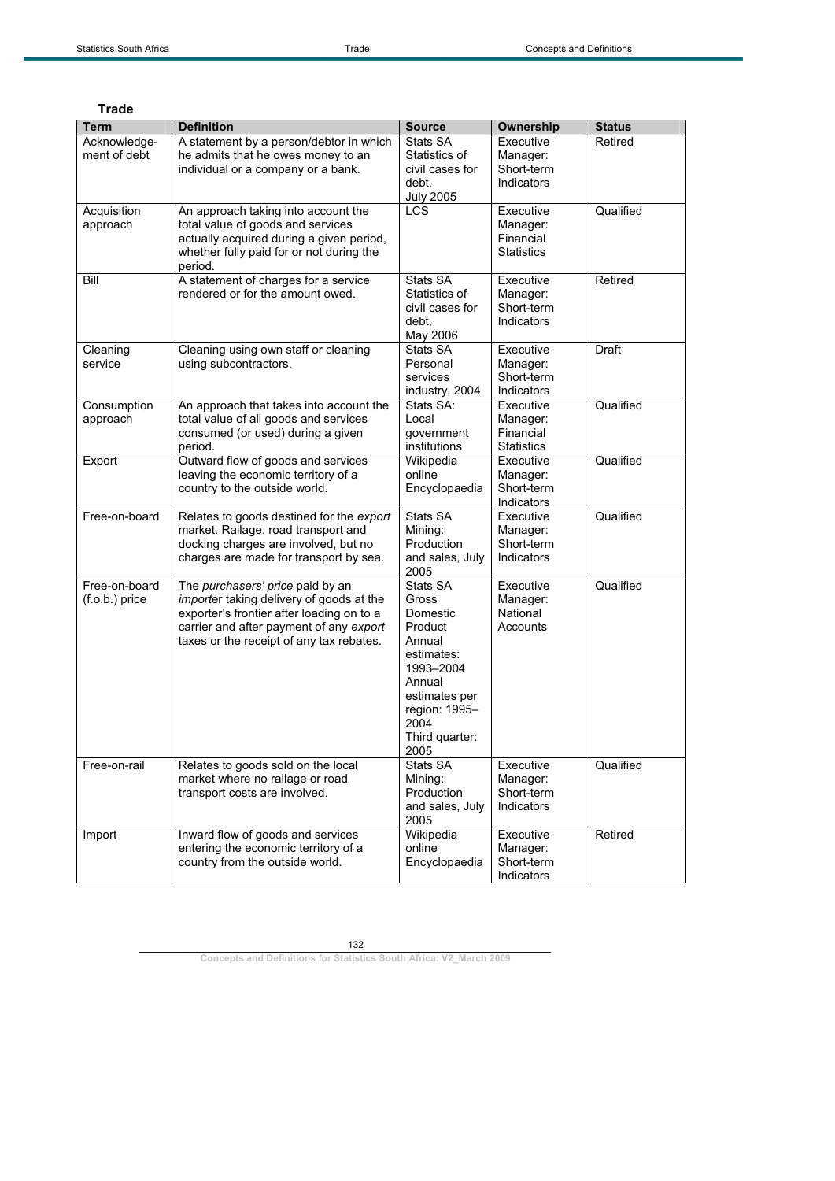**Trade**

| Term | Definition | Source | Ownership | Status |
|---|---|---|---|---|
| Acknowledge-ment of debt | A statement by a person/debtor in which he admits that he owes money to an individual or a company or a bank. | Stats SA Statistics of civil cases for debt, July 2005 | Executive Manager: Short-term Indicators | Retired |
| Acquisition approach | An approach taking into account the total value of goods and services actually acquired during a given period, whether fully paid for or not during the period. | LCS | Executive Manager: Financial Statistics | Qualified |
| Bill | A statement of charges for a service rendered or for the amount owed. | Stats SA Statistics of civil cases for debt, May 2006 | Executive Manager: Short-term Indicators | Retired |
| Cleaning service | Cleaning using own staff or cleaning using subcontractors. | Stats SA Personal services industry, 2004 | Executive Manager: Short-term Indicators | Draft |
| Consumption approach | An approach that takes into account the total value of all goods and services consumed (or used) during a given period. | Stats SA: Local government institutions | Executive Manager: Financial Statistics | Qualified |
| Export | Outward flow of goods and services leaving the economic territory of a country to the outside world. | Wikipedia online Encyclopaedia | Executive Manager: Short-term Indicators | Qualified |
| Free-on-board | Relates to goods destined for the *export* market. Railage, road transport and docking charges are involved, but no charges are made for transport by sea. | Stats SA Mining: Production and sales, July 2005 | Executive Manager: Short-term Indicators | Qualified |
| Free-on-board (f.o.b.) price | The *purchasers' price* paid by an *importe*r taking delivery of goods at the exporter's frontier after loading on to a carrier and after payment of any *export* taxes or the receipt of any tax rebates. | Stats SA Gross Domestic Product Annual estimates: 1993–2004 Annual estimates per region: 1995–2004 Third quarter: 2005 | Executive Manager: National Accounts | Qualified |
| Free-on-rail | Relates to goods sold on the local market where no railage or road transport costs are involved. | Stats SA Mining: Production and sales, July 2005 | Executive Manager: Short-term Indicators | Qualified |
| Import | Inward flow of goods and services entering the economic territory of a country from the outside world. | Wikipedia online Encyclopaedia | Executive Manager: Short-term Indicators | Retired |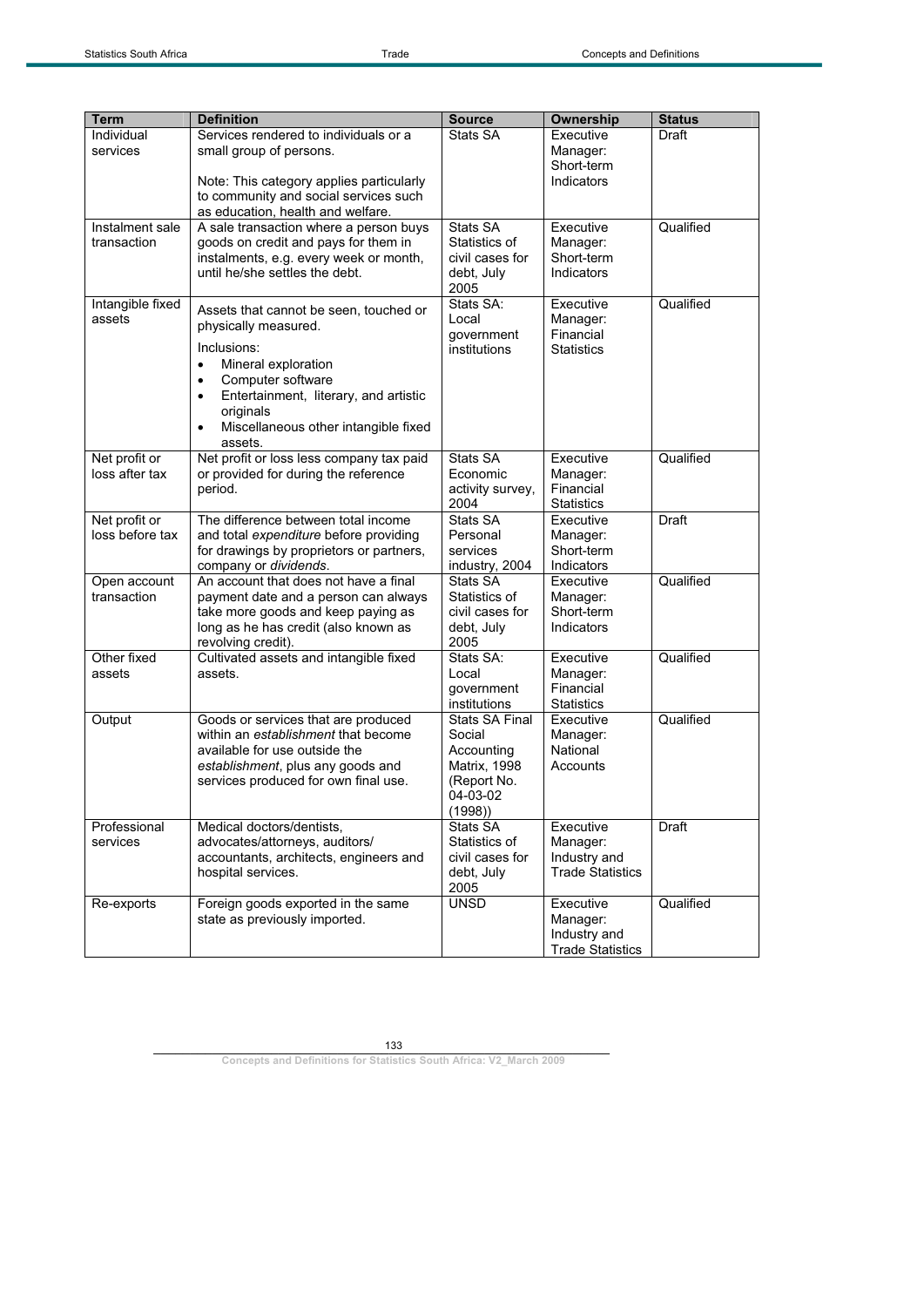| Term | Definition | Source | Ownership | Status |
|---|---|---|---|---|
| Individual services | Services rendered to individuals or a small group of persons.<br><br>Note: This category applies particularly to community and social services such as education, health and welfare. | Stats SA | Executive Manager: Short-term Indicators | Draft |
| Instalment sale transaction | A sale transaction where a person buys goods on credit and pays for them in instalments, e.g. every week or month, until he/she settles the debt. | Stats SA Statistics of civil cases for debt, July 2005 | Executive Manager: Short-term Indicators | Qualified |
| Intangible fixed assets | Assets that cannot be seen, touched or physically measured.<br><br>Inclusions:<br>• Mineral exploration<br>• Computer software<br>• Entertainment, literary, and artistic originals<br>• Miscellaneous other intangible fixed assets. | Stats SA: Local government institutions | Executive Manager: Financial Statistics | Qualified |
| Net profit or loss after tax | Net profit or loss less company tax paid or provided for during the reference period. | Stats SA Economic activity survey, 2004 | Executive Manager: Financial Statistics | Qualified |
| Net profit or loss before tax | The difference between total income and total *expenditure* before providing for drawings by proprietors or partners, company or *dividends*. | Stats SA Personal services industry, 2004 | Executive Manager: Short-term Indicators | Draft |
| Open account transaction | An account that does not have a final payment date and a person can always take more goods and keep paying as long as he has credit (also known as revolving credit). | Stats SA Statistics of civil cases for debt, July 2005 | Executive Manager: Short-term Indicators | Qualified |
| Other fixed assets | Cultivated assets and intangible fixed assets. | Stats SA: Local government institutions | Executive Manager: Financial Statistics | Qualified |
| Output | Goods or services that are produced within an *establishment* that become available for use outside the *establishment*, plus any goods and services produced for own final use. | Stats SA Final Social Accounting Matrix, 1998 (Report No. 04-03-02 (1998)) | Executive Manager: National Accounts | Qualified |
| Professional services | Medical doctors/dentists, advocates/attorneys, auditors/ accountants, architects, engineers and hospital services. | Stats SA Statistics of civil cases for debt, July 2005 | Executive Manager: Industry and Trade Statistics | Draft |
| Re-exports | Foreign goods exported in the same state as previously imported. | UNSD | Executive Manager: Industry and Trade Statistics | Qualified |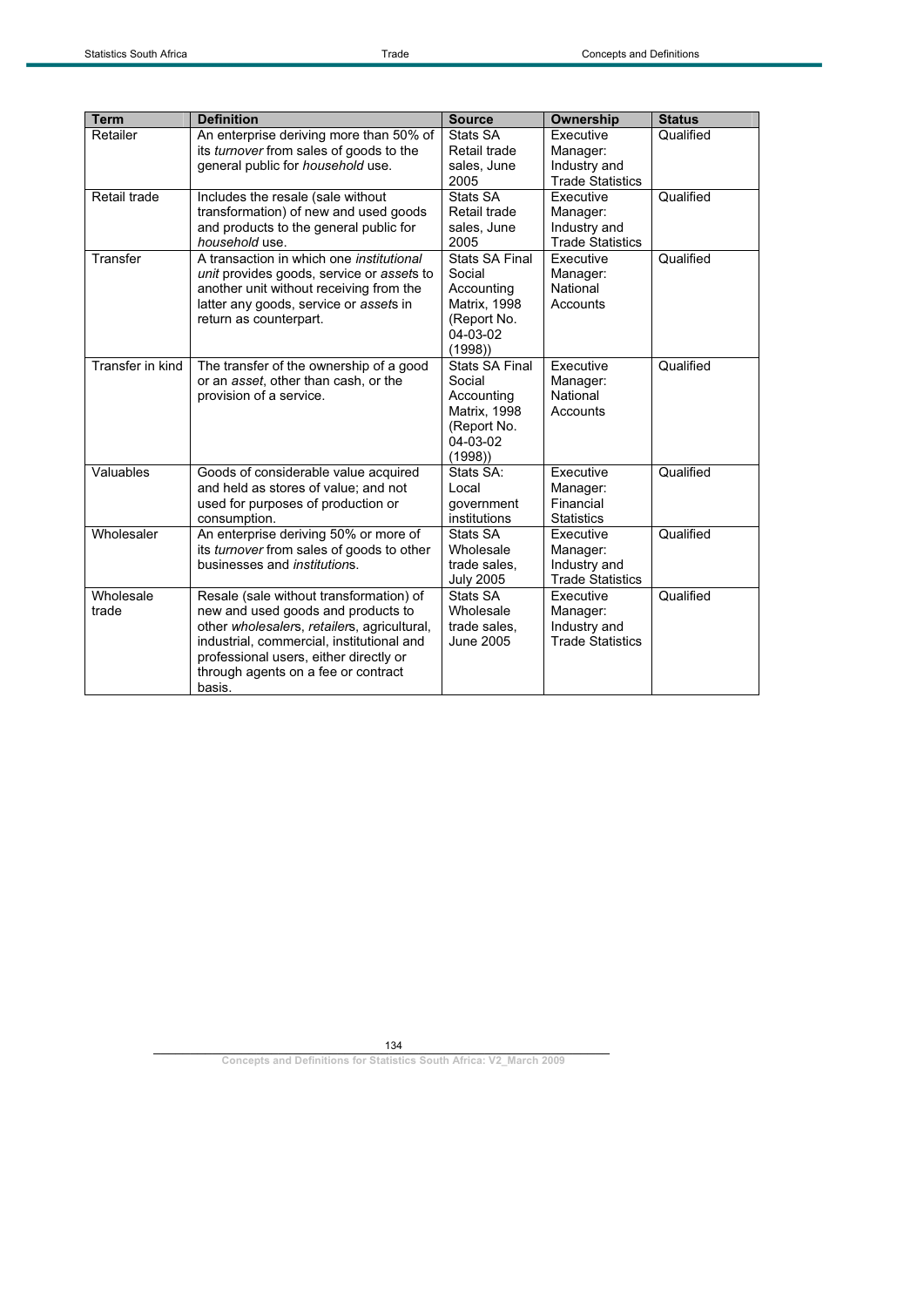| Term | Definition | Source | Ownership | Status |
|---|---|---|---|---|
| Retailer | An enterprise deriving more than 50% of its *turnover* from sales of goods to the general public for *household* use. | Stats SA Retail trade sales, June 2005 | Executive Manager: Industry and Trade Statistics | Qualified |
| Retail trade | Includes the resale (sale without transformation) of new and used goods and products to the general public for *household* use. | Stats SA Retail trade sales, June 2005 | Executive Manager: Industry and Trade Statistics | Qualified |
| Transfer | A transaction in which one *institutional unit* provides goods, service or *asset*s to another unit without receiving from the latter any goods, service or *asset*s in return as counterpart. | Stats SA Final Social Accounting Matrix, 1998 (Report No. 04-03-02 (1998)) | Executive Manager: National Accounts | Qualified |
| Transfer in kind | The transfer of the ownership of a good or an *asset*, other than cash, or the provision of a service. | Stats SA Final Social Accounting Matrix, 1998 (Report No. 04-03-02 (1998)) | Executive Manager: National Accounts | Qualified |
| Valuables | Goods of considerable value acquired and held as stores of value; and not used for purposes of production or consumption. | Stats SA: Local government institutions | Executive Manager: Financial Statistics | Qualified |
| Wholesaler | An enterprise deriving 50% or more of its *turnover* from sales of goods to other businesses and *institution*s. | Stats SA Wholesale trade sales, July 2005 | Executive Manager: Industry and Trade Statistics | Qualified |
| Wholesale trade | Resale (sale without transformation) of new and used goods and products to other *wholesaler*s, *retailer*s, agricultural, industrial, commercial, institutional and professional users, either directly or through agents on a fee or contract basis. | Stats SA Wholesale trade sales, June 2005 | Executive Manager: Industry and Trade Statistics | Qualified |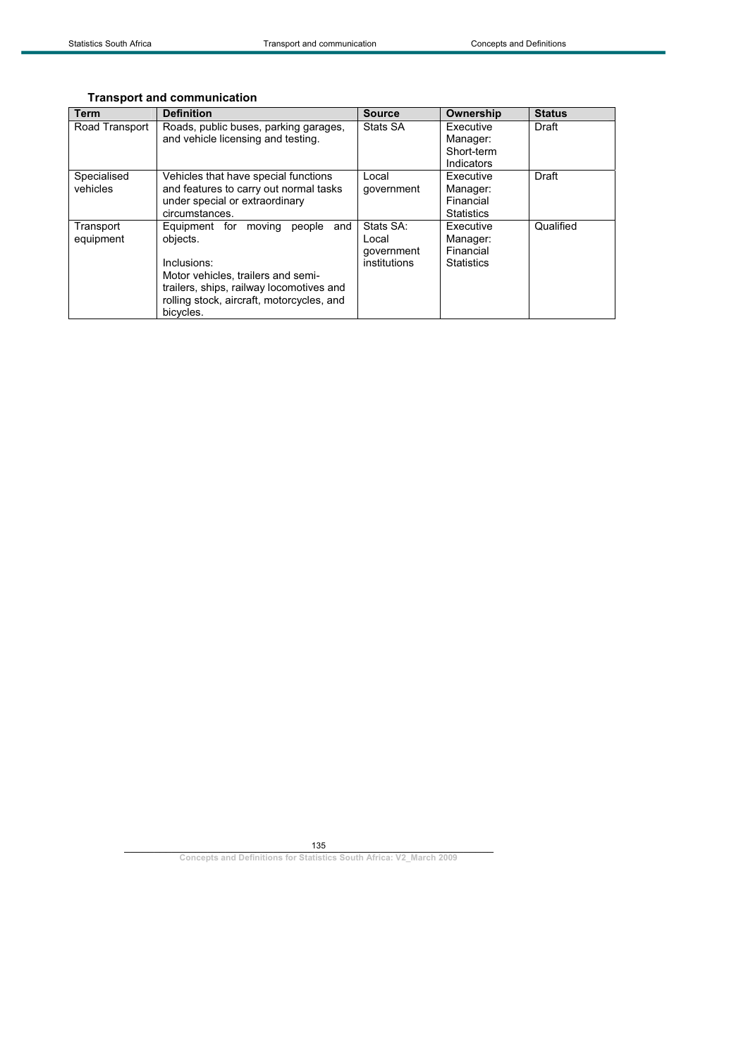### Transport and communication

| Term | Definition | Source | Ownership | Status |
|---|---|---|---|---|
| Road Transport | Roads, public buses, parking garages, and vehicle licensing and testing. | Stats SA | Executive Manager: Short-term Indicators | Draft |
| Specialised vehicles | Vehicles that have special functions and features to carry out normal tasks under special or extraordinary circumstances. | Local government | Executive Manager: Financial Statistics | Draft |
| Transport equipment | Equipment for moving people and objects.<br><br>Inclusions:<br>Motor vehicles, trailers and semi-trailers, ships, railway locomotives and rolling stock, aircraft, motorcycles, and bicycles. | Stats SA: Local government institutions | Executive Manager: Financial Statistics | Qualified |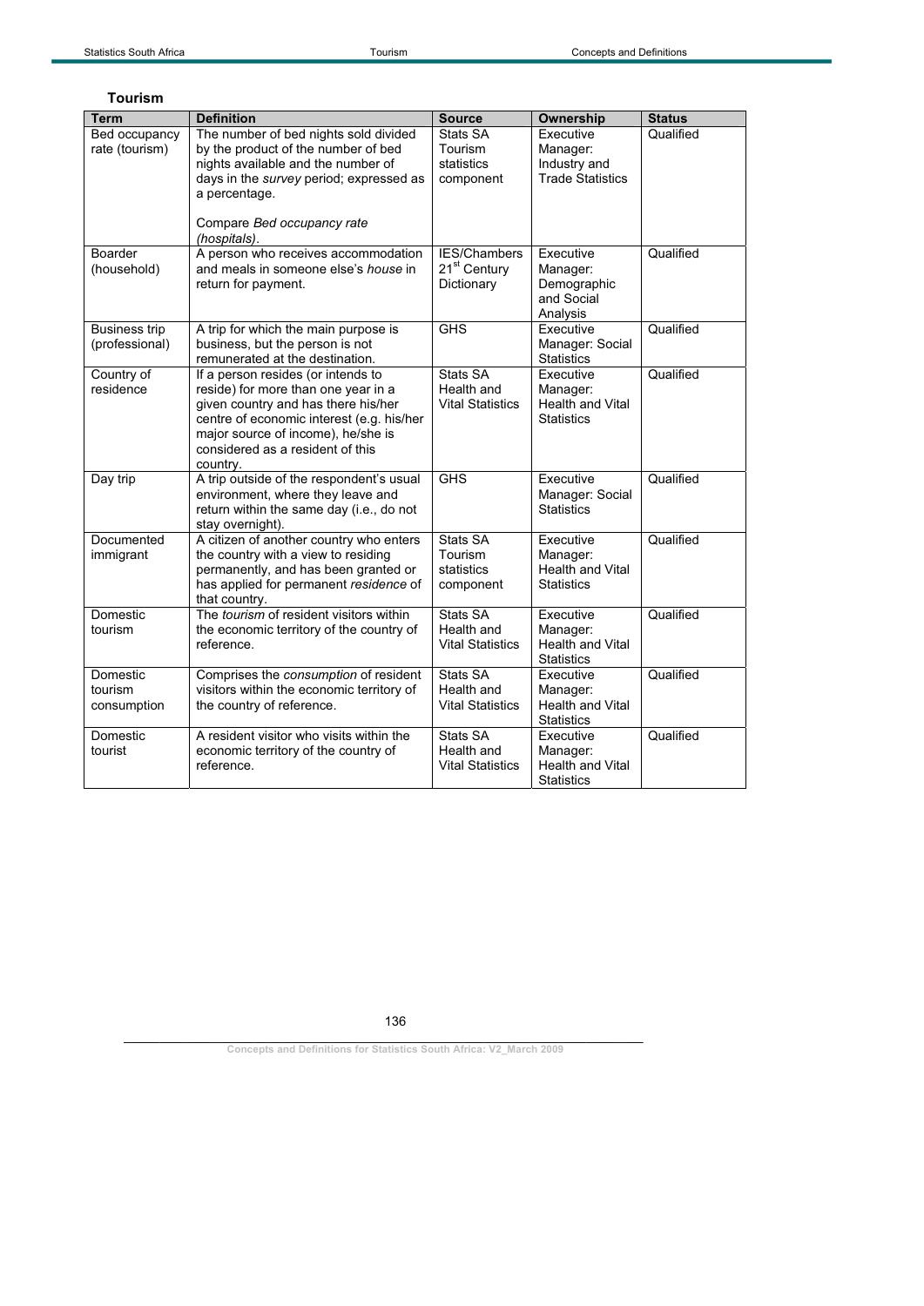## Tourism

| Term | Definition | Source | Ownership | Status |
|---|---|---|---|---|
| Bed occupancy rate (tourism) | The number of bed nights sold divided by the product of the number of bed nights available and the number of days in the *survey* period; expressed as a percentage.<br><br>Compare *Bed occupancy rate (hospitals)*. | Stats SA Tourism statistics component | Executive Manager: Industry and Trade Statistics | Qualified |
| Boarder (household) | A person who receives accommodation and meals in someone else's *house* in return for payment. | IES/Chambers 21st Century Dictionary | Executive Manager: Demographic and Social Analysis | Qualified |
| Business trip (professional) | A trip for which the main purpose is business, but the person is not remunerated at the destination. | GHS | Executive Manager: Social Statistics | Qualified |
| Country of residence | If a person resides (or intends to reside) for more than one year in a given country and has there his/her centre of economic interest (e.g. his/her major source of income), he/she is considered as a resident of this country. | Stats SA Health and Vital Statistics | Executive Manager: Health and Vital Statistics | Qualified |
| Day trip | A trip outside of the respondent's usual environment, where they leave and return within the same day (i.e., do not stay overnight). | GHS | Executive Manager: Social Statistics | Qualified |
| Documented immigrant | A citizen of another country who enters the country with a view to residing permanently, and has been granted or has applied for permanent *residence* of that country. | Stats SA Tourism statistics component | Executive Manager: Health and Vital Statistics | Qualified |
| Domestic tourism | The *tourism* of resident visitors within the economic territory of the country of reference. | Stats SA Health and Vital Statistics | Executive Manager: Health and Vital Statistics | Qualified |
| Domestic tourism consumption | Comprises the *consumption* of resident visitors within the economic territory of the country of reference. | Stats SA Health and Vital Statistics | Executive Manager: Health and Vital Statistics | Qualified |
| Domestic tourist | A resident visitor who visits within the economic territory of the country of reference. | Stats SA Health and Vital Statistics | Executive Manager: Health and Vital Statistics | Qualified |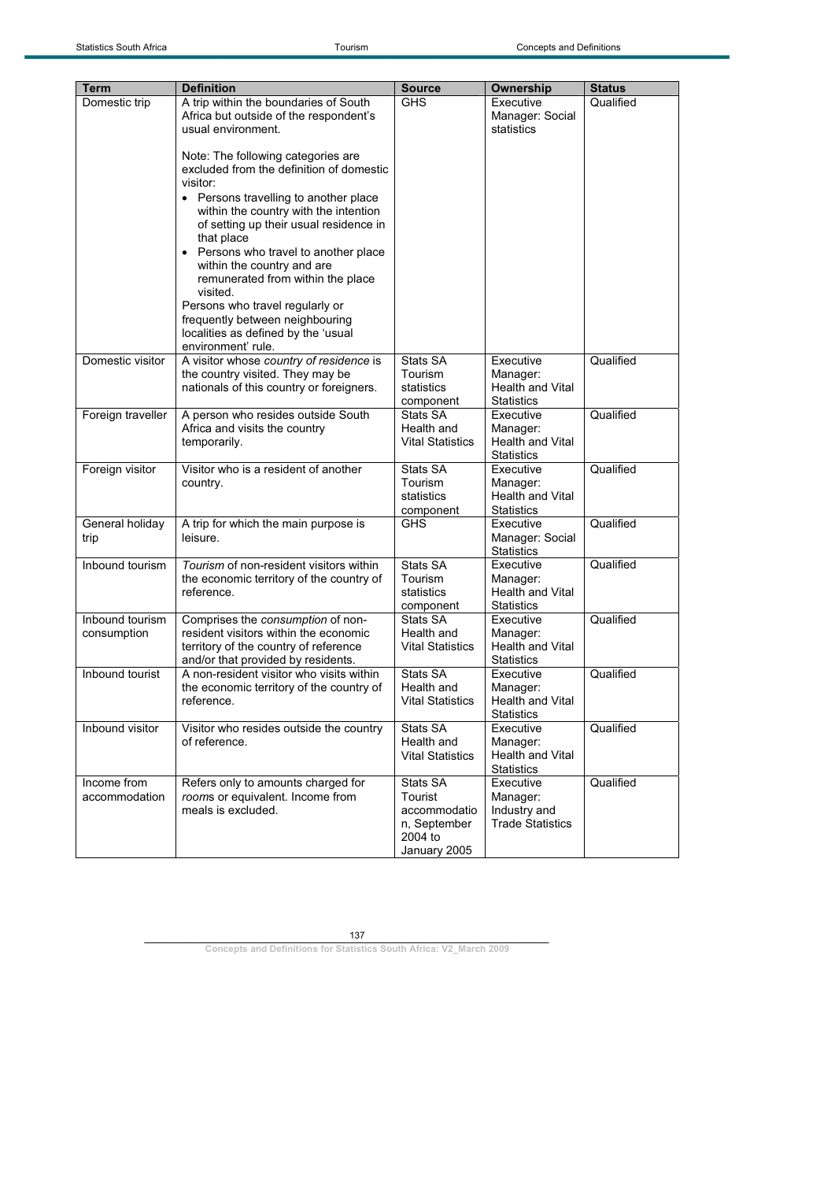| Term | Definition | Source | Ownership | Status |
|---|---|---|---|---|
| Domestic trip | A trip within the boundaries of South Africa but outside of the respondent's usual environment.<br><br>Note: The following categories are excluded from the definition of domestic visitor:<br>• Persons travelling to another place within the country with the intention of setting up their usual residence in that place<br>• Persons who travel to another place within the country and are remunerated from within the place visited.<br>Persons who travel regularly or frequently between neighbouring localities as defined by the 'usual environment' rule. | GHS | Executive Manager: Social statistics | Qualified |
| Domestic visitor | A visitor whose *country of residence* is the country visited. They may be nationals of this country or foreigners. | Stats SA Tourism statistics component | Executive Manager: Health and Vital Statistics | Qualified |
| Foreign traveller | A person who resides outside South Africa and visits the country temporarily. | Stats SA Health and Vital Statistics | Executive Manager: Health and Vital Statistics | Qualified |
| Foreign visitor | Visitor who is a resident of another country. | Stats SA Tourism statistics component | Executive Manager: Health and Vital Statistics | Qualified |
| General holiday trip | A trip for which the main purpose is leisure. | GHS | Executive Manager: Social Statistics | Qualified |
| Inbound tourism | *Tourism* of non-resident visitors within the economic territory of the country of reference. | Stats SA Tourism statistics component | Executive Manager: Health and Vital Statistics | Qualified |
| Inbound tourism consumption | Comprises the *consumption* of non-resident visitors within the economic territory of the country of reference and/or that provided by residents. | Stats SA Health and Vital Statistics | Executive Manager: Health and Vital Statistics | Qualified |
| Inbound tourist | A non-resident visitor who visits within the economic territory of the country of reference. | Stats SA Health and Vital Statistics | Executive Manager: Health and Vital Statistics | Qualified |
| Inbound visitor | Visitor who resides outside the country of reference. | Stats SA Health and Vital Statistics | Executive Manager: Health and Vital Statistics | Qualified |
| Income from accommodation | Refers only to amounts charged for *rooms* or equivalent. Income from meals is excluded. | Stats SA Tourist accommodation, September 2004 to January 2005 | Executive Manager: Industry and Trade Statistics | Qualified |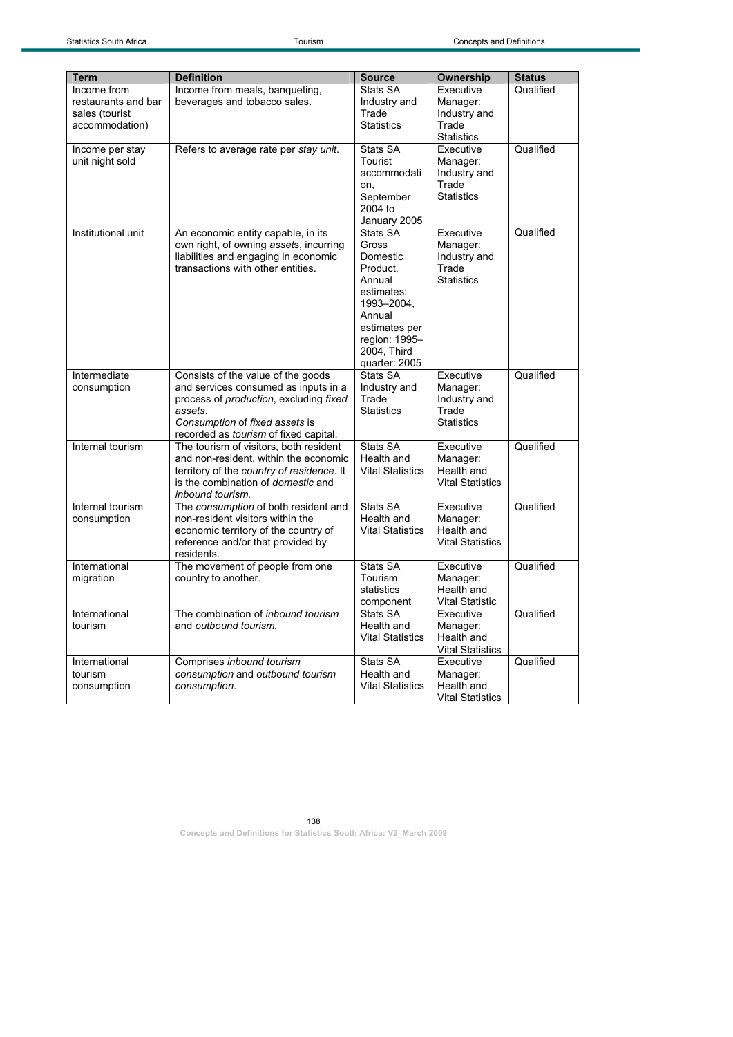| Term | Definition | Source | Ownership | Status |
|---|---|---|---|---|
| Income from restaurants and bar sales (tourist accommodation) | Income from meals, banqueting, beverages and tobacco sales. | Stats SA Industry and Trade Statistics | Executive Manager: Industry and Trade Statistics | Qualified |
| Income per stay unit night sold | Refers to average rate per *stay unit*. | Stats SA Tourist accommodation, September 2004 to January 2005 | Executive Manager: Industry and Trade Statistics | Qualified |
| Institutional unit | An economic entity capable, in its own right, of owning *assets*, incurring liabilities and engaging in economic transactions with other entities. | Stats SA Gross Domestic Product, Annual estimates: 1993–2004, Annual estimates per region: 1995–2004, Third quarter: 2005 | Executive Manager: Industry and Trade Statistics | Qualified |
| Intermediate consumption | Consists of the value of the goods and services consumed as inputs in a process of *production*, excluding *fixed assets*. *Consumption* of *fixed assets* is recorded as *tourism* of fixed capital. | Stats SA Industry and Trade Statistics | Executive Manager: Industry and Trade Statistics | Qualified |
| Internal tourism | The tourism of visitors, both resident and non-resident, within the economic territory of the *country of residence*. It is the combination of *domestic* and *inbound tourism*. | Stats SA Health and Vital Statistics | Executive Manager: Health and Vital Statistics | Qualified |
| Internal tourism consumption | The *consumption* of both resident and non-resident visitors within the economic territory of the country of reference and/or that provided by residents. | Stats SA Health and Vital Statistics | Executive Manager: Health and Vital Statistics | Qualified |
| International migration | The movement of people from one country to another. | Stats SA Tourism statistics component | Executive Manager: Health and Vital Statistic | Qualified |
| International tourism | The combination of *inbound tourism* and *outbound tourism*. | Stats SA Health and Vital Statistics | Executive Manager: Health and Vital Statistics | Qualified |
| International tourism consumption | Comprises *inbound tourism consumption* and *outbound tourism consumption*. | Stats SA Health and Vital Statistics | Executive Manager: Health and Vital Statistics | Qualified |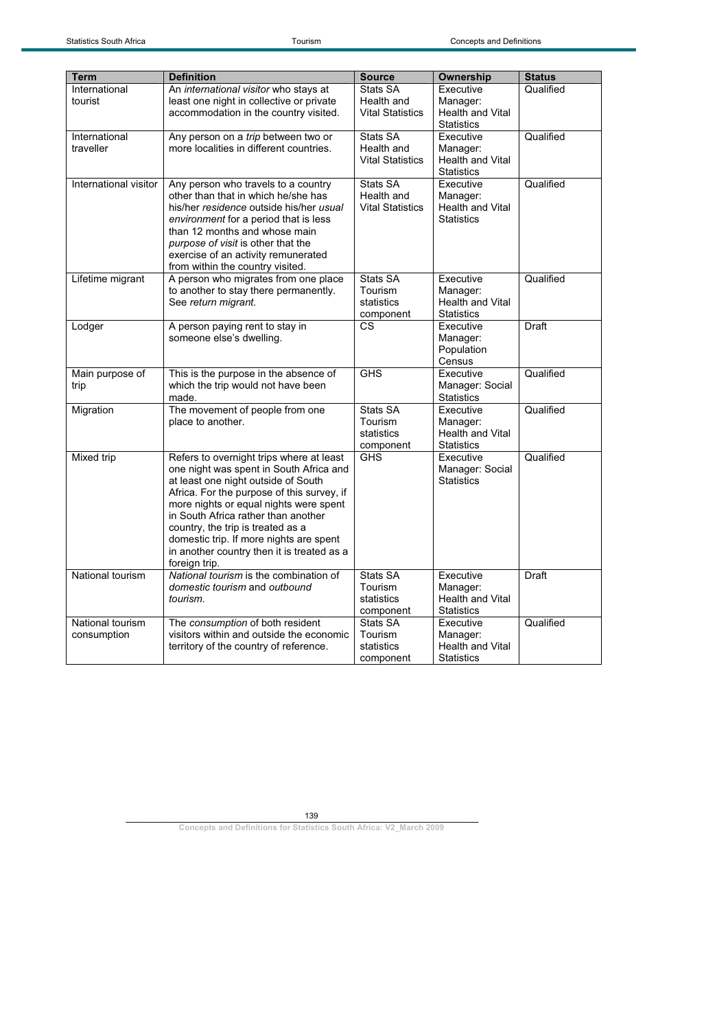| Term | Definition | Source | Ownership | Status |
|---|---|---|---|---|
| International tourist | An *international visitor* who stays at least one night in collective or private accommodation in the country visited. | Stats SA Health and Vital Statistics | Executive Manager: Health and Vital Statistics | Qualified |
| International traveller | Any person on a *trip* between two or more localities in different countries. | Stats SA Health and Vital Statistics | Executive Manager: Health and Vital Statistics | Qualified |
| International visitor | Any person who travels to a country other than that in which he/she has his/her *residence* outside his/her *usual environment* for a period that is less than 12 months and whose main *purpose of visit* is other that the exercise of an activity remunerated from within the country visited. | Stats SA Health and Vital Statistics | Executive Manager: Health and Vital Statistics | Qualified |
| Lifetime migrant | A person who migrates from one place to another to stay there permanently. See *return migrant.* | Stats SA Tourism statistics component | Executive Manager: Health and Vital Statistics | Qualified |
| Lodger | A person paying rent to stay in someone else's dwelling. | CS | Executive Manager: Population Census | Draft |
| Main purpose of trip | This is the purpose in the absence of which the trip would not have been made. | GHS | Executive Manager: Social Statistics | Qualified |
| Migration | The movement of people from one place to another. | Stats SA Tourism statistics component | Executive Manager: Health and Vital Statistics | Qualified |
| Mixed trip | Refers to overnight trips where at least one night was spent in South Africa and at least one night outside of South Africa. For the purpose of this survey, if more nights or equal nights were spent in South Africa rather than another country, the trip is treated as a domestic trip. If more nights are spent in another country then it is treated as a foreign trip. | GHS | Executive Manager: Social Statistics | Qualified |
| National tourism | *National tourism* is the combination of *domestic tourism* and *outbound tourism.* | Stats SA Tourism statistics component | Executive Manager: Health and Vital Statistics | Draft |
| National tourism consumption | The *consumption* of both resident visitors within and outside the economic territory of the country of reference. | Stats SA Tourism statistics component | Executive Manager: Health and Vital Statistics | Qualified |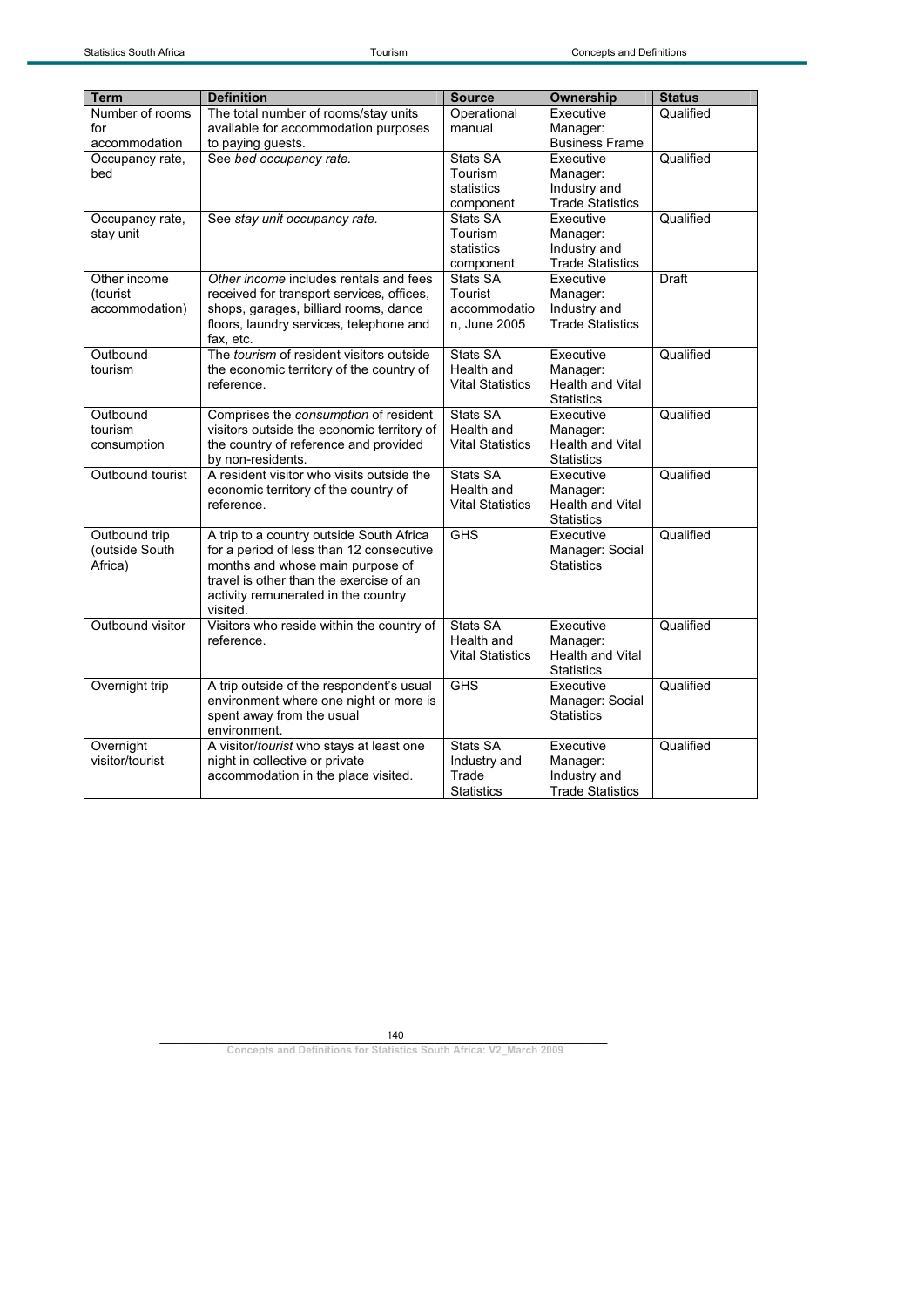| Term | Definition | Source | Ownership | Status |
|---|---|---|---|---|
| Number of rooms for accommodation | The total number of rooms/stay units available for accommodation purposes to paying guests. | Operational manual | Executive Manager: Business Frame | Qualified |
| Occupancy rate, bed | See *bed occupancy rate.* | Stats SA Tourism statistics component | Executive Manager: Industry and Trade Statistics | Qualified |
| Occupancy rate, stay unit | See *stay unit occupancy rate.* | Stats SA Tourism statistics component | Executive Manager: Industry and Trade Statistics | Qualified |
| Other income (tourist accommodation) | *Other income* includes rentals and fees received for transport services, offices, shops, garages, billiard rooms, dance floors, laundry services, telephone and fax, etc. | Stats SA Tourist accommodation, June 2005 | Executive Manager: Industry and Trade Statistics | Draft |
| Outbound tourism | The *tourism* of resident visitors outside the economic territory of the country of reference. | Stats SA Health and Vital Statistics | Executive Manager: Health and Vital Statistics | Qualified |
| Outbound tourism consumption | Comprises the *consumption* of resident visitors outside the economic territory of the country of reference and provided by non-residents. | Stats SA Health and Vital Statistics | Executive Manager: Health and Vital Statistics | Qualified |
| Outbound tourist | A resident visitor who visits outside the economic territory of the country of reference. | Stats SA Health and Vital Statistics | Executive Manager: Health and Vital Statistics | Qualified |
| Outbound trip (outside South Africa) | A trip to a country outside South Africa for a period of less than 12 consecutive months and whose main purpose of travel is other than the exercise of an activity remunerated in the country visited. | GHS | Executive Manager: Social Statistics | Qualified |
| Outbound visitor | Visitors who reside within the country of reference. | Stats SA Health and Vital Statistics | Executive Manager: Health and Vital Statistics | Qualified |
| Overnight trip | A trip outside of the respondent's usual environment where one night or more is spent away from the usual environment. | GHS | Executive Manager: Social Statistics | Qualified |
| Overnight visitor/tourist | A visitor/*tourist* who stays at least one night in collective or private accommodation in the place visited. | Stats SA Industry and Trade Statistics | Executive Manager: Industry and Trade Statistics | Qualified |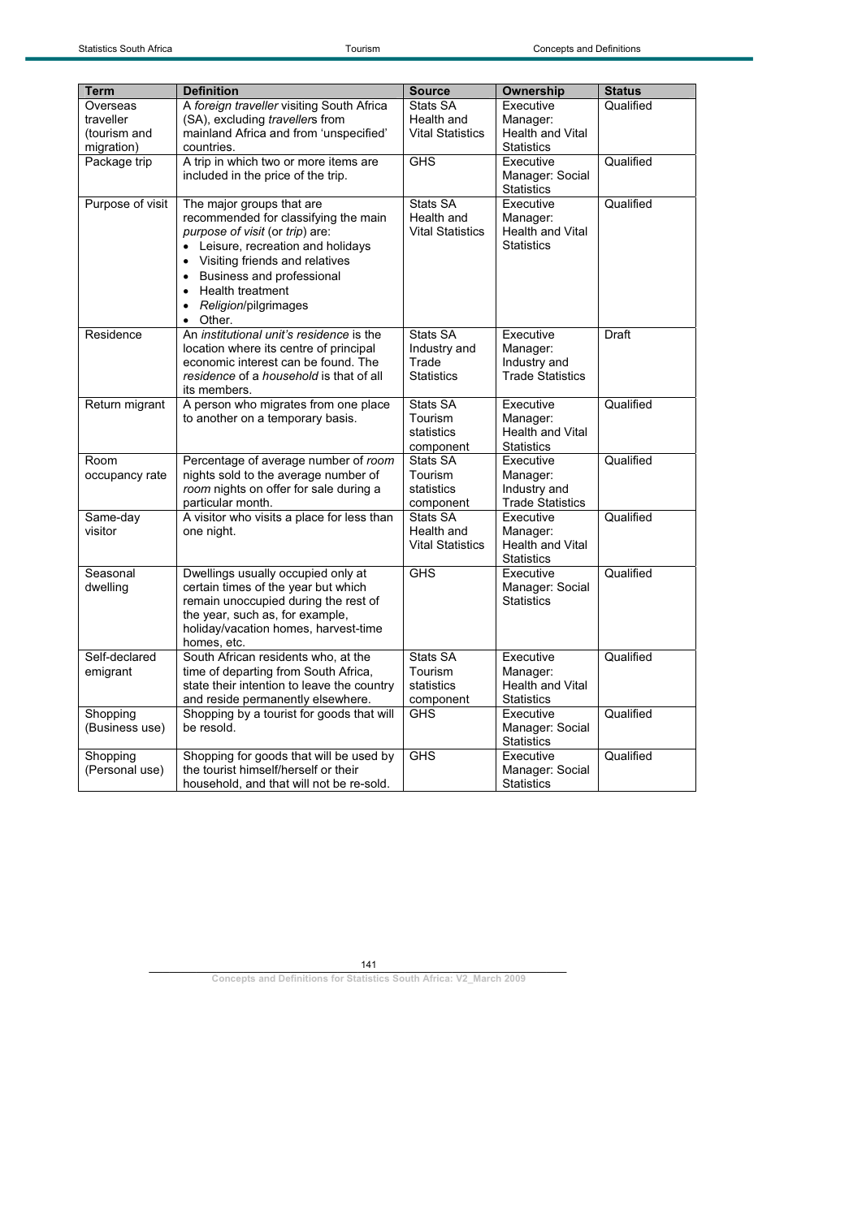| Term | Definition | Source | Ownership | Status |
|---|---|---|---|---|
| Overseas traveller (tourism and migration) | A *foreign traveller* visiting South Africa (SA), excluding *traveller*s from mainland Africa and from 'unspecified' countries. | Stats SA Health and Vital Statistics | Executive Manager: Health and Vital Statistics | Qualified |
| Package trip | A trip in which two or more items are included in the price of the trip. | GHS | Executive Manager: Social Statistics | Qualified |
| Purpose of visit | The major groups that are recommended for classifying the main *purpose of visit* (or *trip*) are: <br>• Leisure, recreation and holidays <br>• Visiting friends and relatives <br>• Business and professional <br>• Health treatment <br>• *Religion*/pilgrimages <br>• Other. | Stats SA Health and Vital Statistics | Executive Manager: Health and Vital Statistics | Qualified |
| Residence | An *institutional unit's residence* is the location where its centre of principal economic interest can be found. The *residence* of a *household* is that of all its members. | Stats SA Industry and Trade Statistics | Executive Manager: Industry and Trade Statistics | Draft |
| Return migrant | A person who migrates from one place to another on a temporary basis. | Stats SA Tourism statistics component | Executive Manager: Health and Vital Statistics | Qualified |
| Room occupancy rate | Percentage of average number of *room* nights sold to the average number of *room* nights on offer for sale during a particular month. | Stats SA Tourism statistics component | Executive Manager: Industry and Trade Statistics | Qualified |
| Same-day visitor | A visitor who visits a place for less than one night. | Stats SA Health and Vital Statistics | Executive Manager: Health and Vital Statistics | Qualified |
| Seasonal dwelling | Dwellings usually occupied only at certain times of the year but which remain unoccupied during the rest of the year, such as, for example, holiday/vacation homes, harvest-time homes, etc. | GHS | Executive Manager: Social Statistics | Qualified |
| Self-declared emigrant | South African residents who, at the time of departing from South Africa, state their intention to leave the country and reside permanently elsewhere. | Stats SA Tourism statistics component | Executive Manager: Health and Vital Statistics | Qualified |
| Shopping (Business use) | Shopping by a tourist for goods that will be resold. | GHS | Executive Manager: Social Statistics | Qualified |
| Shopping (Personal use) | Shopping for goods that will be used by the tourist himself/herself or their household, and that will not be re-sold. | GHS | Executive Manager: Social Statistics | Qualified |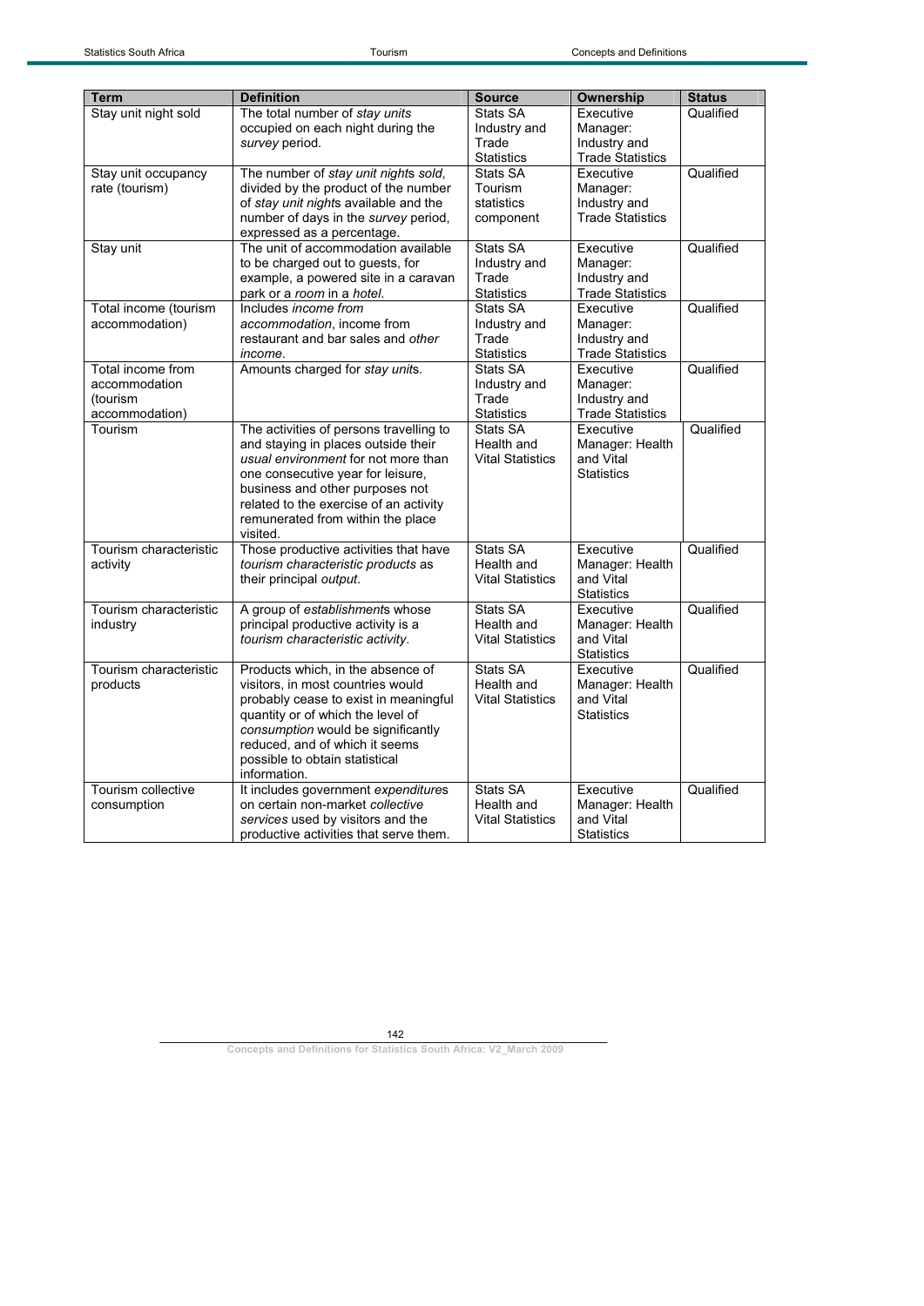| Term | Definition | Source | Ownership | Status |
|---|---|---|---|---|
| Stay unit night sold | The total number of *stay units* occupied on each night during the *survey* period. | Stats SA Industry and Trade Statistics | Executive Manager: Industry and Trade Statistics | Qualified |
| Stay unit occupancy rate (tourism) | The number of *stay unit nights sold*, divided by the product of the number of *stay unit nights* available and the number of days in the *survey* period, expressed as a percentage. | Stats SA Tourism statistics component | Executive Manager: Industry and Trade Statistics | Qualified |
| Stay unit | The unit of accommodation available to be charged out to guests, for example, a powered site in a caravan park or a *room* in a *hotel*. | Stats SA Industry and Trade Statistics | Executive Manager: Industry and Trade Statistics | Qualified |
| Total income (tourism accommodation) | Includes *income from accommodation*, income from restaurant and bar sales and *other income*. | Stats SA Industry and Trade Statistics | Executive Manager: Industry and Trade Statistics | Qualified |
| Total income from accommodation (tourism accommodation) | Amounts charged for *stay units*. | Stats SA Industry and Trade Statistics | Executive Manager: Industry and Trade Statistics | Qualified |
| Tourism | The activities of persons travelling to and staying in places outside their *usual environment* for not more than one consecutive year for leisure, business and other purposes not related to the exercise of an activity remunerated from within the place visited. | Stats SA Health and Vital Statistics | Executive Manager: Health and Vital Statistics | Qualified |
| Tourism characteristic activity | Those productive activities that have *tourism characteristic products* as their principal *output*. | Stats SA Health and Vital Statistics | Executive Manager: Health and Vital Statistics | Qualified |
| Tourism characteristic industry | A group of *establishments* whose principal productive activity is a *tourism characteristic activity*. | Stats SA Health and Vital Statistics | Executive Manager: Health and Vital Statistics | Qualified |
| Tourism characteristic products | Products which, in the absence of visitors, in most countries would probably cease to exist in meaningful quantity or of which the level of *consumption* would be significantly reduced, and of which it seems possible to obtain statistical information. | Stats SA Health and Vital Statistics | Executive Manager: Health and Vital Statistics | Qualified |
| Tourism collective consumption | It includes government *expenditures* on certain non-market *collective services* used by visitors and the productive activities that serve them. | Stats SA Health and Vital Statistics | Executive Manager: Health and Vital Statistics | Qualified |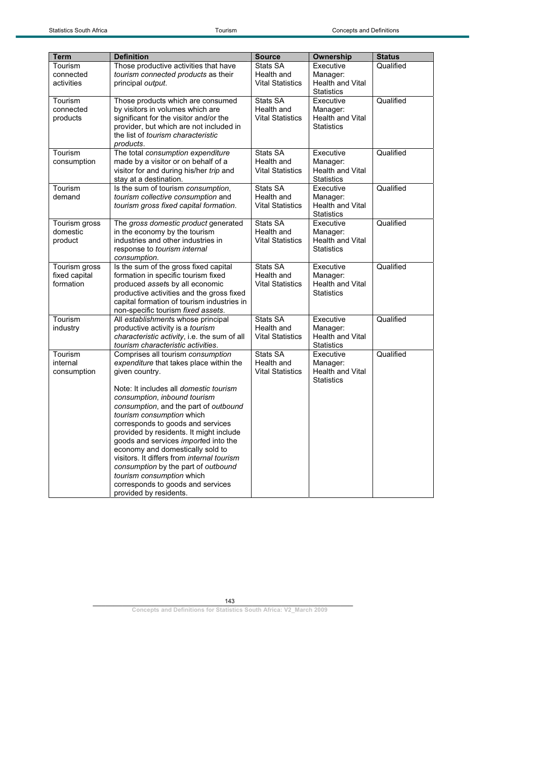| Term | Definition | Source | Ownership | Status |
|---|---|---|---|---|
| Tourism connected activities | Those productive activities that have *tourism connected products* as their principal *output*. | Stats SA Health and Vital Statistics | Executive Manager: Health and Vital Statistics | Qualified |
| Tourism connected products | Those products which are consumed by visitors in volumes which are significant for the visitor and/or the provider, but which are not included in the list of *tourism characteristic products*. | Stats SA Health and Vital Statistics | Executive Manager: Health and Vital Statistics | Qualified |
| Tourism consumption | The total *consumption expenditure* made by a visitor or on behalf of a visitor for and during his/her *trip* and stay at a destination. | Stats SA Health and Vital Statistics | Executive Manager: Health and Vital Statistics | Qualified |
| Tourism demand | Is the sum of tourism *consumption*, *tourism collective consumption* and *tourism gross fixed capital formation*. | Stats SA Health and Vital Statistics | Executive Manager: Health and Vital Statistics | Qualified |
| Tourism gross domestic product | The *gross domestic product* generated in the economy by the tourism industries and other industries in response to *tourism internal consumption*. | Stats SA Health and Vital Statistics | Executive Manager: Health and Vital Statistics | Qualified |
| Tourism gross fixed capital formation | Is the sum of the gross fixed capital formation in specific tourism fixed produced *asset*s by all economic productive activities and the gross fixed capital formation of tourism industries in non-specific tourism *fixed assets*. | Stats SA Health and Vital Statistics | Executive Manager: Health and Vital Statistics | Qualified |
| Tourism industry | All *establishment*s whose principal productive activity is a *tourism characteristic activity*, i.e. the sum of all *tourism characteristic activities*. | Stats SA Health and Vital Statistics | Executive Manager: Health and Vital Statistics | Qualified |
| Tourism internal consumption | Comprises all tourism *consumption expenditure* that takes place within the given country.<br><br>Note: It includes all *domestic tourism consumption*, *inbound tourism consumption*, and the part of *outbound tourism consumption* which corresponds to goods and services provided by residents. It might include goods and services *import*ed into the economy and domestically sold to visitors. It differs from *internal tourism consumption* by the part of *outbound tourism consumption* which corresponds to goods and services provided by residents. | Stats SA Health and Vital Statistics | Executive Manager: Health and Vital Statistics | Qualified |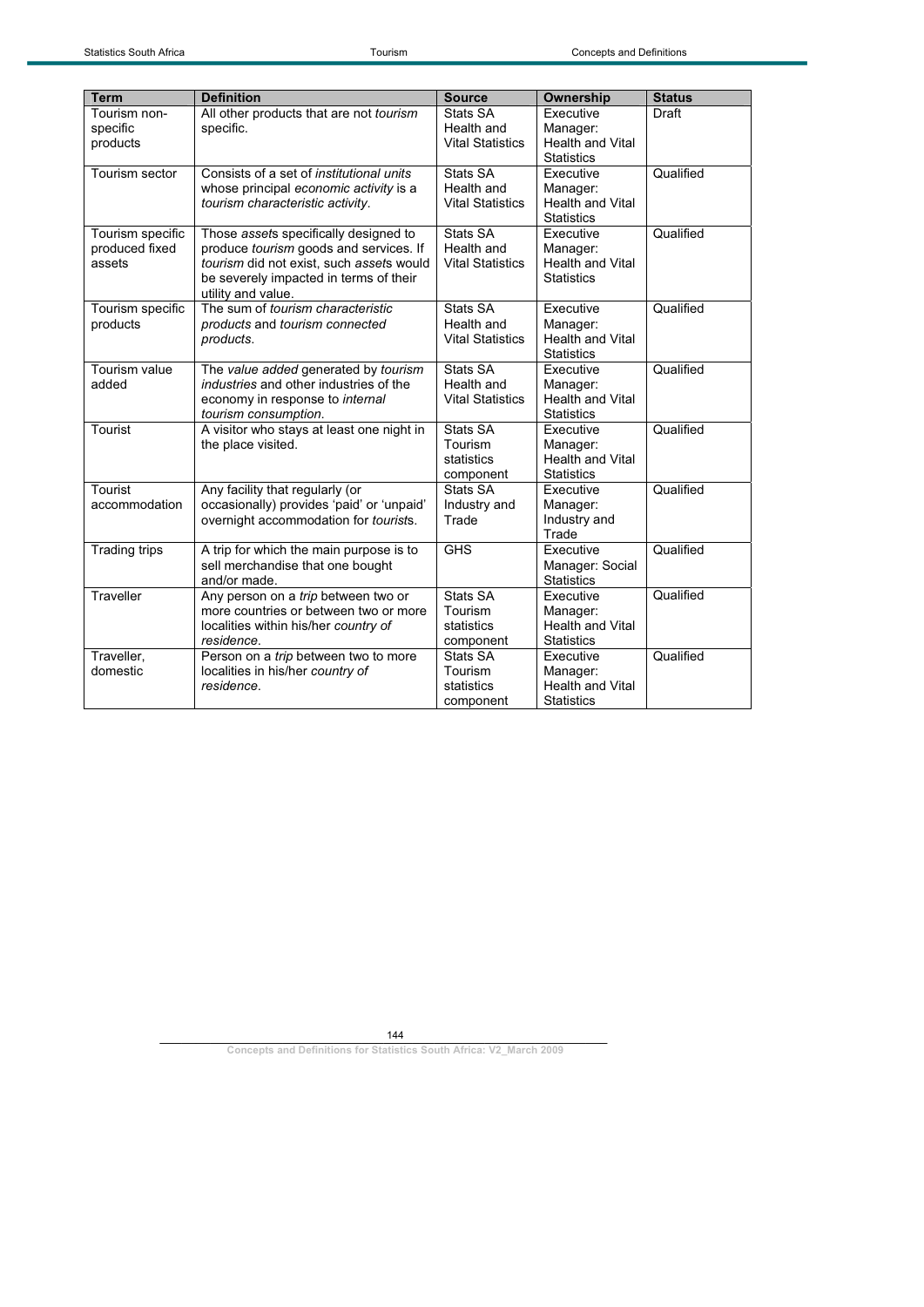| Term | Definition | Source | Ownership | Status |
|---|---|---|---|---|
| Tourism non-specific products | All other products that are not *tourism* specific. | Stats SA Health and Vital Statistics | Executive Manager: Health and Vital Statistics | Draft |
| Tourism sector | Consists of a set of *institutional units* whose principal *economic activity* is a *tourism characteristic activity*. | Stats SA Health and Vital Statistics | Executive Manager: Health and Vital Statistics | Qualified |
| Tourism specific produced fixed assets | Those *asset*s specifically designed to produce *tourism* goods and services. If *tourism* did not exist, such *asset*s would be severely impacted in terms of their utility and value. | Stats SA Health and Vital Statistics | Executive Manager: Health and Vital Statistics | Qualified |
| Tourism specific products | The sum of *tourism characteristic products* and *tourism connected products*. | Stats SA Health and Vital Statistics | Executive Manager: Health and Vital Statistics | Qualified |
| Tourism value added | The *value added* generated by *tourism industries* and other industries of the economy in response to *internal tourism consumption*. | Stats SA Health and Vital Statistics | Executive Manager: Health and Vital Statistics | Qualified |
| Tourist | A visitor who stays at least one night in the place visited. | Stats SA Tourism statistics component | Executive Manager: Health and Vital Statistics | Qualified |
| Tourist accommodation | Any facility that regularly (or occasionally) provides 'paid' or 'unpaid' overnight accommodation for *tourist*s. | Stats SA Industry and Trade | Executive Manager: Industry and Trade | Qualified |
| Trading trips | A trip for which the main purpose is to sell merchandise that one bought and/or made. | GHS | Executive Manager: Social Statistics | Qualified |
| Traveller | Any person on a *trip* between two or more countries or between two or more localities within his/her *country of residence*. | Stats SA Tourism statistics component | Executive Manager: Health and Vital Statistics | Qualified |
| Traveller, domestic | Person on a *trip* between two to more localities in his/her *country of residence*. | Stats SA Tourism statistics component | Executive Manager: Health and Vital Statistics | Qualified |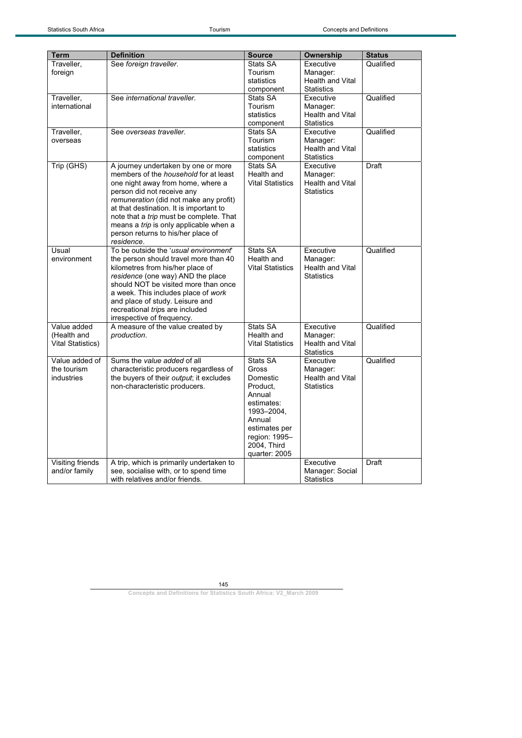| Term | Definition | Source | Ownership | Status |
|---|---|---|---|---|
| Traveller, foreign | See *foreign traveller*. | Stats SA Tourism statistics component | Executive Manager: Health and Vital Statistics | Qualified |
| Traveller, international | See *international traveller*. | Stats SA Tourism statistics component | Executive Manager: Health and Vital Statistics | Qualified |
| Traveller, overseas | See *overseas traveller*. | Stats SA Tourism statistics component | Executive Manager: Health and Vital Statistics | Qualified |
| Trip (GHS) | A journey undertaken by one or more members of the *household* for at least one night away from home, where a person did not receive any *remuneration* (did not make any profit) at that destination. It is important to note that a *trip* must be complete. That means a *trip* is only applicable when a person returns to his/her place of *residence*. | Stats SA Health and Vital Statistics | Executive Manager: Health and Vital Statistics | Draft |
| Usual environment | To be outside the '*usual environment*' the person should travel more than 40 kilometres from his/her place of *residence* (one way) AND the place should NOT be visited more than once a week. This includes place of *work* and place of study. Leisure and recreational *trips* are included irrespective of frequency. | Stats SA Health and Vital Statistics | Executive Manager: Health and Vital Statistics | Qualified |
| Value added (Health and Vital Statistics) | A measure of the value created by *production*. | Stats SA Health and Vital Statistics | Executive Manager: Health and Vital Statistics | Qualified |
| Value added of the tourism industries | Sums the *value added* of all characteristic producers regardless of the buyers of their *output*; it excludes non-characteristic producers. | Stats SA Gross Domestic Product, Annual estimates: 1993–2004, Annual estimates per region: 1995–2004, Third quarter: 2005 | Executive Manager: Health and Vital Statistics | Qualified |
| Visiting friends and/or family | A trip, which is primarily undertaken to see, socialise with, or to spend time with relatives and/or friends. | | Executive Manager: Social Statistics | Draft |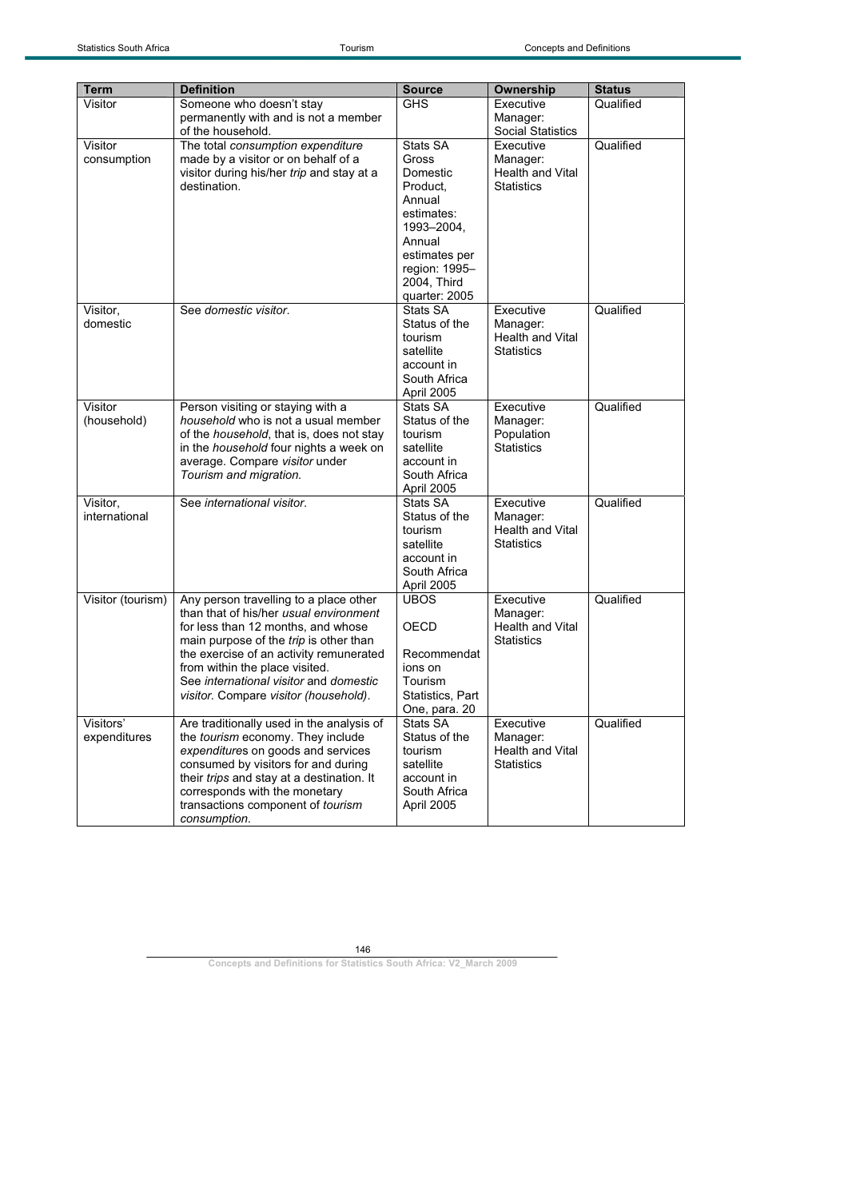| Term | Definition | Source | Ownership | Status |
|---|---|---|---|---|
| Visitor | Someone who doesn't stay permanently with and is not a member of the household. | GHS | Executive Manager: Social Statistics | Qualified |
| Visitor consumption | The total *consumption expenditure* made by a visitor or on behalf of a visitor during his/her *trip* and stay at a destination. | Stats SA Gross Domestic Product, Annual estimates: 1993–2004, Annual estimates per region: 1995–2004, Third quarter: 2005 | Executive Manager: Health and Vital Statistics | Qualified |
| Visitor, domestic | See *domestic visitor*. | Stats SA Status of the tourism satellite account in South Africa April 2005 | Executive Manager: Health and Vital Statistics | Qualified |
| Visitor (household) | Person visiting or staying with a *household* who is not a usual member of the *household*, that is, does not stay in the *household* four nights a week on average. Compare *visitor* under *Tourism and migration.* | Stats SA Status of the tourism satellite account in South Africa April 2005 | Executive Manager: Population Statistics | Qualified |
| Visitor, international | See *international visitor*. | Stats SA Status of the tourism satellite account in South Africa April 2005 | Executive Manager: Health and Vital Statistics | Qualified |
| Visitor (tourism) | Any person travelling to a place other than that of his/her *usual environment* for less than 12 months, and whose main purpose of the *trip* is other than the exercise of an activity remunerated from within the place visited. See *international visitor* and *domestic visitor*. Compare *visitor (household)*. | UBOS<br><br>OECD<br><br>Recommendations on Tourism Statistics, Part One, para. 20 | Executive Manager: Health and Vital Statistics | Qualified |
| Visitors' expenditures | Are traditionally used in the analysis of the *tourism* economy. They include *expenditures* on goods and services consumed by visitors for and during their *trips* and stay at a destination. It corresponds with the monetary transactions component of *tourism consumption*. | Stats SA Status of the tourism satellite account in South Africa April 2005 | Executive Manager: Health and Vital Statistics | Qualified |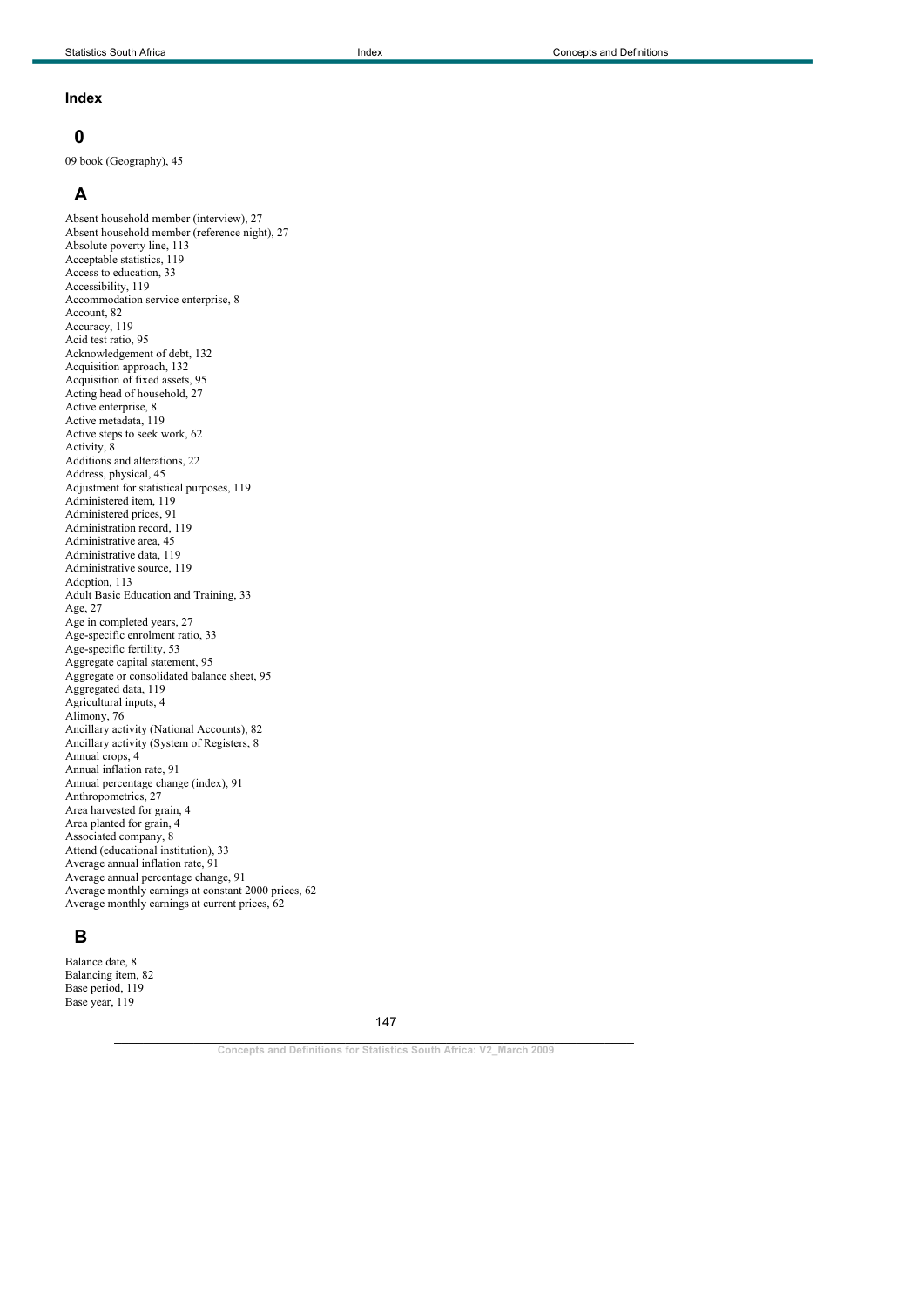## Index

### 0

09 book (Geography), 45

### A

Absent household member (interview), 27
Absent household member (reference night), 27
Absolute poverty line, 113
Acceptable statistics, 119
Access to education, 33
Accessibility, 119
Accommodation service enterprise, 8
Account, 82
Accuracy, 119
Acid test ratio, 95
Acknowledgement of debt, 132
Acquisition approach, 132
Acquisition of fixed assets, 95
Acting head of household, 27
Active enterprise, 8
Active metadata, 119
Active steps to seek work, 62
Activity, 8
Additions and alterations, 22
Address, physical, 45
Adjustment for statistical purposes, 119
Administered item, 119
Administered prices, 91
Administration record, 119
Administrative area, 45
Administrative data, 119
Administrative source, 119
Adoption, 113
Adult Basic Education and Training, 33
Age, 27
Age in completed years, 27
Age-specific enrolment ratio, 33
Age-specific fertility, 53
Aggregate capital statement, 95
Aggregate or consolidated balance sheet, 95
Aggregated data, 119
Agricultural inputs, 4
Alimony, 76
Ancillary activity (National Accounts), 82
Ancillary activity (System of Registers, 8
Annual crops, 4
Annual inflation rate, 91
Annual percentage change (index), 91
Anthropometrics, 27
Area harvested for grain, 4
Area planted for grain, 4
Associated company, 8
Attend (educational institution), 33
Average annual inflation rate, 91
Average annual percentage change, 91
Average monthly earnings at constant 2000 prices, 62
Average monthly earnings at current prices, 62

### B

Balance date, 8
Balancing item, 82
Base period, 119
Base year, 119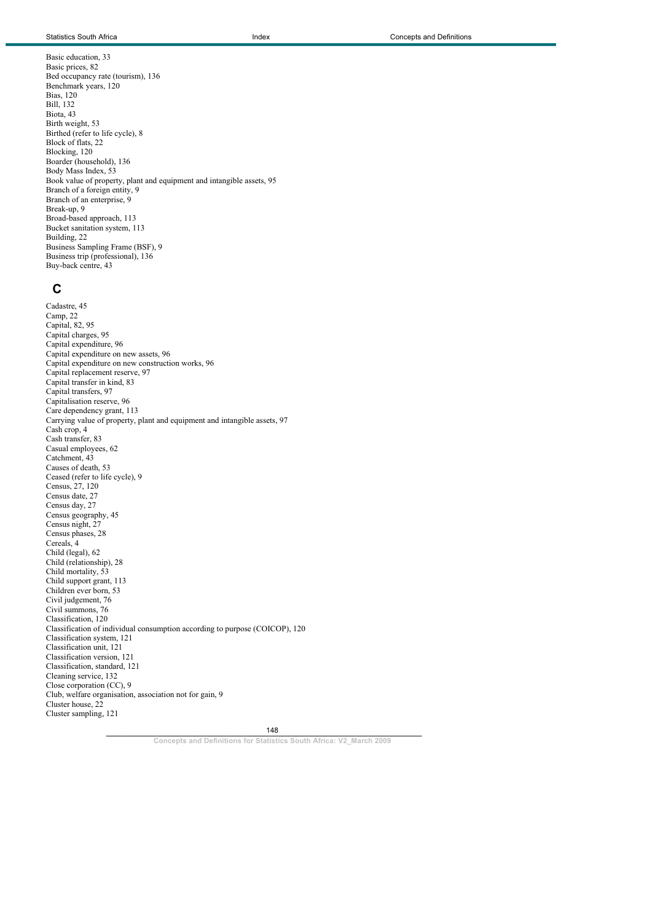Basic education, 33
Basic prices, 82
Bed occupancy rate (tourism), 136
Benchmark years, 120
Bias, 120
Bill, 132
Biota, 43
Birth weight, 53
Birthed (refer to life cycle), 8
Block of flats, 22
Blocking, 120
Boarder (household), 136
Body Mass Index, 53
Book value of property, plant and equipment and intangible assets, 95
Branch of a foreign entity, 9
Branch of an enterprise, 9
Break-up, 9
Broad-based approach, 113
Bucket sanitation system, 113
Building, 22
Business Sampling Frame (BSF), 9
Business trip (professional), 136
Buy-back centre, 43

## C

Cadastre, 45
Camp, 22
Capital, 82, 95
Capital charges, 95
Capital expenditure, 96
Capital expenditure on new assets, 96
Capital expenditure on new construction works, 96
Capital replacement reserve, 97
Capital transfer in kind, 83
Capital transfers, 97
Capitalisation reserve, 96
Care dependency grant, 113
Carrying value of property, plant and equipment and intangible assets, 97
Cash crop, 4
Cash transfer, 83
Casual employees, 62
Catchment, 43
Causes of death, 53
Ceased (refer to life cycle), 9
Census, 27, 120
Census date, 27
Census day, 27
Census geography, 45
Census night, 27
Census phases, 28
Cereals, 4
Child (legal), 62
Child (relationship), 28
Child mortality, 53
Child support grant, 113
Children ever born, 53
Civil judgement, 76
Civil summons, 76
Classification, 120
Classification of individual consumption according to purpose (COICOP), 120
Classification system, 121
Classification unit, 121
Classification version, 121
Classification, standard, 121
Cleaning service, 132
Close corporation (CC), 9
Club, welfare organisation, association not for gain, 9
Cluster house, 22
Cluster sampling, 121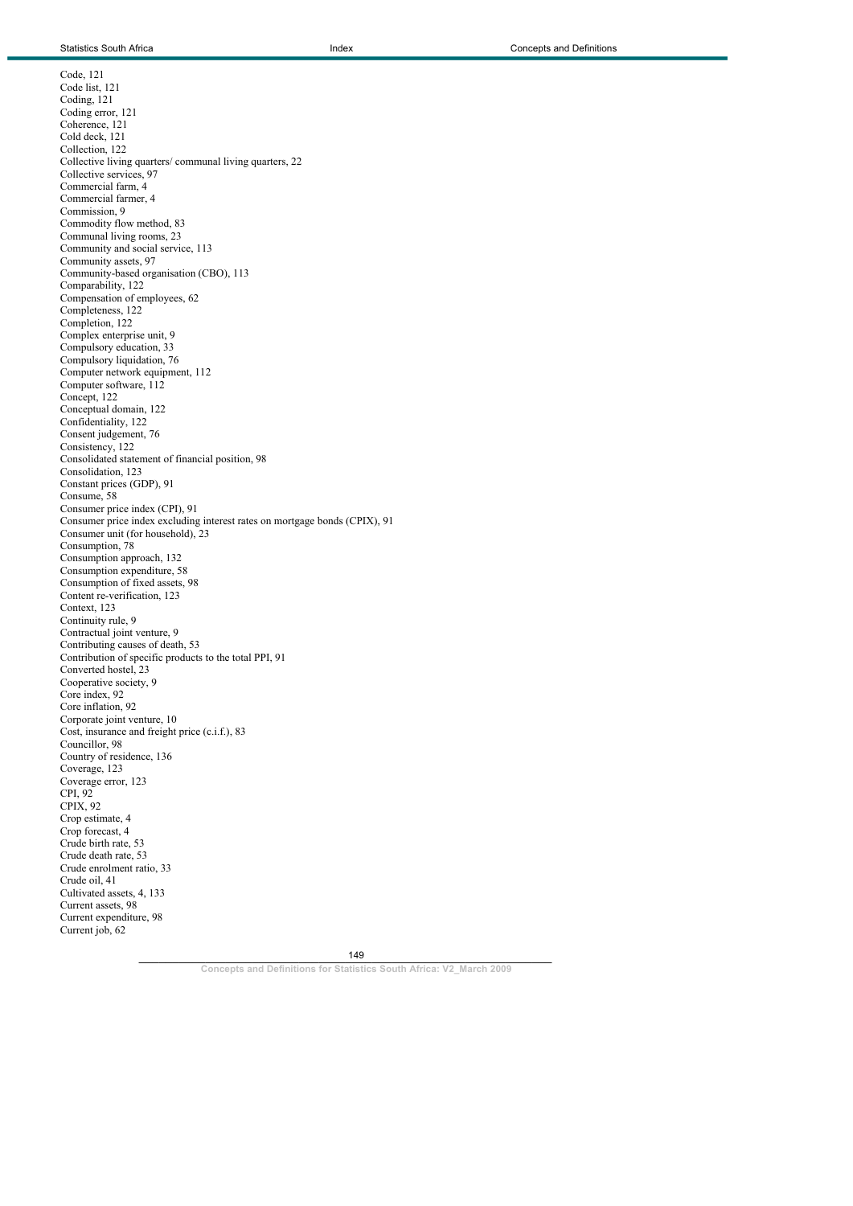Code, 121
Code list, 121
Coding, 121
Coding error, 121
Coherence, 121
Cold deck, 121
Collection, 122
Collective living quarters/ communal living quarters, 22
Collective services, 97
Commercial farm, 4
Commercial farmer, 4
Commission, 9
Commodity flow method, 83
Communal living rooms, 23
Community and social service, 113
Community assets, 97
Community-based organisation (CBO), 113
Comparability, 122
Compensation of employees, 62
Completeness, 122
Completion, 122
Complex enterprise unit, 9
Compulsory education, 33
Compulsory liquidation, 76
Computer network equipment, 112
Computer software, 112
Concept, 122
Conceptual domain, 122
Confidentiality, 122
Consent judgement, 76
Consistency, 122
Consolidated statement of financial position, 98
Consolidation, 123
Constant prices (GDP), 91
Consume, 58
Consumer price index (CPI), 91
Consumer price index excluding interest rates on mortgage bonds (CPIX), 91
Consumer unit (for household), 23
Consumption, 78
Consumption approach, 132
Consumption expenditure, 58
Consumption of fixed assets, 98
Content re-verification, 123
Context, 123
Continuity rule, 9
Contractual joint venture, 9
Contributing causes of death, 53
Contribution of specific products to the total PPI, 91
Converted hostel, 23
Cooperative society, 9
Core index, 92
Core inflation, 92
Corporate joint venture, 10
Cost, insurance and freight price (c.i.f.), 83
Councillor, 98
Country of residence, 136
Coverage, 123
Coverage error, 123
CPI, 92
CPIX, 92
Crop estimate, 4
Crop forecast, 4
Crude birth rate, 53
Crude death rate, 53
Crude enrolment ratio, 33
Crude oil, 41
Cultivated assets, 4, 133
Current assets, 98
Current expenditure, 98
Current job, 62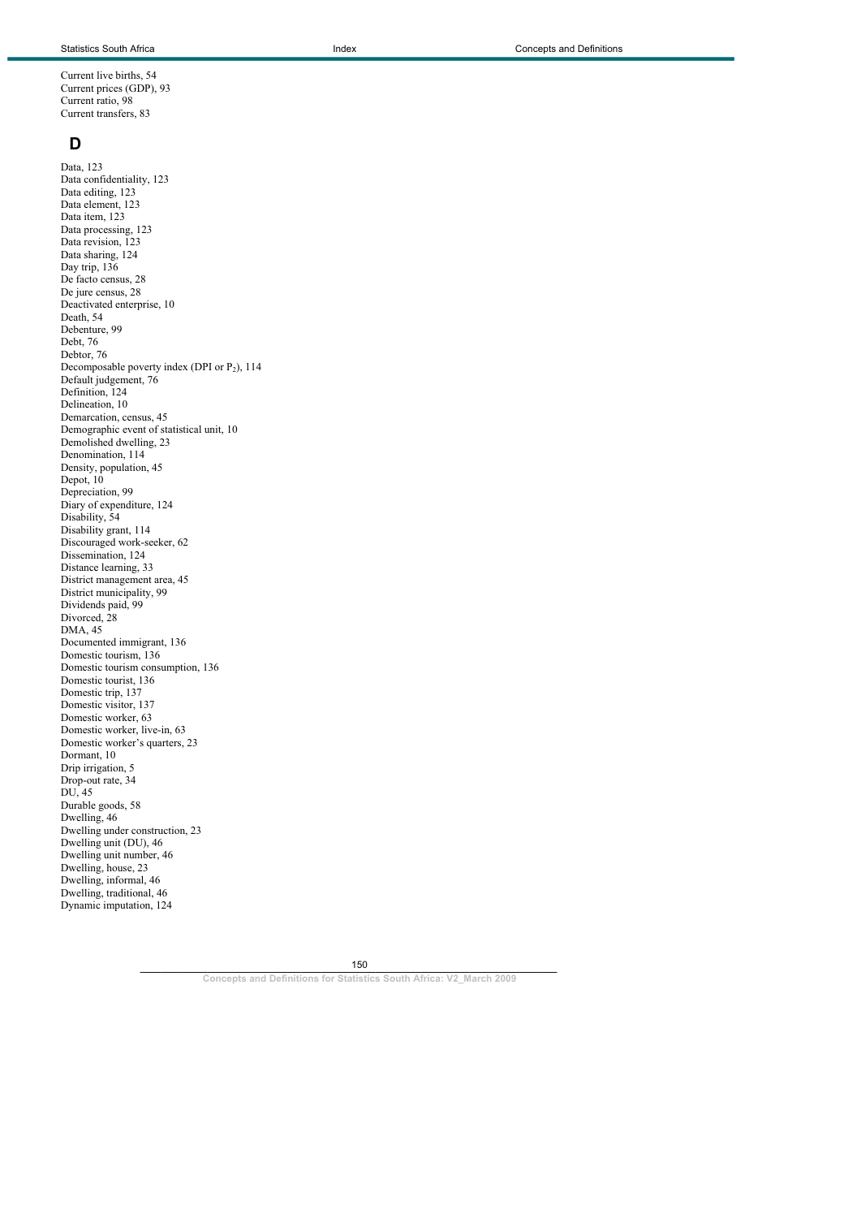Current live births, 54
Current prices (GDP), 93
Current ratio, 98
Current transfers, 83

## D

Data, 123
Data confidentiality, 123
Data editing, 123
Data element, 123
Data item, 123
Data processing, 123
Data revision, 123
Data sharing, 124
Day trip, 136
De facto census, 28
De jure census, 28
Deactivated enterprise, 10
Death, 54
Debenture, 99
Debt, 76
Debtor, 76
Decomposable poverty index (DPI or $P_2$), 114
Default judgement, 76
Definition, 124
Delineation, 10
Demarcation, census, 45
Demographic event of statistical unit, 10
Demolished dwelling, 23
Denomination, 114
Density, population, 45
Depot, 10
Depreciation, 99
Diary of expenditure, 124
Disability, 54
Disability grant, 114
Discouraged work-seeker, 62
Dissemination, 124
Distance learning, 33
District management area, 45
District municipality, 99
Dividends paid, 99
Divorced, 28
DMA, 45
Documented immigrant, 136
Domestic tourism, 136
Domestic tourism consumption, 136
Domestic tourist, 136
Domestic trip, 137
Domestic visitor, 137
Domestic worker, 63
Domestic worker, live-in, 63
Domestic worker's quarters, 23
Dormant, 10
Drip irrigation, 5
Drop-out rate, 34
DU, 45
Durable goods, 58
Dwelling, 46
Dwelling under construction, 23
Dwelling unit (DU), 46
Dwelling unit number, 46
Dwelling, house, 23
Dwelling, informal, 46
Dwelling, traditional, 46
Dynamic imputation, 124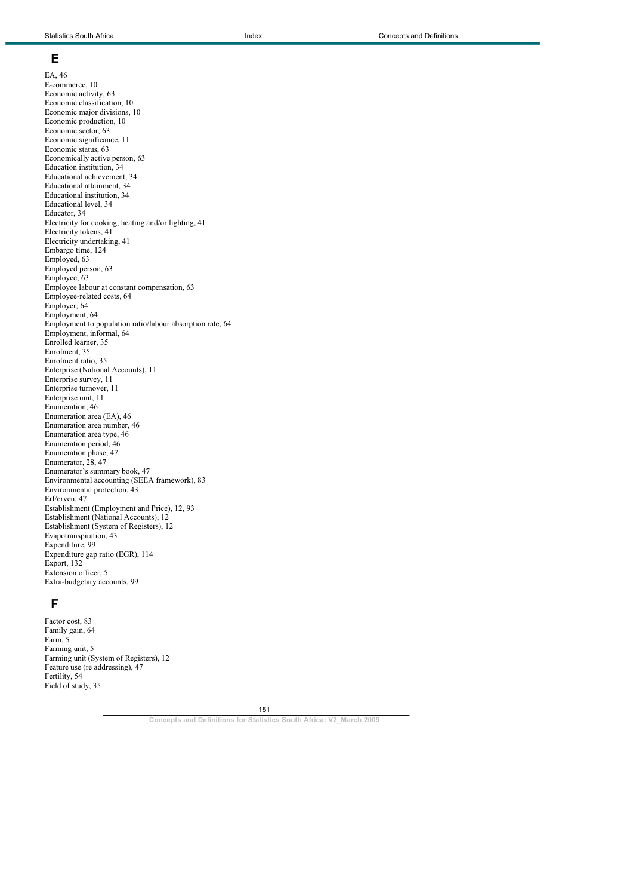# E

EA, 46
E-commerce, 10
Economic activity, 63
Economic classification, 10
Economic major divisions, 10
Economic production, 10
Economic sector, 63
Economic significance, 11
Economic status, 63
Economically active person, 63
Education institution, 34
Educational achievement, 34
Educational attainment, 34
Educational institution, 34
Educational level, 34
Educator, 34
Electricity for cooking, heating and/or lighting, 41
Electricity tokens, 41
Electricity undertaking, 41
Embargo time, 124
Employed, 63
Employed person, 63
Employee, 63
Employee labour at constant compensation, 63
Employee-related costs, 64
Employer, 64
Employment, 64
Employment to population ratio/labour absorption rate, 64
Employment, informal, 64
Enrolled learner, 35
Enrolment, 35
Enrolment ratio, 35
Enterprise (National Accounts), 11
Enterprise survey, 11
Enterprise turnover, 11
Enterprise unit, 11
Enumeration, 46
Enumeration area (EA), 46
Enumeration area number, 46
Enumeration area type, 46
Enumeration period, 46
Enumeration phase, 47
Enumerator, 28, 47
Enumerator's summary book, 47
Environmental accounting (SEEA framework), 83
Environmental protection, 43
Erf/erven, 47
Establishment (Employment and Price), 12, 93
Establishment (National Accounts), 12
Establishment (System of Registers), 12
Evapotranspiration, 43
Expenditure, 99
Expenditure gap ratio (EGR), 114
Export, 132
Extension officer, 5
Extra-budgetary accounts, 99

# F

Factor cost, 83
Family gain, 64
Farm, 5
Farming unit, 5
Farming unit (System of Registers), 12
Feature use (re addressing), 47
Fertility, 54
Field of study, 35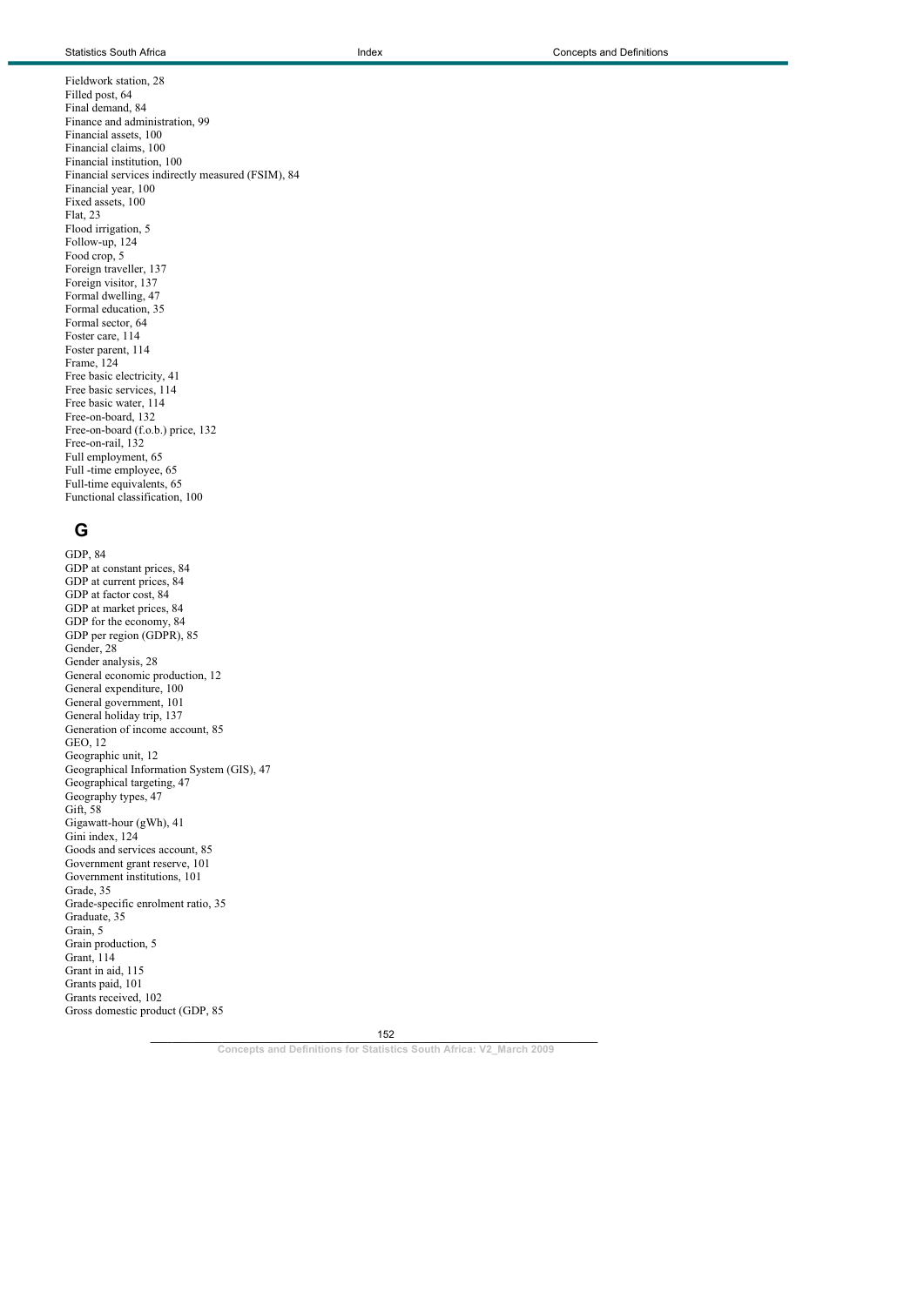Fieldwork station, 28
Filled post, 64
Final demand, 84
Finance and administration, 99
Financial assets, 100
Financial claims, 100
Financial institution, 100
Financial services indirectly measured (FSIM), 84
Financial year, 100
Fixed assets, 100
Flat, 23
Flood irrigation, 5
Follow-up, 124
Food crop, 5
Foreign traveller, 137
Foreign visitor, 137
Formal dwelling, 47
Formal education, 35
Formal sector, 64
Foster care, 114
Foster parent, 114
Frame, 124
Free basic electricity, 41
Free basic services, 114
Free basic water, 114
Free-on-board, 132
Free-on-board (f.o.b.) price, 132
Free-on-rail, 132
Full employment, 65
Full -time employee, 65
Full-time equivalents, 65
Functional classification, 100

## G

GDP, 84
GDP at constant prices, 84
GDP at current prices, 84
GDP at factor cost, 84
GDP at market prices, 84
GDP for the economy, 84
GDP per region (GDPR), 85
Gender, 28
Gender analysis, 28
General economic production, 12
General expenditure, 100
General government, 101
General holiday trip, 137
Generation of income account, 85
GEO, 12
Geographic unit, 12
Geographical Information System (GIS), 47
Geographical targeting, 47
Geography types, 47
Gift, 58
Gigawatt-hour (gWh), 41
Gini index, 124
Goods and services account, 85
Government grant reserve, 101
Government institutions, 101
Grade, 35
Grade-specific enrolment ratio, 35
Graduate, 35
Grain, 5
Grain production, 5
Grant, 114
Grant in aid, 115
Grants paid, 101
Grants received, 102
Gross domestic product (GDP, 85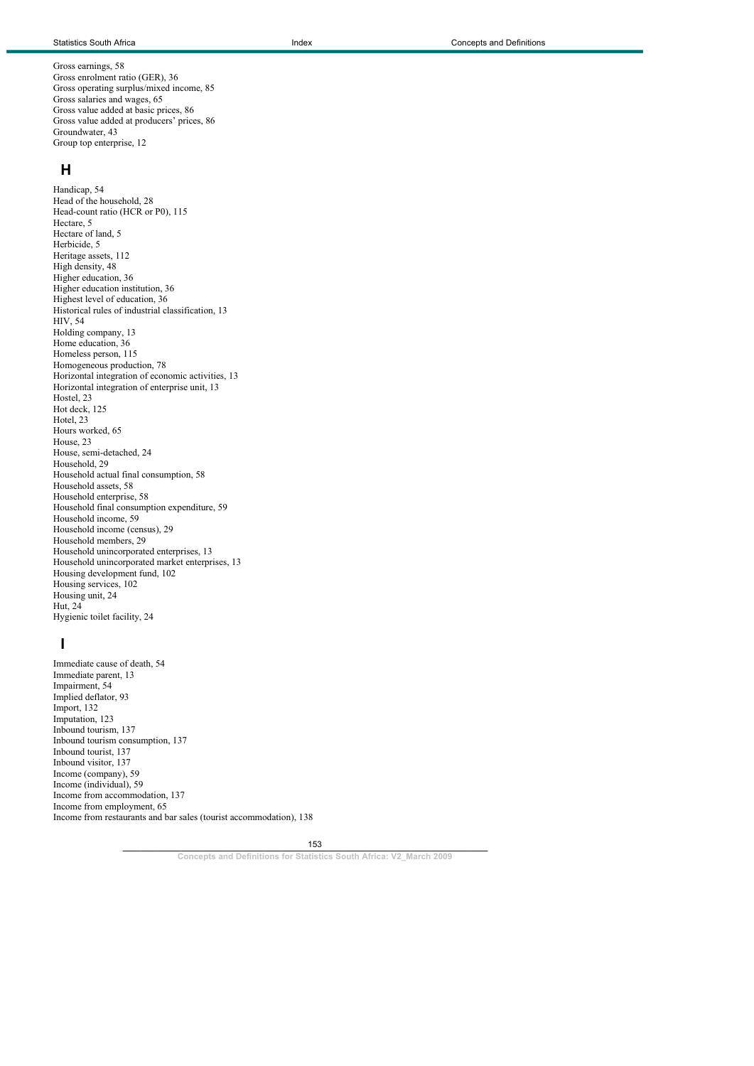Gross earnings, 58
Gross enrolment ratio (GER), 36
Gross operating surplus/mixed income, 85
Gross salaries and wages, 65
Gross value added at basic prices, 86
Gross value added at producers' prices, 86
Groundwater, 43
Group top enterprise, 12

## H

Handicap, 54
Head of the household, 28
Head-count ratio (HCR or P0), 115
Hectare, 5
Hectare of land, 5
Herbicide, 5
Heritage assets, 112
High density, 48
Higher education, 36
Higher education institution, 36
Highest level of education, 36
Historical rules of industrial classification, 13
HIV, 54
Holding company, 13
Home education, 36
Homeless person, 115
Homogeneous production, 78
Horizontal integration of economic activities, 13
Horizontal integration of enterprise unit, 13
Hostel, 23
Hot deck, 125
Hotel, 23
Hours worked, 65
House, 23
House, semi-detached, 24
Household, 29
Household actual final consumption, 58
Household assets, 58
Household enterprise, 58
Household final consumption expenditure, 59
Household income, 59
Household income (census), 29
Household members, 29
Household unincorporated enterprises, 13
Household unincorporated market enterprises, 13
Housing development fund, 102
Housing services, 102
Housing unit, 24
Hut, 24
Hygienic toilet facility, 24

## I

Immediate cause of death, 54
Immediate parent, 13
Impairment, 54
Implied deflator, 93
Import, 132
Imputation, 123
Inbound tourism, 137
Inbound tourism consumption, 137
Inbound tourist, 137
Inbound visitor, 137
Income (company), 59
Income (individual), 59
Income from accommodation, 137
Income from employment, 65
Income from restaurants and bar sales (tourist accommodation), 138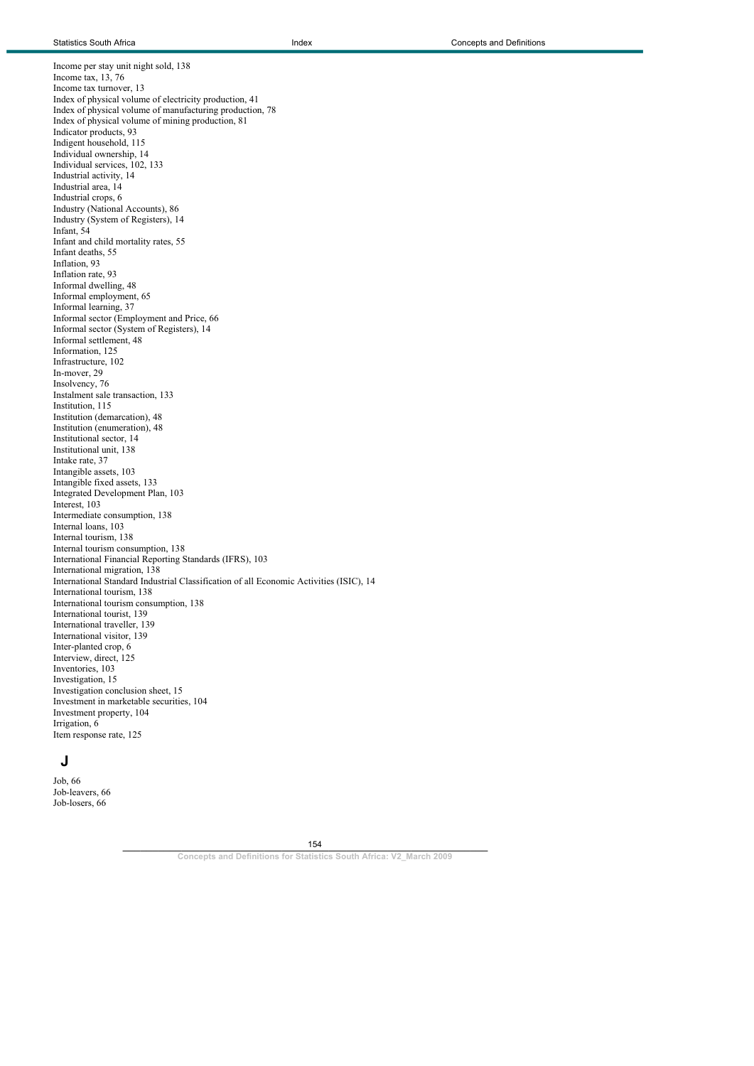Income per stay unit night sold, 138
Income tax, 13, 76
Income tax turnover, 13
Index of physical volume of electricity production, 41
Index of physical volume of manufacturing production, 78
Index of physical volume of mining production, 81
Indicator products, 93
Indigent household, 115
Individual ownership, 14
Individual services, 102, 133
Industrial activity, 14
Industrial area, 14
Industrial crops, 6
Industry (National Accounts), 86
Industry (System of Registers), 14
Infant, 54
Infant and child mortality rates, 55
Infant deaths, 55
Inflation, 93
Inflation rate, 93
Informal dwelling, 48
Informal employment, 65
Informal learning, 37
Informal sector (Employment and Price, 66
Informal sector (System of Registers), 14
Informal settlement, 48
Information, 125
Infrastructure, 102
In-mover, 29
Insolvency, 76
Instalment sale transaction, 133
Institution, 115
Institution (demarcation), 48
Institution (enumeration), 48
Institutional sector, 14
Institutional unit, 138
Intake rate, 37
Intangible assets, 103
Intangible fixed assets, 133
Integrated Development Plan, 103
Interest, 103
Intermediate consumption, 138
Internal loans, 103
Internal tourism, 138
Internal tourism consumption, 138
International Financial Reporting Standards (IFRS), 103
International migration, 138
International Standard Industrial Classification of all Economic Activities (ISIC), 14
International tourism, 138
International tourism consumption, 138
International tourist, 139
International traveller, 139
International visitor, 139
Inter-planted crop, 6
Interview, direct, 125
Inventories, 103
Investigation, 15
Investigation conclusion sheet, 15
Investment in marketable securities, 104
Investment property, 104
Irrigation, 6
Item response rate, 125

## J

Job, 66
Job-leavers, 66
Job-losers, 66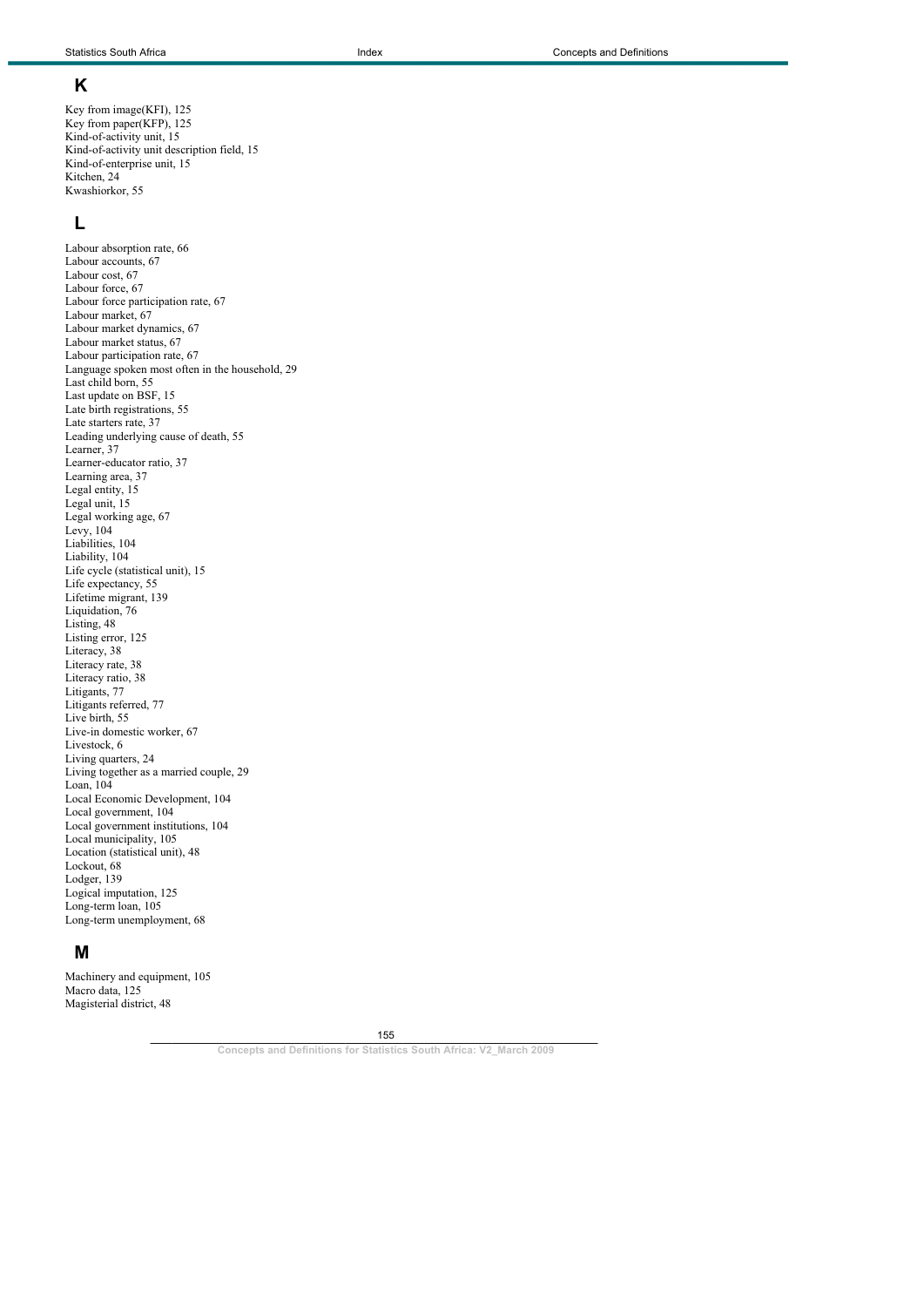## K

Key from image(KFI), 125
Key from paper(KFP), 125
Kind-of-activity unit, 15
Kind-of-activity unit description field, 15
Kind-of-enterprise unit, 15
Kitchen, 24
Kwashiorkor, 55

## L

Labour absorption rate, 66
Labour accounts, 67
Labour cost, 67
Labour force, 67
Labour force participation rate, 67
Labour market, 67
Labour market dynamics, 67
Labour market status, 67
Labour participation rate, 67
Language spoken most often in the household, 29
Last child born, 55
Last update on BSF, 15
Late birth registrations, 55
Late starters rate, 37
Leading underlying cause of death, 55
Learner, 37
Learner-educator ratio, 37
Learning area, 37
Legal entity, 15
Legal unit, 15
Legal working age, 67
Levy, 104
Liabilities, 104
Liability, 104
Life cycle (statistical unit), 15
Life expectancy, 55
Lifetime migrant, 139
Liquidation, 76
Listing, 48
Listing error, 125
Literacy, 38
Literacy rate, 38
Literacy ratio, 38
Litigants, 77
Litigants referred, 77
Live birth, 55
Live-in domestic worker, 67
Livestock, 6
Living quarters, 24
Living together as a married couple, 29
Loan, 104
Local Economic Development, 104
Local government, 104
Local government institutions, 104
Local municipality, 105
Location (statistical unit), 48
Lockout, 68
Lodger, 139
Logical imputation, 125
Long-term loan, 105
Long-term unemployment, 68

## M

Machinery and equipment, 105
Macro data, 125
Magisterial district, 48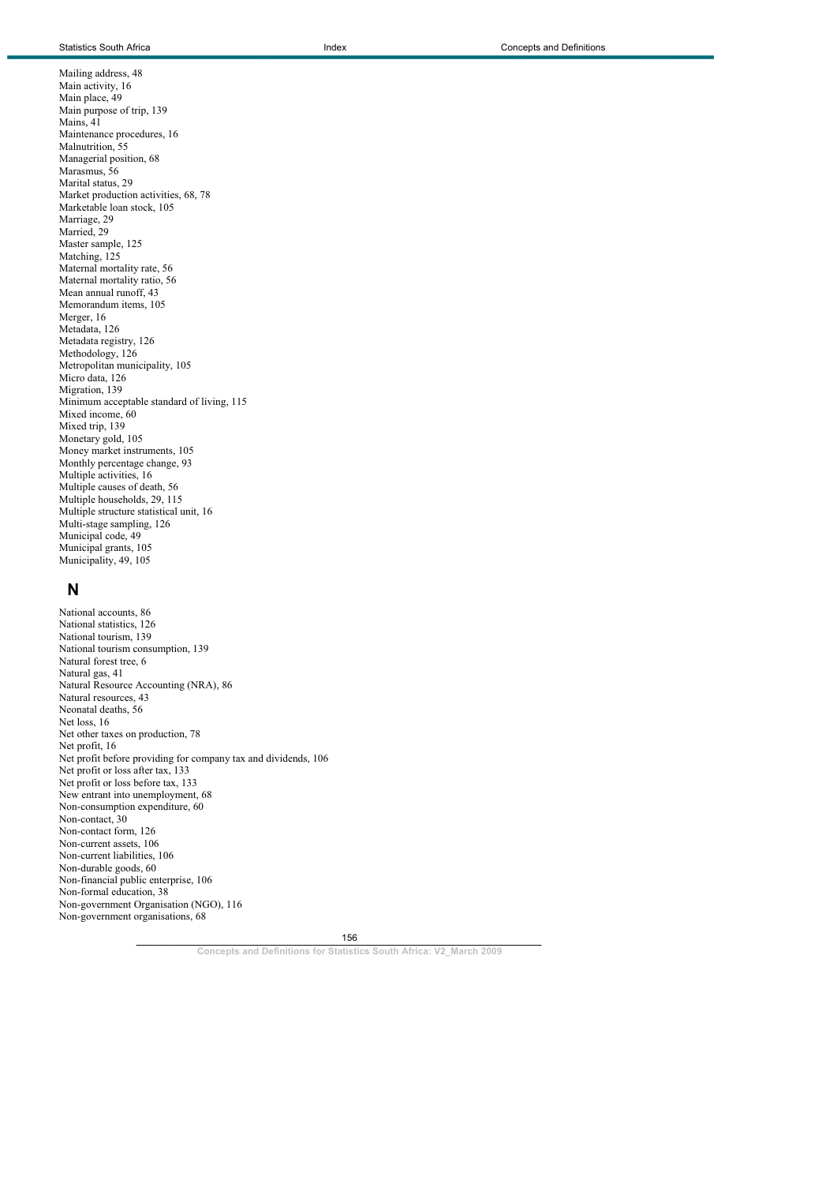Mailing address, 48
Main activity, 16
Main place, 49
Main purpose of trip, 139
Mains, 41
Maintenance procedures, 16
Malnutrition, 55
Managerial position, 68
Marasmus, 56
Marital status, 29
Market production activities, 68, 78
Marketable loan stock, 105
Marriage, 29
Married, 29
Master sample, 125
Matching, 125
Maternal mortality rate, 56
Maternal mortality ratio, 56
Mean annual runoff, 43
Memorandum items, 105
Merger, 16
Metadata, 126
Metadata registry, 126
Methodology, 126
Metropolitan municipality, 105
Micro data, 126
Migration, 139
Minimum acceptable standard of living, 115
Mixed income, 60
Mixed trip, 139
Monetary gold, 105
Money market instruments, 105
Monthly percentage change, 93
Multiple activities, 16
Multiple causes of death, 56
Multiple households, 29, 115
Multiple structure statistical unit, 16
Multi-stage sampling, 126
Municipal code, 49
Municipal grants, 105
Municipality, 49, 105

## N

National accounts, 86
National statistics, 126
National tourism, 139
National tourism consumption, 139
Natural forest tree, 6
Natural gas, 41
Natural Resource Accounting (NRA), 86
Natural resources, 43
Neonatal deaths, 56
Net loss, 16
Net other taxes on production, 78
Net profit, 16
Net profit before providing for company tax and dividends, 106
Net profit or loss after tax, 133
Net profit or loss before tax, 133
New entrant into unemployment, 68
Non-consumption expenditure, 60
Non-contact, 30
Non-contact form, 126
Non-current assets, 106
Non-current liabilities, 106
Non-durable goods, 60
Non-financial public enterprise, 106
Non-formal education, 38
Non-government Organisation (NGO), 116
Non-government organisations, 68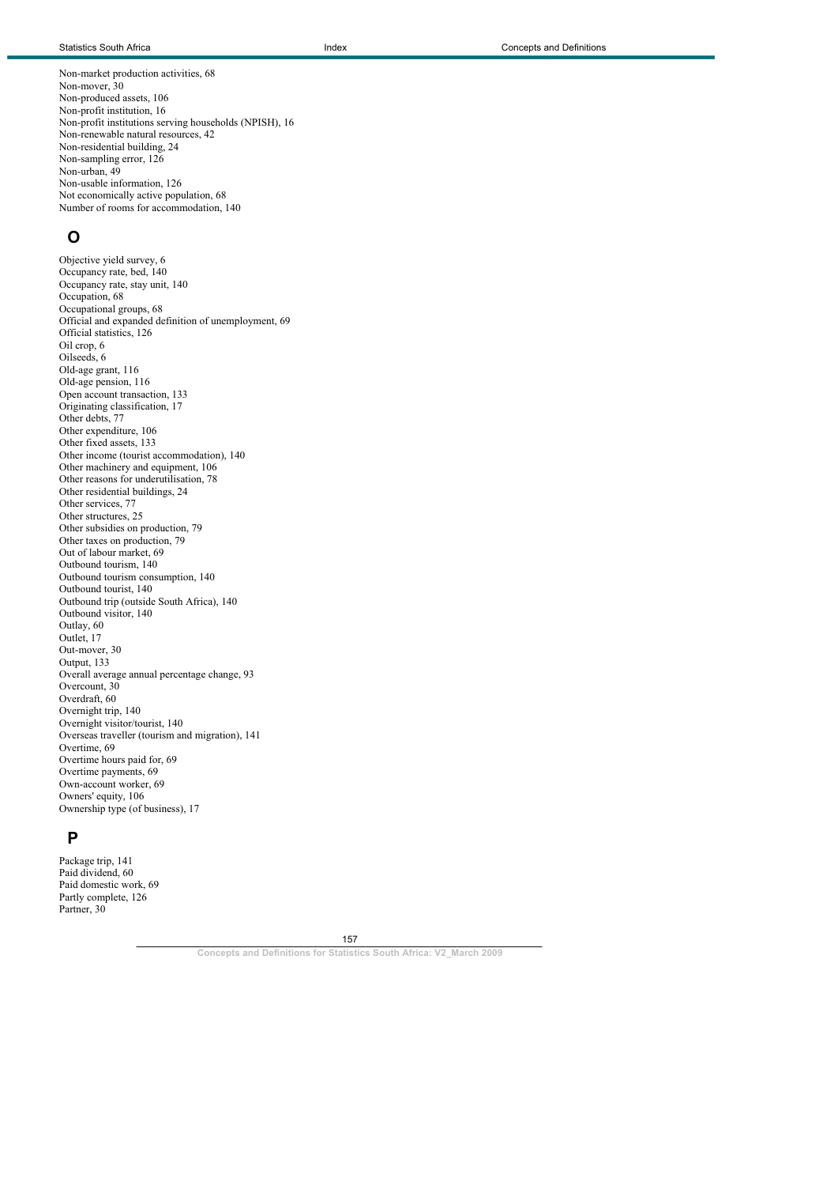Non-market production activities, 68
Non-mover, 30
Non-produced assets, 106
Non-profit institution, 16
Non-profit institutions serving households (NPISH), 16
Non-renewable natural resources, 42
Non-residential building, 24
Non-sampling error, 126
Non-urban, 49
Non-usable information, 126
Not economically active population, 68
Number of rooms for accommodation, 140

## O

Objective yield survey, 6
Occupancy rate, bed, 140
Occupancy rate, stay unit, 140
Occupation, 68
Occupational groups, 68
Official and expanded definition of unemployment, 69
Official statistics, 126
Oil crop, 6
Oilseeds, 6
Old-age grant, 116
Old-age pension, 116
Open account transaction, 133
Originating classification, 17
Other debts, 77
Other expenditure, 106
Other fixed assets, 133
Other income (tourist accommodation), 140
Other machinery and equipment, 106
Other reasons for underutilisation, 78
Other residential buildings, 24
Other services, 77
Other structures, 25
Other subsidies on production, 79
Other taxes on production, 79
Out of labour market, 69
Outbound tourism, 140
Outbound tourism consumption, 140
Outbound tourist, 140
Outbound trip (outside South Africa), 140
Outbound visitor, 140
Outlay, 60
Outlet, 17
Out-mover, 30
Output, 133
Overall average annual percentage change, 93
Overcount, 30
Overdraft, 60
Overnight trip, 140
Overnight visitor/tourist, 140
Overseas traveller (tourism and migration), 141
Overtime, 69
Overtime hours paid for, 69
Overtime payments, 69
Own-account worker, 69
Owners' equity, 106
Ownership type (of business), 17

## P

Package trip, 141
Paid dividend, 60
Paid domestic work, 69
Partly complete, 126
Partner, 30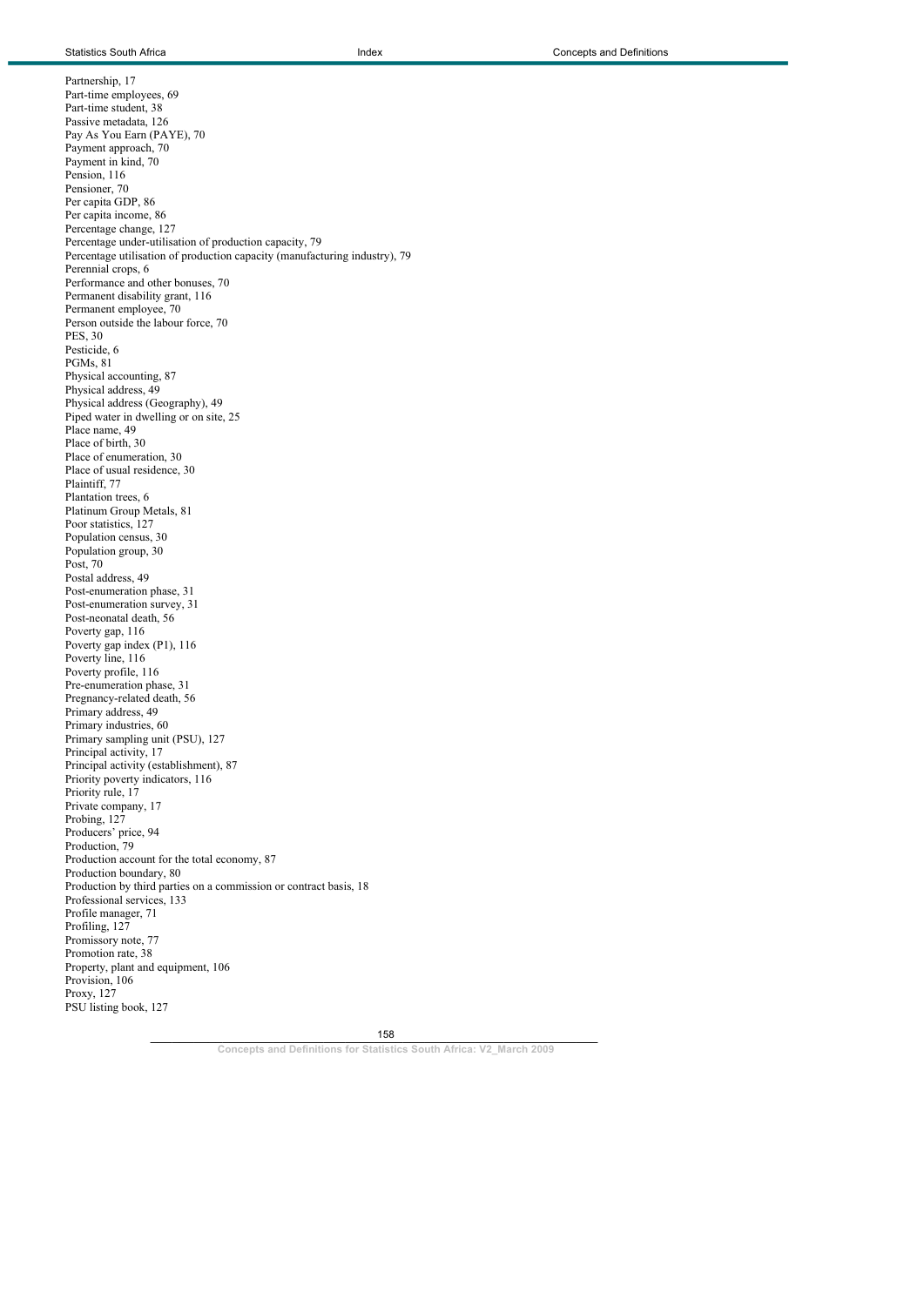Partnership, 17
Part-time employees, 69
Part-time student, 38
Passive metadata, 126
Pay As You Earn (PAYE), 70
Payment approach, 70
Payment in kind, 70
Pension, 116
Pensioner, 70
Per capita GDP, 86
Per capita income, 86
Percentage change, 127
Percentage under-utilisation of production capacity, 79
Percentage utilisation of production capacity (manufacturing industry), 79
Perennial crops, 6
Performance and other bonuses, 70
Permanent disability grant, 116
Permanent employee, 70
Person outside the labour force, 70
PES, 30
Pesticide, 6
PGMs, 81
Physical accounting, 87
Physical address, 49
Physical address (Geography), 49
Piped water in dwelling or on site, 25
Place name, 49
Place of birth, 30
Place of enumeration, 30
Place of usual residence, 30
Plaintiff, 77
Plantation trees, 6
Platinum Group Metals, 81
Poor statistics, 127
Population census, 30
Population group, 30
Post, 70
Postal address, 49
Post-enumeration phase, 31
Post-enumeration survey, 31
Post-neonatal death, 56
Poverty gap, 116
Poverty gap index (P1), 116
Poverty line, 116
Poverty profile, 116
Pre-enumeration phase, 31
Pregnancy-related death, 56
Primary address, 49
Primary industries, 60
Primary sampling unit (PSU), 127
Principal activity, 17
Principal activity (establishment), 87
Priority poverty indicators, 116
Priority rule, 17
Private company, 17
Probing, 127
Producers' price, 94
Production, 79
Production account for the total economy, 87
Production boundary, 80
Production by third parties on a commission or contract basis, 18
Professional services, 133
Profile manager, 71
Profiling, 127
Promissory note, 77
Promotion rate, 38
Property, plant and equipment, 106
Provision, 106
Proxy, 127
PSU listing book, 127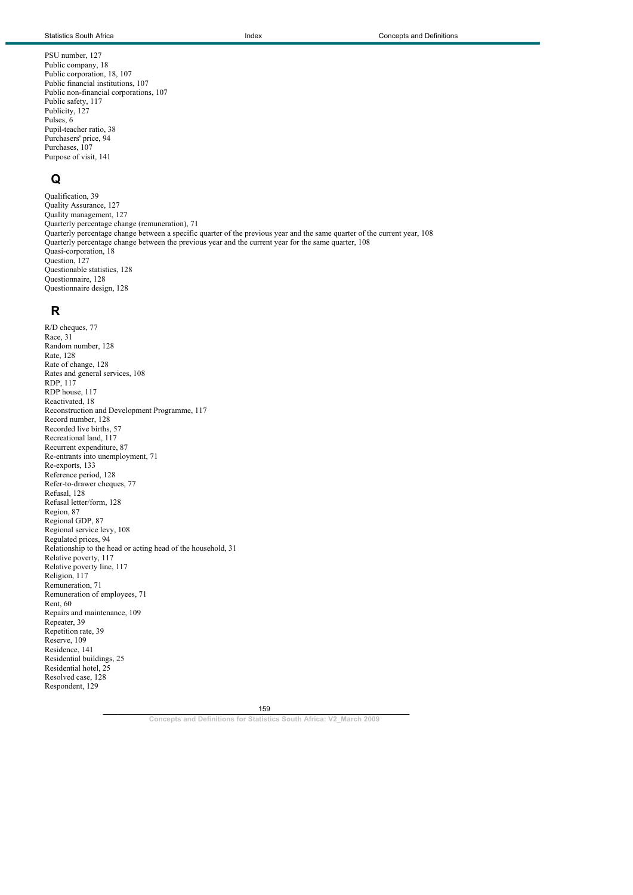PSU number, 127
Public company, 18
Public corporation, 18, 107
Public financial institutions, 107
Public non-financial corporations, 107
Public safety, 117
Publicity, 127
Pulses, 6
Pupil-teacher ratio, 38
Purchasers' price, 94
Purchases, 107
Purpose of visit, 141

## Q

Qualification, 39
Quality Assurance, 127
Quality management, 127
Quarterly percentage change (remuneration), 71
Quarterly percentage change between a specific quarter of the previous year and the same quarter of the current year, 108
Quarterly percentage change between the previous year and the current year for the same quarter, 108
Quasi-corporation, 18
Question, 127
Questionable statistics, 128
Questionnaire, 128
Questionnaire design, 128

## R

R/D cheques, 77
Race, 31
Random number, 128
Rate, 128
Rate of change, 128
Rates and general services, 108
RDP, 117
RDP house, 117
Reactivated, 18
Reconstruction and Development Programme, 117
Record number, 128
Recorded live births, 57
Recreational land, 117
Recurrent expenditure, 87
Re-entrants into unemployment, 71
Re-exports, 133
Reference period, 128
Refer-to-drawer cheques, 77
Refusal, 128
Refusal letter/form, 128
Region, 87
Regional GDP, 87
Regional service levy, 108
Regulated prices, 94
Relationship to the head or acting head of the household, 31
Relative poverty, 117
Relative poverty line, 117
Religion, 117
Remuneration, 71
Remuneration of employees, 71
Rent, 60
Repairs and maintenance, 109
Repeater, 39
Repetition rate, 39
Reserve, 109
Residence, 141
Residential buildings, 25
Residential hotel, 25
Resolved case, 128
Respondent, 129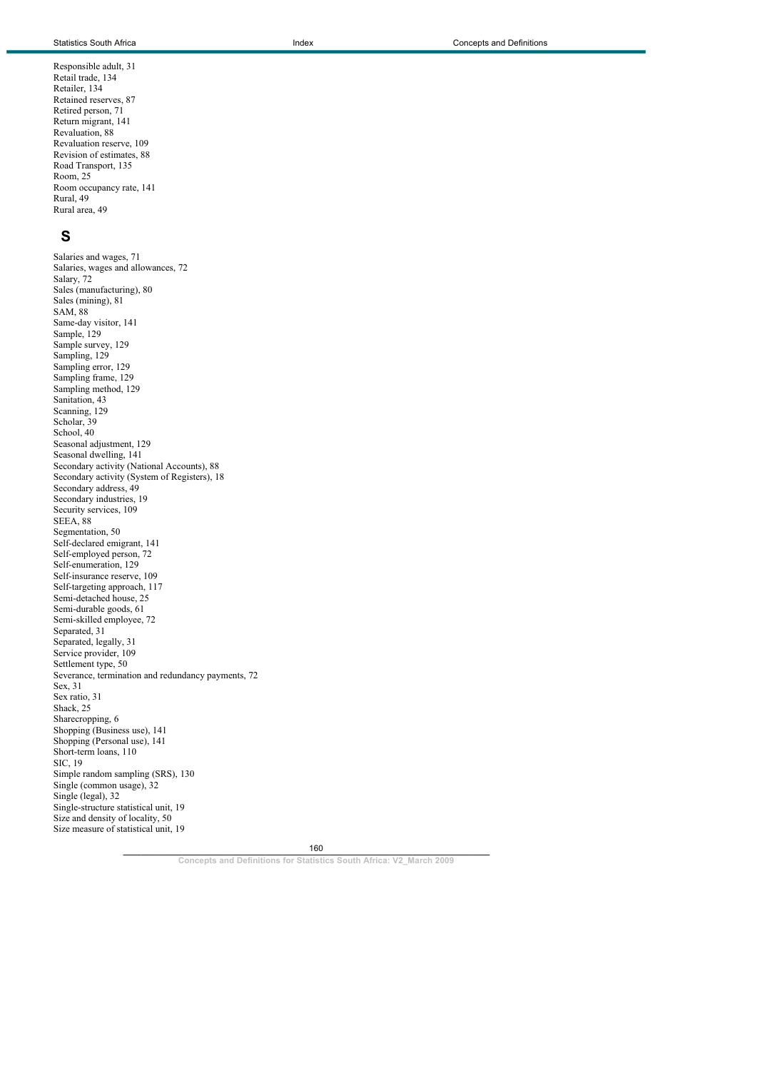Responsible adult, 31
Retail trade, 134
Retailer, 134
Retained reserves, 87
Retired person, 71
Return migrant, 141
Revaluation, 88
Revaluation reserve, 109
Revision of estimates, 88
Road Transport, 135
Room, 25
Room occupancy rate, 141
Rural, 49
Rural area, 49

## S

Salaries and wages, 71
Salaries, wages and allowances, 72
Salary, 72
Sales (manufacturing), 80
Sales (mining), 81
SAM, 88
Same-day visitor, 141
Sample, 129
Sample survey, 129
Sampling, 129
Sampling error, 129
Sampling frame, 129
Sampling method, 129
Sanitation, 43
Scanning, 129
Scholar, 39
School, 40
Seasonal adjustment, 129
Seasonal dwelling, 141
Secondary activity (National Accounts), 88
Secondary activity (System of Registers), 18
Secondary address, 49
Secondary industries, 19
Security services, 109
SEEA, 88
Segmentation, 50
Self-declared emigrant, 141
Self-employed person, 72
Self-enumeration, 129
Self-insurance reserve, 109
Self-targeting approach, 117
Semi-detached house, 25
Semi-durable goods, 61
Semi-skilled employee, 72
Separated, 31
Separated, legally, 31
Service provider, 109
Settlement type, 50
Severance, termination and redundancy payments, 72
Sex, 31
Sex ratio, 31
Shack, 25
Sharecropping, 6
Shopping (Business use), 141
Shopping (Personal use), 141
Short-term loans, 110
SIC, 19
Simple random sampling (SRS), 130
Single (common usage), 32
Single (legal), 32
Single-structure statistical unit, 19
Size and density of locality, 50
Size measure of statistical unit, 19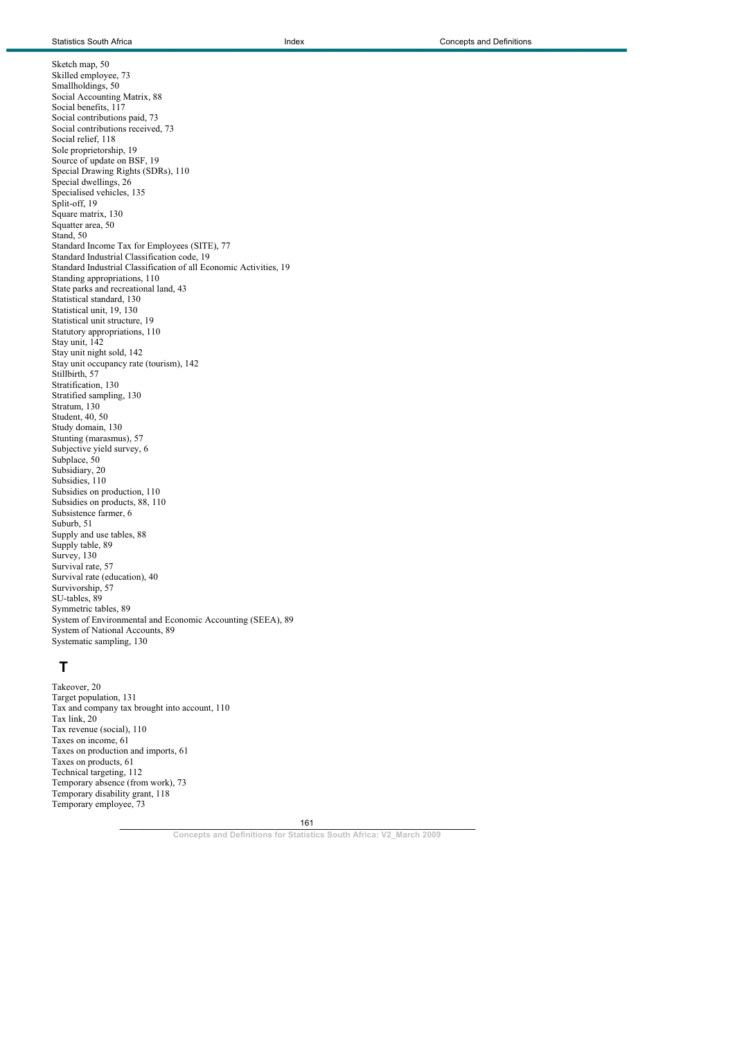Sketch map, 50
Skilled employee, 73
Smallholdings, 50
Social Accounting Matrix, 88
Social benefits, 117
Social contributions paid, 73
Social contributions received, 73
Social relief, 118
Sole proprietorship, 19
Source of update on BSF, 19
Special Drawing Rights (SDRs), 110
Special dwellings, 26
Specialised vehicles, 135
Split-off, 19
Square matrix, 130
Squatter area, 50
Stand, 50
Standard Income Tax for Employees (SITE), 77
Standard Industrial Classification code, 19
Standard Industrial Classification of all Economic Activities, 19
Standing appropriations, 110
State parks and recreational land, 43
Statistical standard, 130
Statistical unit, 19, 130
Statistical unit structure, 19
Statutory appropriations, 110
Stay unit, 142
Stay unit night sold, 142
Stay unit occupancy rate (tourism), 142
Stillbirth, 57
Stratification, 130
Stratified sampling, 130
Stratum, 130
Student, 40, 50
Study domain, 130
Stunting (marasmus), 57
Subjective yield survey, 6
Subplace, 50
Subsidiary, 20
Subsidies, 110
Subsidies on production, 110
Subsidies on products, 88, 110
Subsistence farmer, 6
Suburb, 51
Supply and use tables, 88
Supply table, 89
Survey, 130
Survival rate, 57
Survival rate (education), 40
Survivorship, 57
SU-tables, 89
Symmetric tables, 89
System of Environmental and Economic Accounting (SEEA), 89
System of National Accounts, 89
Systematic sampling, 130

# T

Takeover, 20
Target population, 131
Tax and company tax brought into account, 110
Tax link, 20
Tax revenue (social), 110
Taxes on income, 61
Taxes on production and imports, 61
Taxes on products, 61
Technical targeting, 112
Temporary absence (from work), 73
Temporary disability grant, 118
Temporary employee, 73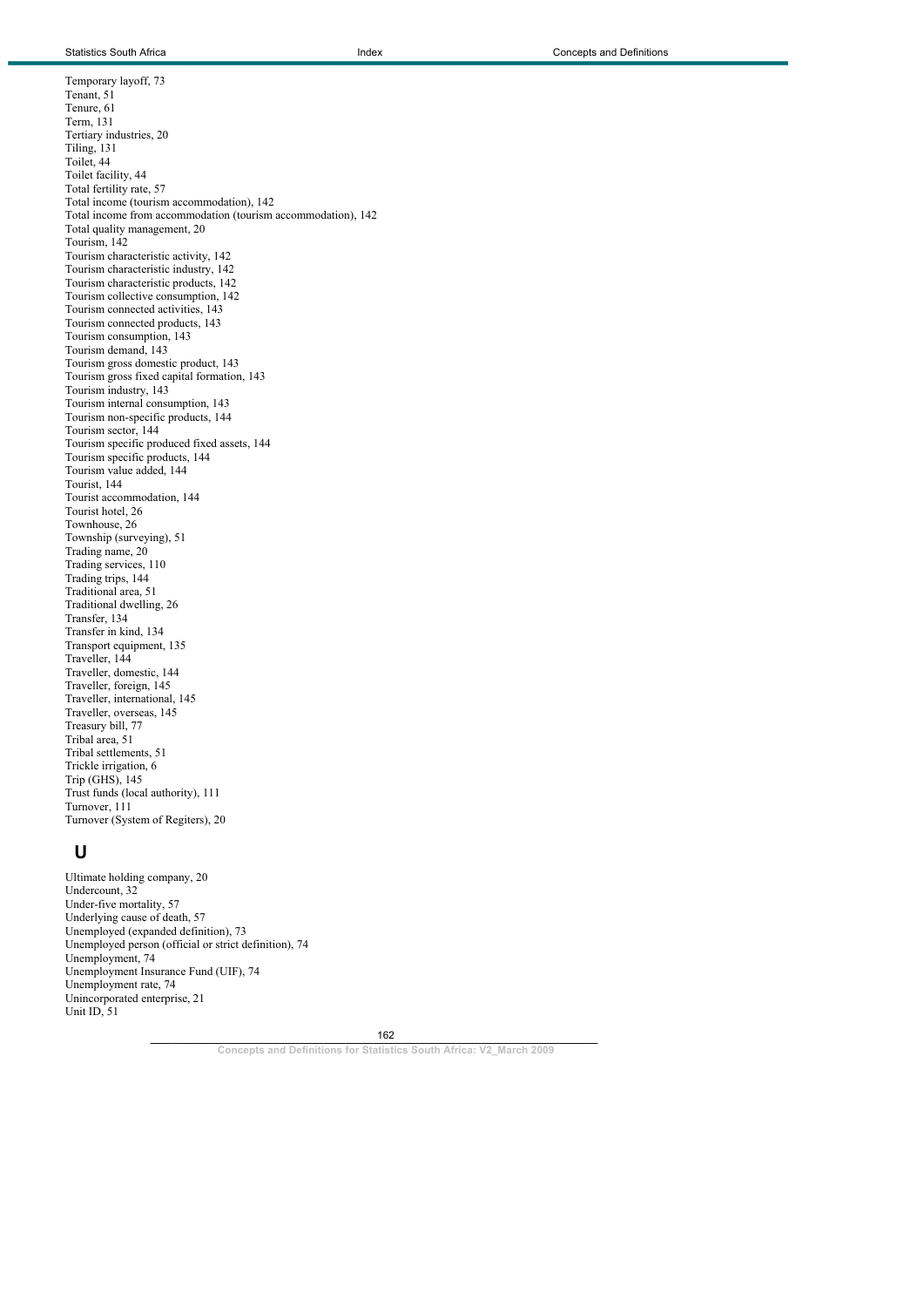Temporary layoff, 73
Tenant, 51
Tenure, 61
Term, 131
Tertiary industries, 20
Tiling, 131
Toilet, 44
Toilet facility, 44
Total fertility rate, 57
Total income (tourism accommodation), 142
Total income from accommodation (tourism accommodation), 142
Total quality management, 20
Tourism, 142
Tourism characteristic activity, 142
Tourism characteristic industry, 142
Tourism characteristic products, 142
Tourism collective consumption, 142
Tourism connected activities, 143
Tourism connected products, 143
Tourism consumption, 143
Tourism demand, 143
Tourism gross domestic product, 143
Tourism gross fixed capital formation, 143
Tourism industry, 143
Tourism internal consumption, 143
Tourism non-specific products, 144
Tourism sector, 144
Tourism specific produced fixed assets, 144
Tourism specific products, 144
Tourism value added, 144
Tourist, 144
Tourist accommodation, 144
Tourist hotel, 26
Townhouse, 26
Township (surveying), 51
Trading name, 20
Trading services, 110
Trading trips, 144
Traditional area, 51
Traditional dwelling, 26
Transfer, 134
Transfer in kind, 134
Transport equipment, 135
Traveller, 144
Traveller, domestic, 144
Traveller, foreign, 145
Traveller, international, 145
Traveller, overseas, 145
Treasury bill, 77
Tribal area, 51
Tribal settlements, 51
Trickle irrigation, 6
Trip (GHS), 145
Trust funds (local authority), 111
Turnover, 111
Turnover (System of Regiters), 20

## U

Ultimate holding company, 20
Undercount, 32
Under-five mortality, 57
Underlying cause of death, 57
Unemployed (expanded definition), 73
Unemployed person (official or strict definition), 74
Unemployment, 74
Unemployment Insurance Fund (UIF), 74
Unemployment rate, 74
Unincorporated enterprise, 21
Unit ID, 51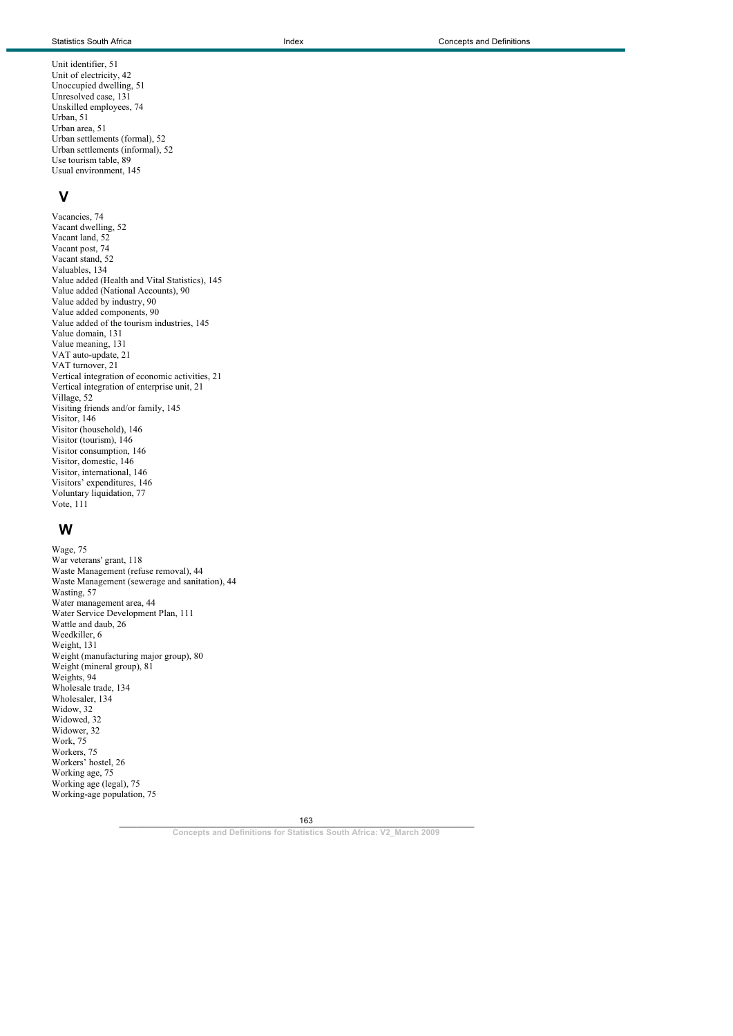Unit identifier, 51
Unit of electricity, 42
Unoccupied dwelling, 51
Unresolved case, 131
Unskilled employees, 74
Urban, 51
Urban area, 51
Urban settlements (formal), 52
Urban settlements (informal), 52
Use tourism table, 89
Usual environment, 145

## V

Vacancies, 74
Vacant dwelling, 52
Vacant land, 52
Vacant post, 74
Vacant stand, 52
Valuables, 134
Value added (Health and Vital Statistics), 145
Value added (National Accounts), 90
Value added by industry, 90
Value added components, 90
Value added of the tourism industries, 145
Value domain, 131
Value meaning, 131
VAT auto-update, 21
VAT turnover, 21
Vertical integration of economic activities, 21
Vertical integration of enterprise unit, 21
Village, 52
Visiting friends and/or family, 145
Visitor, 146
Visitor (household), 146
Visitor (tourism), 146
Visitor consumption, 146
Visitor, domestic, 146
Visitor, international, 146
Visitors' expenditures, 146
Voluntary liquidation, 77
Vote, 111

## W

Wage, 75
War veterans' grant, 118
Waste Management (refuse removal), 44
Waste Management (sewerage and sanitation), 44
Wasting, 57
Water management area, 44
Water Service Development Plan, 111
Wattle and daub, 26
Weedkiller, 6
Weight, 131
Weight (manufacturing major group), 80
Weight (mineral group), 81
Weights, 94
Wholesale trade, 134
Wholesaler, 134
Widow, 32
Widowed, 32
Widower, 32
Work, 75
Workers, 75
Workers' hostel, 26
Working age, 75
Working age (legal), 75
Working-age population, 75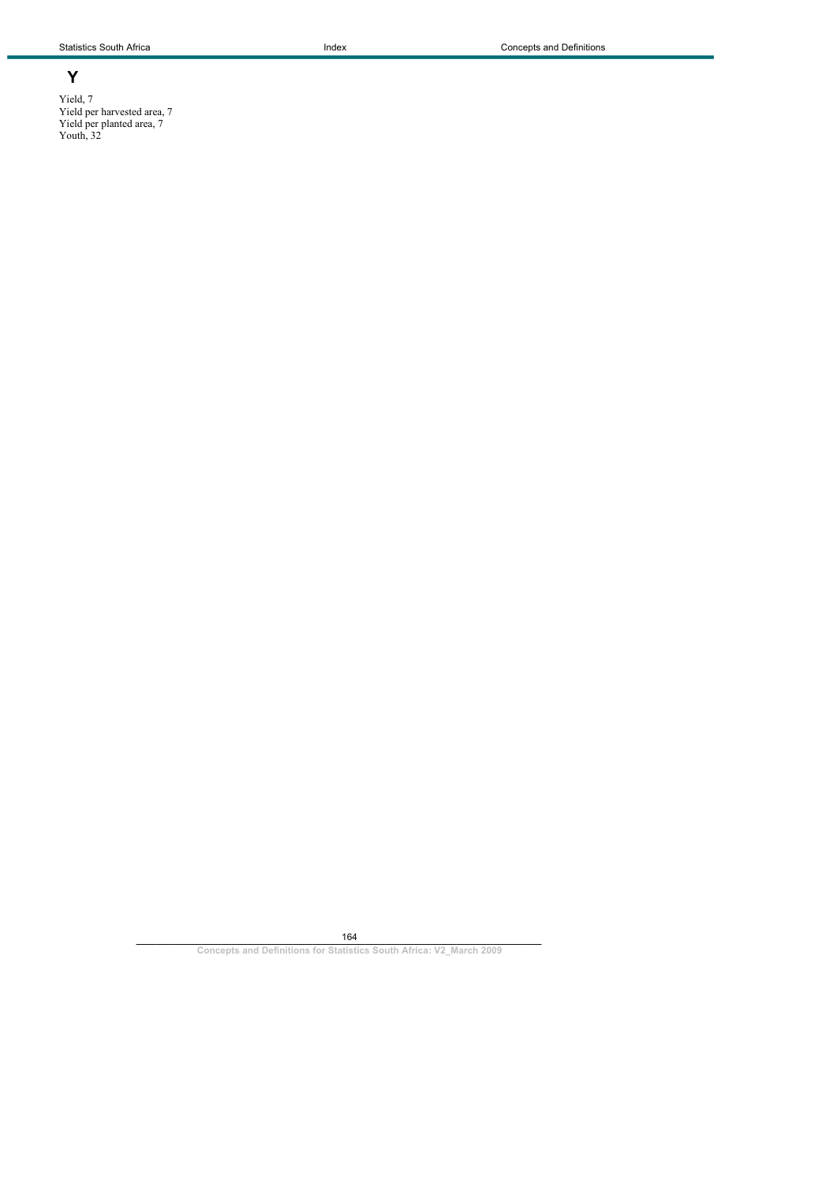# Y

Yield, 7
Yield per harvested area, 7
Yield per planted area, 7
Youth, 32